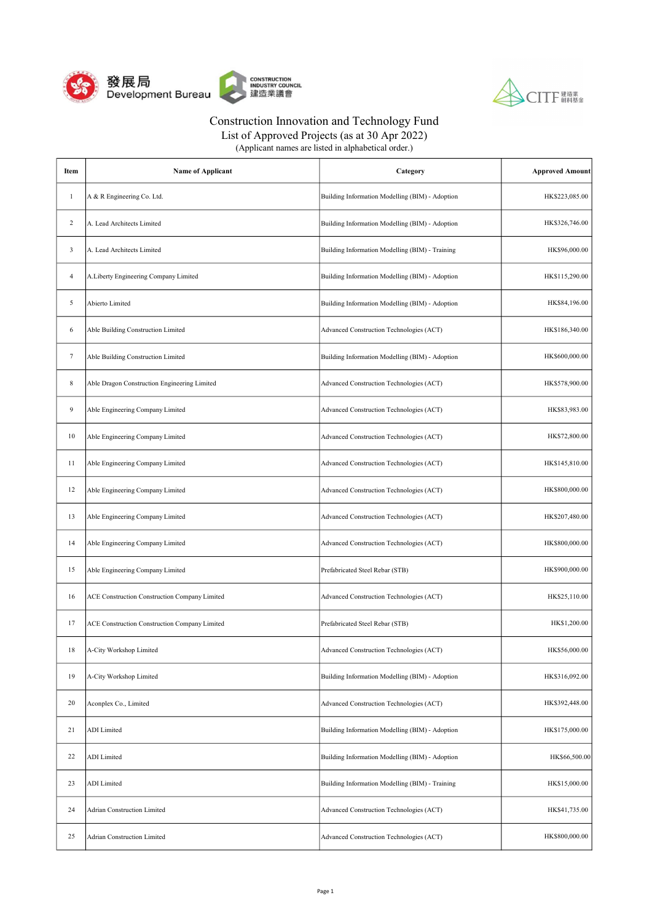發展局 Development Bureau

CONSTRUCTION INDUSTRY COUNCIL 建造業議會

CITF 建造業創科基金

# Construction Innovation and Technology Fund

## List of Approved Projects (as at 30 Apr 2022)

(Applicant names are listed in alphabetical order.)

| Item | Name of Applicant | Category | Approved Amount |
|---|---|---|---|
| 1 | A & R Engineering Co. Ltd. | Building Information Modelling (BIM) - Adoption | HK$223,085.00 |
| 2 | A. Lead Architects Limited | Building Information Modelling (BIM) - Adoption | HK$326,746.00 |
| 3 | A. Lead Architects Limited | Building Information Modelling (BIM) - Training | HK$96,000.00 |
| 4 | A.Liberty Engineering Company Limited | Building Information Modelling (BIM) - Adoption | HK$115,290.00 |
| 5 | Abierto Limited | Building Information Modelling (BIM) - Adoption | HK$84,196.00 |
| 6 | Able Building Construction Limited | Advanced Construction Technologies (ACT) | HK$186,340.00 |
| 7 | Able Building Construction Limited | Building Information Modelling (BIM) - Adoption | HK$600,000.00 |
| 8 | Able Dragon Construction Engineering Limited | Advanced Construction Technologies (ACT) | HK$578,900.00 |
| 9 | Able Engineering Company Limited | Advanced Construction Technologies (ACT) | HK$83,983.00 |
| 10 | Able Engineering Company Limited | Advanced Construction Technologies (ACT) | HK$72,800.00 |
| 11 | Able Engineering Company Limited | Advanced Construction Technologies (ACT) | HK$145,810.00 |
| 12 | Able Engineering Company Limited | Advanced Construction Technologies (ACT) | HK$800,000.00 |
| 13 | Able Engineering Company Limited | Advanced Construction Technologies (ACT) | HK$207,480.00 |
| 14 | Able Engineering Company Limited | Advanced Construction Technologies (ACT) | HK$800,000.00 |
| 15 | Able Engineering Company Limited | Prefabricated Steel Rebar (STB) | HK$900,000.00 |
| 16 | ACE Construction Construction Company Limited | Advanced Construction Technologies (ACT) | HK$25,110.00 |
| 17 | ACE Construction Construction Company Limited | Prefabricated Steel Rebar (STB) | HK$1,200.00 |
| 18 | A-City Workshop Limited | Advanced Construction Technologies (ACT) | HK$56,000.00 |
| 19 | A-City Workshop Limited | Building Information Modelling (BIM) - Adoption | HK$316,092.00 |
| 20 | Aconplex Co., Limited | Advanced Construction Technologies (ACT) | HK$392,448.00 |
| 21 | ADI Limited | Building Information Modelling (BIM) - Adoption | HK$175,000.00 |
| 22 | ADI Limited | Building Information Modelling (BIM) - Adoption | HK$66,500.00 |
| 23 | ADI Limited | Building Information Modelling (BIM) - Training | HK$15,000.00 |
| 24 | Adrian Construction Limited | Advanced Construction Technologies (ACT) | HK$41,735.00 |
| 25 | Adrian Construction Limited | Advanced Construction Technologies (ACT) | HK$800,000.00 |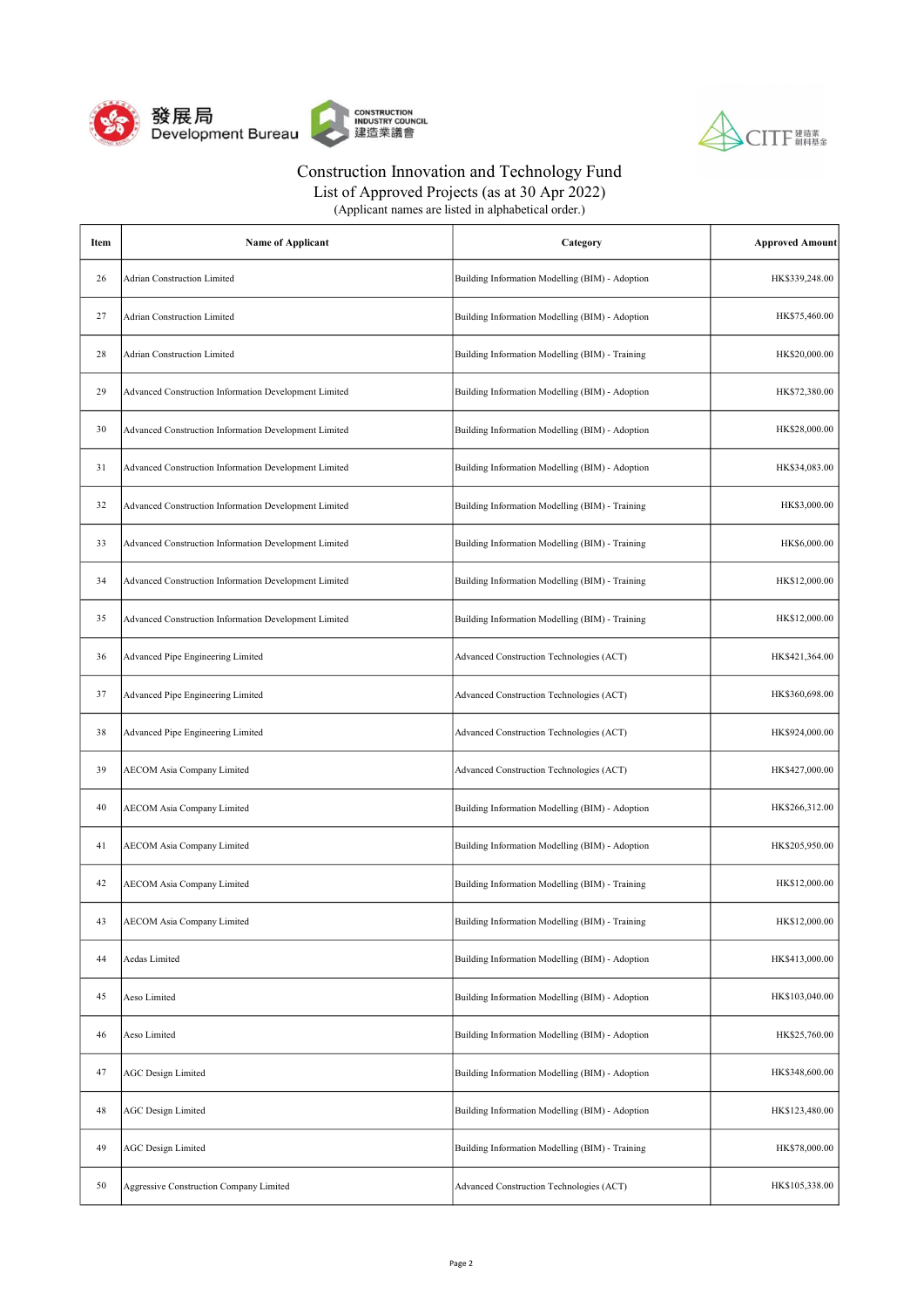# Construction Innovation and Technology Fund

## List of Approved Projects (as at 30 Apr 2022)

(Applicant names are listed in alphabetical order.)

| Item | Name of Applicant | Category | Approved Amount |
|---|---|---|---|
| 26 | Adrian Construction Limited | Building Information Modelling (BIM) - Adoption | HK$339,248.00 |
| 27 | Adrian Construction Limited | Building Information Modelling (BIM) - Adoption | HK$75,460.00 |
| 28 | Adrian Construction Limited | Building Information Modelling (BIM) - Training | HK$20,000.00 |
| 29 | Advanced Construction Information Development Limited | Building Information Modelling (BIM) - Adoption | HK$72,380.00 |
| 30 | Advanced Construction Information Development Limited | Building Information Modelling (BIM) - Adoption | HK$28,000.00 |
| 31 | Advanced Construction Information Development Limited | Building Information Modelling (BIM) - Adoption | HK$34,083.00 |
| 32 | Advanced Construction Information Development Limited | Building Information Modelling (BIM) - Training | HK$3,000.00 |
| 33 | Advanced Construction Information Development Limited | Building Information Modelling (BIM) - Training | HK$6,000.00 |
| 34 | Advanced Construction Information Development Limited | Building Information Modelling (BIM) - Training | HK$12,000.00 |
| 35 | Advanced Construction Information Development Limited | Building Information Modelling (BIM) - Training | HK$12,000.00 |
| 36 | Advanced Pipe Engineering Limited | Advanced Construction Technologies (ACT) | HK$421,364.00 |
| 37 | Advanced Pipe Engineering Limited | Advanced Construction Technologies (ACT) | HK$360,698.00 |
| 38 | Advanced Pipe Engineering Limited | Advanced Construction Technologies (ACT) | HK$924,000.00 |
| 39 | AECOM Asia Company Limited | Advanced Construction Technologies (ACT) | HK$427,000.00 |
| 40 | AECOM Asia Company Limited | Building Information Modelling (BIM) - Adoption | HK$266,312.00 |
| 41 | AECOM Asia Company Limited | Building Information Modelling (BIM) - Adoption | HK$205,950.00 |
| 42 | AECOM Asia Company Limited | Building Information Modelling (BIM) - Training | HK$12,000.00 |
| 43 | AECOM Asia Company Limited | Building Information Modelling (BIM) - Training | HK$12,000.00 |
| 44 | Aedas Limited | Building Information Modelling (BIM) - Adoption | HK$413,000.00 |
| 45 | Aeso Limited | Building Information Modelling (BIM) - Adoption | HK$103,040.00 |
| 46 | Aeso Limited | Building Information Modelling (BIM) - Adoption | HK$25,760.00 |
| 47 | AGC Design Limited | Building Information Modelling (BIM) - Adoption | HK$348,600.00 |
| 48 | AGC Design Limited | Building Information Modelling (BIM) - Adoption | HK$123,480.00 |
| 49 | AGC Design Limited | Building Information Modelling (BIM) - Training | HK$78,000.00 |
| 50 | Aggressive Construction Company Limited | Advanced Construction Technologies (ACT) | HK$105,338.00 |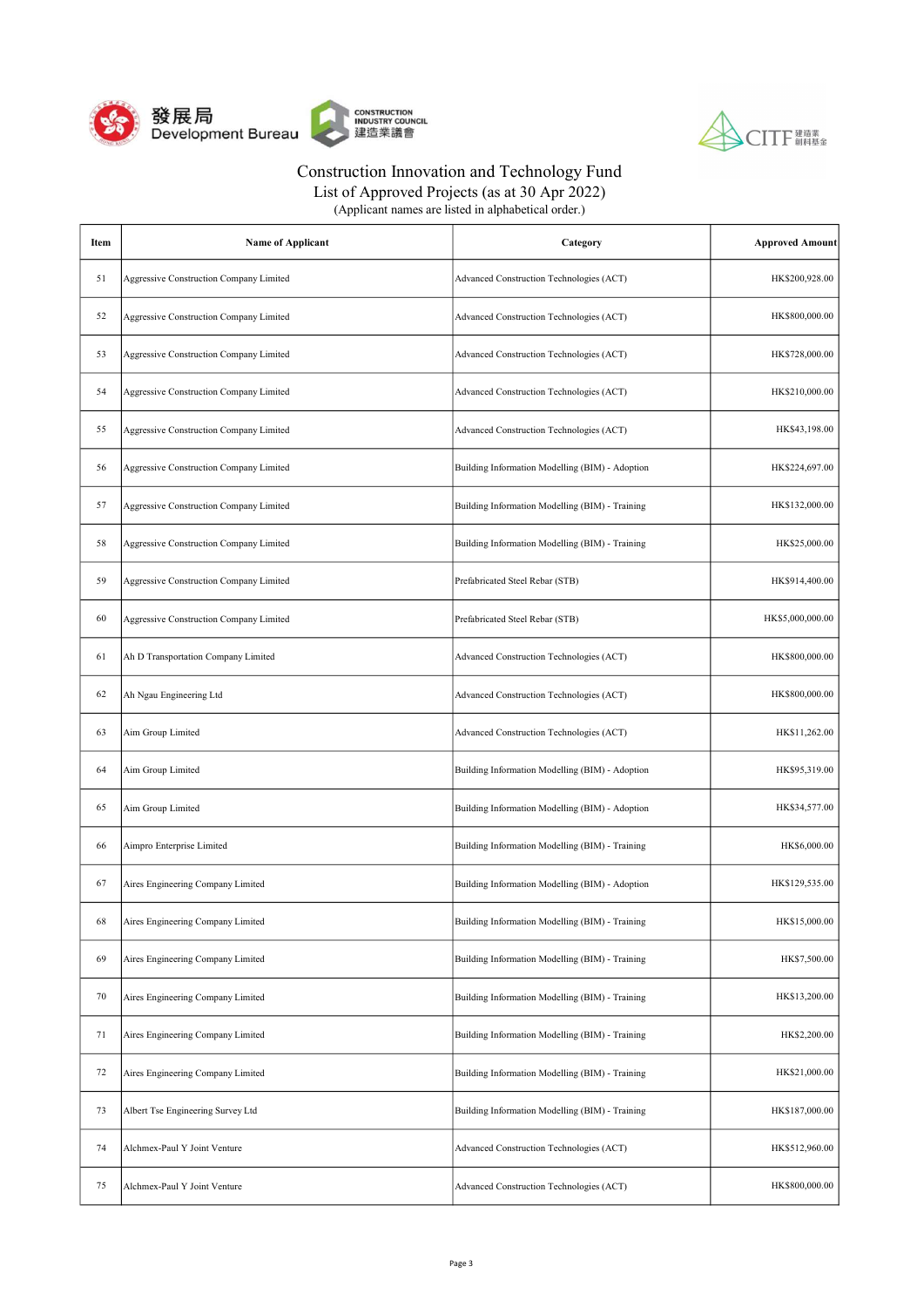# Construction Innovation and Technology Fund

## List of Approved Projects (as at 30 Apr 2022)

(Applicant names are listed in alphabetical order.)

| Item | Name of Applicant | Category | Approved Amount |
|---|---|---|---|
| 51 | Aggressive Construction Company Limited | Advanced Construction Technologies (ACT) | HK$200,928.00 |
| 52 | Aggressive Construction Company Limited | Advanced Construction Technologies (ACT) | HK$800,000.00 |
| 53 | Aggressive Construction Company Limited | Advanced Construction Technologies (ACT) | HK$728,000.00 |
| 54 | Aggressive Construction Company Limited | Advanced Construction Technologies (ACT) | HK$210,000.00 |
| 55 | Aggressive Construction Company Limited | Advanced Construction Technologies (ACT) | HK$43,198.00 |
| 56 | Aggressive Construction Company Limited | Building Information Modelling (BIM) - Adoption | HK$224,697.00 |
| 57 | Aggressive Construction Company Limited | Building Information Modelling (BIM) - Training | HK$132,000.00 |
| 58 | Aggressive Construction Company Limited | Building Information Modelling (BIM) - Training | HK$25,000.00 |
| 59 | Aggressive Construction Company Limited | Prefabricated Steel Rebar (STB) | HK$914,400.00 |
| 60 | Aggressive Construction Company Limited | Prefabricated Steel Rebar (STB) | HK$5,000,000.00 |
| 61 | Ah D Transportation Company Limited | Advanced Construction Technologies (ACT) | HK$800,000.00 |
| 62 | Ah Ngau Engineering Ltd | Advanced Construction Technologies (ACT) | HK$800,000.00 |
| 63 | Aim Group Limited | Advanced Construction Technologies (ACT) | HK$11,262.00 |
| 64 | Aim Group Limited | Building Information Modelling (BIM) - Adoption | HK$95,319.00 |
| 65 | Aim Group Limited | Building Information Modelling (BIM) - Adoption | HK$34,577.00 |
| 66 | Aimpro Enterprise Limited | Building Information Modelling (BIM) - Training | HK$6,000.00 |
| 67 | Aires Engineering Company Limited | Building Information Modelling (BIM) - Adoption | HK$129,535.00 |
| 68 | Aires Engineering Company Limited | Building Information Modelling (BIM) - Training | HK$15,000.00 |
| 69 | Aires Engineering Company Limited | Building Information Modelling (BIM) - Training | HK$7,500.00 |
| 70 | Aires Engineering Company Limited | Building Information Modelling (BIM) - Training | HK$13,200.00 |
| 71 | Aires Engineering Company Limited | Building Information Modelling (BIM) - Training | HK$2,200.00 |
| 72 | Aires Engineering Company Limited | Building Information Modelling (BIM) - Training | HK$21,000.00 |
| 73 | Albert Tse Engineering Survey Ltd | Building Information Modelling (BIM) - Training | HK$187,000.00 |
| 74 | Alchmex-Paul Y Joint Venture | Advanced Construction Technologies (ACT) | HK$512,960.00 |
| 75 | Alchmex-Paul Y Joint Venture | Advanced Construction Technologies (ACT) | HK$800,000.00 |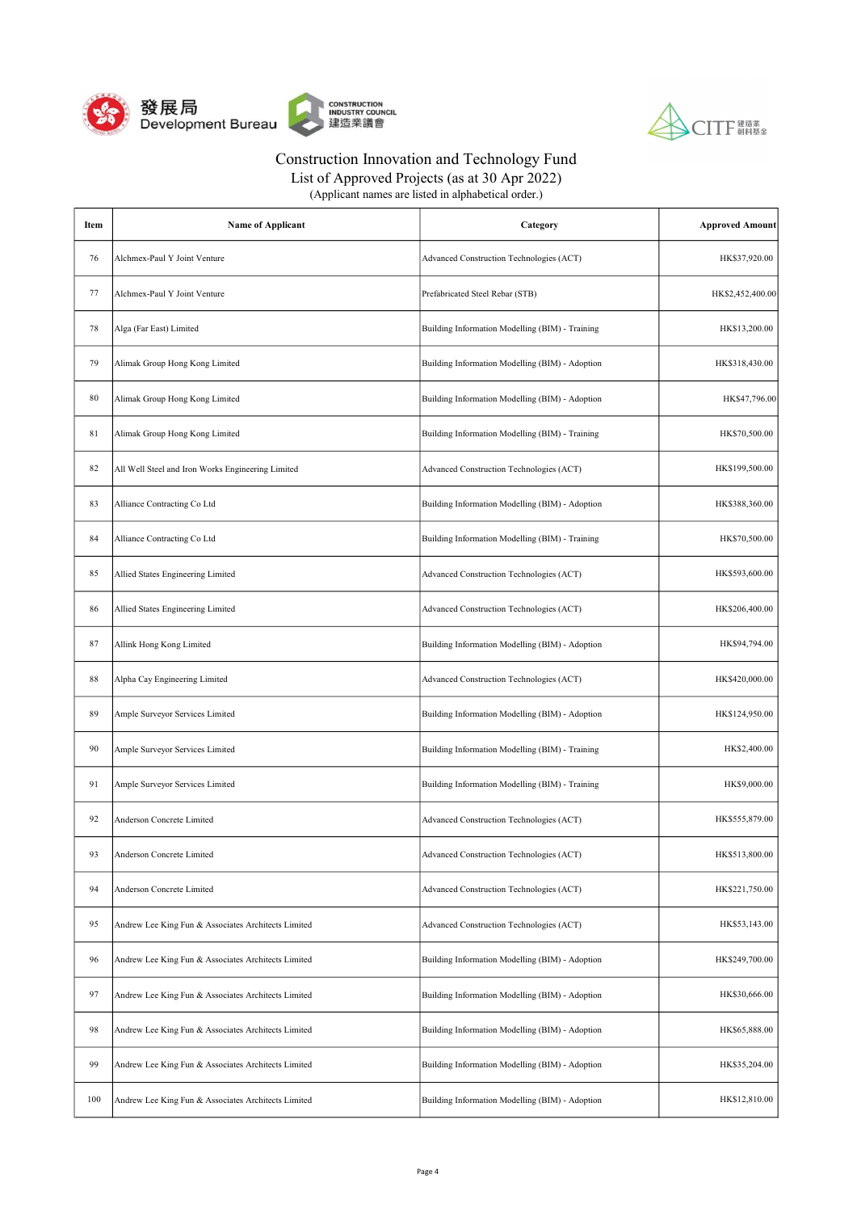# Construction Innovation and Technology Fund

## List of Approved Projects (as at 30 Apr 2022)

(Applicant names are listed in alphabetical order.)

| Item | Name of Applicant | Category | Approved Amount |
|---|---|---|---|
| 76 | Alchmex-Paul Y Joint Venture | Advanced Construction Technologies (ACT) | HK$37,920.00 |
| 77 | Alchmex-Paul Y Joint Venture | Prefabricated Steel Rebar (STB) | HK$2,452,400.00 |
| 78 | Alga (Far East) Limited | Building Information Modelling (BIM) - Training | HK$13,200.00 |
| 79 | Alimak Group Hong Kong Limited | Building Information Modelling (BIM) - Adoption | HK$318,430.00 |
| 80 | Alimak Group Hong Kong Limited | Building Information Modelling (BIM) - Adoption | HK$47,796.00 |
| 81 | Alimak Group Hong Kong Limited | Building Information Modelling (BIM) - Training | HK$70,500.00 |
| 82 | All Well Steel and Iron Works Engineering Limited | Advanced Construction Technologies (ACT) | HK$199,500.00 |
| 83 | Alliance Contracting Co Ltd | Building Information Modelling (BIM) - Adoption | HK$388,360.00 |
| 84 | Alliance Contracting Co Ltd | Building Information Modelling (BIM) - Training | HK$70,500.00 |
| 85 | Allied States Engineering Limited | Advanced Construction Technologies (ACT) | HK$593,600.00 |
| 86 | Allied States Engineering Limited | Advanced Construction Technologies (ACT) | HK$206,400.00 |
| 87 | Allink Hong Kong Limited | Building Information Modelling (BIM) - Adoption | HK$94,794.00 |
| 88 | Alpha Cay Engineering Limited | Advanced Construction Technologies (ACT) | HK$420,000.00 |
| 89 | Ample Surveyor Services Limited | Building Information Modelling (BIM) - Adoption | HK$124,950.00 |
| 90 | Ample Surveyor Services Limited | Building Information Modelling (BIM) - Training | HK$2,400.00 |
| 91 | Ample Surveyor Services Limited | Building Information Modelling (BIM) - Training | HK$9,000.00 |
| 92 | Anderson Concrete Limited | Advanced Construction Technologies (ACT) | HK$555,879.00 |
| 93 | Anderson Concrete Limited | Advanced Construction Technologies (ACT) | HK$513,800.00 |
| 94 | Anderson Concrete Limited | Advanced Construction Technologies (ACT) | HK$221,750.00 |
| 95 | Andrew Lee King Fun & Associates Architects Limited | Advanced Construction Technologies (ACT) | HK$53,143.00 |
| 96 | Andrew Lee King Fun & Associates Architects Limited | Building Information Modelling (BIM) - Adoption | HK$249,700.00 |
| 97 | Andrew Lee King Fun & Associates Architects Limited | Building Information Modelling (BIM) - Adoption | HK$30,666.00 |
| 98 | Andrew Lee King Fun & Associates Architects Limited | Building Information Modelling (BIM) - Adoption | HK$65,888.00 |
| 99 | Andrew Lee King Fun & Associates Architects Limited | Building Information Modelling (BIM) - Adoption | HK$35,204.00 |
| 100 | Andrew Lee King Fun & Associates Architects Limited | Building Information Modelling (BIM) - Adoption | HK$12,810.00 |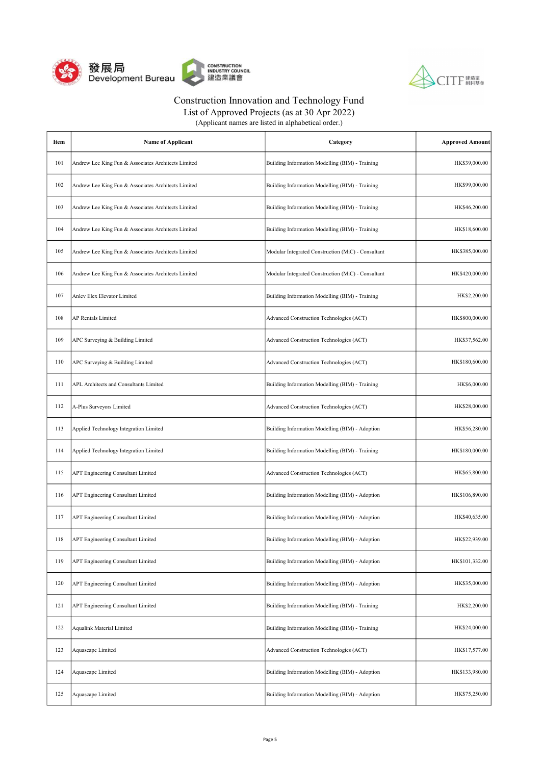Construction Innovation and Technology Fund

List of Approved Projects (as at 30 Apr 2022)

(Applicant names are listed in alphabetical order.)

| Item | Name of Applicant | Category | Approved Amount |
|---|---|---|---|
| 101 | Andrew Lee King Fun & Associates Architects Limited | Building Information Modelling (BIM) - Training | HK$39,000.00 |
| 102 | Andrew Lee King Fun & Associates Architects Limited | Building Information Modelling (BIM) - Training | HK$99,000.00 |
| 103 | Andrew Lee King Fun & Associates Architects Limited | Building Information Modelling (BIM) - Training | HK$46,200.00 |
| 104 | Andrew Lee King Fun & Associates Architects Limited | Building Information Modelling (BIM) - Training | HK$18,600.00 |
| 105 | Andrew Lee King Fun & Associates Architects Limited | Modular Integrated Construction (MiC) - Consultant | HK$385,000.00 |
| 106 | Andrew Lee King Fun & Associates Architects Limited | Modular Integrated Construction (MiC) - Consultant | HK$420,000.00 |
| 107 | Anlev Elex Elevator Limited | Building Information Modelling (BIM) - Training | HK$2,200.00 |
| 108 | AP Rentals Limited | Advanced Construction Technologies (ACT) | HK$800,000.00 |
| 109 | APC Surveying & Building Limited | Advanced Construction Technologies (ACT) | HK$37,562.00 |
| 110 | APC Surveying & Building Limited | Advanced Construction Technologies (ACT) | HK$180,600.00 |
| 111 | APL Architects and Consultants Limited | Building Information Modelling (BIM) - Training | HK$6,000.00 |
| 112 | A-Plus Surveyors Limited | Advanced Construction Technologies (ACT) | HK$28,000.00 |
| 113 | Applied Technology Integration Limited | Building Information Modelling (BIM) - Adoption | HK$56,280.00 |
| 114 | Applied Technology Integration Limited | Building Information Modelling (BIM) - Training | HK$180,000.00 |
| 115 | APT Engineering Consultant Limited | Advanced Construction Technologies (ACT) | HK$65,800.00 |
| 116 | APT Engineering Consultant Limited | Building Information Modelling (BIM) - Adoption | HK$106,890.00 |
| 117 | APT Engineering Consultant Limited | Building Information Modelling (BIM) - Adoption | HK$40,635.00 |
| 118 | APT Engineering Consultant Limited | Building Information Modelling (BIM) - Adoption | HK$22,939.00 |
| 119 | APT Engineering Consultant Limited | Building Information Modelling (BIM) - Adoption | HK$101,332.00 |
| 120 | APT Engineering Consultant Limited | Building Information Modelling (BIM) - Adoption | HK$35,000.00 |
| 121 | APT Engineering Consultant Limited | Building Information Modelling (BIM) - Training | HK$2,200.00 |
| 122 | Aqualink Material Limited | Building Information Modelling (BIM) - Training | HK$24,000.00 |
| 123 | Aquascape Limited | Advanced Construction Technologies (ACT) | HK$17,577.00 |
| 124 | Aquascape Limited | Building Information Modelling (BIM) - Adoption | HK$133,980.00 |
| 125 | Aquascape Limited | Building Information Modelling (BIM) - Adoption | HK$75,250.00 |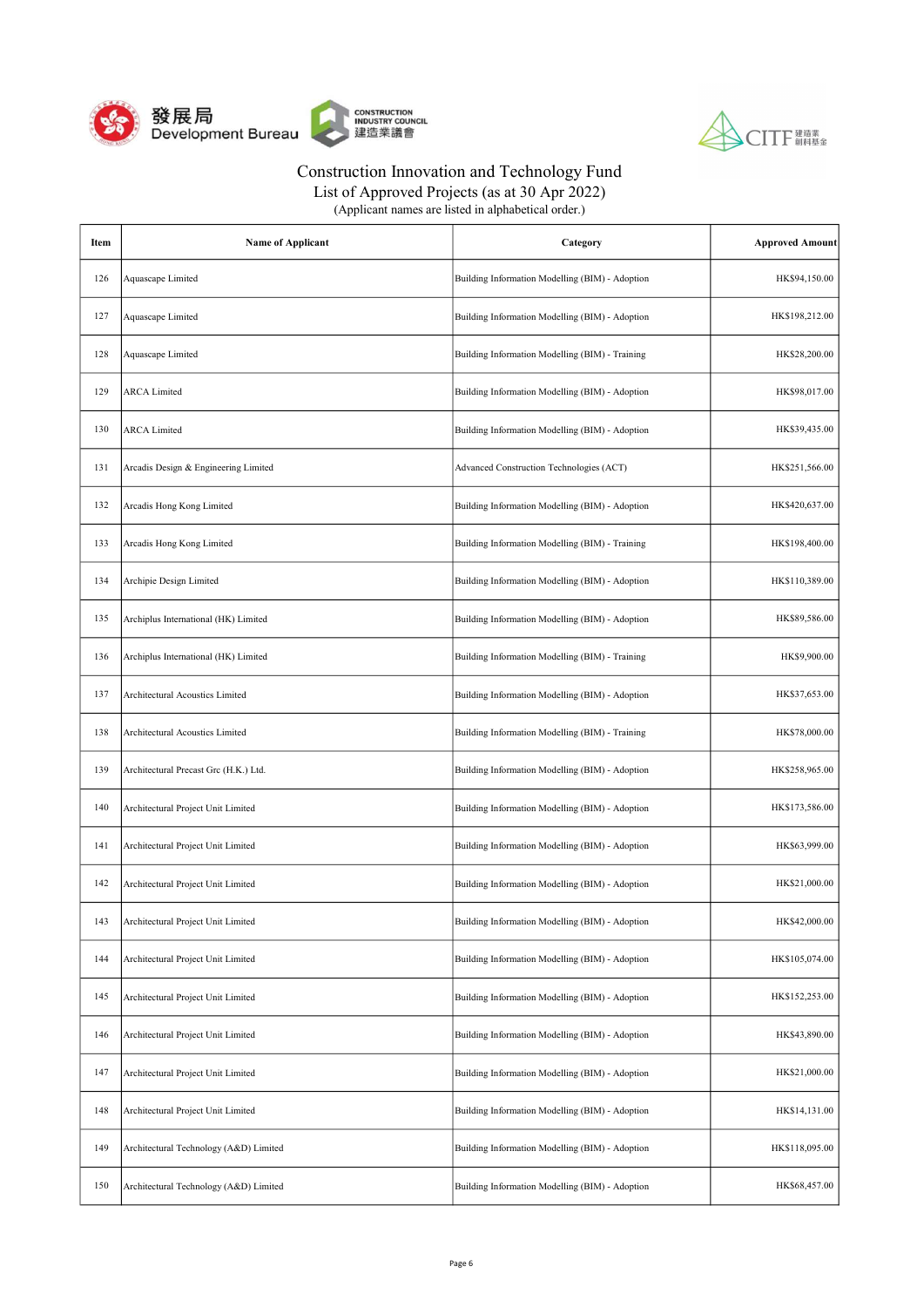# Construction Innovation and Technology Fund

## List of Approved Projects (as at 30 Apr 2022)

(Applicant names are listed in alphabetical order.)

| Item | Name of Applicant | Category | Approved Amount |
|---|---|---|---|
| 126 | Aquascape Limited | Building Information Modelling (BIM) - Adoption | HK$94,150.00 |
| 127 | Aquascape Limited | Building Information Modelling (BIM) - Adoption | HK$198,212.00 |
| 128 | Aquascape Limited | Building Information Modelling (BIM) - Training | HK$28,200.00 |
| 129 | ARCA Limited | Building Information Modelling (BIM) - Adoption | HK$98,017.00 |
| 130 | ARCA Limited | Building Information Modelling (BIM) - Adoption | HK$39,435.00 |
| 131 | Arcadis Design & Engineering Limited | Advanced Construction Technologies (ACT) | HK$251,566.00 |
| 132 | Arcadis Hong Kong Limited | Building Information Modelling (BIM) - Adoption | HK$420,637.00 |
| 133 | Arcadis Hong Kong Limited | Building Information Modelling (BIM) - Training | HK$198,400.00 |
| 134 | Archipie Design Limited | Building Information Modelling (BIM) - Adoption | HK$110,389.00 |
| 135 | Archiplus International (HK) Limited | Building Information Modelling (BIM) - Adoption | HK$89,586.00 |
| 136 | Archiplus International (HK) Limited | Building Information Modelling (BIM) - Training | HK$9,900.00 |
| 137 | Architectural Acoustics Limited | Building Information Modelling (BIM) - Adoption | HK$37,653.00 |
| 138 | Architectural Acoustics Limited | Building Information Modelling (BIM) - Training | HK$78,000.00 |
| 139 | Architectural Precast Grc (H.K.) Ltd. | Building Information Modelling (BIM) - Adoption | HK$258,965.00 |
| 140 | Architectural Project Unit Limited | Building Information Modelling (BIM) - Adoption | HK$173,586.00 |
| 141 | Architectural Project Unit Limited | Building Information Modelling (BIM) - Adoption | HK$63,999.00 |
| 142 | Architectural Project Unit Limited | Building Information Modelling (BIM) - Adoption | HK$21,000.00 |
| 143 | Architectural Project Unit Limited | Building Information Modelling (BIM) - Adoption | HK$42,000.00 |
| 144 | Architectural Project Unit Limited | Building Information Modelling (BIM) - Adoption | HK$105,074.00 |
| 145 | Architectural Project Unit Limited | Building Information Modelling (BIM) - Adoption | HK$152,253.00 |
| 146 | Architectural Project Unit Limited | Building Information Modelling (BIM) - Adoption | HK$43,890.00 |
| 147 | Architectural Project Unit Limited | Building Information Modelling (BIM) - Adoption | HK$21,000.00 |
| 148 | Architectural Project Unit Limited | Building Information Modelling (BIM) - Adoption | HK$14,131.00 |
| 149 | Architectural Technology (A&D) Limited | Building Information Modelling (BIM) - Adoption | HK$118,095.00 |
| 150 | Architectural Technology (A&D) Limited | Building Information Modelling (BIM) - Adoption | HK$68,457.00 |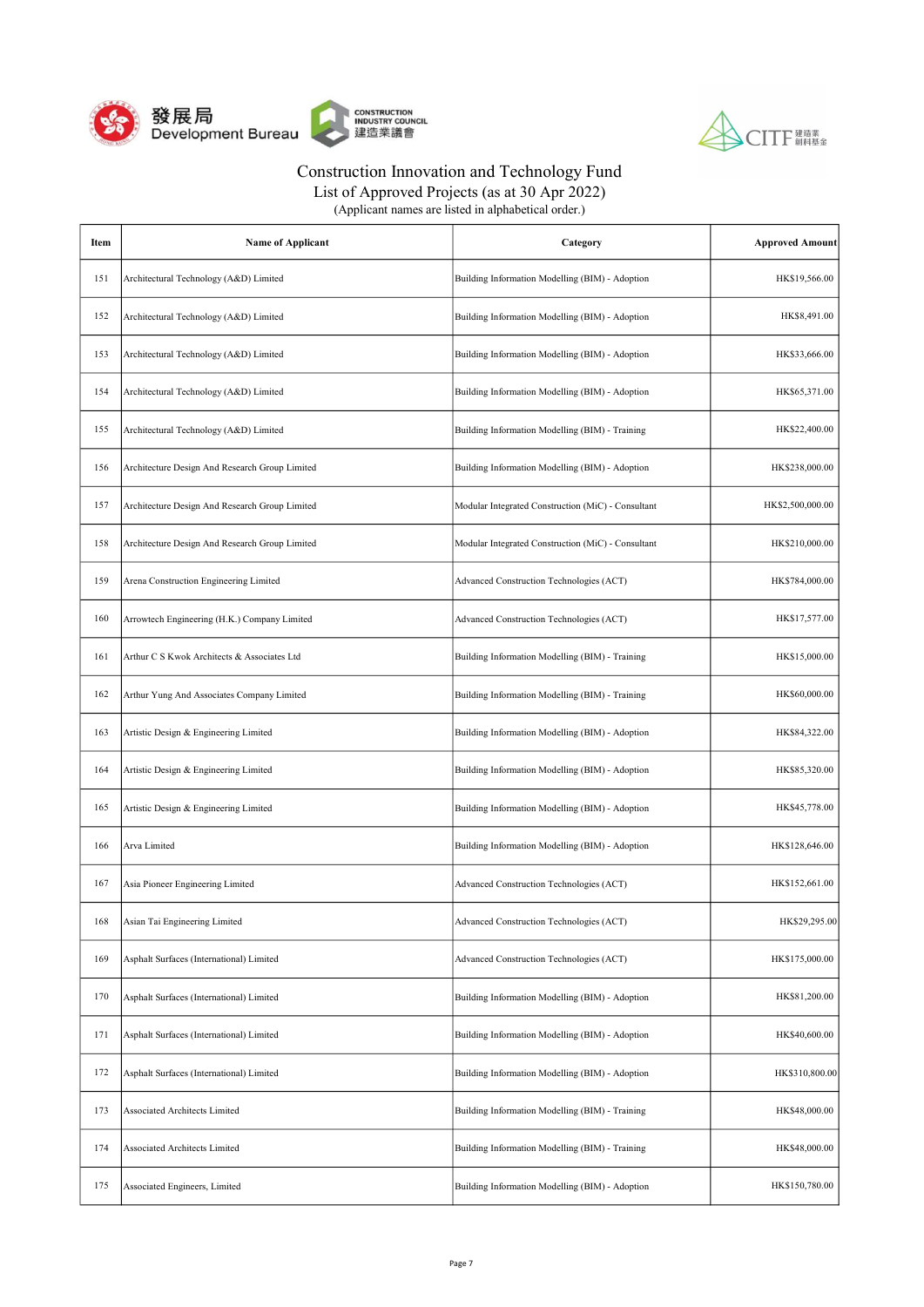Construction Innovation and Technology Fund
List of Approved Projects (as at 30 Apr 2022)
(Applicant names are listed in alphabetical order.)

| Item | Name of Applicant | Category | Approved Amount |
|---|---|---|---|
| 151 | Architectural Technology (A&D) Limited | Building Information Modelling (BIM) - Adoption | HK$19,566.00 |
| 152 | Architectural Technology (A&D) Limited | Building Information Modelling (BIM) - Adoption | HK$8,491.00 |
| 153 | Architectural Technology (A&D) Limited | Building Information Modelling (BIM) - Adoption | HK$33,666.00 |
| 154 | Architectural Technology (A&D) Limited | Building Information Modelling (BIM) - Adoption | HK$65,371.00 |
| 155 | Architectural Technology (A&D) Limited | Building Information Modelling (BIM) - Training | HK$22,400.00 |
| 156 | Architecture Design And Research Group Limited | Building Information Modelling (BIM) - Adoption | HK$238,000.00 |
| 157 | Architecture Design And Research Group Limited | Modular Integrated Construction (MiC) - Consultant | HK$2,500,000.00 |
| 158 | Architecture Design And Research Group Limited | Modular Integrated Construction (MiC) - Consultant | HK$210,000.00 |
| 159 | Arena Construction Engineering Limited | Advanced Construction Technologies (ACT) | HK$784,000.00 |
| 160 | Arrowtech Engineering (H.K.) Company Limited | Advanced Construction Technologies (ACT) | HK$17,577.00 |
| 161 | Arthur C S Kwok Architects & Associates Ltd | Building Information Modelling (BIM) - Training | HK$15,000.00 |
| 162 | Arthur Yung And Associates Company Limited | Building Information Modelling (BIM) - Training | HK$60,000.00 |
| 163 | Artistic Design & Engineering Limited | Building Information Modelling (BIM) - Adoption | HK$84,322.00 |
| 164 | Artistic Design & Engineering Limited | Building Information Modelling (BIM) - Adoption | HK$85,320.00 |
| 165 | Artistic Design & Engineering Limited | Building Information Modelling (BIM) - Adoption | HK$45,778.00 |
| 166 | Arva Limited | Building Information Modelling (BIM) - Adoption | HK$128,646.00 |
| 167 | Asia Pioneer Engineering Limited | Advanced Construction Technologies (ACT) | HK$152,661.00 |
| 168 | Asian Tai Engineering Limited | Advanced Construction Technologies (ACT) | HK$29,295.00 |
| 169 | Asphalt Surfaces (International) Limited | Advanced Construction Technologies (ACT) | HK$175,000.00 |
| 170 | Asphalt Surfaces (International) Limited | Building Information Modelling (BIM) - Adoption | HK$81,200.00 |
| 171 | Asphalt Surfaces (International) Limited | Building Information Modelling (BIM) - Adoption | HK$40,600.00 |
| 172 | Asphalt Surfaces (International) Limited | Building Information Modelling (BIM) - Adoption | HK$310,800.00 |
| 173 | Associated Architects Limited | Building Information Modelling (BIM) - Training | HK$48,000.00 |
| 174 | Associated Architects Limited | Building Information Modelling (BIM) - Training | HK$48,000.00 |
| 175 | Associated Engineers, Limited | Building Information Modelling (BIM) - Adoption | HK$150,780.00 |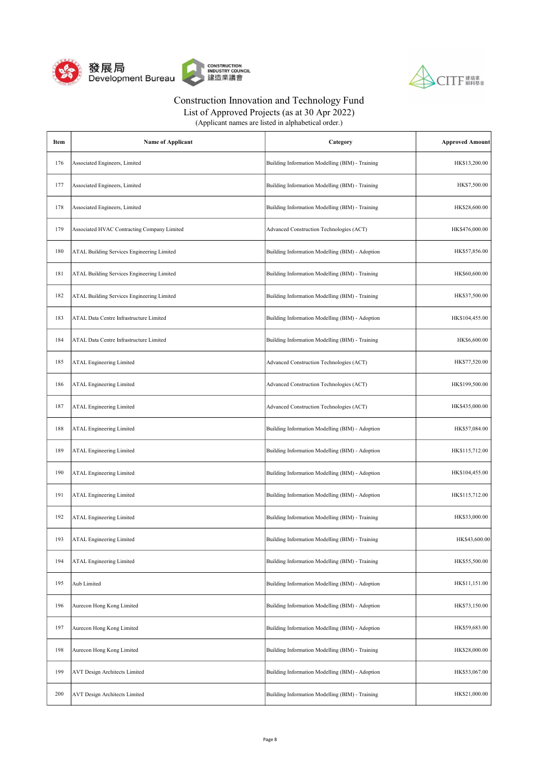# Construction Innovation and Technology Fund

## List of Approved Projects (as at 30 Apr 2022)

(Applicant names are listed in alphabetical order.)

| Item | Name of Applicant | Category | Approved Amount |
|---|---|---|---|
| 176 | Associated Engineers, Limited | Building Information Modelling (BIM) - Training | HK$13,200.00 |
| 177 | Associated Engineers, Limited | Building Information Modelling (BIM) - Training | HK$7,500.00 |
| 178 | Associated Engineers, Limited | Building Information Modelling (BIM) - Training | HK$28,600.00 |
| 179 | Associated HVAC Contracting Company Limited | Advanced Construction Technologies (ACT) | HK$476,000.00 |
| 180 | ATAL Building Services Engineering Limited | Building Information Modelling (BIM) - Adoption | HK$57,856.00 |
| 181 | ATAL Building Services Engineering Limited | Building Information Modelling (BIM) - Training | HK$60,600.00 |
| 182 | ATAL Building Services Engineering Limited | Building Information Modelling (BIM) - Training | HK$37,500.00 |
| 183 | ATAL Data Centre Infrastructure Limited | Building Information Modelling (BIM) - Adoption | HK$104,455.00 |
| 184 | ATAL Data Centre Infrastructure Limited | Building Information Modelling (BIM) - Training | HK$6,600.00 |
| 185 | ATAL Engineering Limited | Advanced Construction Technologies (ACT) | HK$77,520.00 |
| 186 | ATAL Engineering Limited | Advanced Construction Technologies (ACT) | HK$199,500.00 |
| 187 | ATAL Engineering Limited | Advanced Construction Technologies (ACT) | HK$435,000.00 |
| 188 | ATAL Engineering Limited | Building Information Modelling (BIM) - Adoption | HK$57,084.00 |
| 189 | ATAL Engineering Limited | Building Information Modelling (BIM) - Adoption | HK$115,712.00 |
| 190 | ATAL Engineering Limited | Building Information Modelling (BIM) - Adoption | HK$104,455.00 |
| 191 | ATAL Engineering Limited | Building Information Modelling (BIM) - Adoption | HK$115,712.00 |
| 192 | ATAL Engineering Limited | Building Information Modelling (BIM) - Training | HK$33,000.00 |
| 193 | ATAL Engineering Limited | Building Information Modelling (BIM) - Training | HK$43,600.00 |
| 194 | ATAL Engineering Limited | Building Information Modelling (BIM) - Training | HK$55,500.00 |
| 195 | Aub Limited | Building Information Modelling (BIM) - Adoption | HK$11,151.00 |
| 196 | Aurecon Hong Kong Limited | Building Information Modelling (BIM) - Adoption | HK$73,150.00 |
| 197 | Aurecon Hong Kong Limited | Building Information Modelling (BIM) - Adoption | HK$59,683.00 |
| 198 | Aurecon Hong Kong Limited | Building Information Modelling (BIM) - Training | HK$28,000.00 |
| 199 | AVT Design Architects Limited | Building Information Modelling (BIM) - Adoption | HK$53,067.00 |
| 200 | AVT Design Architects Limited | Building Information Modelling (BIM) - Training | HK$21,000.00 |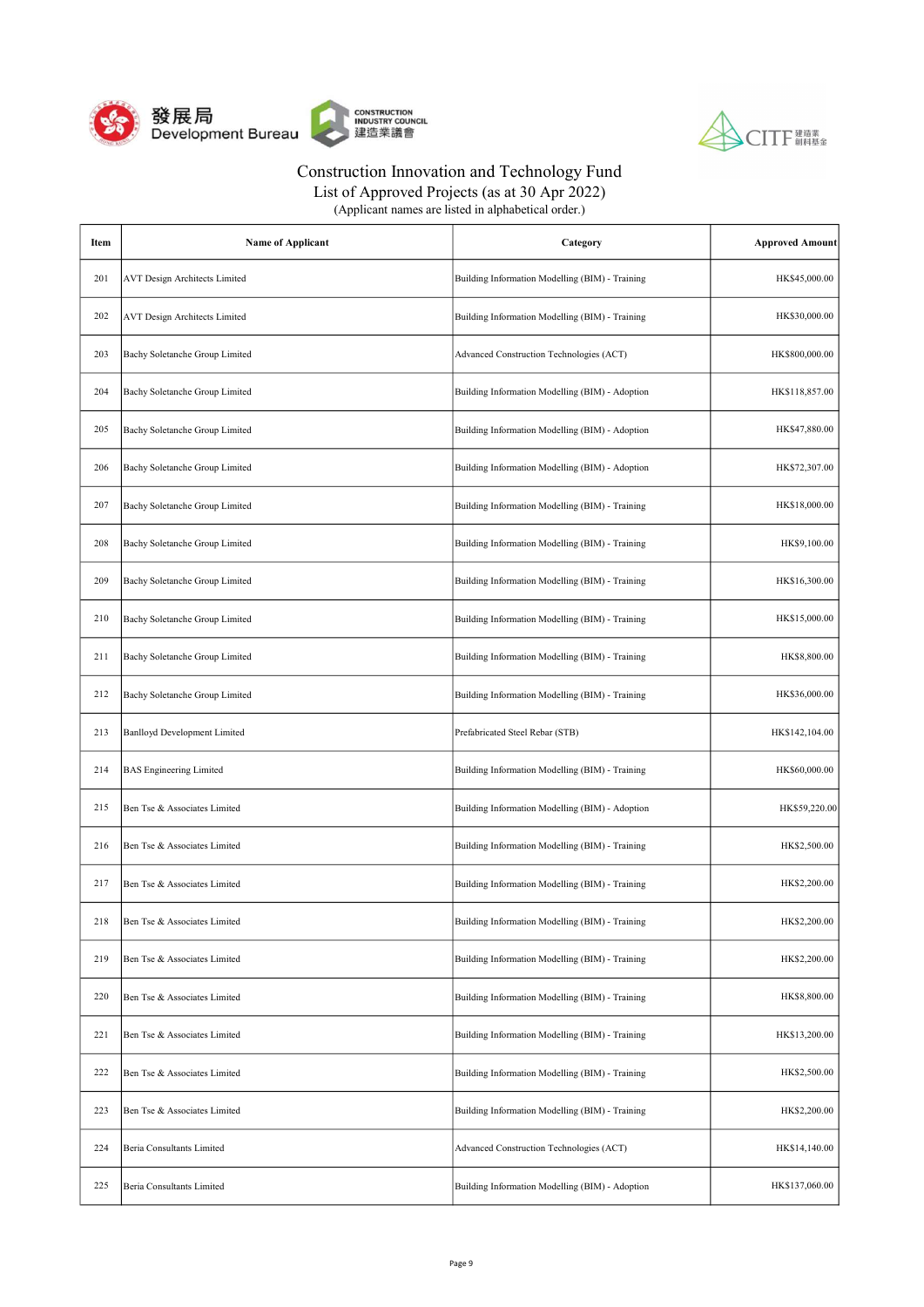# Construction Innovation and Technology Fund

## List of Approved Projects (as at 30 Apr 2022)

(Applicant names are listed in alphabetical order.)

| Item | Name of Applicant | Category | Approved Amount |
|---|---|---|---|
| 201 | AVT Design Architects Limited | Building Information Modelling (BIM) - Training | HK$45,000.00 |
| 202 | AVT Design Architects Limited | Building Information Modelling (BIM) - Training | HK$30,000.00 |
| 203 | Bachy Soletanche Group Limited | Advanced Construction Technologies (ACT) | HK$800,000.00 |
| 204 | Bachy Soletanche Group Limited | Building Information Modelling (BIM) - Adoption | HK$118,857.00 |
| 205 | Bachy Soletanche Group Limited | Building Information Modelling (BIM) - Adoption | HK$47,880.00 |
| 206 | Bachy Soletanche Group Limited | Building Information Modelling (BIM) - Adoption | HK$72,307.00 |
| 207 | Bachy Soletanche Group Limited | Building Information Modelling (BIM) - Training | HK$18,000.00 |
| 208 | Bachy Soletanche Group Limited | Building Information Modelling (BIM) - Training | HK$9,100.00 |
| 209 | Bachy Soletanche Group Limited | Building Information Modelling (BIM) - Training | HK$16,300.00 |
| 210 | Bachy Soletanche Group Limited | Building Information Modelling (BIM) - Training | HK$15,000.00 |
| 211 | Bachy Soletanche Group Limited | Building Information Modelling (BIM) - Training | HK$8,800.00 |
| 212 | Bachy Soletanche Group Limited | Building Information Modelling (BIM) - Training | HK$36,000.00 |
| 213 | Banlloyd Development Limited | Prefabricated Steel Rebar (STB) | HK$142,104.00 |
| 214 | BAS Engineering Limited | Building Information Modelling (BIM) - Training | HK$60,000.00 |
| 215 | Ben Tse & Associates Limited | Building Information Modelling (BIM) - Adoption | HK$59,220.00 |
| 216 | Ben Tse & Associates Limited | Building Information Modelling (BIM) - Training | HK$2,500.00 |
| 217 | Ben Tse & Associates Limited | Building Information Modelling (BIM) - Training | HK$2,200.00 |
| 218 | Ben Tse & Associates Limited | Building Information Modelling (BIM) - Training | HK$2,200.00 |
| 219 | Ben Tse & Associates Limited | Building Information Modelling (BIM) - Training | HK$2,200.00 |
| 220 | Ben Tse & Associates Limited | Building Information Modelling (BIM) - Training | HK$8,800.00 |
| 221 | Ben Tse & Associates Limited | Building Information Modelling (BIM) - Training | HK$13,200.00 |
| 222 | Ben Tse & Associates Limited | Building Information Modelling (BIM) - Training | HK$2,500.00 |
| 223 | Ben Tse & Associates Limited | Building Information Modelling (BIM) - Training | HK$2,200.00 |
| 224 | Beria Consultants Limited | Advanced Construction Technologies (ACT) | HK$14,140.00 |
| 225 | Beria Consultants Limited | Building Information Modelling (BIM) - Adoption | HK$137,060.00 |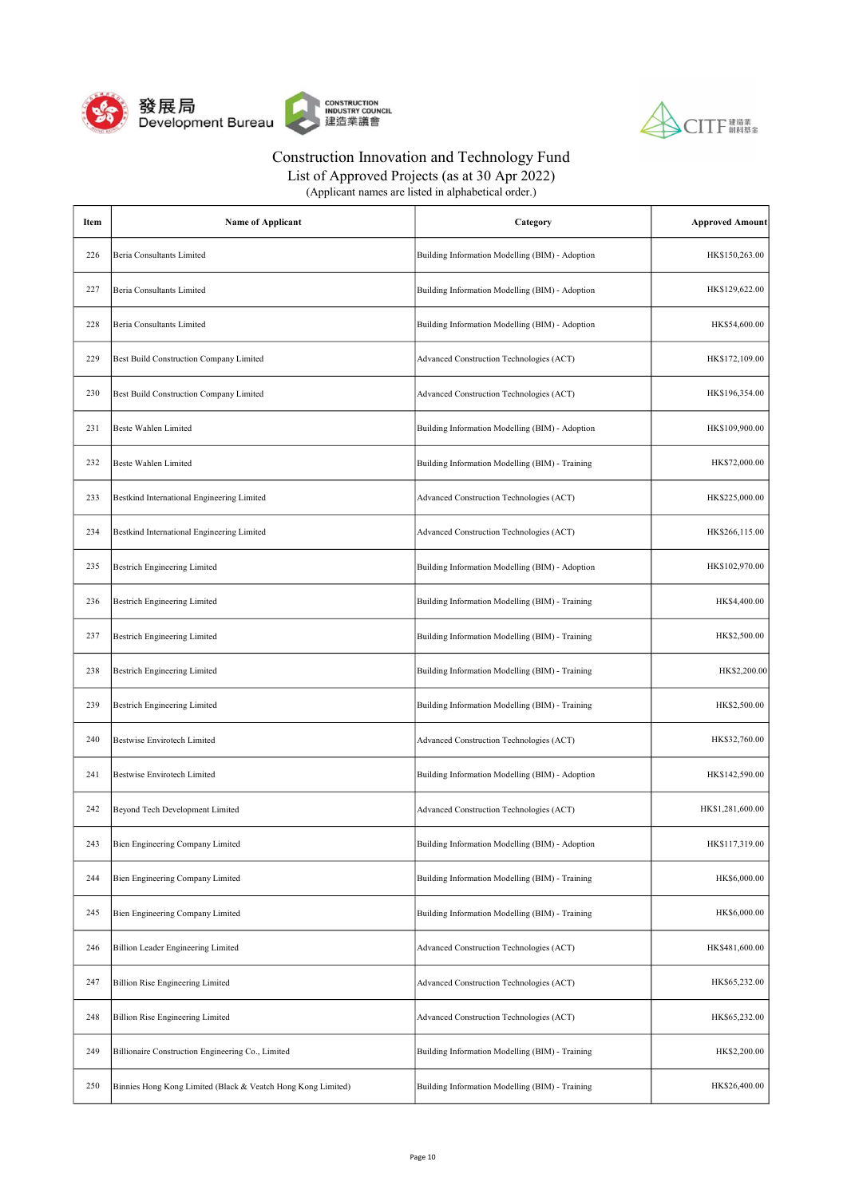Construction Innovation and Technology Fund

List of Approved Projects (as at 30 Apr 2022)

(Applicant names are listed in alphabetical order.)

| Item | Name of Applicant | Category | Approved Amount |
| --- | --- | --- | --- |
| 226 | Beria Consultants Limited | Building Information Modelling (BIM) - Adoption | HK$150,263.00 |
| 227 | Beria Consultants Limited | Building Information Modelling (BIM) - Adoption | HK$129,622.00 |
| 228 | Beria Consultants Limited | Building Information Modelling (BIM) - Adoption | HK$54,600.00 |
| 229 | Best Build Construction Company Limited | Advanced Construction Technologies (ACT) | HK$172,109.00 |
| 230 | Best Build Construction Company Limited | Advanced Construction Technologies (ACT) | HK$196,354.00 |
| 231 | Beste Wahlen Limited | Building Information Modelling (BIM) - Adoption | HK$109,900.00 |
| 232 | Beste Wahlen Limited | Building Information Modelling (BIM) - Training | HK$72,000.00 |
| 233 | Bestkind International Engineering Limited | Advanced Construction Technologies (ACT) | HK$225,000.00 |
| 234 | Bestkind International Engineering Limited | Advanced Construction Technologies (ACT) | HK$266,115.00 |
| 235 | Bestrich Engineering Limited | Building Information Modelling (BIM) - Adoption | HK$102,970.00 |
| 236 | Bestrich Engineering Limited | Building Information Modelling (BIM) - Training | HK$4,400.00 |
| 237 | Bestrich Engineering Limited | Building Information Modelling (BIM) - Training | HK$2,500.00 |
| 238 | Bestrich Engineering Limited | Building Information Modelling (BIM) - Training | HK$2,200.00 |
| 239 | Bestrich Engineering Limited | Building Information Modelling (BIM) - Training | HK$2,500.00 |
| 240 | Bestwise Envirotech Limited | Advanced Construction Technologies (ACT) | HK$32,760.00 |
| 241 | Bestwise Envirotech Limited | Building Information Modelling (BIM) - Adoption | HK$142,590.00 |
| 242 | Beyond Tech Development Limited | Advanced Construction Technologies (ACT) | HK$1,281,600.00 |
| 243 | Bien Engineering Company Limited | Building Information Modelling (BIM) - Adoption | HK$117,319.00 |
| 244 | Bien Engineering Company Limited | Building Information Modelling (BIM) - Training | HK$6,000.00 |
| 245 | Bien Engineering Company Limited | Building Information Modelling (BIM) - Training | HK$6,000.00 |
| 246 | Billion Leader Engineering Limited | Advanced Construction Technologies (ACT) | HK$481,600.00 |
| 247 | Billion Rise Engineering Limited | Advanced Construction Technologies (ACT) | HK$65,232.00 |
| 248 | Billion Rise Engineering Limited | Advanced Construction Technologies (ACT) | HK$65,232.00 |
| 249 | Billionaire Construction Engineering Co., Limited | Building Information Modelling (BIM) - Training | HK$2,200.00 |
| 250 | Binnies Hong Kong Limited (Black & Veatch Hong Kong Limited) | Building Information Modelling (BIM) - Training | HK$26,400.00 |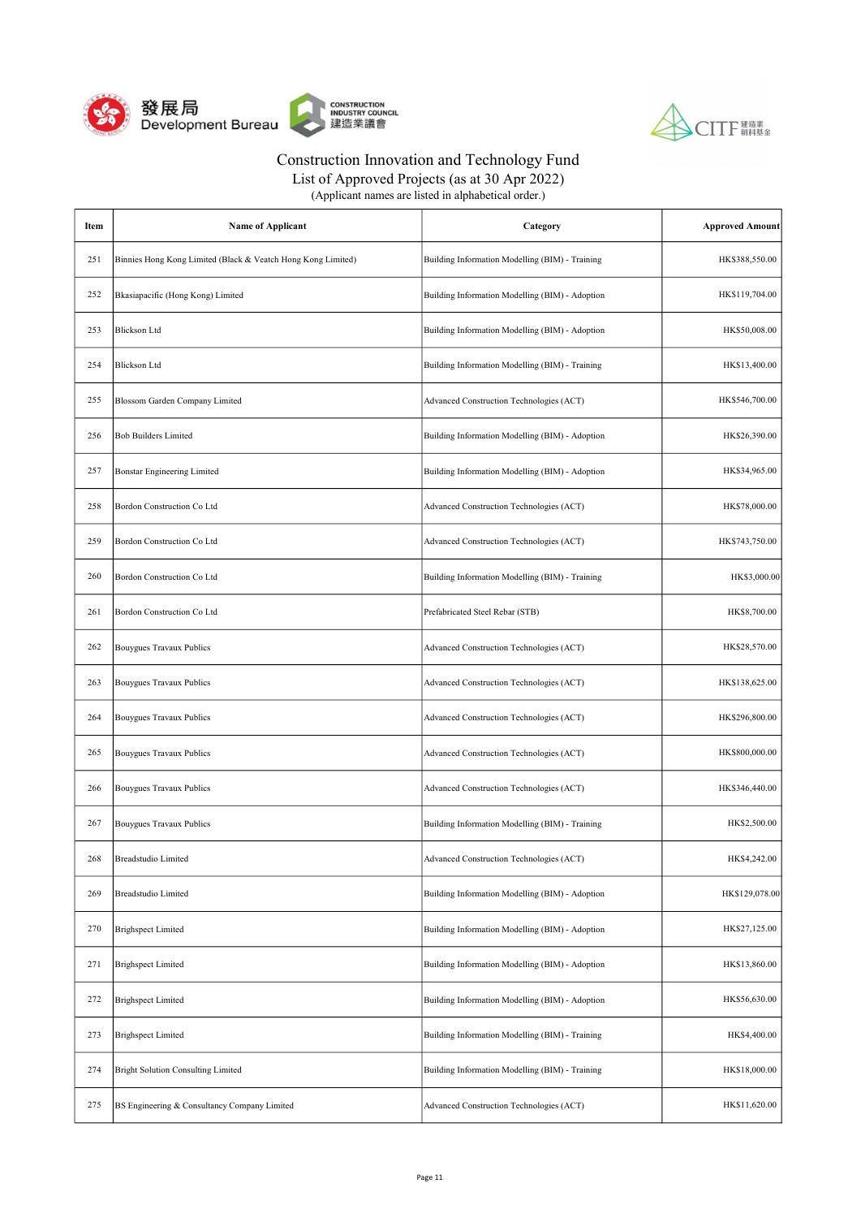Construction Innovation and Technology Fund
List of Approved Projects (as at 30 Apr 2022)
(Applicant names are listed in alphabetical order.)

| Item | Name of Applicant | Category | Approved Amount |
|---|---|---|---|
| 251 | Binnies Hong Kong Limited (Black & Veatch Hong Kong Limited) | Building Information Modelling (BIM) - Training | HK$388,550.00 |
| 252 | Bkasiapacific (Hong Kong) Limited | Building Information Modelling (BIM) - Adoption | HK$119,704.00 |
| 253 | Blickson Ltd | Building Information Modelling (BIM) - Adoption | HK$50,008.00 |
| 254 | Blickson Ltd | Building Information Modelling (BIM) - Training | HK$13,400.00 |
| 255 | Blossom Garden Company Limited | Advanced Construction Technologies (ACT) | HK$546,700.00 |
| 256 | Bob Builders Limited | Building Information Modelling (BIM) - Adoption | HK$26,390.00 |
| 257 | Bonstar Engineering Limited | Building Information Modelling (BIM) - Adoption | HK$34,965.00 |
| 258 | Bordon Construction Co Ltd | Advanced Construction Technologies (ACT) | HK$78,000.00 |
| 259 | Bordon Construction Co Ltd | Advanced Construction Technologies (ACT) | HK$743,750.00 |
| 260 | Bordon Construction Co Ltd | Building Information Modelling (BIM) - Training | HK$3,000.00 |
| 261 | Bordon Construction Co Ltd | Prefabricated Steel Rebar (STB) | HK$8,700.00 |
| 262 | Bouygues Travaux Publics | Advanced Construction Technologies (ACT) | HK$28,570.00 |
| 263 | Bouygues Travaux Publics | Advanced Construction Technologies (ACT) | HK$138,625.00 |
| 264 | Bouygues Travaux Publics | Advanced Construction Technologies (ACT) | HK$296,800.00 |
| 265 | Bouygues Travaux Publics | Advanced Construction Technologies (ACT) | HK$800,000.00 |
| 266 | Bouygues Travaux Publics | Advanced Construction Technologies (ACT) | HK$346,440.00 |
| 267 | Bouygues Travaux Publics | Building Information Modelling (BIM) - Training | HK$2,500.00 |
| 268 | Breadstudio Limited | Advanced Construction Technologies (ACT) | HK$4,242.00 |
| 269 | Breadstudio Limited | Building Information Modelling (BIM) - Adoption | HK$129,078.00 |
| 270 | Brighspect Limited | Building Information Modelling (BIM) - Adoption | HK$27,125.00 |
| 271 | Brighspect Limited | Building Information Modelling (BIM) - Adoption | HK$13,860.00 |
| 272 | Brighspect Limited | Building Information Modelling (BIM) - Adoption | HK$56,630.00 |
| 273 | Brighspect Limited | Building Information Modelling (BIM) - Training | HK$4,400.00 |
| 274 | Bright Solution Consulting Limited | Building Information Modelling (BIM) - Training | HK$18,000.00 |
| 275 | BS Engineering & Consultancy Company Limited | Advanced Construction Technologies (ACT) | HK$11,620.00 |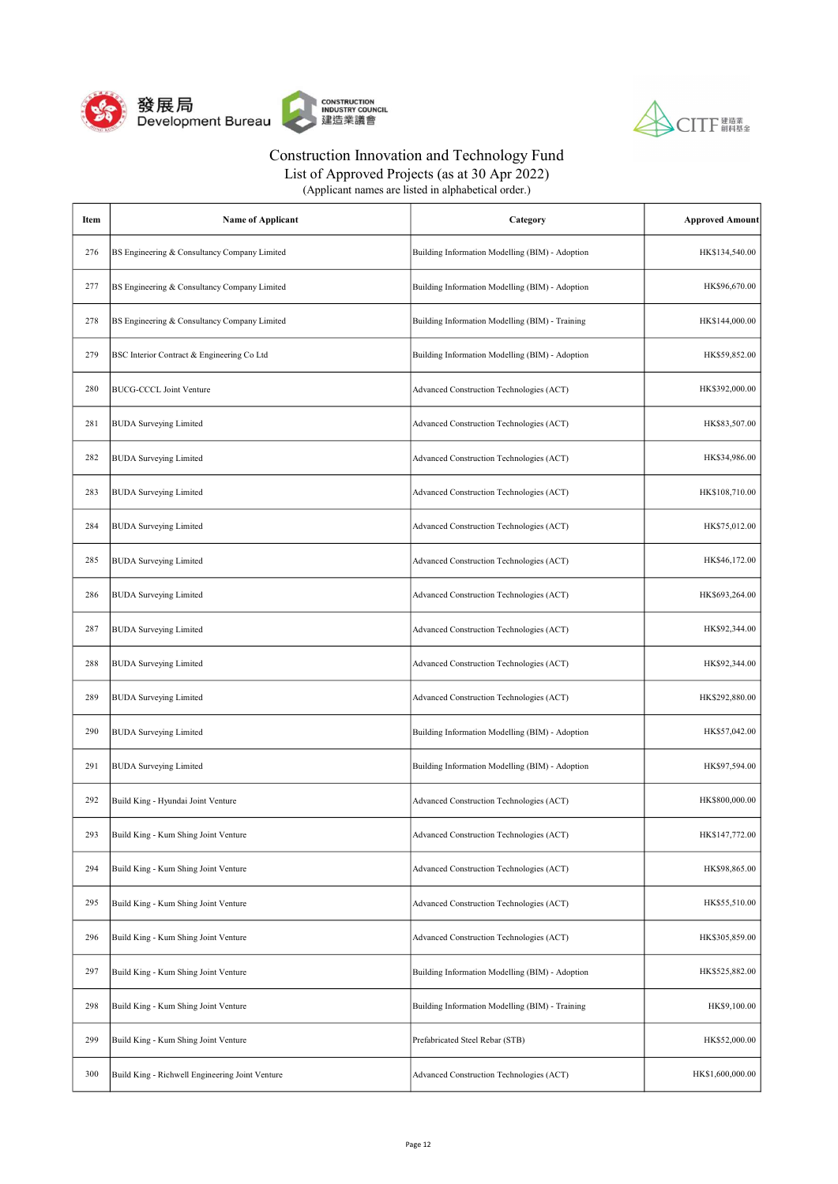# Construction Innovation and Technology Fund

List of Approved Projects (as at 30 Apr 2022)

(Applicant names are listed in alphabetical order.)

| Item | Name of Applicant | Category | Approved Amount |
|---|---|---|---|
| 276 | BS Engineering & Consultancy Company Limited | Building Information Modelling (BIM) - Adoption | HK$134,540.00 |
| 277 | BS Engineering & Consultancy Company Limited | Building Information Modelling (BIM) - Adoption | HK$96,670.00 |
| 278 | BS Engineering & Consultancy Company Limited | Building Information Modelling (BIM) - Training | HK$144,000.00 |
| 279 | BSC Interior Contract & Engineering Co Ltd | Building Information Modelling (BIM) - Adoption | HK$59,852.00 |
| 280 | BUCG-CCCL Joint Venture | Advanced Construction Technologies (ACT) | HK$392,000.00 |
| 281 | BUDA Surveying Limited | Advanced Construction Technologies (ACT) | HK$83,507.00 |
| 282 | BUDA Surveying Limited | Advanced Construction Technologies (ACT) | HK$34,986.00 |
| 283 | BUDA Surveying Limited | Advanced Construction Technologies (ACT) | HK$108,710.00 |
| 284 | BUDA Surveying Limited | Advanced Construction Technologies (ACT) | HK$75,012.00 |
| 285 | BUDA Surveying Limited | Advanced Construction Technologies (ACT) | HK$46,172.00 |
| 286 | BUDA Surveying Limited | Advanced Construction Technologies (ACT) | HK$693,264.00 |
| 287 | BUDA Surveying Limited | Advanced Construction Technologies (ACT) | HK$92,344.00 |
| 288 | BUDA Surveying Limited | Advanced Construction Technologies (ACT) | HK$92,344.00 |
| 289 | BUDA Surveying Limited | Advanced Construction Technologies (ACT) | HK$292,880.00 |
| 290 | BUDA Surveying Limited | Building Information Modelling (BIM) - Adoption | HK$57,042.00 |
| 291 | BUDA Surveying Limited | Building Information Modelling (BIM) - Adoption | HK$97,594.00 |
| 292 | Build King - Hyundai Joint Venture | Advanced Construction Technologies (ACT) | HK$800,000.00 |
| 293 | Build King - Kum Shing Joint Venture | Advanced Construction Technologies (ACT) | HK$147,772.00 |
| 294 | Build King - Kum Shing Joint Venture | Advanced Construction Technologies (ACT) | HK$98,865.00 |
| 295 | Build King - Kum Shing Joint Venture | Advanced Construction Technologies (ACT) | HK$55,510.00 |
| 296 | Build King - Kum Shing Joint Venture | Advanced Construction Technologies (ACT) | HK$305,859.00 |
| 297 | Build King - Kum Shing Joint Venture | Building Information Modelling (BIM) - Adoption | HK$525,882.00 |
| 298 | Build King - Kum Shing Joint Venture | Building Information Modelling (BIM) - Training | HK$9,100.00 |
| 299 | Build King - Kum Shing Joint Venture | Prefabricated Steel Rebar (STB) | HK$52,000.00 |
| 300 | Build King - Richwell Engineering Joint Venture | Advanced Construction Technologies (ACT) | HK$1,600,000.00 |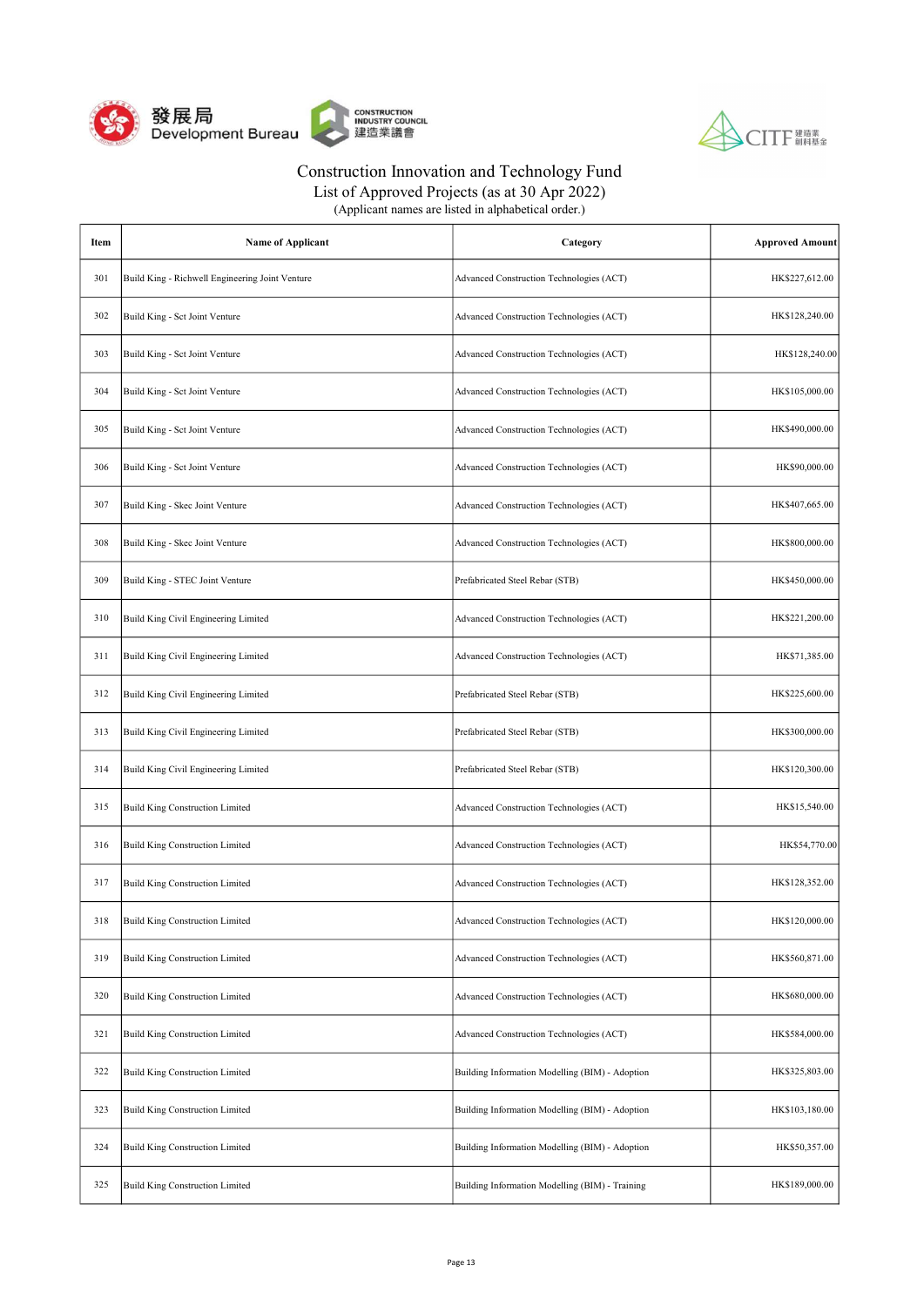Construction Innovation and Technology Fund

List of Approved Projects (as at 30 Apr 2022)

(Applicant names are listed in alphabetical order.)

| Item | Name of Applicant | Category | Approved Amount |
|---|---|---|---|
| 301 | Build King - Richwell Engineering Joint Venture | Advanced Construction Technologies (ACT) | HK$227,612.00 |
| 302 | Build King - Sct Joint Venture | Advanced Construction Technologies (ACT) | HK$128,240.00 |
| 303 | Build King - Sct Joint Venture | Advanced Construction Technologies (ACT) | HK$128,240.00 |
| 304 | Build King - Sct Joint Venture | Advanced Construction Technologies (ACT) | HK$105,000.00 |
| 305 | Build King - Sct Joint Venture | Advanced Construction Technologies (ACT) | HK$490,000.00 |
| 306 | Build King - Sct Joint Venture | Advanced Construction Technologies (ACT) | HK$90,000.00 |
| 307 | Build King - Skec Joint Venture | Advanced Construction Technologies (ACT) | HK$407,665.00 |
| 308 | Build King - Skec Joint Venture | Advanced Construction Technologies (ACT) | HK$800,000.00 |
| 309 | Build King - STEC Joint Venture | Prefabricated Steel Rebar (STB) | HK$450,000.00 |
| 310 | Build King Civil Engineering Limited | Advanced Construction Technologies (ACT) | HK$221,200.00 |
| 311 | Build King Civil Engineering Limited | Advanced Construction Technologies (ACT) | HK$71,385.00 |
| 312 | Build King Civil Engineering Limited | Prefabricated Steel Rebar (STB) | HK$225,600.00 |
| 313 | Build King Civil Engineering Limited | Prefabricated Steel Rebar (STB) | HK$300,000.00 |
| 314 | Build King Civil Engineering Limited | Prefabricated Steel Rebar (STB) | HK$120,300.00 |
| 315 | Build King Construction Limited | Advanced Construction Technologies (ACT) | HK$15,540.00 |
| 316 | Build King Construction Limited | Advanced Construction Technologies (ACT) | HK$54,770.00 |
| 317 | Build King Construction Limited | Advanced Construction Technologies (ACT) | HK$128,352.00 |
| 318 | Build King Construction Limited | Advanced Construction Technologies (ACT) | HK$120,000.00 |
| 319 | Build King Construction Limited | Advanced Construction Technologies (ACT) | HK$560,871.00 |
| 320 | Build King Construction Limited | Advanced Construction Technologies (ACT) | HK$680,000.00 |
| 321 | Build King Construction Limited | Advanced Construction Technologies (ACT) | HK$584,000.00 |
| 322 | Build King Construction Limited | Building Information Modelling (BIM) - Adoption | HK$325,803.00 |
| 323 | Build King Construction Limited | Building Information Modelling (BIM) - Adoption | HK$103,180.00 |
| 324 | Build King Construction Limited | Building Information Modelling (BIM) - Adoption | HK$50,357.00 |
| 325 | Build King Construction Limited | Building Information Modelling (BIM) - Training | HK$189,000.00 |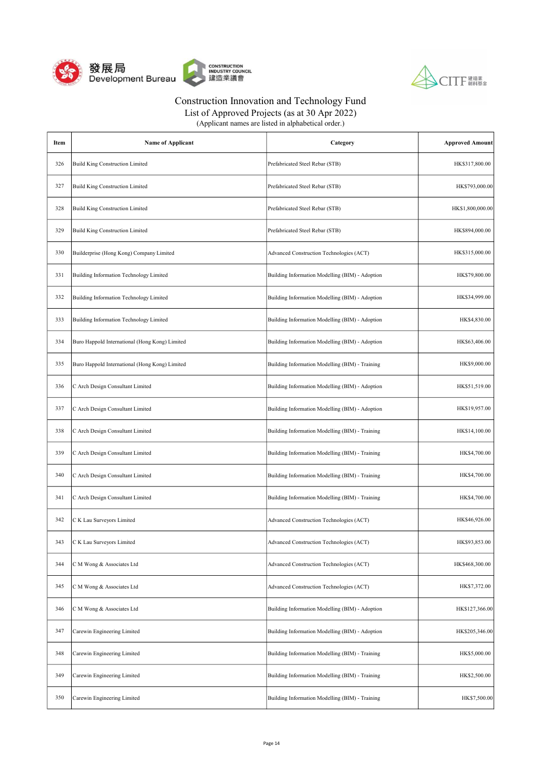# Construction Innovation and Technology Fund

## List of Approved Projects (as at 30 Apr 2022)

(Applicant names are listed in alphabetical order.)

| Item | Name of Applicant | Category | Approved Amount |
|---|---|---|---|
| 326 | Build King Construction Limited | Prefabricated Steel Rebar (STB) | HK$317,800.00 |
| 327 | Build King Construction Limited | Prefabricated Steel Rebar (STB) | HK$793,000.00 |
| 328 | Build King Construction Limited | Prefabricated Steel Rebar (STB) | HK$1,800,000.00 |
| 329 | Build King Construction Limited | Prefabricated Steel Rebar (STB) | HK$894,000.00 |
| 330 | Builderprise (Hong Kong) Company Limited | Advanced Construction Technologies (ACT) | HK$315,000.00 |
| 331 | Building Information Technology Limited | Building Information Modelling (BIM) - Adoption | HK$79,800.00 |
| 332 | Building Information Technology Limited | Building Information Modelling (BIM) - Adoption | HK$34,999.00 |
| 333 | Building Information Technology Limited | Building Information Modelling (BIM) - Adoption | HK$4,830.00 |
| 334 | Buro Happold International (Hong Kong) Limited | Building Information Modelling (BIM) - Adoption | HK$63,406.00 |
| 335 | Buro Happold International (Hong Kong) Limited | Building Information Modelling (BIM) - Training | HK$9,000.00 |
| 336 | C Arch Design Consultant Limited | Building Information Modelling (BIM) - Adoption | HK$51,519.00 |
| 337 | C Arch Design Consultant Limited | Building Information Modelling (BIM) - Adoption | HK$19,957.00 |
| 338 | C Arch Design Consultant Limited | Building Information Modelling (BIM) - Training | HK$14,100.00 |
| 339 | C Arch Design Consultant Limited | Building Information Modelling (BIM) - Training | HK$4,700.00 |
| 340 | C Arch Design Consultant Limited | Building Information Modelling (BIM) - Training | HK$4,700.00 |
| 341 | C Arch Design Consultant Limited | Building Information Modelling (BIM) - Training | HK$4,700.00 |
| 342 | C K Lau Surveyors Limited | Advanced Construction Technologies (ACT) | HK$46,926.00 |
| 343 | C K Lau Surveyors Limited | Advanced Construction Technologies (ACT) | HK$93,853.00 |
| 344 | C M Wong & Associates Ltd | Advanced Construction Technologies (ACT) | HK$468,300.00 |
| 345 | C M Wong & Associates Ltd | Advanced Construction Technologies (ACT) | HK$7,372.00 |
| 346 | C M Wong & Associates Ltd | Building Information Modelling (BIM) - Adoption | HK$127,366.00 |
| 347 | Carewin Engineering Limited | Building Information Modelling (BIM) - Adoption | HK$205,346.00 |
| 348 | Carewin Engineering Limited | Building Information Modelling (BIM) - Training | HK$5,000.00 |
| 349 | Carewin Engineering Limited | Building Information Modelling (BIM) - Training | HK$2,500.00 |
| 350 | Carewin Engineering Limited | Building Information Modelling (BIM) - Training | HK$7,500.00 |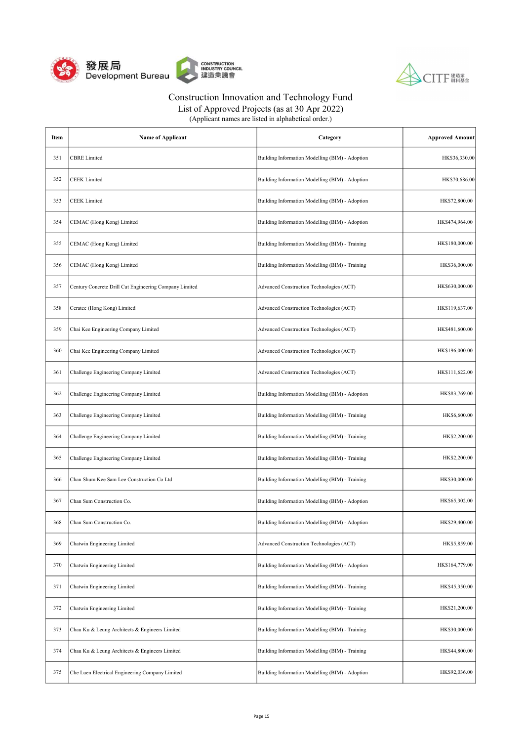Construction Innovation and Technology Fund
List of Approved Projects (as at 30 Apr 2022)
(Applicant names are listed in alphabetical order.)

| Item | Name of Applicant | Category | Approved Amount |
|---|---|---|---|
| 351 | CBRE Limited | Building Information Modelling (BIM) - Adoption | HK$36,330.00 |
| 352 | CEEK Limited | Building Information Modelling (BIM) - Adoption | HK$70,686.00 |
| 353 | CEEK Limited | Building Information Modelling (BIM) - Adoption | HK$72,800.00 |
| 354 | CEMAC (Hong Kong) Limited | Building Information Modelling (BIM) - Adoption | HK$474,964.00 |
| 355 | CEMAC (Hong Kong) Limited | Building Information Modelling (BIM) - Training | HK$180,000.00 |
| 356 | CEMAC (Hong Kong) Limited | Building Information Modelling (BIM) - Training | HK$36,000.00 |
| 357 | Century Concrete Drill Cut Engineering Company Limited | Advanced Construction Technologies (ACT) | HK$630,000.00 |
| 358 | Ceratec (Hong Kong) Limited | Advanced Construction Technologies (ACT) | HK$119,637.00 |
| 359 | Chai Kee Engineering Company Limited | Advanced Construction Technologies (ACT) | HK$481,600.00 |
| 360 | Chai Kee Engineering Company Limited | Advanced Construction Technologies (ACT) | HK$196,000.00 |
| 361 | Challenge Engineering Company Limited | Advanced Construction Technologies (ACT) | HK$111,622.00 |
| 362 | Challenge Engineering Company Limited | Building Information Modelling (BIM) - Adoption | HK$83,769.00 |
| 363 | Challenge Engineering Company Limited | Building Information Modelling (BIM) - Training | HK$6,600.00 |
| 364 | Challenge Engineering Company Limited | Building Information Modelling (BIM) - Training | HK$2,200.00 |
| 365 | Challenge Engineering Company Limited | Building Information Modelling (BIM) - Training | HK$2,200.00 |
| 366 | Chan Shum Kee Sam Lee Construction Co Ltd | Building Information Modelling (BIM) - Training | HK$30,000.00 |
| 367 | Chan Sum Construction Co. | Building Information Modelling (BIM) - Adoption | HK$65,302.00 |
| 368 | Chan Sum Construction Co. | Building Information Modelling (BIM) - Adoption | HK$29,400.00 |
| 369 | Chatwin Engineering Limited | Advanced Construction Technologies (ACT) | HK$5,859.00 |
| 370 | Chatwin Engineering Limited | Building Information Modelling (BIM) - Adoption | HK$164,779.00 |
| 371 | Chatwin Engineering Limited | Building Information Modelling (BIM) - Training | HK$45,350.00 |
| 372 | Chatwin Engineering Limited | Building Information Modelling (BIM) - Training | HK$21,200.00 |
| 373 | Chau Ku & Leung Architects & Engineers Limited | Building Information Modelling (BIM) - Training | HK$30,000.00 |
| 374 | Chau Ku & Leung Architects & Engineers Limited | Building Information Modelling (BIM) - Training | HK$44,800.00 |
| 375 | Che Luen Electrical Engineering Company Limited | Building Information Modelling (BIM) - Adoption | HK$92,036.00 |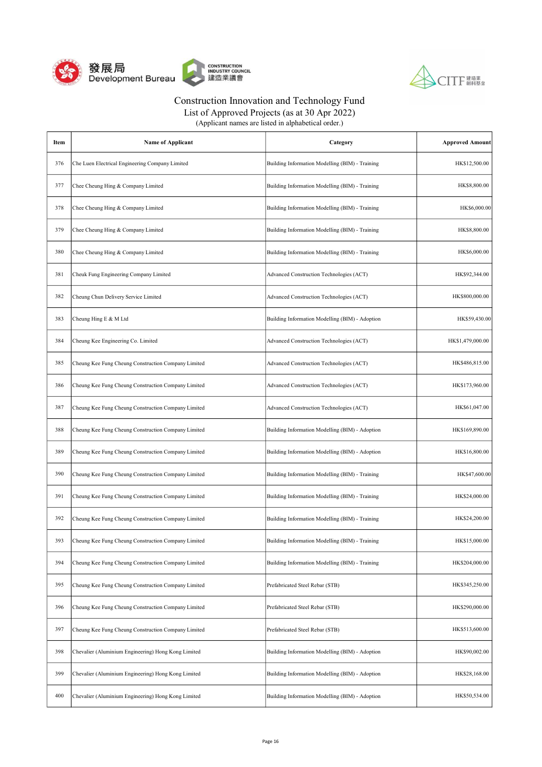發展局 Development Bureau

CONSTRUCTION INDUSTRY COUNCIL 建造業議會

CITF 建造業創科基金

# Construction Innovation and Technology Fund

## List of Approved Projects (as at 30 Apr 2022)

(Applicant names are listed in alphabetical order.)

| Item | Name of Applicant | Category | Approved Amount |
|---|---|---|---|
| 376 | Che Luen Electrical Engineering Company Limited | Building Information Modelling (BIM) - Training | HK$12,500.00 |
| 377 | Chee Cheung Hing & Company Limited | Building Information Modelling (BIM) - Training | HK$8,800.00 |
| 378 | Chee Cheung Hing & Company Limited | Building Information Modelling (BIM) - Training | HK$6,000.00 |
| 379 | Chee Cheung Hing & Company Limited | Building Information Modelling (BIM) - Training | HK$8,800.00 |
| 380 | Chee Cheung Hing & Company Limited | Building Information Modelling (BIM) - Training | HK$6,000.00 |
| 381 | Cheuk Fung Engineering Company Limited | Advanced Construction Technologies (ACT) | HK$92,344.00 |
| 382 | Cheung Chun Delivery Service Limited | Advanced Construction Technologies (ACT) | HK$800,000.00 |
| 383 | Cheung Hing E & M Ltd | Building Information Modelling (BIM) - Adoption | HK$59,430.00 |
| 384 | Cheung Kee Engineering Co. Limited | Advanced Construction Technologies (ACT) | HK$1,479,000.00 |
| 385 | Cheung Kee Fung Cheung Construction Company Limited | Advanced Construction Technologies (ACT) | HK$486,815.00 |
| 386 | Cheung Kee Fung Cheung Construction Company Limited | Advanced Construction Technologies (ACT) | HK$173,960.00 |
| 387 | Cheung Kee Fung Cheung Construction Company Limited | Advanced Construction Technologies (ACT) | HK$61,047.00 |
| 388 | Cheung Kee Fung Cheung Construction Company Limited | Building Information Modelling (BIM) - Adoption | HK$169,890.00 |
| 389 | Cheung Kee Fung Cheung Construction Company Limited | Building Information Modelling (BIM) - Adoption | HK$16,800.00 |
| 390 | Cheung Kee Fung Cheung Construction Company Limited | Building Information Modelling (BIM) - Training | HK$47,600.00 |
| 391 | Cheung Kee Fung Cheung Construction Company Limited | Building Information Modelling (BIM) - Training | HK$24,000.00 |
| 392 | Cheung Kee Fung Cheung Construction Company Limited | Building Information Modelling (BIM) - Training | HK$24,200.00 |
| 393 | Cheung Kee Fung Cheung Construction Company Limited | Building Information Modelling (BIM) - Training | HK$15,000.00 |
| 394 | Cheung Kee Fung Cheung Construction Company Limited | Building Information Modelling (BIM) - Training | HK$204,000.00 |
| 395 | Cheung Kee Fung Cheung Construction Company Limited | Prefabricated Steel Rebar (STB) | HK$345,250.00 |
| 396 | Cheung Kee Fung Cheung Construction Company Limited | Prefabricated Steel Rebar (STB) | HK$290,000.00 |
| 397 | Cheung Kee Fung Cheung Construction Company Limited | Prefabricated Steel Rebar (STB) | HK$513,600.00 |
| 398 | Chevalier (Aluminium Engineering) Hong Kong Limited | Building Information Modelling (BIM) - Adoption | HK$90,002.00 |
| 399 | Chevalier (Aluminium Engineering) Hong Kong Limited | Building Information Modelling (BIM) - Adoption | HK$28,168.00 |
| 400 | Chevalier (Aluminium Engineering) Hong Kong Limited | Building Information Modelling (BIM) - Adoption | HK$50,534.00 |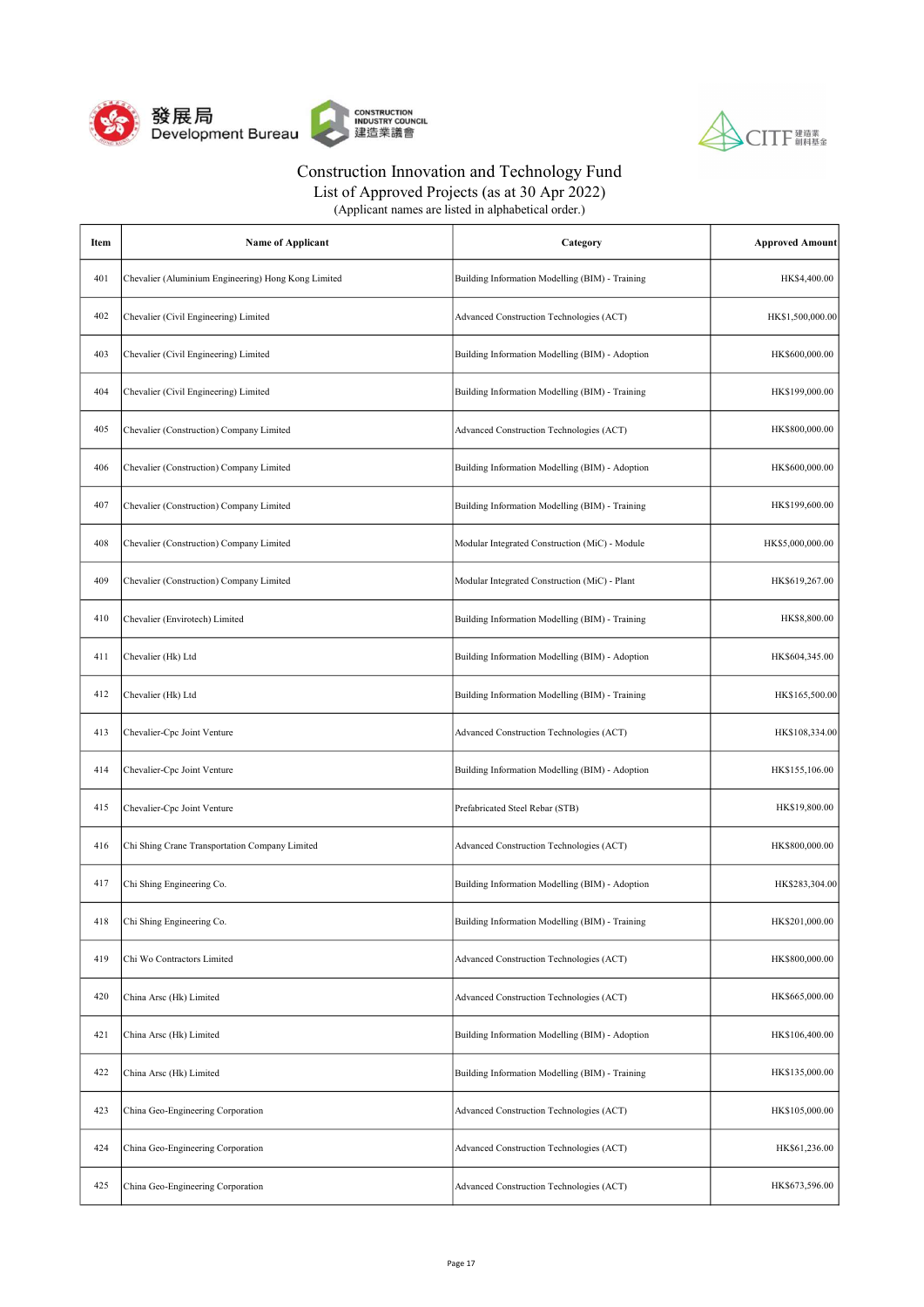Construction Innovation and Technology Fund
List of Approved Projects (as at 30 Apr 2022)
(Applicant names are listed in alphabetical order.)

| Item | Name of Applicant | Category | Approved Amount |
|---|---|---|---|
| 401 | Chevalier (Aluminium Engineering) Hong Kong Limited | Building Information Modelling (BIM) - Training | HK$4,400.00 |
| 402 | Chevalier (Civil Engineering) Limited | Advanced Construction Technologies (ACT) | HK$1,500,000.00 |
| 403 | Chevalier (Civil Engineering) Limited | Building Information Modelling (BIM) - Adoption | HK$600,000.00 |
| 404 | Chevalier (Civil Engineering) Limited | Building Information Modelling (BIM) - Training | HK$199,000.00 |
| 405 | Chevalier (Construction) Company Limited | Advanced Construction Technologies (ACT) | HK$800,000.00 |
| 406 | Chevalier (Construction) Company Limited | Building Information Modelling (BIM) - Adoption | HK$600,000.00 |
| 407 | Chevalier (Construction) Company Limited | Building Information Modelling (BIM) - Training | HK$199,600.00 |
| 408 | Chevalier (Construction) Company Limited | Modular Integrated Construction (MiC) - Module | HK$5,000,000.00 |
| 409 | Chevalier (Construction) Company Limited | Modular Integrated Construction (MiC) - Plant | HK$619,267.00 |
| 410 | Chevalier (Envirotech) Limited | Building Information Modelling (BIM) - Training | HK$8,800.00 |
| 411 | Chevalier (Hk) Ltd | Building Information Modelling (BIM) - Adoption | HK$604,345.00 |
| 412 | Chevalier (Hk) Ltd | Building Information Modelling (BIM) - Training | HK$165,500.00 |
| 413 | Chevalier-Cpc Joint Venture | Advanced Construction Technologies (ACT) | HK$108,334.00 |
| 414 | Chevalier-Cpc Joint Venture | Building Information Modelling (BIM) - Adoption | HK$155,106.00 |
| 415 | Chevalier-Cpc Joint Venture | Prefabricated Steel Rebar (STB) | HK$19,800.00 |
| 416 | Chi Shing Crane Transportation Company Limited | Advanced Construction Technologies (ACT) | HK$800,000.00 |
| 417 | Chi Shing Engineering Co. | Building Information Modelling (BIM) - Adoption | HK$283,304.00 |
| 418 | Chi Shing Engineering Co. | Building Information Modelling (BIM) - Training | HK$201,000.00 |
| 419 | Chi Wo Contractors Limited | Advanced Construction Technologies (ACT) | HK$800,000.00 |
| 420 | China Arsc (Hk) Limited | Advanced Construction Technologies (ACT) | HK$665,000.00 |
| 421 | China Arsc (Hk) Limited | Building Information Modelling (BIM) - Adoption | HK$106,400.00 |
| 422 | China Arsc (Hk) Limited | Building Information Modelling (BIM) - Training | HK$135,000.00 |
| 423 | China Geo-Engineering Corporation | Advanced Construction Technologies (ACT) | HK$105,000.00 |
| 424 | China Geo-Engineering Corporation | Advanced Construction Technologies (ACT) | HK$61,236.00 |
| 425 | China Geo-Engineering Corporation | Advanced Construction Technologies (ACT) | HK$673,596.00 |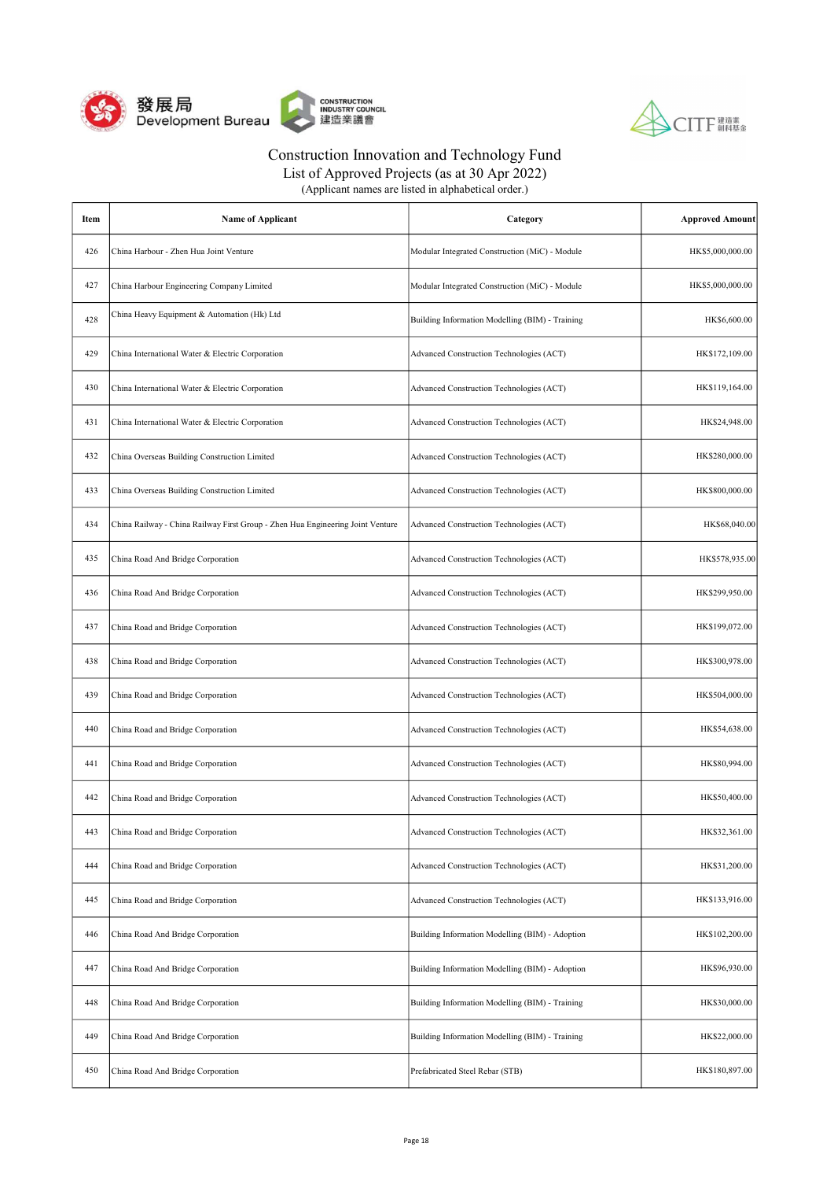# Construction Innovation and Technology Fund

List of Approved Projects (as at 30 Apr 2022)

(Applicant names are listed in alphabetical order.)

| Item | Name of Applicant | Category | Approved Amount |
|---|---|---|---|
| 426 | China Harbour - Zhen Hua Joint Venture | Modular Integrated Construction (MiC) - Module | HK$5,000,000.00 |
| 427 | China Harbour Engineering Company Limited | Modular Integrated Construction (MiC) - Module | HK$5,000,000.00 |
| 428 | China Heavy Equipment & Automation (Hk) Ltd | Building Information Modelling (BIM) - Training | HK$6,600.00 |
| 429 | China International Water & Electric Corporation | Advanced Construction Technologies (ACT) | HK$172,109.00 |
| 430 | China International Water & Electric Corporation | Advanced Construction Technologies (ACT) | HK$119,164.00 |
| 431 | China International Water & Electric Corporation | Advanced Construction Technologies (ACT) | HK$24,948.00 |
| 432 | China Overseas Building Construction Limited | Advanced Construction Technologies (ACT) | HK$280,000.00 |
| 433 | China Overseas Building Construction Limited | Advanced Construction Technologies (ACT) | HK$800,000.00 |
| 434 | China Railway - China Railway First Group - Zhen Hua Engineering Joint Venture | Advanced Construction Technologies (ACT) | HK$68,040.00 |
| 435 | China Road And Bridge Corporation | Advanced Construction Technologies (ACT) | HK$578,935.00 |
| 436 | China Road And Bridge Corporation | Advanced Construction Technologies (ACT) | HK$299,950.00 |
| 437 | China Road and Bridge Corporation | Advanced Construction Technologies (ACT) | HK$199,072.00 |
| 438 | China Road and Bridge Corporation | Advanced Construction Technologies (ACT) | HK$300,978.00 |
| 439 | China Road and Bridge Corporation | Advanced Construction Technologies (ACT) | HK$504,000.00 |
| 440 | China Road and Bridge Corporation | Advanced Construction Technologies (ACT) | HK$54,638.00 |
| 441 | China Road and Bridge Corporation | Advanced Construction Technologies (ACT) | HK$80,994.00 |
| 442 | China Road and Bridge Corporation | Advanced Construction Technologies (ACT) | HK$50,400.00 |
| 443 | China Road and Bridge Corporation | Advanced Construction Technologies (ACT) | HK$32,361.00 |
| 444 | China Road and Bridge Corporation | Advanced Construction Technologies (ACT) | HK$31,200.00 |
| 445 | China Road and Bridge Corporation | Advanced Construction Technologies (ACT) | HK$133,916.00 |
| 446 | China Road And Bridge Corporation | Building Information Modelling (BIM) - Adoption | HK$102,200.00 |
| 447 | China Road And Bridge Corporation | Building Information Modelling (BIM) - Adoption | HK$96,930.00 |
| 448 | China Road And Bridge Corporation | Building Information Modelling (BIM) - Training | HK$30,000.00 |
| 449 | China Road And Bridge Corporation | Building Information Modelling (BIM) - Training | HK$22,000.00 |
| 450 | China Road And Bridge Corporation | Prefabricated Steel Rebar (STB) | HK$180,897.00 |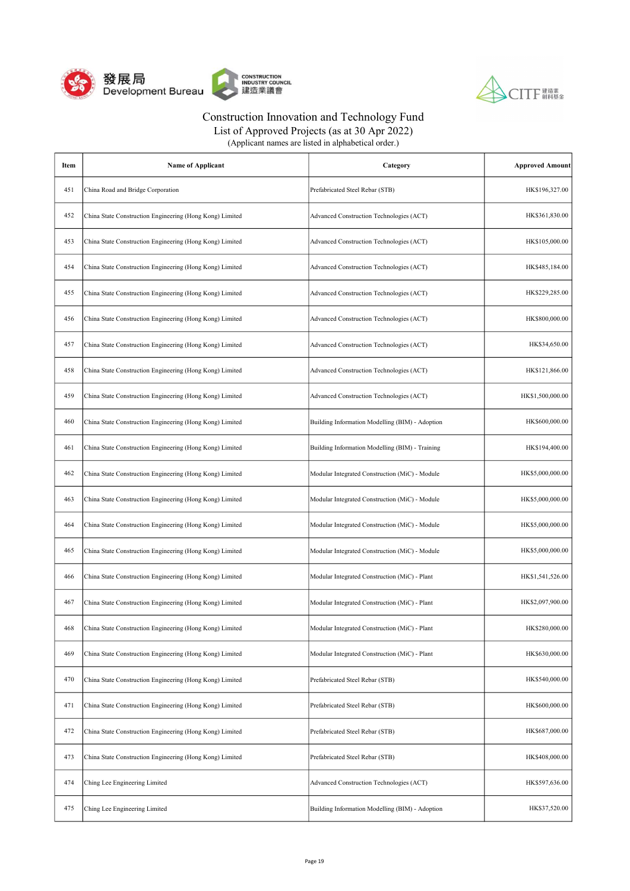Construction Innovation and Technology Fund
List of Approved Projects (as at 30 Apr 2022)
(Applicant names are listed in alphabetical order.)

| Item | Name of Applicant | Category | Approved Amount |
|---|---|---|---|
| 451 | China Road and Bridge Corporation | Prefabricated Steel Rebar (STB) | HK$196,327.00 |
| 452 | China State Construction Engineering (Hong Kong) Limited | Advanced Construction Technologies (ACT) | HK$361,830.00 |
| 453 | China State Construction Engineering (Hong Kong) Limited | Advanced Construction Technologies (ACT) | HK$105,000.00 |
| 454 | China State Construction Engineering (Hong Kong) Limited | Advanced Construction Technologies (ACT) | HK$485,184.00 |
| 455 | China State Construction Engineering (Hong Kong) Limited | Advanced Construction Technologies (ACT) | HK$229,285.00 |
| 456 | China State Construction Engineering (Hong Kong) Limited | Advanced Construction Technologies (ACT) | HK$800,000.00 |
| 457 | China State Construction Engineering (Hong Kong) Limited | Advanced Construction Technologies (ACT) | HK$34,650.00 |
| 458 | China State Construction Engineering (Hong Kong) Limited | Advanced Construction Technologies (ACT) | HK$121,866.00 |
| 459 | China State Construction Engineering (Hong Kong) Limited | Advanced Construction Technologies (ACT) | HK$1,500,000.00 |
| 460 | China State Construction Engineering (Hong Kong) Limited | Building Information Modelling (BIM) - Adoption | HK$600,000.00 |
| 461 | China State Construction Engineering (Hong Kong) Limited | Building Information Modelling (BIM) - Training | HK$194,400.00 |
| 462 | China State Construction Engineering (Hong Kong) Limited | Modular Integrated Construction (MiC) - Module | HK$5,000,000.00 |
| 463 | China State Construction Engineering (Hong Kong) Limited | Modular Integrated Construction (MiC) - Module | HK$5,000,000.00 |
| 464 | China State Construction Engineering (Hong Kong) Limited | Modular Integrated Construction (MiC) - Module | HK$5,000,000.00 |
| 465 | China State Construction Engineering (Hong Kong) Limited | Modular Integrated Construction (MiC) - Module | HK$5,000,000.00 |
| 466 | China State Construction Engineering (Hong Kong) Limited | Modular Integrated Construction (MiC) - Plant | HK$1,541,526.00 |
| 467 | China State Construction Engineering (Hong Kong) Limited | Modular Integrated Construction (MiC) - Plant | HK$2,097,900.00 |
| 468 | China State Construction Engineering (Hong Kong) Limited | Modular Integrated Construction (MiC) - Plant | HK$280,000.00 |
| 469 | China State Construction Engineering (Hong Kong) Limited | Modular Integrated Construction (MiC) - Plant | HK$630,000.00 |
| 470 | China State Construction Engineering (Hong Kong) Limited | Prefabricated Steel Rebar (STB) | HK$540,000.00 |
| 471 | China State Construction Engineering (Hong Kong) Limited | Prefabricated Steel Rebar (STB) | HK$600,000.00 |
| 472 | China State Construction Engineering (Hong Kong) Limited | Prefabricated Steel Rebar (STB) | HK$687,000.00 |
| 473 | China State Construction Engineering (Hong Kong) Limited | Prefabricated Steel Rebar (STB) | HK$408,000.00 |
| 474 | Ching Lee Engineering Limited | Advanced Construction Technologies (ACT) | HK$597,636.00 |
| 475 | Ching Lee Engineering Limited | Building Information Modelling (BIM) - Adoption | HK$37,520.00 |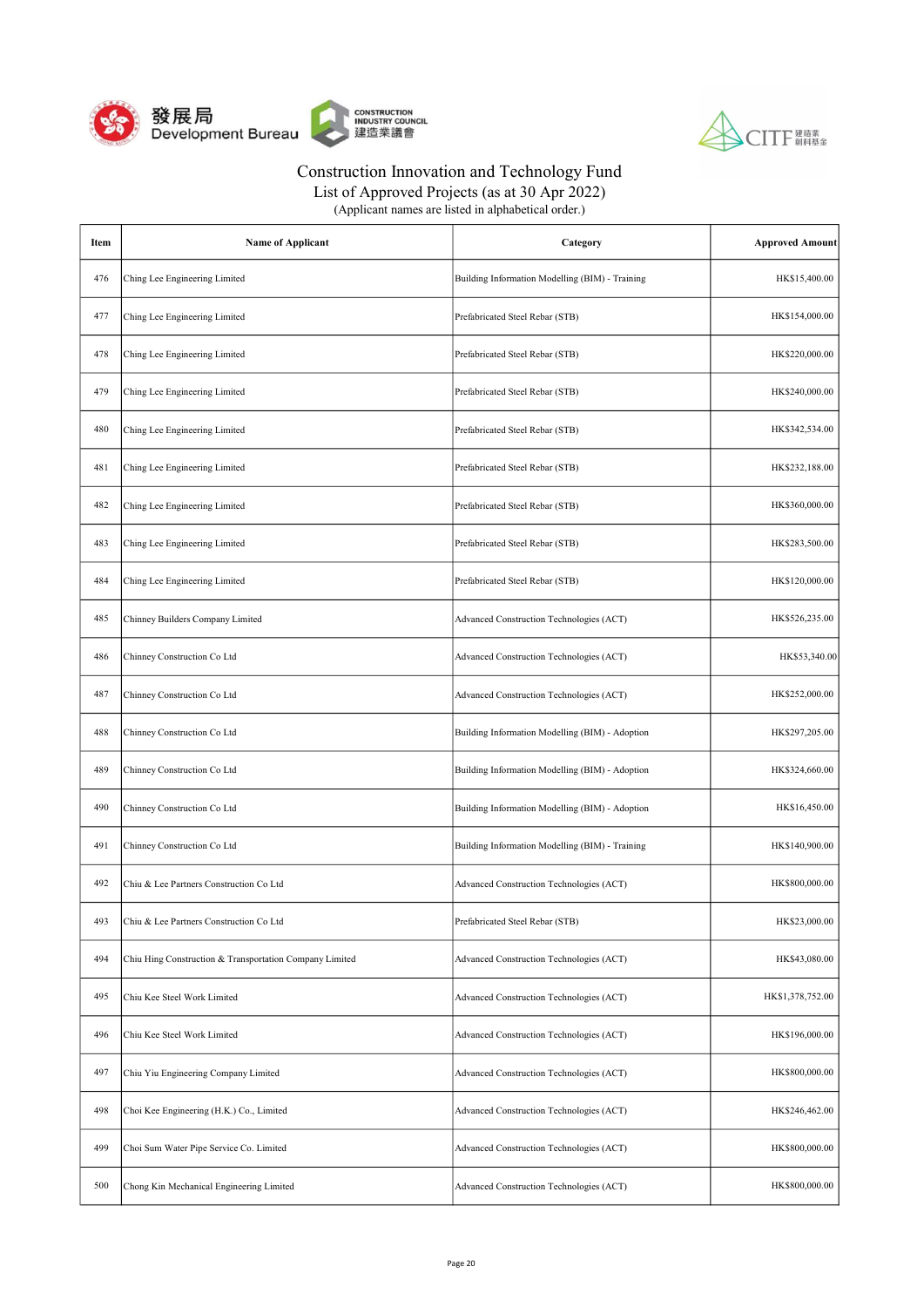# Construction Innovation and Technology Fund

## List of Approved Projects (as at 30 Apr 2022)

(Applicant names are listed in alphabetical order.)

| Item | Name of Applicant | Category | Approved Amount |
|---|---|---|---|
| 476 | Ching Lee Engineering Limited | Building Information Modelling (BIM) - Training | HK$15,400.00 |
| 477 | Ching Lee Engineering Limited | Prefabricated Steel Rebar (STB) | HK$154,000.00 |
| 478 | Ching Lee Engineering Limited | Prefabricated Steel Rebar (STB) | HK$220,000.00 |
| 479 | Ching Lee Engineering Limited | Prefabricated Steel Rebar (STB) | HK$240,000.00 |
| 480 | Ching Lee Engineering Limited | Prefabricated Steel Rebar (STB) | HK$342,534.00 |
| 481 | Ching Lee Engineering Limited | Prefabricated Steel Rebar (STB) | HK$232,188.00 |
| 482 | Ching Lee Engineering Limited | Prefabricated Steel Rebar (STB) | HK$360,000.00 |
| 483 | Ching Lee Engineering Limited | Prefabricated Steel Rebar (STB) | HK$283,500.00 |
| 484 | Ching Lee Engineering Limited | Prefabricated Steel Rebar (STB) | HK$120,000.00 |
| 485 | Chinney Builders Company Limited | Advanced Construction Technologies (ACT) | HK$526,235.00 |
| 486 | Chinney Construction Co Ltd | Advanced Construction Technologies (ACT) | HK$53,340.00 |
| 487 | Chinney Construction Co Ltd | Advanced Construction Technologies (ACT) | HK$252,000.00 |
| 488 | Chinney Construction Co Ltd | Building Information Modelling (BIM) - Adoption | HK$297,205.00 |
| 489 | Chinney Construction Co Ltd | Building Information Modelling (BIM) - Adoption | HK$324,660.00 |
| 490 | Chinney Construction Co Ltd | Building Information Modelling (BIM) - Adoption | HK$16,450.00 |
| 491 | Chinney Construction Co Ltd | Building Information Modelling (BIM) - Training | HK$140,900.00 |
| 492 | Chiu & Lee Partners Construction Co Ltd | Advanced Construction Technologies (ACT) | HK$800,000.00 |
| 493 | Chiu & Lee Partners Construction Co Ltd | Prefabricated Steel Rebar (STB) | HK$23,000.00 |
| 494 | Chiu Hing Construction & Transportation Company Limited | Advanced Construction Technologies (ACT) | HK$43,080.00 |
| 495 | Chiu Kee Steel Work Limited | Advanced Construction Technologies (ACT) | HK$1,378,752.00 |
| 496 | Chiu Kee Steel Work Limited | Advanced Construction Technologies (ACT) | HK$196,000.00 |
| 497 | Chiu Yiu Engineering Company Limited | Advanced Construction Technologies (ACT) | HK$800,000.00 |
| 498 | Choi Kee Engineering (H.K.) Co., Limited | Advanced Construction Technologies (ACT) | HK$246,462.00 |
| 499 | Choi Sum Water Pipe Service Co. Limited | Advanced Construction Technologies (ACT) | HK$800,000.00 |
| 500 | Chong Kin Mechanical Engineering Limited | Advanced Construction Technologies (ACT) | HK$800,000.00 |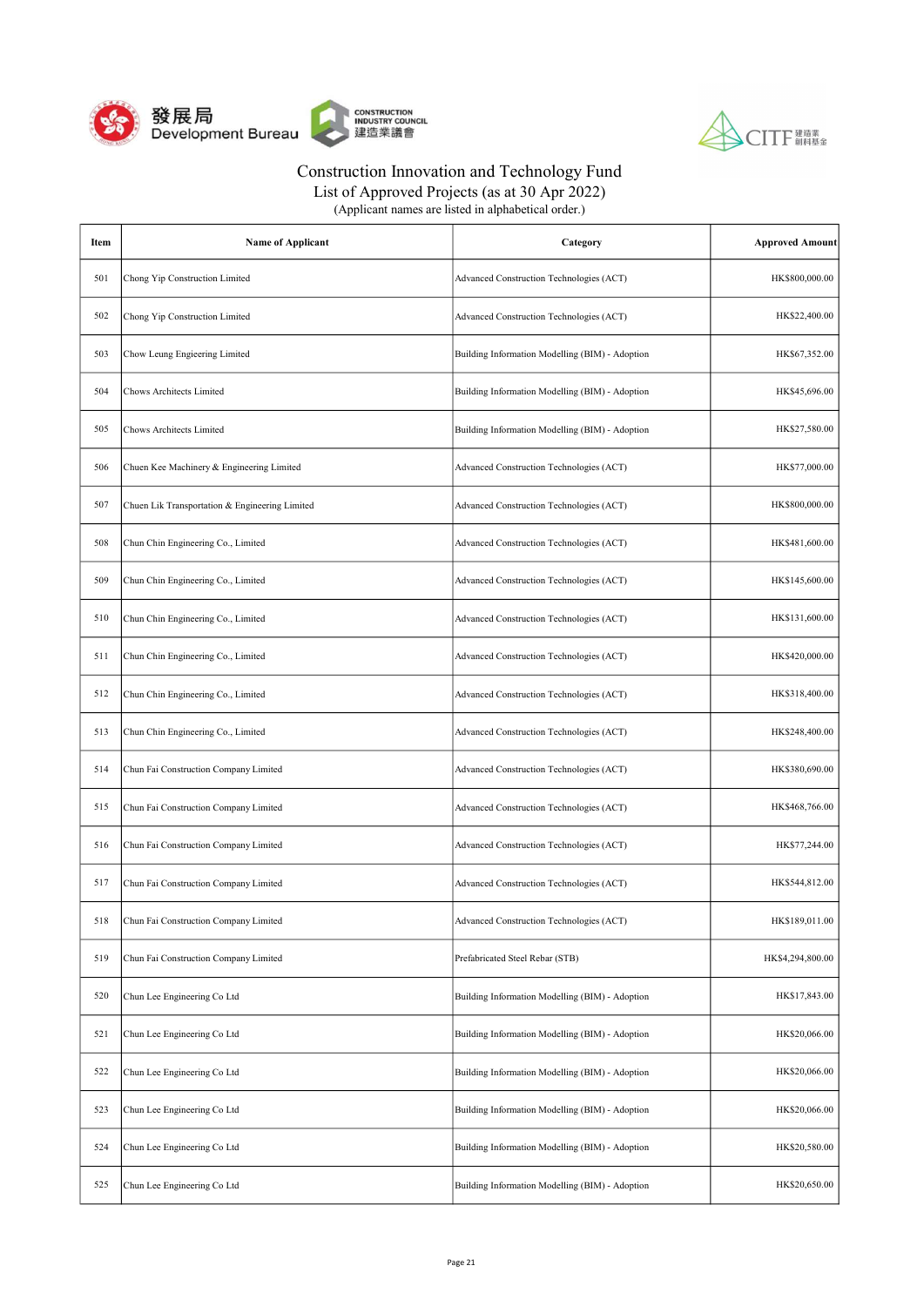# Construction Innovation and Technology Fund

## List of Approved Projects (as at 30 Apr 2022)

(Applicant names are listed in alphabetical order.)

| Item | Name of Applicant | Category | Approved Amount |
|---|---|---|---|
| 501 | Chong Yip Construction Limited | Advanced Construction Technologies (ACT) | HK$800,000.00 |
| 502 | Chong Yip Construction Limited | Advanced Construction Technologies (ACT) | HK$22,400.00 |
| 503 | Chow Leung Engieering Limited | Building Information Modelling (BIM) - Adoption | HK$67,352.00 |
| 504 | Chows Architects Limited | Building Information Modelling (BIM) - Adoption | HK$45,696.00 |
| 505 | Chows Architects Limited | Building Information Modelling (BIM) - Adoption | HK$27,580.00 |
| 506 | Chuen Kee Machinery & Engineering Limited | Advanced Construction Technologies (ACT) | HK$77,000.00 |
| 507 | Chuen Lik Transportation & Engineering Limited | Advanced Construction Technologies (ACT) | HK$800,000.00 |
| 508 | Chun Chin Engineering Co., Limited | Advanced Construction Technologies (ACT) | HK$481,600.00 |
| 509 | Chun Chin Engineering Co., Limited | Advanced Construction Technologies (ACT) | HK$145,600.00 |
| 510 | Chun Chin Engineering Co., Limited | Advanced Construction Technologies (ACT) | HK$131,600.00 |
| 511 | Chun Chin Engineering Co., Limited | Advanced Construction Technologies (ACT) | HK$420,000.00 |
| 512 | Chun Chin Engineering Co., Limited | Advanced Construction Technologies (ACT) | HK$318,400.00 |
| 513 | Chun Chin Engineering Co., Limited | Advanced Construction Technologies (ACT) | HK$248,400.00 |
| 514 | Chun Fai Construction Company Limited | Advanced Construction Technologies (ACT) | HK$380,690.00 |
| 515 | Chun Fai Construction Company Limited | Advanced Construction Technologies (ACT) | HK$468,766.00 |
| 516 | Chun Fai Construction Company Limited | Advanced Construction Technologies (ACT) | HK$77,244.00 |
| 517 | Chun Fai Construction Company Limited | Advanced Construction Technologies (ACT) | HK$544,812.00 |
| 518 | Chun Fai Construction Company Limited | Advanced Construction Technologies (ACT) | HK$189,011.00 |
| 519 | Chun Fai Construction Company Limited | Prefabricated Steel Rebar (STB) | HK$4,294,800.00 |
| 520 | Chun Lee Engineering Co Ltd | Building Information Modelling (BIM) - Adoption | HK$17,843.00 |
| 521 | Chun Lee Engineering Co Ltd | Building Information Modelling (BIM) - Adoption | HK$20,066.00 |
| 522 | Chun Lee Engineering Co Ltd | Building Information Modelling (BIM) - Adoption | HK$20,066.00 |
| 523 | Chun Lee Engineering Co Ltd | Building Information Modelling (BIM) - Adoption | HK$20,066.00 |
| 524 | Chun Lee Engineering Co Ltd | Building Information Modelling (BIM) - Adoption | HK$20,580.00 |
| 525 | Chun Lee Engineering Co Ltd | Building Information Modelling (BIM) - Adoption | HK$20,650.00 |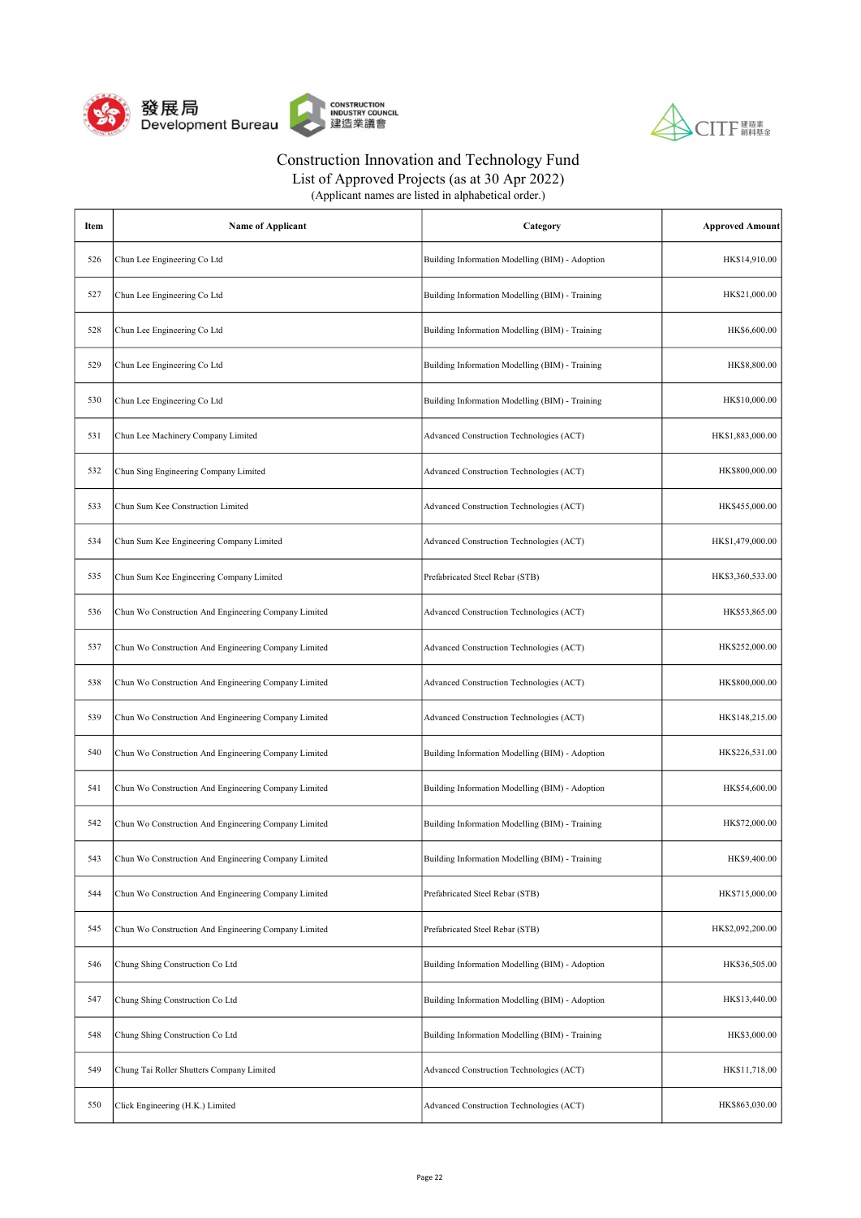# Construction Innovation and Technology Fund

## List of Approved Projects (as at 30 Apr 2022)

(Applicant names are listed in alphabetical order.)

| Item | Name of Applicant | Category | Approved Amount |
|---|---|---|---|
| 526 | Chun Lee Engineering Co Ltd | Building Information Modelling (BIM) - Adoption | HK$14,910.00 |
| 527 | Chun Lee Engineering Co Ltd | Building Information Modelling (BIM) - Training | HK$21,000.00 |
| 528 | Chun Lee Engineering Co Ltd | Building Information Modelling (BIM) - Training | HK$6,600.00 |
| 529 | Chun Lee Engineering Co Ltd | Building Information Modelling (BIM) - Training | HK$8,800.00 |
| 530 | Chun Lee Engineering Co Ltd | Building Information Modelling (BIM) - Training | HK$10,000.00 |
| 531 | Chun Lee Machinery Company Limited | Advanced Construction Technologies (ACT) | HK$1,883,000.00 |
| 532 | Chun Sing Engineering Company Limited | Advanced Construction Technologies (ACT) | HK$800,000.00 |
| 533 | Chun Sum Kee Construction Limited | Advanced Construction Technologies (ACT) | HK$455,000.00 |
| 534 | Chun Sum Kee Engineering Company Limited | Advanced Construction Technologies (ACT) | HK$1,479,000.00 |
| 535 | Chun Sum Kee Engineering Company Limited | Prefabricated Steel Rebar (STB) | HK$3,360,533.00 |
| 536 | Chun Wo Construction And Engineering Company Limited | Advanced Construction Technologies (ACT) | HK$53,865.00 |
| 537 | Chun Wo Construction And Engineering Company Limited | Advanced Construction Technologies (ACT) | HK$252,000.00 |
| 538 | Chun Wo Construction And Engineering Company Limited | Advanced Construction Technologies (ACT) | HK$800,000.00 |
| 539 | Chun Wo Construction And Engineering Company Limited | Advanced Construction Technologies (ACT) | HK$148,215.00 |
| 540 | Chun Wo Construction And Engineering Company Limited | Building Information Modelling (BIM) - Adoption | HK$226,531.00 |
| 541 | Chun Wo Construction And Engineering Company Limited | Building Information Modelling (BIM) - Adoption | HK$54,600.00 |
| 542 | Chun Wo Construction And Engineering Company Limited | Building Information Modelling (BIM) - Training | HK$72,000.00 |
| 543 | Chun Wo Construction And Engineering Company Limited | Building Information Modelling (BIM) - Training | HK$9,400.00 |
| 544 | Chun Wo Construction And Engineering Company Limited | Prefabricated Steel Rebar (STB) | HK$715,000.00 |
| 545 | Chun Wo Construction And Engineering Company Limited | Prefabricated Steel Rebar (STB) | HK$2,092,200.00 |
| 546 | Chung Shing Construction Co Ltd | Building Information Modelling (BIM) - Adoption | HK$36,505.00 |
| 547 | Chung Shing Construction Co Ltd | Building Information Modelling (BIM) - Adoption | HK$13,440.00 |
| 548 | Chung Shing Construction Co Ltd | Building Information Modelling (BIM) - Training | HK$3,000.00 |
| 549 | Chung Tai Roller Shutters Company Limited | Advanced Construction Technologies (ACT) | HK$11,718.00 |
| 550 | Click Engineering (H.K.) Limited | Advanced Construction Technologies (ACT) | HK$863,030.00 |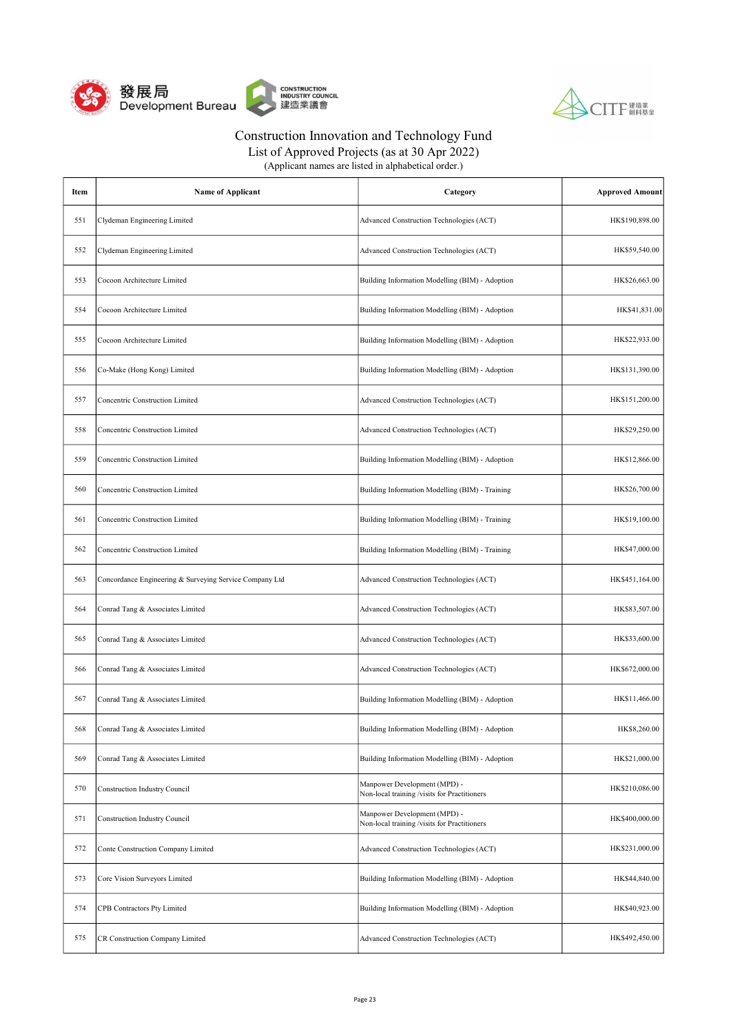# Construction Innovation and Technology Fund

List of Approved Projects (as at 30 Apr 2022)

(Applicant names are listed in alphabetical order.)

| Item | Name of Applicant | Category | Approved Amount |
|---|---|---|---|
| 551 | Clydeman Engineering Limited | Advanced Construction Technologies (ACT) | HK$190,898.00 |
| 552 | Clydeman Engineering Limited | Advanced Construction Technologies (ACT) | HK$59,540.00 |
| 553 | Cocoon Architecture Limited | Building Information Modelling (BIM) - Adoption | HK$26,663.00 |
| 554 | Cocoon Architecture Limited | Building Information Modelling (BIM) - Adoption | HK$41,831.00 |
| 555 | Cocoon Architecture Limited | Building Information Modelling (BIM) - Adoption | HK$22,933.00 |
| 556 | Co-Make (Hong Kong) Limited | Building Information Modelling (BIM) - Adoption | HK$131,390.00 |
| 557 | Concentric Construction Limited | Advanced Construction Technologies (ACT) | HK$151,200.00 |
| 558 | Concentric Construction Limited | Advanced Construction Technologies (ACT) | HK$29,250.00 |
| 559 | Concentric Construction Limited | Building Information Modelling (BIM) - Adoption | HK$12,866.00 |
| 560 | Concentric Construction Limited | Building Information Modelling (BIM) - Training | HK$26,700.00 |
| 561 | Concentric Construction Limited | Building Information Modelling (BIM) - Training | HK$19,100.00 |
| 562 | Concentric Construction Limited | Building Information Modelling (BIM) - Training | HK$47,000.00 |
| 563 | Concordance Engineering & Surveying Service Company Ltd | Advanced Construction Technologies (ACT) | HK$451,164.00 |
| 564 | Conrad Tang & Associates Limited | Advanced Construction Technologies (ACT) | HK$83,507.00 |
| 565 | Conrad Tang & Associates Limited | Advanced Construction Technologies (ACT) | HK$33,600.00 |
| 566 | Conrad Tang & Associates Limited | Advanced Construction Technologies (ACT) | HK$672,000.00 |
| 567 | Conrad Tang & Associates Limited | Building Information Modelling (BIM) - Adoption | HK$11,466.00 |
| 568 | Conrad Tang & Associates Limited | Building Information Modelling (BIM) - Adoption | HK$8,260.00 |
| 569 | Conrad Tang & Associates Limited | Building Information Modelling (BIM) - Adoption | HK$21,000.00 |
| 570 | Construction Industry Council | Manpower Development (MPD) - Non-local training /visits for Practitioners | HK$210,086.00 |
| 571 | Construction Industry Council | Manpower Development (MPD) - Non-local training /visits for Practitioners | HK$400,000.00 |
| 572 | Conte Construction Company Limited | Advanced Construction Technologies (ACT) | HK$231,000.00 |
| 573 | Core Vision Surveyors Limited | Building Information Modelling (BIM) - Adoption | HK$44,840.00 |
| 574 | CPB Contractors Pty Limited | Building Information Modelling (BIM) - Adoption | HK$40,923.00 |
| 575 | CR Construction Company Limited | Advanced Construction Technologies (ACT) | HK$492,450.00 |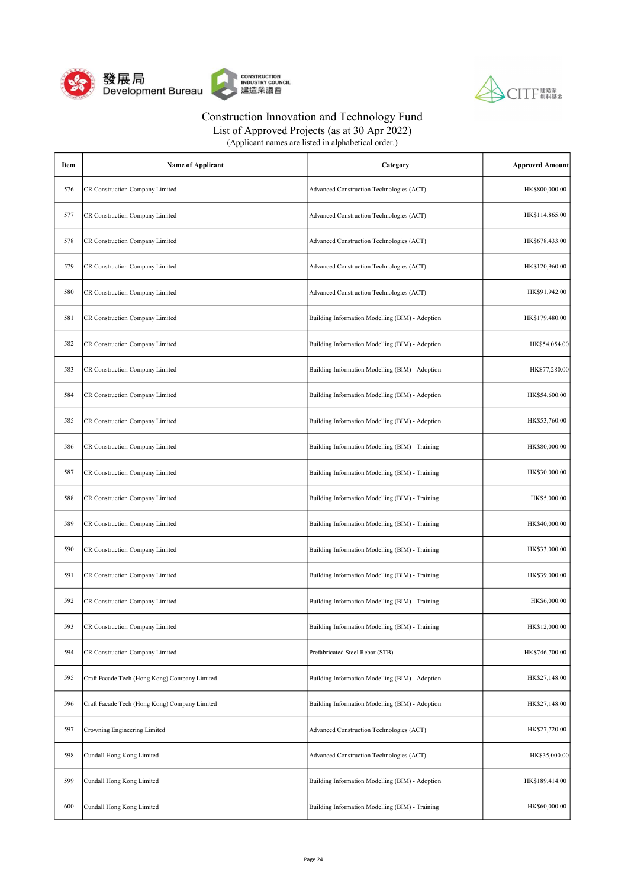# Construction Innovation and Technology Fund

## List of Approved Projects (as at 30 Apr 2022)

(Applicant names are listed in alphabetical order.)

| Item | Name of Applicant | Category | Approved Amount |
|---|---|---|---|
| 576 | CR Construction Company Limited | Advanced Construction Technologies (ACT) | HK$800,000.00 |
| 577 | CR Construction Company Limited | Advanced Construction Technologies (ACT) | HK$114,865.00 |
| 578 | CR Construction Company Limited | Advanced Construction Technologies (ACT) | HK$678,433.00 |
| 579 | CR Construction Company Limited | Advanced Construction Technologies (ACT) | HK$120,960.00 |
| 580 | CR Construction Company Limited | Advanced Construction Technologies (ACT) | HK$91,942.00 |
| 581 | CR Construction Company Limited | Building Information Modelling (BIM) - Adoption | HK$179,480.00 |
| 582 | CR Construction Company Limited | Building Information Modelling (BIM) - Adoption | HK$54,054.00 |
| 583 | CR Construction Company Limited | Building Information Modelling (BIM) - Adoption | HK$77,280.00 |
| 584 | CR Construction Company Limited | Building Information Modelling (BIM) - Adoption | HK$54,600.00 |
| 585 | CR Construction Company Limited | Building Information Modelling (BIM) - Adoption | HK$53,760.00 |
| 586 | CR Construction Company Limited | Building Information Modelling (BIM) - Training | HK$80,000.00 |
| 587 | CR Construction Company Limited | Building Information Modelling (BIM) - Training | HK$30,000.00 |
| 588 | CR Construction Company Limited | Building Information Modelling (BIM) - Training | HK$5,000.00 |
| 589 | CR Construction Company Limited | Building Information Modelling (BIM) - Training | HK$40,000.00 |
| 590 | CR Construction Company Limited | Building Information Modelling (BIM) - Training | HK$33,000.00 |
| 591 | CR Construction Company Limited | Building Information Modelling (BIM) - Training | HK$39,000.00 |
| 592 | CR Construction Company Limited | Building Information Modelling (BIM) - Training | HK$6,000.00 |
| 593 | CR Construction Company Limited | Building Information Modelling (BIM) - Training | HK$12,000.00 |
| 594 | CR Construction Company Limited | Prefabricated Steel Rebar (STB) | HK$746,700.00 |
| 595 | Craft Facade Tech (Hong Kong) Company Limited | Building Information Modelling (BIM) - Adoption | HK$27,148.00 |
| 596 | Craft Facade Tech (Hong Kong) Company Limited | Building Information Modelling (BIM) - Adoption | HK$27,148.00 |
| 597 | Crowning Engineering Limited | Advanced Construction Technologies (ACT) | HK$27,720.00 |
| 598 | Cundall Hong Kong Limited | Advanced Construction Technologies (ACT) | HK$35,000.00 |
| 599 | Cundall Hong Kong Limited | Building Information Modelling (BIM) - Adoption | HK$189,414.00 |
| 600 | Cundall Hong Kong Limited | Building Information Modelling (BIM) - Training | HK$60,000.00 |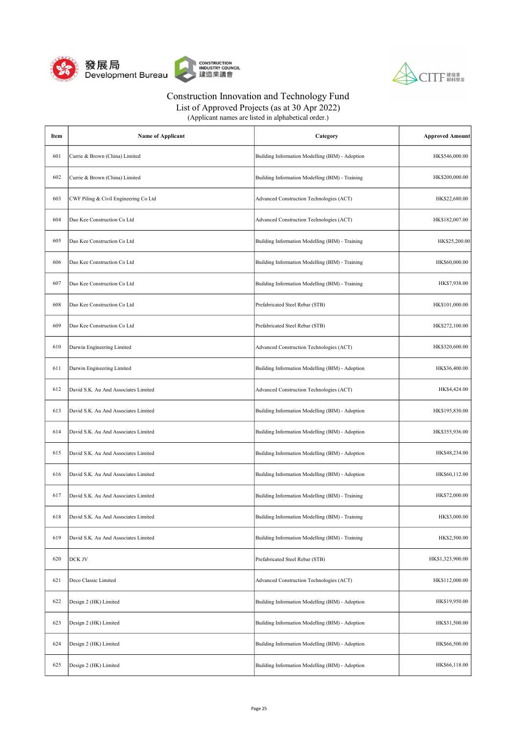# Construction Innovation and Technology Fund

## List of Approved Projects (as at 30 Apr 2022)

(Applicant names are listed in alphabetical order.)

| Item | Name of Applicant | Category | Approved Amount |
|---|---|---|---|
| 601 | Currie & Brown (China) Limited | Building Information Modelling (BIM) - Adoption | HK$546,000.00 |
| 602 | Currie & Brown (China) Limited | Building Information Modelling (BIM) - Training | HK$200,000.00 |
| 603 | CWF Piling & Civil Engineering Co Ltd | Advanced Construction Technologies (ACT) | HK$22,680.00 |
| 604 | Dao Kee Construction Co Ltd | Advanced Construction Technologies (ACT) | HK$182,007.00 |
| 605 | Dao Kee Construction Co Ltd | Building Information Modelling (BIM) - Training | HK$25,200.00 |
| 606 | Dao Kee Construction Co Ltd | Building Information Modelling (BIM) - Training | HK$60,000.00 |
| 607 | Dao Kee Construction Co Ltd | Building Information Modelling (BIM) - Training | HK$7,938.00 |
| 608 | Dao Kee Construction Co Ltd | Prefabricated Steel Rebar (STB) | HK$101,000.00 |
| 609 | Dao Kee Construction Co Ltd | Prefabricated Steel Rebar (STB) | HK$272,100.00 |
| 610 | Darwin Engineering Limited | Advanced Construction Technologies (ACT) | HK$320,600.00 |
| 611 | Darwin Engineering Limited | Building Information Modelling (BIM) - Adoption | HK$36,400.00 |
| 612 | David S.K. Au And Associates Limited | Advanced Construction Technologies (ACT) | HK$4,424.00 |
| 613 | David S.K. Au And Associates Limited | Building Information Modelling (BIM) - Adoption | HK$195,830.00 |
| 614 | David S.K. Au And Associates Limited | Building Information Modelling (BIM) - Adoption | HK$355,936.00 |
| 615 | David S.K. Au And Associates Limited | Building Information Modelling (BIM) - Adoption | HK$48,234.00 |
| 616 | David S.K. Au And Associates Limited | Building Information Modelling (BIM) - Adoption | HK$60,112.00 |
| 617 | David S.K. Au And Associates Limited | Building Information Modelling (BIM) - Training | HK$72,000.00 |
| 618 | David S.K. Au And Associates Limited | Building Information Modelling (BIM) - Training | HK$3,000.00 |
| 619 | David S.K. Au And Associates Limited | Building Information Modelling (BIM) - Training | HK$2,500.00 |
| 620 | DCK JV | Prefabricated Steel Rebar (STB) | HK$1,323,900.00 |
| 621 | Deco Classic Limited | Advanced Construction Technologies (ACT) | HK$112,000.00 |
| 622 | Design 2 (HK) Limited | Building Information Modelling (BIM) - Adoption | HK$19,950.00 |
| 623 | Design 2 (HK) Limited | Building Information Modelling (BIM) - Adoption | HK$31,500.00 |
| 624 | Design 2 (HK) Limited | Building Information Modelling (BIM) - Adoption | HK$66,500.00 |
| 625 | Design 2 (HK) Limited | Building Information Modelling (BIM) - Adoption | HK$66,118.00 |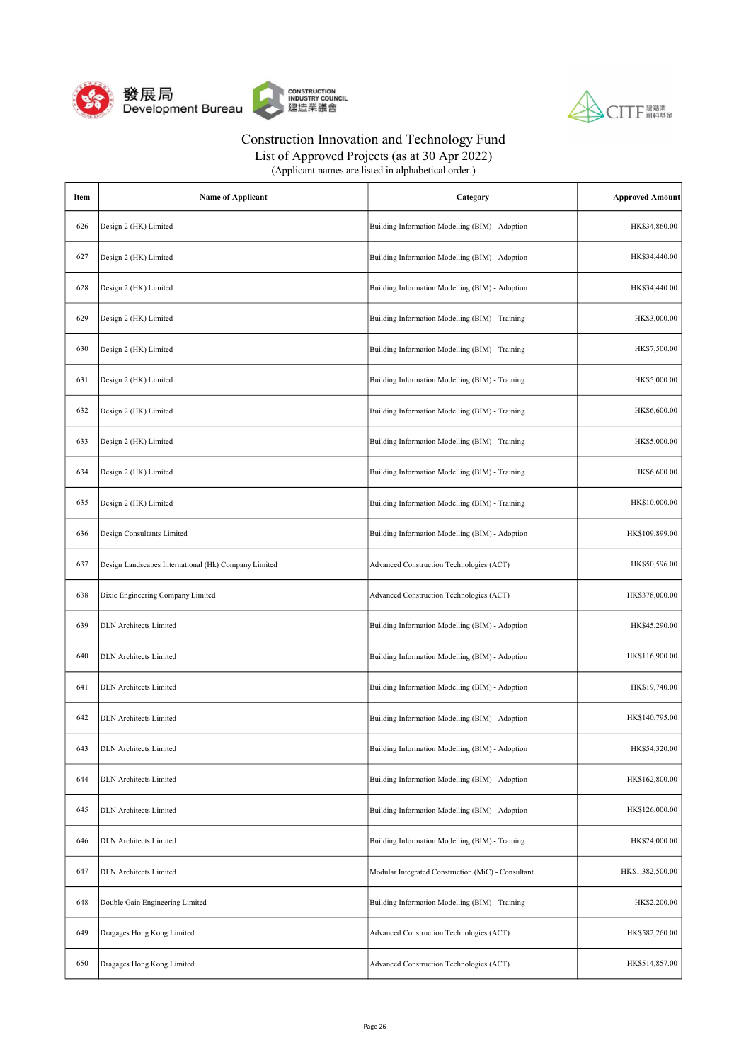# Construction Innovation and Technology Fund

List of Approved Projects (as at 30 Apr 2022)

(Applicant names are listed in alphabetical order.)

| Item | Name of Applicant | Category | Approved Amount |
|---|---|---|---|
| 626 | Design 2 (HK) Limited | Building Information Modelling (BIM) - Adoption | HK$34,860.00 |
| 627 | Design 2 (HK) Limited | Building Information Modelling (BIM) - Adoption | HK$34,440.00 |
| 628 | Design 2 (HK) Limited | Building Information Modelling (BIM) - Adoption | HK$34,440.00 |
| 629 | Design 2 (HK) Limited | Building Information Modelling (BIM) - Training | HK$3,000.00 |
| 630 | Design 2 (HK) Limited | Building Information Modelling (BIM) - Training | HK$7,500.00 |
| 631 | Design 2 (HK) Limited | Building Information Modelling (BIM) - Training | HK$5,000.00 |
| 632 | Design 2 (HK) Limited | Building Information Modelling (BIM) - Training | HK$6,600.00 |
| 633 | Design 2 (HK) Limited | Building Information Modelling (BIM) - Training | HK$5,000.00 |
| 634 | Design 2 (HK) Limited | Building Information Modelling (BIM) - Training | HK$6,600.00 |
| 635 | Design 2 (HK) Limited | Building Information Modelling (BIM) - Training | HK$10,000.00 |
| 636 | Design Consultants Limited | Building Information Modelling (BIM) - Adoption | HK$109,899.00 |
| 637 | Design Landscapes International (Hk) Company Limited | Advanced Construction Technologies (ACT) | HK$50,596.00 |
| 638 | Dixie Engineering Company Limited | Advanced Construction Technologies (ACT) | HK$378,000.00 |
| 639 | DLN Architects Limited | Building Information Modelling (BIM) - Adoption | HK$45,290.00 |
| 640 | DLN Architects Limited | Building Information Modelling (BIM) - Adoption | HK$116,900.00 |
| 641 | DLN Architects Limited | Building Information Modelling (BIM) - Adoption | HK$19,740.00 |
| 642 | DLN Architects Limited | Building Information Modelling (BIM) - Adoption | HK$140,795.00 |
| 643 | DLN Architects Limited | Building Information Modelling (BIM) - Adoption | HK$54,320.00 |
| 644 | DLN Architects Limited | Building Information Modelling (BIM) - Adoption | HK$162,800.00 |
| 645 | DLN Architects Limited | Building Information Modelling (BIM) - Adoption | HK$126,000.00 |
| 646 | DLN Architects Limited | Building Information Modelling (BIM) - Training | HK$24,000.00 |
| 647 | DLN Architects Limited | Modular Integrated Construction (MiC) - Consultant | HK$1,382,500.00 |
| 648 | Double Gain Engineering Limited | Building Information Modelling (BIM) - Training | HK$2,200.00 |
| 649 | Dragages Hong Kong Limited | Advanced Construction Technologies (ACT) | HK$582,260.00 |
| 650 | Dragages Hong Kong Limited | Advanced Construction Technologies (ACT) | HK$514,857.00 |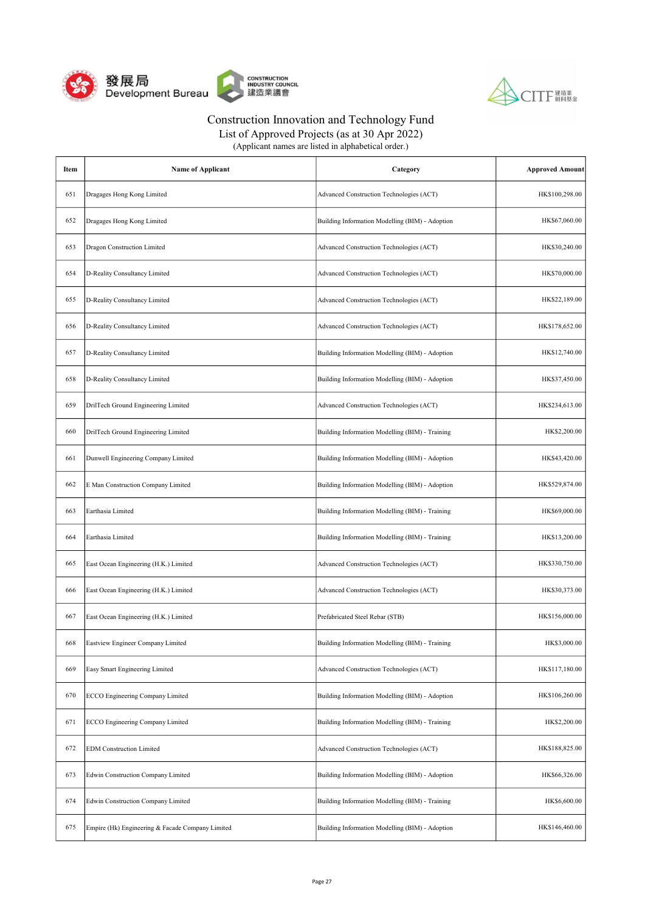Construction Innovation and Technology Fund

List of Approved Projects (as at 30 Apr 2022)

(Applicant names are listed in alphabetical order.)

| Item | Name of Applicant | Category | Approved Amount |
|---|---|---|---|
| 651 | Dragages Hong Kong Limited | Advanced Construction Technologies (ACT) | HK$100,298.00 |
| 652 | Dragages Hong Kong Limited | Building Information Modelling (BIM) - Adoption | HK$67,060.00 |
| 653 | Dragon Construction Limited | Advanced Construction Technologies (ACT) | HK$30,240.00 |
| 654 | D-Reality Consultancy Limited | Advanced Construction Technologies (ACT) | HK$70,000.00 |
| 655 | D-Reality Consultancy Limited | Advanced Construction Technologies (ACT) | HK$22,189.00 |
| 656 | D-Reality Consultancy Limited | Advanced Construction Technologies (ACT) | HK$178,652.00 |
| 657 | D-Reality Consultancy Limited | Building Information Modelling (BIM) - Adoption | HK$12,740.00 |
| 658 | D-Reality Consultancy Limited | Building Information Modelling (BIM) - Adoption | HK$37,450.00 |
| 659 | DrilTech Ground Engineering Limited | Advanced Construction Technologies (ACT) | HK$234,613.00 |
| 660 | DrilTech Ground Engineering Limited | Building Information Modelling (BIM) - Training | HK$2,200.00 |
| 661 | Dunwell Engineering Company Limited | Building Information Modelling (BIM) - Adoption | HK$43,420.00 |
| 662 | E Man Construction Company Limited | Building Information Modelling (BIM) - Adoption | HK$529,874.00 |
| 663 | Earthasia Limited | Building Information Modelling (BIM) - Training | HK$69,000.00 |
| 664 | Earthasia Limited | Building Information Modelling (BIM) - Training | HK$13,200.00 |
| 665 | East Ocean Engineering (H.K.) Limited | Advanced Construction Technologies (ACT) | HK$330,750.00 |
| 666 | East Ocean Engineering (H.K.) Limited | Advanced Construction Technologies (ACT) | HK$30,373.00 |
| 667 | East Ocean Engineering (H.K.) Limited | Prefabricated Steel Rebar (STB) | HK$156,000.00 |
| 668 | Eastview Engineer Company Limited | Building Information Modelling (BIM) - Training | HK$3,000.00 |
| 669 | Easy Smart Engineering Limited | Advanced Construction Technologies (ACT) | HK$117,180.00 |
| 670 | ECCO Engineering Company Limited | Building Information Modelling (BIM) - Adoption | HK$106,260.00 |
| 671 | ECCO Engineering Company Limited | Building Information Modelling (BIM) - Training | HK$2,200.00 |
| 672 | EDM Construction Limited | Advanced Construction Technologies (ACT) | HK$188,825.00 |
| 673 | Edwin Construction Company Limited | Building Information Modelling (BIM) - Adoption | HK$66,326.00 |
| 674 | Edwin Construction Company Limited | Building Information Modelling (BIM) - Training | HK$6,600.00 |
| 675 | Empire (Hk) Engineering & Facade Company Limited | Building Information Modelling (BIM) - Adoption | HK$146,460.00 |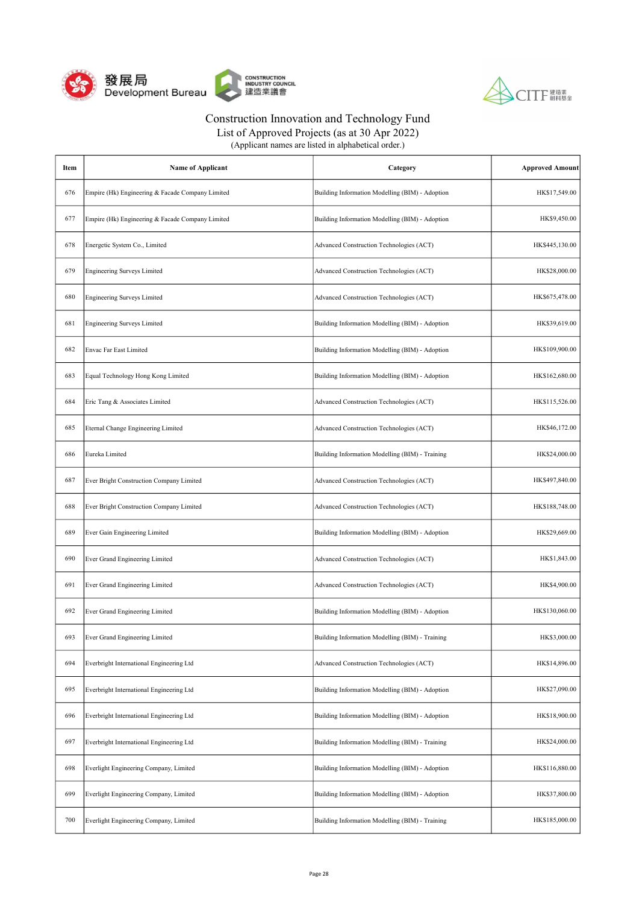Construction Innovation and Technology Fund

List of Approved Projects (as at 30 Apr 2022)

(Applicant names are listed in alphabetical order.)

| Item | Name of Applicant | Category | Approved Amount |
|---|---|---|---|
| 676 | Empire (Hk) Engineering & Facade Company Limited | Building Information Modelling (BIM) - Adoption | HK$17,549.00 |
| 677 | Empire (Hk) Engineering & Facade Company Limited | Building Information Modelling (BIM) - Adoption | HK$9,450.00 |
| 678 | Energetic System Co., Limited | Advanced Construction Technologies (ACT) | HK$445,130.00 |
| 679 | Engineering Surveys Limited | Advanced Construction Technologies (ACT) | HK$28,000.00 |
| 680 | Engineering Surveys Limited | Advanced Construction Technologies (ACT) | HK$675,478.00 |
| 681 | Engineering Surveys Limited | Building Information Modelling (BIM) - Adoption | HK$39,619.00 |
| 682 | Envac Far East Limited | Building Information Modelling (BIM) - Adoption | HK$109,900.00 |
| 683 | Equal Technology Hong Kong Limited | Building Information Modelling (BIM) - Adoption | HK$162,680.00 |
| 684 | Eric Tang & Associates Limited | Advanced Construction Technologies (ACT) | HK$115,526.00 |
| 685 | Eternal Change Engineering Limited | Advanced Construction Technologies (ACT) | HK$46,172.00 |
| 686 | Eureka Limited | Building Information Modelling (BIM) - Training | HK$24,000.00 |
| 687 | Ever Bright Construction Company Limited | Advanced Construction Technologies (ACT) | HK$497,840.00 |
| 688 | Ever Bright Construction Company Limited | Advanced Construction Technologies (ACT) | HK$188,748.00 |
| 689 | Ever Gain Engineering Limited | Building Information Modelling (BIM) - Adoption | HK$29,669.00 |
| 690 | Ever Grand Engineering Limited | Advanced Construction Technologies (ACT) | HK$1,843.00 |
| 691 | Ever Grand Engineering Limited | Advanced Construction Technologies (ACT) | HK$4,900.00 |
| 692 | Ever Grand Engineering Limited | Building Information Modelling (BIM) - Adoption | HK$130,060.00 |
| 693 | Ever Grand Engineering Limited | Building Information Modelling (BIM) - Training | HK$3,000.00 |
| 694 | Everbright International Engineering Ltd | Advanced Construction Technologies (ACT) | HK$14,896.00 |
| 695 | Everbright International Engineering Ltd | Building Information Modelling (BIM) - Adoption | HK$27,090.00 |
| 696 | Everbright International Engineering Ltd | Building Information Modelling (BIM) - Adoption | HK$18,900.00 |
| 697 | Everbright International Engineering Ltd | Building Information Modelling (BIM) - Training | HK$24,000.00 |
| 698 | Everlight Engineering Company, Limited | Building Information Modelling (BIM) - Adoption | HK$116,880.00 |
| 699 | Everlight Engineering Company, Limited | Building Information Modelling (BIM) - Adoption | HK$37,800.00 |
| 700 | Everlight Engineering Company, Limited | Building Information Modelling (BIM) - Training | HK$185,000.00 |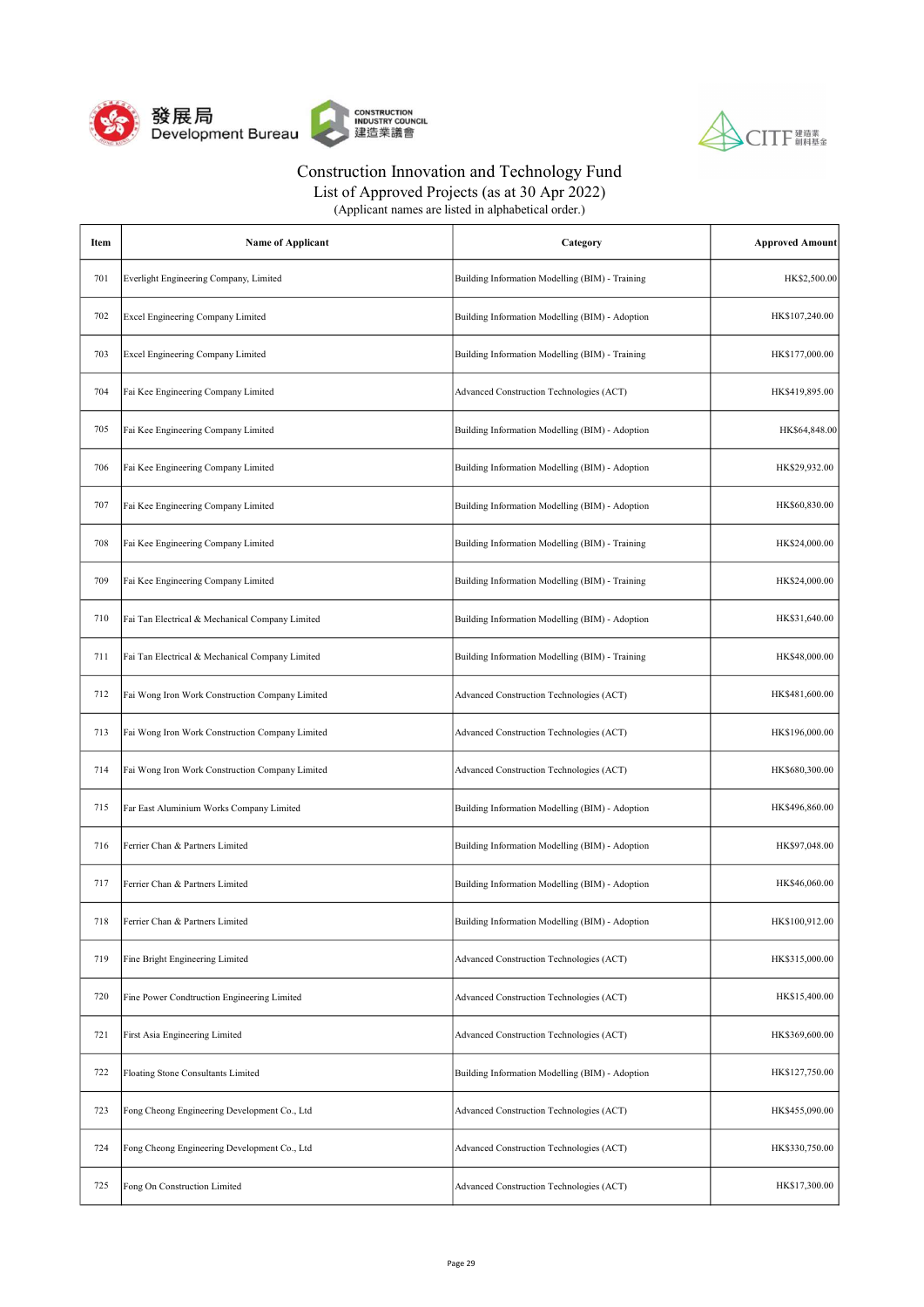# Construction Innovation and Technology Fund

## List of Approved Projects (as at 30 Apr 2022)

(Applicant names are listed in alphabetical order.)

| Item | Name of Applicant | Category | Approved Amount |
|---|---|---|---|
| 701 | Everlight Engineering Company, Limited | Building Information Modelling (BIM) - Training | HK$2,500.00 |
| 702 | Excel Engineering Company Limited | Building Information Modelling (BIM) - Adoption | HK$107,240.00 |
| 703 | Excel Engineering Company Limited | Building Information Modelling (BIM) - Training | HK$177,000.00 |
| 704 | Fai Kee Engineering Company Limited | Advanced Construction Technologies (ACT) | HK$419,895.00 |
| 705 | Fai Kee Engineering Company Limited | Building Information Modelling (BIM) - Adoption | HK$64,848.00 |
| 706 | Fai Kee Engineering Company Limited | Building Information Modelling (BIM) - Adoption | HK$29,932.00 |
| 707 | Fai Kee Engineering Company Limited | Building Information Modelling (BIM) - Adoption | HK$60,830.00 |
| 708 | Fai Kee Engineering Company Limited | Building Information Modelling (BIM) - Training | HK$24,000.00 |
| 709 | Fai Kee Engineering Company Limited | Building Information Modelling (BIM) - Training | HK$24,000.00 |
| 710 | Fai Tan Electrical & Mechanical Company Limited | Building Information Modelling (BIM) - Adoption | HK$31,640.00 |
| 711 | Fai Tan Electrical & Mechanical Company Limited | Building Information Modelling (BIM) - Training | HK$48,000.00 |
| 712 | Fai Wong Iron Work Construction Company Limited | Advanced Construction Technologies (ACT) | HK$481,600.00 |
| 713 | Fai Wong Iron Work Construction Company Limited | Advanced Construction Technologies (ACT) | HK$196,000.00 |
| 714 | Fai Wong Iron Work Construction Company Limited | Advanced Construction Technologies (ACT) | HK$680,300.00 |
| 715 | Far East Aluminium Works Company Limited | Building Information Modelling (BIM) - Adoption | HK$496,860.00 |
| 716 | Ferrier Chan & Partners Limited | Building Information Modelling (BIM) - Adoption | HK$97,048.00 |
| 717 | Ferrier Chan & Partners Limited | Building Information Modelling (BIM) - Adoption | HK$46,060.00 |
| 718 | Ferrier Chan & Partners Limited | Building Information Modelling (BIM) - Adoption | HK$100,912.00 |
| 719 | Fine Bright Engineering Limited | Advanced Construction Technologies (ACT) | HK$315,000.00 |
| 720 | Fine Power Condtruction Engineering Limited | Advanced Construction Technologies (ACT) | HK$15,400.00 |
| 721 | First Asia Engineering Limited | Advanced Construction Technologies (ACT) | HK$369,600.00 |
| 722 | Floating Stone Consultants Limited | Building Information Modelling (BIM) - Adoption | HK$127,750.00 |
| 723 | Fong Cheong Engineering Development Co., Ltd | Advanced Construction Technologies (ACT) | HK$455,090.00 |
| 724 | Fong Cheong Engineering Development Co., Ltd | Advanced Construction Technologies (ACT) | HK$330,750.00 |
| 725 | Fong On Construction Limited | Advanced Construction Technologies (ACT) | HK$17,300.00 |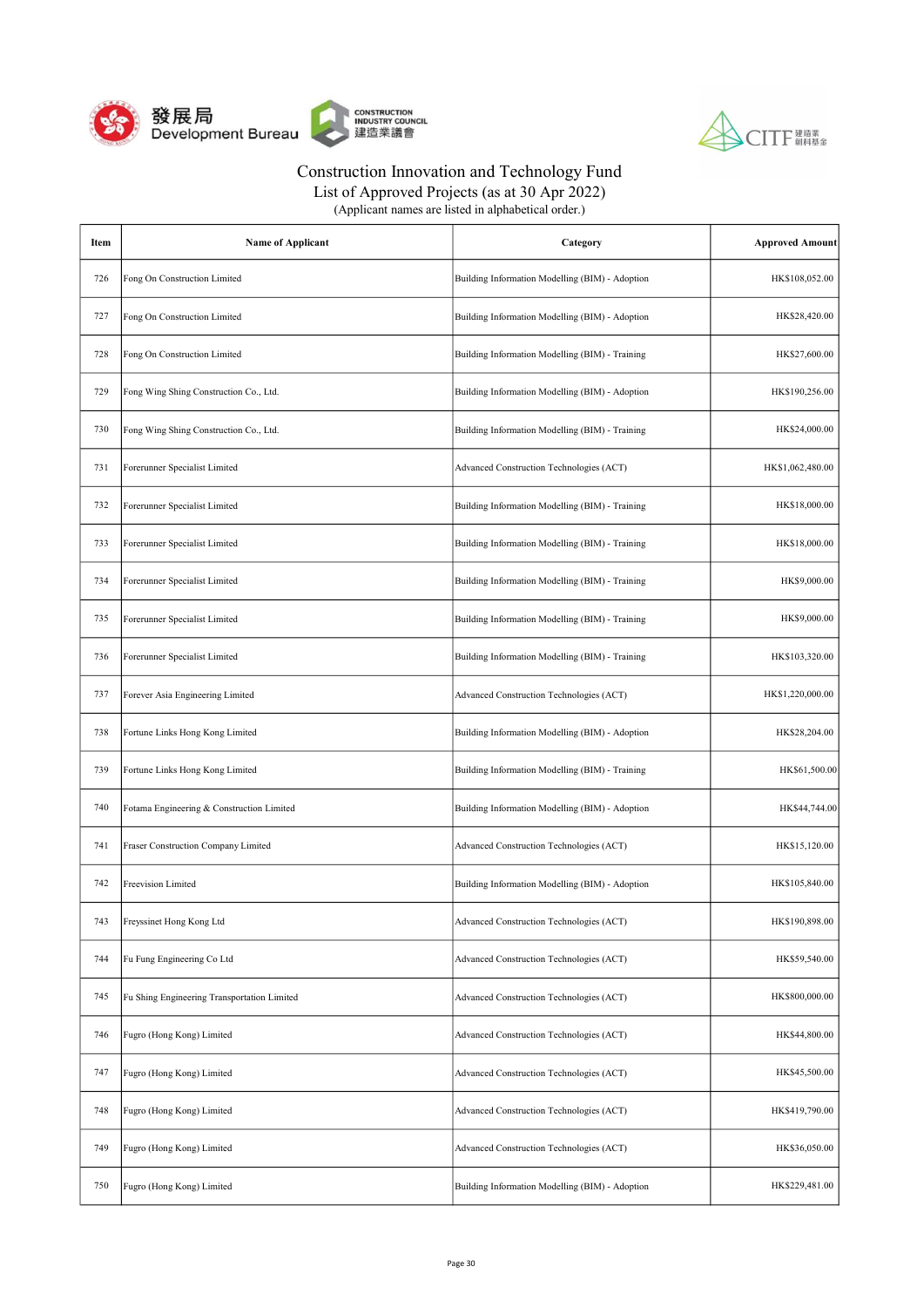# Construction Innovation and Technology Fund

List of Approved Projects (as at 30 Apr 2022)

(Applicant names are listed in alphabetical order.)

| Item | Name of Applicant | Category | Approved Amount |
|---|---|---|---|
| 726 | Fong On Construction Limited | Building Information Modelling (BIM) - Adoption | HK$108,052.00 |
| 727 | Fong On Construction Limited | Building Information Modelling (BIM) - Adoption | HK$28,420.00 |
| 728 | Fong On Construction Limited | Building Information Modelling (BIM) - Training | HK$27,600.00 |
| 729 | Fong Wing Shing Construction Co., Ltd. | Building Information Modelling (BIM) - Adoption | HK$190,256.00 |
| 730 | Fong Wing Shing Construction Co., Ltd. | Building Information Modelling (BIM) - Training | HK$24,000.00 |
| 731 | Forerunner Specialist Limited | Advanced Construction Technologies (ACT) | HK$1,062,480.00 |
| 732 | Forerunner Specialist Limited | Building Information Modelling (BIM) - Training | HK$18,000.00 |
| 733 | Forerunner Specialist Limited | Building Information Modelling (BIM) - Training | HK$18,000.00 |
| 734 | Forerunner Specialist Limited | Building Information Modelling (BIM) - Training | HK$9,000.00 |
| 735 | Forerunner Specialist Limited | Building Information Modelling (BIM) - Training | HK$9,000.00 |
| 736 | Forerunner Specialist Limited | Building Information Modelling (BIM) - Training | HK$103,320.00 |
| 737 | Forever Asia Engineering Limited | Advanced Construction Technologies (ACT) | HK$1,220,000.00 |
| 738 | Fortune Links Hong Kong Limited | Building Information Modelling (BIM) - Adoption | HK$28,204.00 |
| 739 | Fortune Links Hong Kong Limited | Building Information Modelling (BIM) - Training | HK$61,500.00 |
| 740 | Fotama Engineering & Construction Limited | Building Information Modelling (BIM) - Adoption | HK$44,744.00 |
| 741 | Fraser Construction Company Limited | Advanced Construction Technologies (ACT) | HK$15,120.00 |
| 742 | Freevision Limited | Building Information Modelling (BIM) - Adoption | HK$105,840.00 |
| 743 | Freyssinet Hong Kong Ltd | Advanced Construction Technologies (ACT) | HK$190,898.00 |
| 744 | Fu Fung Engineering Co Ltd | Advanced Construction Technologies (ACT) | HK$59,540.00 |
| 745 | Fu Shing Engineering Transportation Limited | Advanced Construction Technologies (ACT) | HK$800,000.00 |
| 746 | Fugro (Hong Kong) Limited | Advanced Construction Technologies (ACT) | HK$44,800.00 |
| 747 | Fugro (Hong Kong) Limited | Advanced Construction Technologies (ACT) | HK$45,500.00 |
| 748 | Fugro (Hong Kong) Limited | Advanced Construction Technologies (ACT) | HK$419,790.00 |
| 749 | Fugro (Hong Kong) Limited | Advanced Construction Technologies (ACT) | HK$36,050.00 |
| 750 | Fugro (Hong Kong) Limited | Building Information Modelling (BIM) - Adoption | HK$229,481.00 |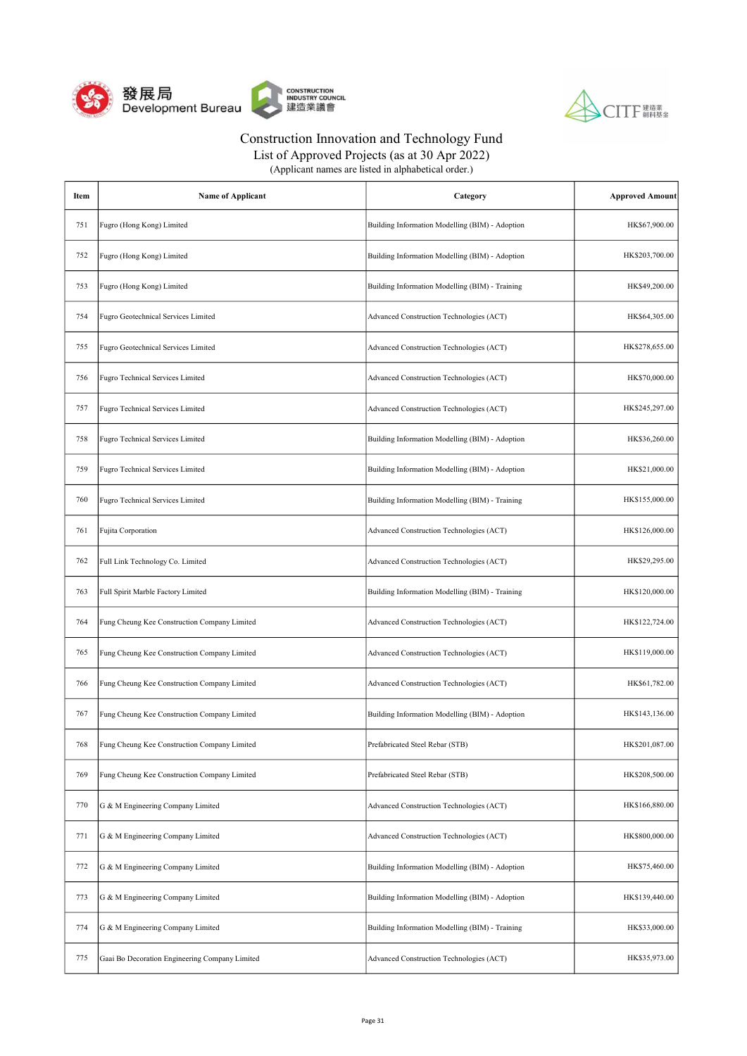Construction Innovation and Technology Fund
List of Approved Projects (as at 30 Apr 2022)
(Applicant names are listed in alphabetical order.)

| Item | Name of Applicant | Category | Approved Amount |
|---|---|---|---|
| 751 | Fugro (Hong Kong) Limited | Building Information Modelling (BIM) - Adoption | HK$67,900.00 |
| 752 | Fugro (Hong Kong) Limited | Building Information Modelling (BIM) - Adoption | HK$203,700.00 |
| 753 | Fugro (Hong Kong) Limited | Building Information Modelling (BIM) - Training | HK$49,200.00 |
| 754 | Fugro Geotechnical Services Limited | Advanced Construction Technologies (ACT) | HK$64,305.00 |
| 755 | Fugro Geotechnical Services Limited | Advanced Construction Technologies (ACT) | HK$278,655.00 |
| 756 | Fugro Technical Services Limited | Advanced Construction Technologies (ACT) | HK$70,000.00 |
| 757 | Fugro Technical Services Limited | Advanced Construction Technologies (ACT) | HK$245,297.00 |
| 758 | Fugro Technical Services Limited | Building Information Modelling (BIM) - Adoption | HK$36,260.00 |
| 759 | Fugro Technical Services Limited | Building Information Modelling (BIM) - Adoption | HK$21,000.00 |
| 760 | Fugro Technical Services Limited | Building Information Modelling (BIM) - Training | HK$155,000.00 |
| 761 | Fujita Corporation | Advanced Construction Technologies (ACT) | HK$126,000.00 |
| 762 | Full Link Technology Co. Limited | Advanced Construction Technologies (ACT) | HK$29,295.00 |
| 763 | Full Spirit Marble Factory Limited | Building Information Modelling (BIM) - Training | HK$120,000.00 |
| 764 | Fung Cheung Kee Construction Company Limited | Advanced Construction Technologies (ACT) | HK$122,724.00 |
| 765 | Fung Cheung Kee Construction Company Limited | Advanced Construction Technologies (ACT) | HK$119,000.00 |
| 766 | Fung Cheung Kee Construction Company Limited | Advanced Construction Technologies (ACT) | HK$61,782.00 |
| 767 | Fung Cheung Kee Construction Company Limited | Building Information Modelling (BIM) - Adoption | HK$143,136.00 |
| 768 | Fung Cheung Kee Construction Company Limited | Prefabricated Steel Rebar (STB) | HK$201,087.00 |
| 769 | Fung Cheung Kee Construction Company Limited | Prefabricated Steel Rebar (STB) | HK$208,500.00 |
| 770 | G & M Engineering Company Limited | Advanced Construction Technologies (ACT) | HK$166,880.00 |
| 771 | G & M Engineering Company Limited | Advanced Construction Technologies (ACT) | HK$800,000.00 |
| 772 | G & M Engineering Company Limited | Building Information Modelling (BIM) - Adoption | HK$75,460.00 |
| 773 | G & M Engineering Company Limited | Building Information Modelling (BIM) - Adoption | HK$139,440.00 |
| 774 | G & M Engineering Company Limited | Building Information Modelling (BIM) - Training | HK$33,000.00 |
| 775 | Gaai Bo Decoration Engineering Company Limited | Advanced Construction Technologies (ACT) | HK$35,973.00 |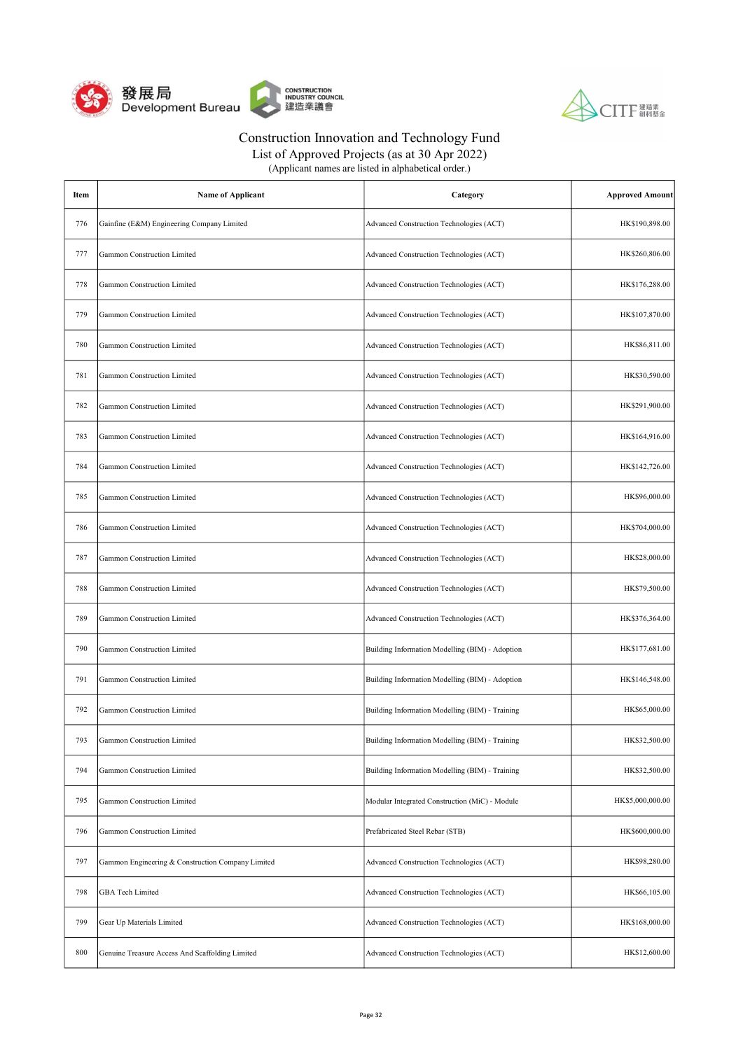Construction Innovation and Technology Fund
List of Approved Projects (as at 30 Apr 2022)
(Applicant names are listed in alphabetical order.)

| Item | Name of Applicant | Category | Approved Amount |
|---|---|---|---|
| 776 | Gainfine (E&M) Engineering Company Limited | Advanced Construction Technologies (ACT) | HK$190,898.00 |
| 777 | Gammon Construction Limited | Advanced Construction Technologies (ACT) | HK$260,806.00 |
| 778 | Gammon Construction Limited | Advanced Construction Technologies (ACT) | HK$176,288.00 |
| 779 | Gammon Construction Limited | Advanced Construction Technologies (ACT) | HK$107,870.00 |
| 780 | Gammon Construction Limited | Advanced Construction Technologies (ACT) | HK$86,811.00 |
| 781 | Gammon Construction Limited | Advanced Construction Technologies (ACT) | HK$30,590.00 |
| 782 | Gammon Construction Limited | Advanced Construction Technologies (ACT) | HK$291,900.00 |
| 783 | Gammon Construction Limited | Advanced Construction Technologies (ACT) | HK$164,916.00 |
| 784 | Gammon Construction Limited | Advanced Construction Technologies (ACT) | HK$142,726.00 |
| 785 | Gammon Construction Limited | Advanced Construction Technologies (ACT) | HK$96,000.00 |
| 786 | Gammon Construction Limited | Advanced Construction Technologies (ACT) | HK$704,000.00 |
| 787 | Gammon Construction Limited | Advanced Construction Technologies (ACT) | HK$28,000.00 |
| 788 | Gammon Construction Limited | Advanced Construction Technologies (ACT) | HK$79,500.00 |
| 789 | Gammon Construction Limited | Advanced Construction Technologies (ACT) | HK$376,364.00 |
| 790 | Gammon Construction Limited | Building Information Modelling (BIM) - Adoption | HK$177,681.00 |
| 791 | Gammon Construction Limited | Building Information Modelling (BIM) - Adoption | HK$146,548.00 |
| 792 | Gammon Construction Limited | Building Information Modelling (BIM) - Training | HK$65,000.00 |
| 793 | Gammon Construction Limited | Building Information Modelling (BIM) - Training | HK$32,500.00 |
| 794 | Gammon Construction Limited | Building Information Modelling (BIM) - Training | HK$32,500.00 |
| 795 | Gammon Construction Limited | Modular Integrated Construction (MiC) - Module | HK$5,000,000.00 |
| 796 | Gammon Construction Limited | Prefabricated Steel Rebar (STB) | HK$600,000.00 |
| 797 | Gammon Engineering & Construction Company Limited | Advanced Construction Technologies (ACT) | HK$98,280.00 |
| 798 | GBA Tech Limited | Advanced Construction Technologies (ACT) | HK$66,105.00 |
| 799 | Gear Up Materials Limited | Advanced Construction Technologies (ACT) | HK$168,000.00 |
| 800 | Genuine Treasure Access And Scaffolding Limited | Advanced Construction Technologies (ACT) | HK$12,600.00 |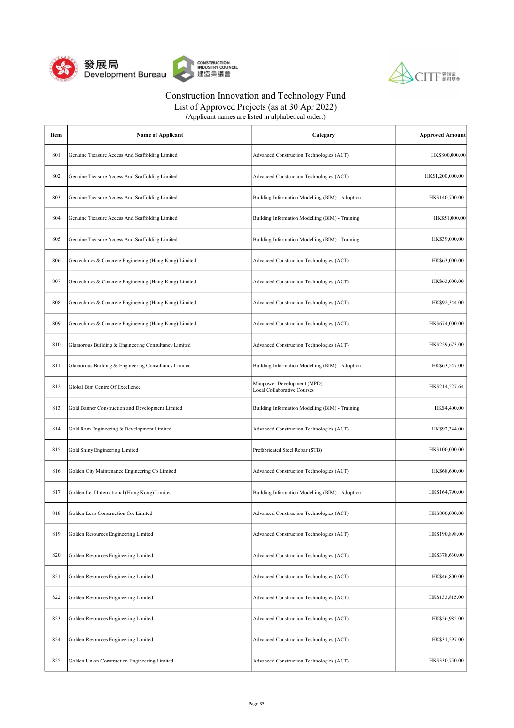# Construction Innovation and Technology Fund

## List of Approved Projects (as at 30 Apr 2022)

(Applicant names are listed in alphabetical order.)

| Item | Name of Applicant | Category | Approved Amount |
|---|---|---|---|
| 801 | Genuine Treasure Access And Scaffolding Limited | Advanced Construction Technologies (ACT) | HK$800,000.00 |
| 802 | Genuine Treasure Access And Scaffolding Limited | Advanced Construction Technologies (ACT) | HK$1,200,000.00 |
| 803 | Genuine Treasure Access And Scaffolding Limited | Building Information Modelling (BIM) - Adoption | HK$140,700.00 |
| 804 | Genuine Treasure Access And Scaffolding Limited | Building Information Modelling (BIM) - Training | HK$51,000.00 |
| 805 | Genuine Treasure Access And Scaffolding Limited | Building Information Modelling (BIM) - Training | HK$39,000.00 |
| 806 | Geotechnics & Concrete Engineering (Hong Kong) Limited | Advanced Construction Technologies (ACT) | HK$63,000.00 |
| 807 | Geotechnics & Concrete Engineering (Hong Kong) Limited | Advanced Construction Technologies (ACT) | HK$63,000.00 |
| 808 | Geotechnics & Concrete Engineering (Hong Kong) Limited | Advanced Construction Technologies (ACT) | HK$92,344.00 |
| 809 | Geotechnics & Concrete Engineering (Hong Kong) Limited | Advanced Construction Technologies (ACT) | HK$674,000.00 |
| 810 | Glamorous Building & Engineering Consultancy Limited | Advanced Construction Technologies (ACT) | HK$229,673.00 |
| 811 | Glamorous Building & Engineering Consultancy Limited | Building Information Modelling (BIM) - Adoption | HK$63,247.00 |
| 812 | Global Bim Centre Of Excellence | Manpower Development (MPD) - Local Collaborative Courses | HK$214,527.64 |
| 813 | Gold Banner Construction and Development Limited | Building Information Modelling (BIM) - Training | HK$4,400.00 |
| 814 | Gold Ram Engineering & Development Limited | Advanced Construction Technologies (ACT) | HK$92,344.00 |
| 815 | Gold Shiny Engineering Limited | Prefabricated Steel Rebar (STB) | HK$100,000.00 |
| 816 | Golden City Maintenance Engineering Co Limited | Advanced Construction Technologies (ACT) | HK$68,600.00 |
| 817 | Golden Leaf International (Hong Kong) Limited | Building Information Modelling (BIM) - Adoption | HK$164,790.00 |
| 818 | Golden Leap Construction Co. Limited | Advanced Construction Technologies (ACT) | HK$800,000.00 |
| 819 | Golden Resources Engineering Limited | Advanced Construction Technologies (ACT) | HK$190,898.00 |
| 820 | Golden Resources Engineering Limited | Advanced Construction Technologies (ACT) | HK$378,630.00 |
| 821 | Golden Resources Engineering Limited | Advanced Construction Technologies (ACT) | HK$46,800.00 |
| 822 | Golden Resources Engineering Limited | Advanced Construction Technologies (ACT) | HK$133,815.00 |
| 823 | Golden Resources Engineering Limited | Advanced Construction Technologies (ACT) | HK$26,985.00 |
| 824 | Golden Resources Engineering Limited | Advanced Construction Technologies (ACT) | HK$31,297.00 |
| 825 | Golden Union Construction Engineering Limited | Advanced Construction Technologies (ACT) | HK$330,750.00 |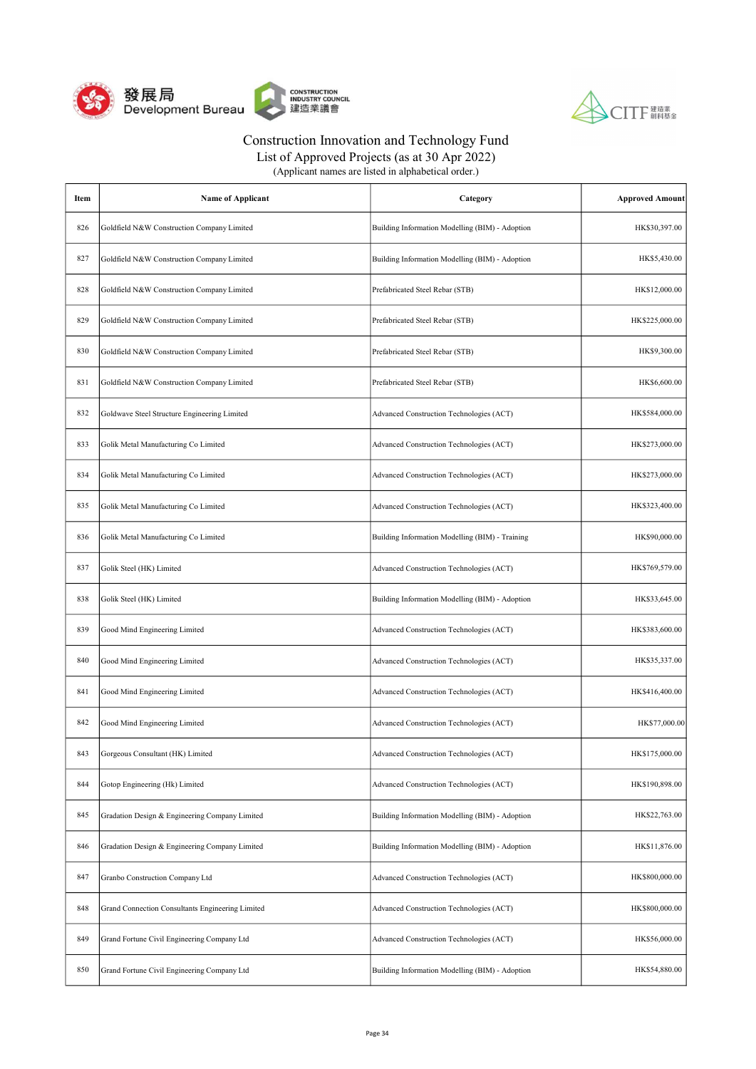# Construction Innovation and Technology Fund

## List of Approved Projects (as at 30 Apr 2022)

(Applicant names are listed in alphabetical order.)

| Item | Name of Applicant | Category | Approved Amount |
|---|---|---|---|
| 826 | Goldfield N&W Construction Company Limited | Building Information Modelling (BIM) - Adoption | HK$30,397.00 |
| 827 | Goldfield N&W Construction Company Limited | Building Information Modelling (BIM) - Adoption | HK$5,430.00 |
| 828 | Goldfield N&W Construction Company Limited | Prefabricated Steel Rebar (STB) | HK$12,000.00 |
| 829 | Goldfield N&W Construction Company Limited | Prefabricated Steel Rebar (STB) | HK$225,000.00 |
| 830 | Goldfield N&W Construction Company Limited | Prefabricated Steel Rebar (STB) | HK$9,300.00 |
| 831 | Goldfield N&W Construction Company Limited | Prefabricated Steel Rebar (STB) | HK$6,600.00 |
| 832 | Goldwave Steel Structure Engineering Limited | Advanced Construction Technologies (ACT) | HK$584,000.00 |
| 833 | Golik Metal Manufacturing Co Limited | Advanced Construction Technologies (ACT) | HK$273,000.00 |
| 834 | Golik Metal Manufacturing Co Limited | Advanced Construction Technologies (ACT) | HK$273,000.00 |
| 835 | Golik Metal Manufacturing Co Limited | Advanced Construction Technologies (ACT) | HK$323,400.00 |
| 836 | Golik Metal Manufacturing Co Limited | Building Information Modelling (BIM) - Training | HK$90,000.00 |
| 837 | Golik Steel (HK) Limited | Advanced Construction Technologies (ACT) | HK$769,579.00 |
| 838 | Golik Steel (HK) Limited | Building Information Modelling (BIM) - Adoption | HK$33,645.00 |
| 839 | Good Mind Engineering Limited | Advanced Construction Technologies (ACT) | HK$383,600.00 |
| 840 | Good Mind Engineering Limited | Advanced Construction Technologies (ACT) | HK$35,337.00 |
| 841 | Good Mind Engineering Limited | Advanced Construction Technologies (ACT) | HK$416,400.00 |
| 842 | Good Mind Engineering Limited | Advanced Construction Technologies (ACT) | HK$77,000.00 |
| 843 | Gorgeous Consultant (HK) Limited | Advanced Construction Technologies (ACT) | HK$175,000.00 |
| 844 | Gotop Engineering (Hk) Limited | Advanced Construction Technologies (ACT) | HK$190,898.00 |
| 845 | Gradation Design & Engineering Company Limited | Building Information Modelling (BIM) - Adoption | HK$22,763.00 |
| 846 | Gradation Design & Engineering Company Limited | Building Information Modelling (BIM) - Adoption | HK$11,876.00 |
| 847 | Granbo Construction Company Ltd | Advanced Construction Technologies (ACT) | HK$800,000.00 |
| 848 | Grand Connection Consultants Engineering Limited | Advanced Construction Technologies (ACT) | HK$800,000.00 |
| 849 | Grand Fortune Civil Engineering Company Ltd | Advanced Construction Technologies (ACT) | HK$56,000.00 |
| 850 | Grand Fortune Civil Engineering Company Ltd | Building Information Modelling (BIM) - Adoption | HK$54,880.00 |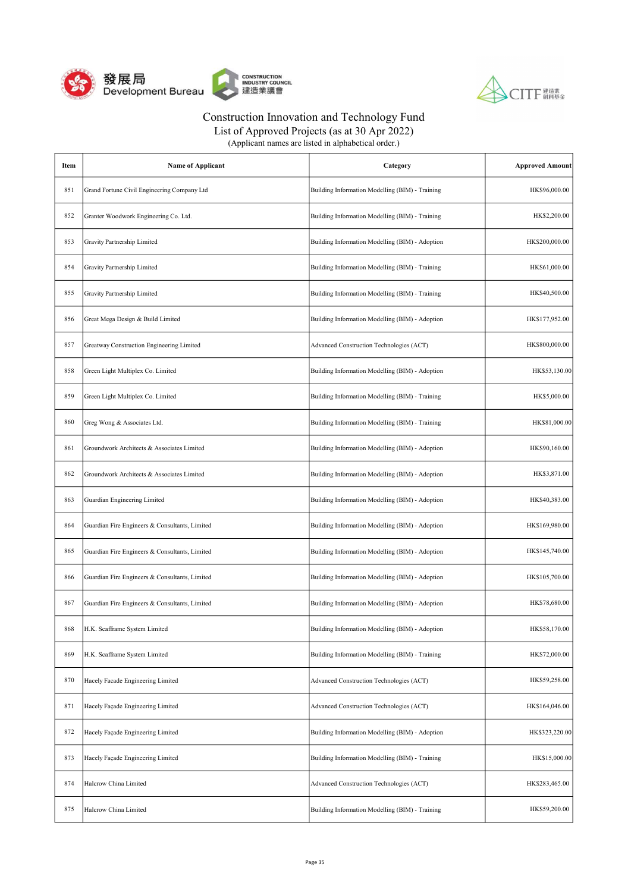# Construction Innovation and Technology Fund

## List of Approved Projects (as at 30 Apr 2022)

(Applicant names are listed in alphabetical order.)

| Item | Name of Applicant | Category | Approved Amount |
|---|---|---|---|
| 851 | Grand Fortune Civil Engineering Company Ltd | Building Information Modelling (BIM) - Training | HK$96,000.00 |
| 852 | Granter Woodwork Engineering Co. Ltd. | Building Information Modelling (BIM) - Training | HK$2,200.00 |
| 853 | Gravity Partnership Limited | Building Information Modelling (BIM) - Adoption | HK$200,000.00 |
| 854 | Gravity Partnership Limited | Building Information Modelling (BIM) - Training | HK$61,000.00 |
| 855 | Gravity Partnership Limited | Building Information Modelling (BIM) - Training | HK$40,500.00 |
| 856 | Great Mega Design & Build Limited | Building Information Modelling (BIM) - Adoption | HK$177,952.00 |
| 857 | Greatway Construction Engineering Limited | Advanced Construction Technologies (ACT) | HK$800,000.00 |
| 858 | Green Light Multiplex Co. Limited | Building Information Modelling (BIM) - Adoption | HK$53,130.00 |
| 859 | Green Light Multiplex Co. Limited | Building Information Modelling (BIM) - Training | HK$5,000.00 |
| 860 | Greg Wong & Associates Ltd. | Building Information Modelling (BIM) - Training | HK$81,000.00 |
| 861 | Groundwork Architects & Associates Limited | Building Information Modelling (BIM) - Adoption | HK$90,160.00 |
| 862 | Groundwork Architects & Associates Limited | Building Information Modelling (BIM) - Adoption | HK$3,871.00 |
| 863 | Guardian Engineering Limited | Building Information Modelling (BIM) - Adoption | HK$40,383.00 |
| 864 | Guardian Fire Engineers & Consultants, Limited | Building Information Modelling (BIM) - Adoption | HK$169,980.00 |
| 865 | Guardian Fire Engineers & Consultants, Limited | Building Information Modelling (BIM) - Adoption | HK$145,740.00 |
| 866 | Guardian Fire Engineers & Consultants, Limited | Building Information Modelling (BIM) - Adoption | HK$105,700.00 |
| 867 | Guardian Fire Engineers & Consultants, Limited | Building Information Modelling (BIM) - Adoption | HK$78,680.00 |
| 868 | H.K. Scafframe System Limited | Building Information Modelling (BIM) - Adoption | HK$58,170.00 |
| 869 | H.K. Scafframe System Limited | Building Information Modelling (BIM) - Training | HK$72,000.00 |
| 870 | Hacely Facade Engineering Limited | Advanced Construction Technologies (ACT) | HK$59,258.00 |
| 871 | Hacely Façade Engineering Limited | Advanced Construction Technologies (ACT) | HK$164,046.00 |
| 872 | Hacely Façade Engineering Limited | Building Information Modelling (BIM) - Adoption | HK$323,220.00 |
| 873 | Hacely Façade Engineering Limited | Building Information Modelling (BIM) - Training | HK$15,000.00 |
| 874 | Halcrow China Limited | Advanced Construction Technologies (ACT) | HK$283,465.00 |
| 875 | Halcrow China Limited | Building Information Modelling (BIM) - Training | HK$59,200.00 |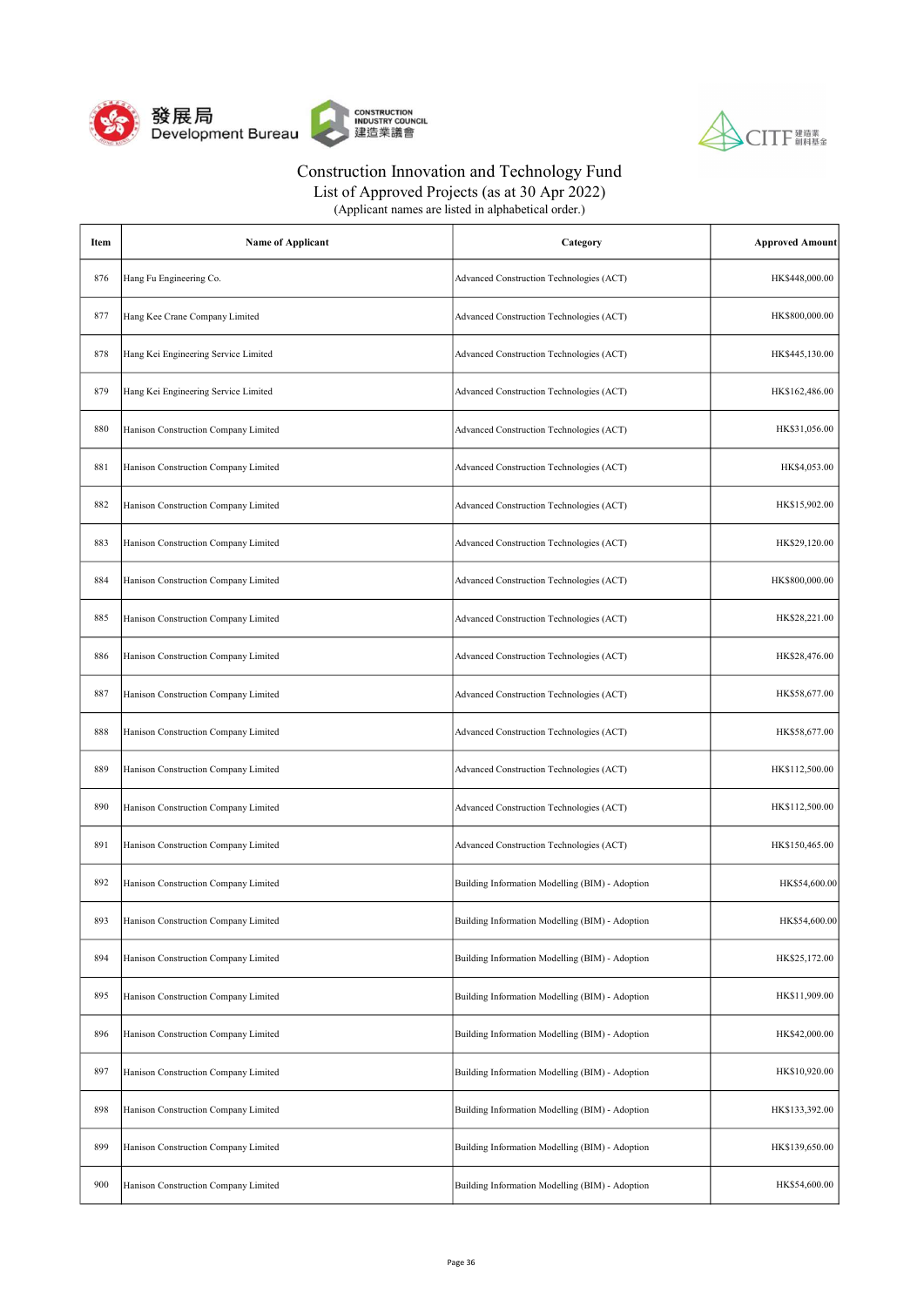Construction Innovation and Technology Fund
List of Approved Projects (as at 30 Apr 2022)
(Applicant names are listed in alphabetical order.)

| Item | Name of Applicant | Category | Approved Amount |
|---|---|---|---|
| 876 | Hang Fu Engineering Co. | Advanced Construction Technologies (ACT) | HK$448,000.00 |
| 877 | Hang Kee Crane Company Limited | Advanced Construction Technologies (ACT) | HK$800,000.00 |
| 878 | Hang Kei Engineering Service Limited | Advanced Construction Technologies (ACT) | HK$445,130.00 |
| 879 | Hang Kei Engineering Service Limited | Advanced Construction Technologies (ACT) | HK$162,486.00 |
| 880 | Hanison Construction Company Limited | Advanced Construction Technologies (ACT) | HK$31,056.00 |
| 881 | Hanison Construction Company Limited | Advanced Construction Technologies (ACT) | HK$4,053.00 |
| 882 | Hanison Construction Company Limited | Advanced Construction Technologies (ACT) | HK$15,902.00 |
| 883 | Hanison Construction Company Limited | Advanced Construction Technologies (ACT) | HK$29,120.00 |
| 884 | Hanison Construction Company Limited | Advanced Construction Technologies (ACT) | HK$800,000.00 |
| 885 | Hanison Construction Company Limited | Advanced Construction Technologies (ACT) | HK$28,221.00 |
| 886 | Hanison Construction Company Limited | Advanced Construction Technologies (ACT) | HK$28,476.00 |
| 887 | Hanison Construction Company Limited | Advanced Construction Technologies (ACT) | HK$58,677.00 |
| 888 | Hanison Construction Company Limited | Advanced Construction Technologies (ACT) | HK$58,677.00 |
| 889 | Hanison Construction Company Limited | Advanced Construction Technologies (ACT) | HK$112,500.00 |
| 890 | Hanison Construction Company Limited | Advanced Construction Technologies (ACT) | HK$112,500.00 |
| 891 | Hanison Construction Company Limited | Advanced Construction Technologies (ACT) | HK$150,465.00 |
| 892 | Hanison Construction Company Limited | Building Information Modelling (BIM) - Adoption | HK$54,600.00 |
| 893 | Hanison Construction Company Limited | Building Information Modelling (BIM) - Adoption | HK$54,600.00 |
| 894 | Hanison Construction Company Limited | Building Information Modelling (BIM) - Adoption | HK$25,172.00 |
| 895 | Hanison Construction Company Limited | Building Information Modelling (BIM) - Adoption | HK$11,909.00 |
| 896 | Hanison Construction Company Limited | Building Information Modelling (BIM) - Adoption | HK$42,000.00 |
| 897 | Hanison Construction Company Limited | Building Information Modelling (BIM) - Adoption | HK$10,920.00 |
| 898 | Hanison Construction Company Limited | Building Information Modelling (BIM) - Adoption | HK$133,392.00 |
| 899 | Hanison Construction Company Limited | Building Information Modelling (BIM) - Adoption | HK$139,650.00 |
| 900 | Hanison Construction Company Limited | Building Information Modelling (BIM) - Adoption | HK$54,600.00 |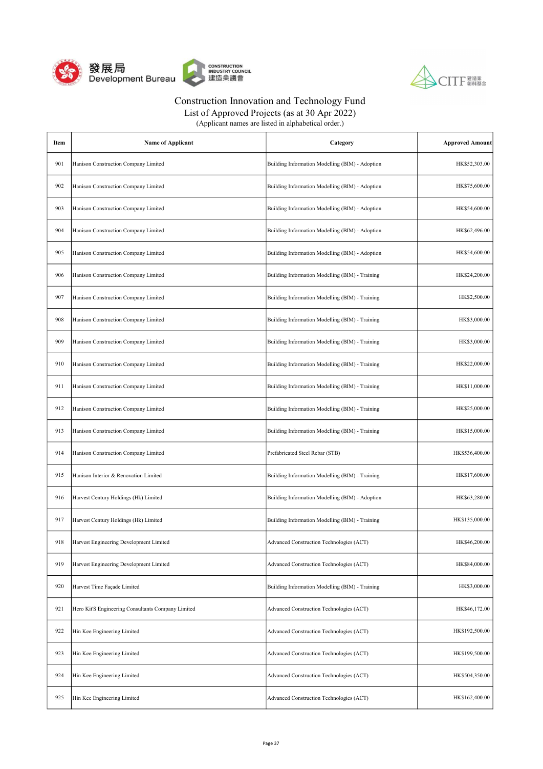# Construction Innovation and Technology Fund

## List of Approved Projects (as at 30 Apr 2022)

(Applicant names are listed in alphabetical order.)

| Item | Name of Applicant | Category | Approved Amount |
|---|---|---|---|
| 901 | Hanison Construction Company Limited | Building Information Modelling (BIM) - Adoption | HK$52,303.00 |
| 902 | Hanison Construction Company Limited | Building Information Modelling (BIM) - Adoption | HK$75,600.00 |
| 903 | Hanison Construction Company Limited | Building Information Modelling (BIM) - Adoption | HK$54,600.00 |
| 904 | Hanison Construction Company Limited | Building Information Modelling (BIM) - Adoption | HK$62,496.00 |
| 905 | Hanison Construction Company Limited | Building Information Modelling (BIM) - Adoption | HK$54,600.00 |
| 906 | Hanison Construction Company Limited | Building Information Modelling (BIM) - Training | HK$24,200.00 |
| 907 | Hanison Construction Company Limited | Building Information Modelling (BIM) - Training | HK$2,500.00 |
| 908 | Hanison Construction Company Limited | Building Information Modelling (BIM) - Training | HK$3,000.00 |
| 909 | Hanison Construction Company Limited | Building Information Modelling (BIM) - Training | HK$3,000.00 |
| 910 | Hanison Construction Company Limited | Building Information Modelling (BIM) - Training | HK$22,000.00 |
| 911 | Hanison Construction Company Limited | Building Information Modelling (BIM) - Training | HK$11,000.00 |
| 912 | Hanison Construction Company Limited | Building Information Modelling (BIM) - Training | HK$25,000.00 |
| 913 | Hanison Construction Company Limited | Building Information Modelling (BIM) - Training | HK$15,000.00 |
| 914 | Hanison Construction Company Limited | Prefabricated Steel Rebar (STB) | HK$536,400.00 |
| 915 | Hanison Interior & Renovation Limited | Building Information Modelling (BIM) - Training | HK$17,600.00 |
| 916 | Harvest Century Holdings (Hk) Limited | Building Information Modelling (BIM) - Adoption | HK$63,280.00 |
| 917 | Harvest Century Holdings (Hk) Limited | Building Information Modelling (BIM) - Training | HK$135,000.00 |
| 918 | Harvest Engineering Development Limited | Advanced Construction Technologies (ACT) | HK$46,200.00 |
| 919 | Harvest Engineering Development Limited | Advanced Construction Technologies (ACT) | HK$84,000.00 |
| 920 | Harvest Time Façade Limited | Building Information Modelling (BIM) - Training | HK$3,000.00 |
| 921 | Hero Kit'S Engineering Consultants Company Limited | Advanced Construction Technologies (ACT) | HK$46,172.00 |
| 922 | Hin Kee Engineering Limited | Advanced Construction Technologies (ACT) | HK$192,500.00 |
| 923 | Hin Kee Engineering Limited | Advanced Construction Technologies (ACT) | HK$199,500.00 |
| 924 | Hin Kee Engineering Limited | Advanced Construction Technologies (ACT) | HK$504,350.00 |
| 925 | Hin Kee Engineering Limited | Advanced Construction Technologies (ACT) | HK$162,400.00 |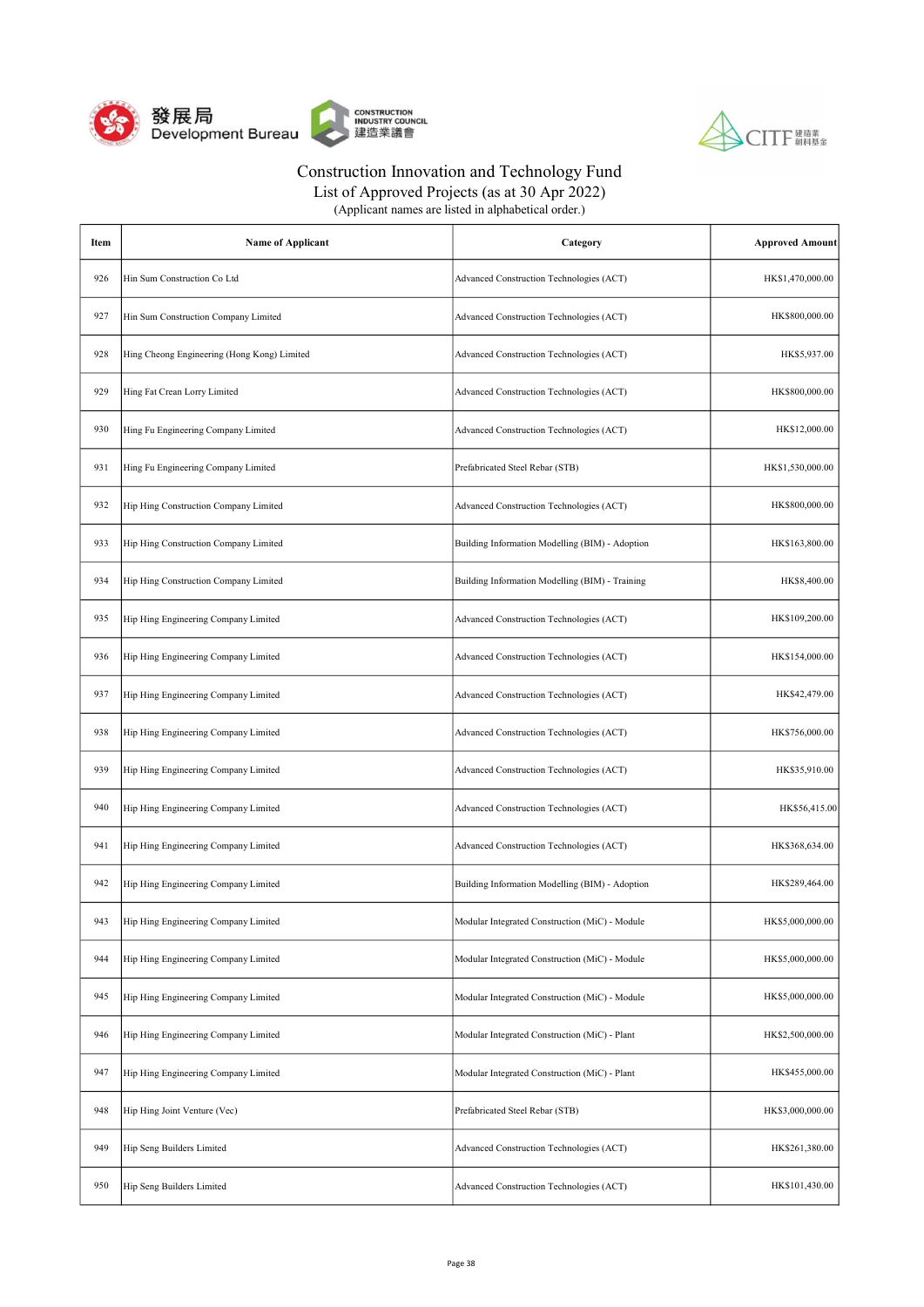# Construction Innovation and Technology Fund

## List of Approved Projects (as at 30 Apr 2022)

(Applicant names are listed in alphabetical order.)

| Item | Name of Applicant | Category | Approved Amount |
|---|---|---|---|
| 926 | Hin Sum Construction Co Ltd | Advanced Construction Technologies (ACT) | HK$1,470,000.00 |
| 927 | Hin Sum Construction Company Limited | Advanced Construction Technologies (ACT) | HK$800,000.00 |
| 928 | Hing Cheong Engineering (Hong Kong) Limited | Advanced Construction Technologies (ACT) | HK$5,937.00 |
| 929 | Hing Fat Crean Lorry Limited | Advanced Construction Technologies (ACT) | HK$800,000.00 |
| 930 | Hing Fu Engineering Company Limited | Advanced Construction Technologies (ACT) | HK$12,000.00 |
| 931 | Hing Fu Engineering Company Limited | Prefabricated Steel Rebar (STB) | HK$1,530,000.00 |
| 932 | Hip Hing Construction Company Limited | Advanced Construction Technologies (ACT) | HK$800,000.00 |
| 933 | Hip Hing Construction Company Limited | Building Information Modelling (BIM) - Adoption | HK$163,800.00 |
| 934 | Hip Hing Construction Company Limited | Building Information Modelling (BIM) - Training | HK$8,400.00 |
| 935 | Hip Hing Engineering Company Limited | Advanced Construction Technologies (ACT) | HK$109,200.00 |
| 936 | Hip Hing Engineering Company Limited | Advanced Construction Technologies (ACT) | HK$154,000.00 |
| 937 | Hip Hing Engineering Company Limited | Advanced Construction Technologies (ACT) | HK$42,479.00 |
| 938 | Hip Hing Engineering Company Limited | Advanced Construction Technologies (ACT) | HK$756,000.00 |
| 939 | Hip Hing Engineering Company Limited | Advanced Construction Technologies (ACT) | HK$35,910.00 |
| 940 | Hip Hing Engineering Company Limited | Advanced Construction Technologies (ACT) | HK$56,415.00 |
| 941 | Hip Hing Engineering Company Limited | Advanced Construction Technologies (ACT) | HK$368,634.00 |
| 942 | Hip Hing Engineering Company Limited | Building Information Modelling (BIM) - Adoption | HK$289,464.00 |
| 943 | Hip Hing Engineering Company Limited | Modular Integrated Construction (MiC) - Module | HK$5,000,000.00 |
| 944 | Hip Hing Engineering Company Limited | Modular Integrated Construction (MiC) - Module | HK$5,000,000.00 |
| 945 | Hip Hing Engineering Company Limited | Modular Integrated Construction (MiC) - Module | HK$5,000,000.00 |
| 946 | Hip Hing Engineering Company Limited | Modular Integrated Construction (MiC) - Plant | HK$2,500,000.00 |
| 947 | Hip Hing Engineering Company Limited | Modular Integrated Construction (MiC) - Plant | HK$455,000.00 |
| 948 | Hip Hing Joint Venture (Vec) | Prefabricated Steel Rebar (STB) | HK$3,000,000.00 |
| 949 | Hip Seng Builders Limited | Advanced Construction Technologies (ACT) | HK$261,380.00 |
| 950 | Hip Seng Builders Limited | Advanced Construction Technologies (ACT) | HK$101,430.00 |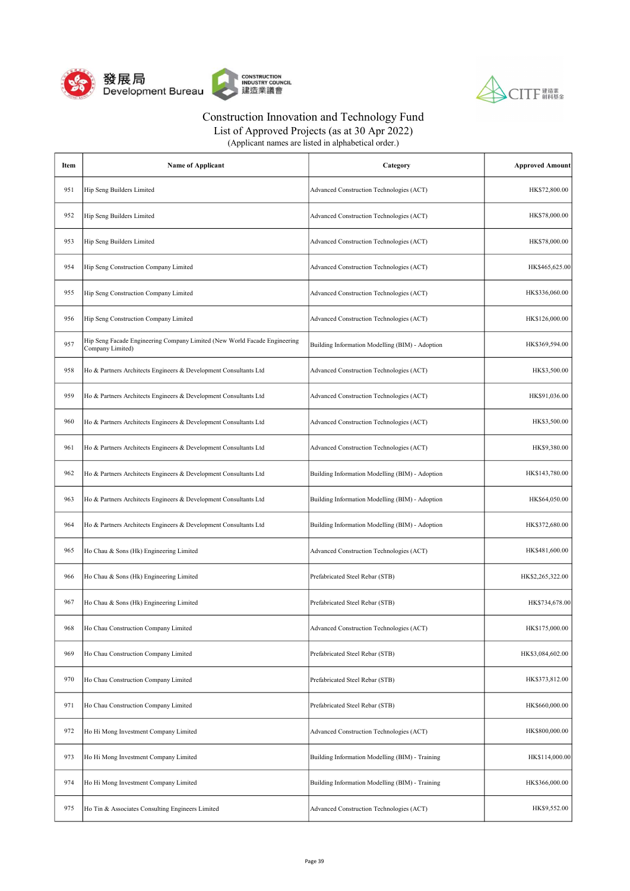# Construction Innovation and Technology Fund

## List of Approved Projects (as at 30 Apr 2022)

(Applicant names are listed in alphabetical order.)

| Item | Name of Applicant | Category | Approved Amount |
|---|---|---|---|
| 951 | Hip Seng Builders Limited | Advanced Construction Technologies (ACT) | HK$72,800.00 |
| 952 | Hip Seng Builders Limited | Advanced Construction Technologies (ACT) | HK$78,000.00 |
| 953 | Hip Seng Builders Limited | Advanced Construction Technologies (ACT) | HK$78,000.00 |
| 954 | Hip Seng Construction Company Limited | Advanced Construction Technologies (ACT) | HK$465,625.00 |
| 955 | Hip Seng Construction Company Limited | Advanced Construction Technologies (ACT) | HK$336,060.00 |
| 956 | Hip Seng Construction Company Limited | Advanced Construction Technologies (ACT) | HK$126,000.00 |
| 957 | Hip Seng Facade Engineering Company Limited (New World Facade Engineering Company Limited) | Building Information Modelling (BIM) - Adoption | HK$369,594.00 |
| 958 | Ho & Partners Architects Engineers & Development Consultants Ltd | Advanced Construction Technologies (ACT) | HK$3,500.00 |
| 959 | Ho & Partners Architects Engineers & Development Consultants Ltd | Advanced Construction Technologies (ACT) | HK$91,036.00 |
| 960 | Ho & Partners Architects Engineers & Development Consultants Ltd | Advanced Construction Technologies (ACT) | HK$3,500.00 |
| 961 | Ho & Partners Architects Engineers & Development Consultants Ltd | Advanced Construction Technologies (ACT) | HK$9,380.00 |
| 962 | Ho & Partners Architects Engineers & Development Consultants Ltd | Building Information Modelling (BIM) - Adoption | HK$143,780.00 |
| 963 | Ho & Partners Architects Engineers & Development Consultants Ltd | Building Information Modelling (BIM) - Adoption | HK$64,050.00 |
| 964 | Ho & Partners Architects Engineers & Development Consultants Ltd | Building Information Modelling (BIM) - Adoption | HK$372,680.00 |
| 965 | Ho Chau & Sons (Hk) Engineering Limited | Advanced Construction Technologies (ACT) | HK$481,600.00 |
| 966 | Ho Chau & Sons (Hk) Engineering Limited | Prefabricated Steel Rebar (STB) | HK$2,265,322.00 |
| 967 | Ho Chau & Sons (Hk) Engineering Limited | Prefabricated Steel Rebar (STB) | HK$734,678.00 |
| 968 | Ho Chau Construction Company Limited | Advanced Construction Technologies (ACT) | HK$175,000.00 |
| 969 | Ho Chau Construction Company Limited | Prefabricated Steel Rebar (STB) | HK$3,084,602.00 |
| 970 | Ho Chau Construction Company Limited | Prefabricated Steel Rebar (STB) | HK$373,812.00 |
| 971 | Ho Chau Construction Company Limited | Prefabricated Steel Rebar (STB) | HK$660,000.00 |
| 972 | Ho Hi Mong Investment Company Limited | Advanced Construction Technologies (ACT) | HK$800,000.00 |
| 973 | Ho Hi Mong Investment Company Limited | Building Information Modelling (BIM) - Training | HK$114,000.00 |
| 974 | Ho Hi Mong Investment Company Limited | Building Information Modelling (BIM) - Training | HK$366,000.00 |
| 975 | Ho Tin & Associates Consulting Engineers Limited | Advanced Construction Technologies (ACT) | HK$9,552.00 |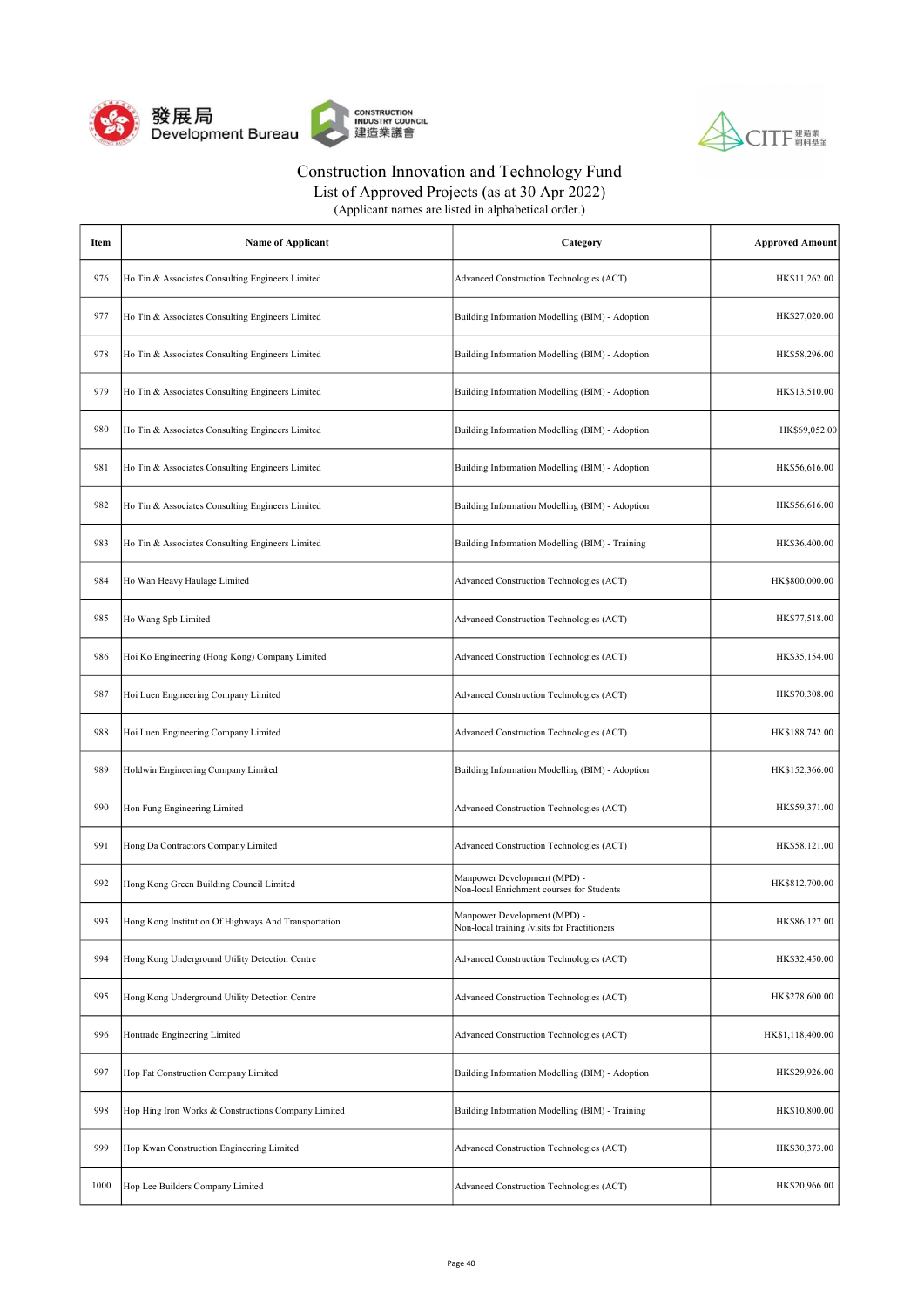Construction Innovation and Technology Fund
List of Approved Projects (as at 30 Apr 2022)
(Applicant names are listed in alphabetical order.)

| Item | Name of Applicant | Category | Approved Amount |
|---|---|---|---|
| 976 | Ho Tin & Associates Consulting Engineers Limited | Advanced Construction Technologies (ACT) | HK$11,262.00 |
| 977 | Ho Tin & Associates Consulting Engineers Limited | Building Information Modelling (BIM) - Adoption | HK$27,020.00 |
| 978 | Ho Tin & Associates Consulting Engineers Limited | Building Information Modelling (BIM) - Adoption | HK$58,296.00 |
| 979 | Ho Tin & Associates Consulting Engineers Limited | Building Information Modelling (BIM) - Adoption | HK$13,510.00 |
| 980 | Ho Tin & Associates Consulting Engineers Limited | Building Information Modelling (BIM) - Adoption | HK$69,052.00 |
| 981 | Ho Tin & Associates Consulting Engineers Limited | Building Information Modelling (BIM) - Adoption | HK$56,616.00 |
| 982 | Ho Tin & Associates Consulting Engineers Limited | Building Information Modelling (BIM) - Adoption | HK$56,616.00 |
| 983 | Ho Tin & Associates Consulting Engineers Limited | Building Information Modelling (BIM) - Training | HK$36,400.00 |
| 984 | Ho Wan Heavy Haulage Limited | Advanced Construction Technologies (ACT) | HK$800,000.00 |
| 985 | Ho Wang Spb Limited | Advanced Construction Technologies (ACT) | HK$77,518.00 |
| 986 | Hoi Ko Engineering (Hong Kong) Company Limited | Advanced Construction Technologies (ACT) | HK$35,154.00 |
| 987 | Hoi Luen Engineering Company Limited | Advanced Construction Technologies (ACT) | HK$70,308.00 |
| 988 | Hoi Luen Engineering Company Limited | Advanced Construction Technologies (ACT) | HK$188,742.00 |
| 989 | Holdwin Engineering Company Limited | Building Information Modelling (BIM) - Adoption | HK$152,366.00 |
| 990 | Hon Fung Engineering Limited | Advanced Construction Technologies (ACT) | HK$59,371.00 |
| 991 | Hong Da Contractors Company Limited | Advanced Construction Technologies (ACT) | HK$58,121.00 |
| 992 | Hong Kong Green Building Council Limited | Manpower Development (MPD) - Non-local Enrichment courses for Students | HK$812,700.00 |
| 993 | Hong Kong Institution Of Highways And Transportation | Manpower Development (MPD) - Non-local training /visits for Practitioners | HK$86,127.00 |
| 994 | Hong Kong Underground Utility Detection Centre | Advanced Construction Technologies (ACT) | HK$32,450.00 |
| 995 | Hong Kong Underground Utility Detection Centre | Advanced Construction Technologies (ACT) | HK$278,600.00 |
| 996 | Hontrade Engineering Limited | Advanced Construction Technologies (ACT) | HK$1,118,400.00 |
| 997 | Hop Fat Construction Company Limited | Building Information Modelling (BIM) - Adoption | HK$29,926.00 |
| 998 | Hop Hing Iron Works & Constructions Company Limited | Building Information Modelling (BIM) - Training | HK$10,800.00 |
| 999 | Hop Kwan Construction Engineering Limited | Advanced Construction Technologies (ACT) | HK$30,373.00 |
| 1000 | Hop Lee Builders Company Limited | Advanced Construction Technologies (ACT) | HK$20,966.00 |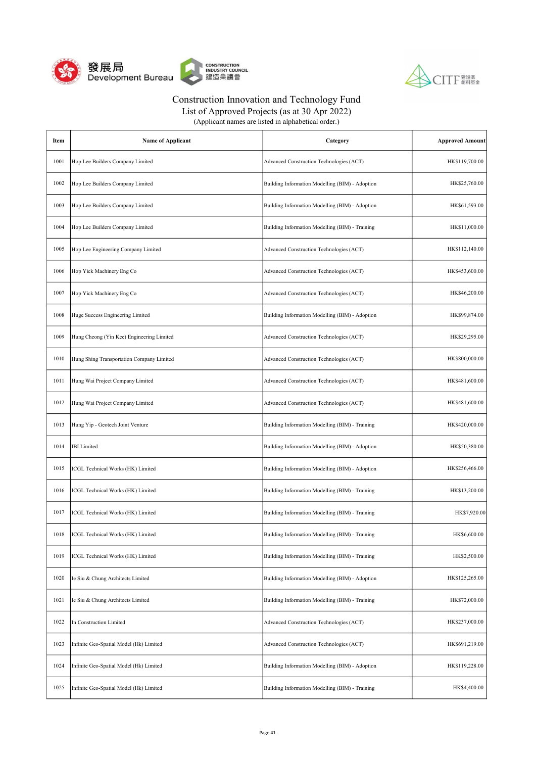# Construction Innovation and Technology Fund

## List of Approved Projects (as at 30 Apr 2022)

(Applicant names are listed in alphabetical order.)

| Item | Name of Applicant | Category | Approved Amount |
|---|---|---|---|
| 1001 | Hop Lee Builders Company Limited | Advanced Construction Technologies (ACT) | HK$119,700.00 |
| 1002 | Hop Lee Builders Company Limited | Building Information Modelling (BIM) - Adoption | HK$25,760.00 |
| 1003 | Hop Lee Builders Company Limited | Building Information Modelling (BIM) - Adoption | HK$61,593.00 |
| 1004 | Hop Lee Builders Company Limited | Building Information Modelling (BIM) - Training | HK$11,000.00 |
| 1005 | Hop Lee Engineering Company Limited | Advanced Construction Technologies (ACT) | HK$112,140.00 |
| 1006 | Hop Yick Machinery Eng Co | Advanced Construction Technologies (ACT) | HK$453,600.00 |
| 1007 | Hop Yick Machinery Eng Co | Advanced Construction Technologies (ACT) | HK$46,200.00 |
| 1008 | Huge Success Engineering Limited | Building Information Modelling (BIM) - Adoption | HK$99,874.00 |
| 1009 | Hung Cheong (Yin Kee) Engineering Limited | Advanced Construction Technologies (ACT) | HK$29,295.00 |
| 1010 | Hung Shing Transportation Company Limited | Advanced Construction Technologies (ACT) | HK$800,000.00 |
| 1011 | Hung Wai Project Company Limited | Advanced Construction Technologies (ACT) | HK$481,600.00 |
| 1012 | Hung Wai Project Company Limited | Advanced Construction Technologies (ACT) | HK$481,600.00 |
| 1013 | Hung Yip - Geotech Joint Venture | Building Information Modelling (BIM) - Training | HK$420,000.00 |
| 1014 | IBI Limited | Building Information Modelling (BIM) - Adoption | HK$50,380.00 |
| 1015 | ICGL Technical Works (HK) Limited | Building Information Modelling (BIM) - Adoption | HK$256,466.00 |
| 1016 | ICGL Technical Works (HK) Limited | Building Information Modelling (BIM) - Training | HK$13,200.00 |
| 1017 | ICGL Technical Works (HK) Limited | Building Information Modelling (BIM) - Training | HK$7,920.00 |
| 1018 | ICGL Technical Works (HK) Limited | Building Information Modelling (BIM) - Training | HK$6,600.00 |
| 1019 | ICGL Technical Works (HK) Limited | Building Information Modelling (BIM) - Training | HK$2,500.00 |
| 1020 | Ie Siu & Chung Architects Limited | Building Information Modelling (BIM) - Adoption | HK$125,265.00 |
| 1021 | Ie Siu & Chung Architects Limited | Building Information Modelling (BIM) - Training | HK$72,000.00 |
| 1022 | In Construction Limited | Advanced Construction Technologies (ACT) | HK$237,000.00 |
| 1023 | Infinite Geo-Spatial Model (Hk) Limited | Advanced Construction Technologies (ACT) | HK$691,219.00 |
| 1024 | Infinite Geo-Spatial Model (Hk) Limited | Building Information Modelling (BIM) - Adoption | HK$119,228.00 |
| 1025 | Infinite Geo-Spatial Model (Hk) Limited | Building Information Modelling (BIM) - Training | HK$4,400.00 |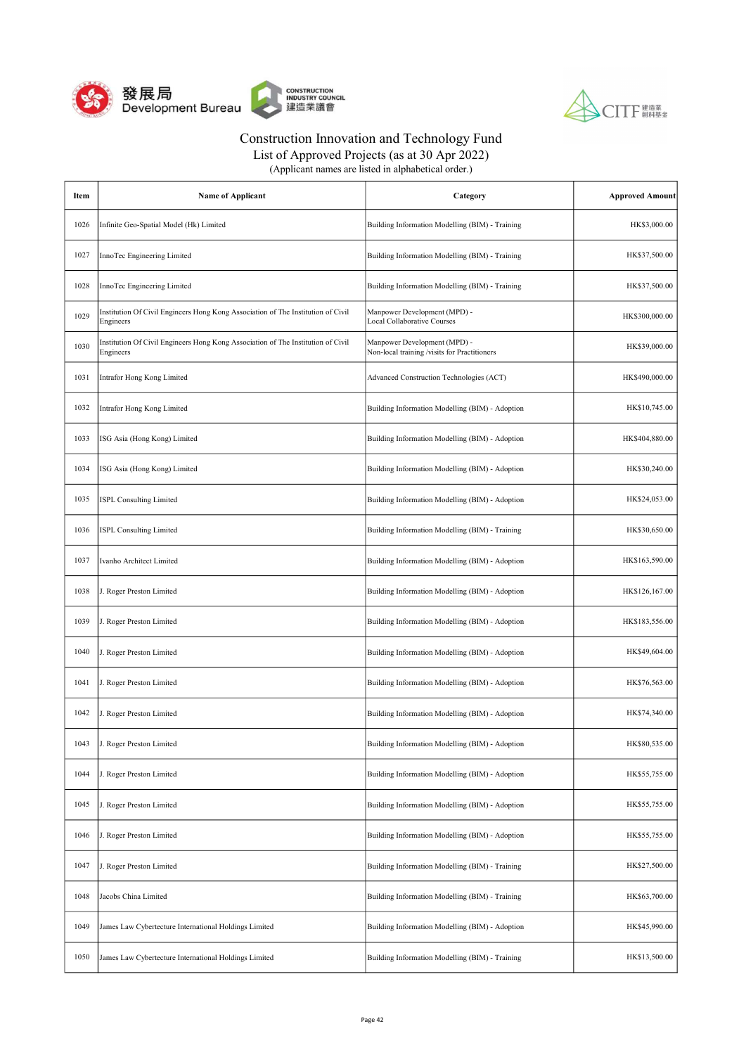Construction Innovation and Technology Fund
List of Approved Projects (as at 30 Apr 2022)
(Applicant names are listed in alphabetical order.)

| Item | Name of Applicant | Category | Approved Amount |
|---|---|---|---|
| 1026 | Infinite Geo-Spatial Model (Hk) Limited | Building Information Modelling (BIM) - Training | HK$3,000.00 |
| 1027 | InnoTec Engineering Limited | Building Information Modelling (BIM) - Training | HK$37,500.00 |
| 1028 | InnoTec Engineering Limited | Building Information Modelling (BIM) - Training | HK$37,500.00 |
| 1029 | Institution Of Civil Engineers Hong Kong Association of The Institution of Civil Engineers | Manpower Development (MPD) - Local Collaborative Courses | HK$300,000.00 |
| 1030 | Institution Of Civil Engineers Hong Kong Association of The Institution of Civil Engineers | Manpower Development (MPD) - Non-local training /visits for Practitioners | HK$39,000.00 |
| 1031 | Intrafor Hong Kong Limited | Advanced Construction Technologies (ACT) | HK$490,000.00 |
| 1032 | Intrafor Hong Kong Limited | Building Information Modelling (BIM) - Adoption | HK$10,745.00 |
| 1033 | ISG Asia (Hong Kong) Limited | Building Information Modelling (BIM) - Adoption | HK$404,880.00 |
| 1034 | ISG Asia (Hong Kong) Limited | Building Information Modelling (BIM) - Adoption | HK$30,240.00 |
| 1035 | ISPL Consulting Limited | Building Information Modelling (BIM) - Adoption | HK$24,053.00 |
| 1036 | ISPL Consulting Limited | Building Information Modelling (BIM) - Training | HK$30,650.00 |
| 1037 | Ivanho Architect Limited | Building Information Modelling (BIM) - Adoption | HK$163,590.00 |
| 1038 | J. Roger Preston Limited | Building Information Modelling (BIM) - Adoption | HK$126,167.00 |
| 1039 | J. Roger Preston Limited | Building Information Modelling (BIM) - Adoption | HK$183,556.00 |
| 1040 | J. Roger Preston Limited | Building Information Modelling (BIM) - Adoption | HK$49,604.00 |
| 1041 | J. Roger Preston Limited | Building Information Modelling (BIM) - Adoption | HK$76,563.00 |
| 1042 | J. Roger Preston Limited | Building Information Modelling (BIM) - Adoption | HK$74,340.00 |
| 1043 | J. Roger Preston Limited | Building Information Modelling (BIM) - Adoption | HK$80,535.00 |
| 1044 | J. Roger Preston Limited | Building Information Modelling (BIM) - Adoption | HK$55,755.00 |
| 1045 | J. Roger Preston Limited | Building Information Modelling (BIM) - Adoption | HK$55,755.00 |
| 1046 | J. Roger Preston Limited | Building Information Modelling (BIM) - Adoption | HK$55,755.00 |
| 1047 | J. Roger Preston Limited | Building Information Modelling (BIM) - Training | HK$27,500.00 |
| 1048 | Jacobs China Limited | Building Information Modelling (BIM) - Training | HK$63,700.00 |
| 1049 | James Law Cybertecture International Holdings Limited | Building Information Modelling (BIM) - Adoption | HK$45,990.00 |
| 1050 | James Law Cybertecture International Holdings Limited | Building Information Modelling (BIM) - Training | HK$13,500.00 |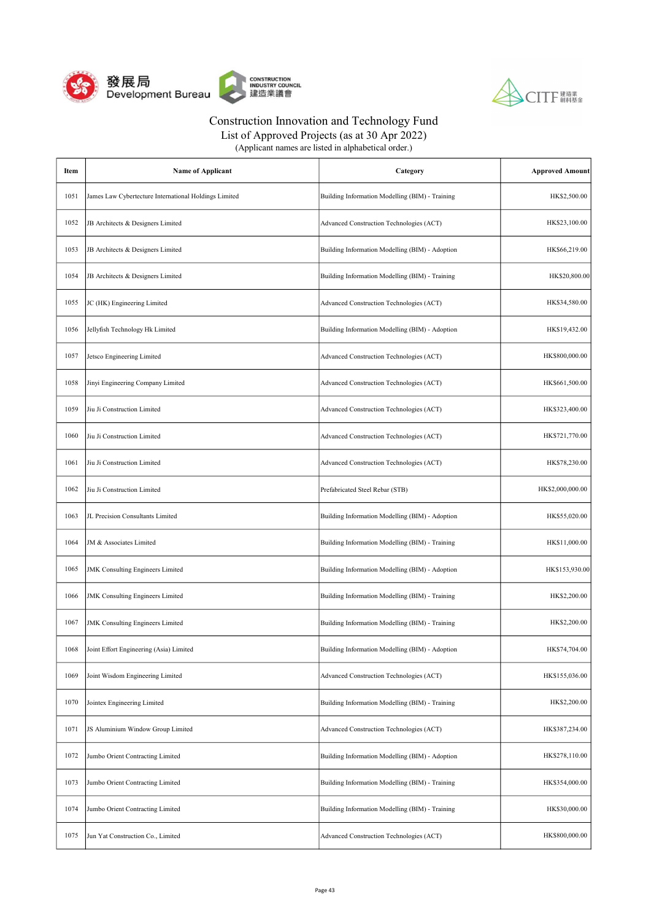# Construction Innovation and Technology Fund

## List of Approved Projects (as at 30 Apr 2022)

(Applicant names are listed in alphabetical order.)

| Item | Name of Applicant | Category | Approved Amount |
|---|---|---|---|
| 1051 | James Law Cybertecture International Holdings Limited | Building Information Modelling (BIM) - Training | HK$2,500.00 |
| 1052 | JB Architects & Designers Limited | Advanced Construction Technologies (ACT) | HK$23,100.00 |
| 1053 | JB Architects & Designers Limited | Building Information Modelling (BIM) - Adoption | HK$66,219.00 |
| 1054 | JB Architects & Designers Limited | Building Information Modelling (BIM) - Training | HK$20,800.00 |
| 1055 | JC (HK) Engineering Limited | Advanced Construction Technologies (ACT) | HK$34,580.00 |
| 1056 | Jellyfish Technology Hk Limited | Building Information Modelling (BIM) - Adoption | HK$19,432.00 |
| 1057 | Jetsco Engineering Limited | Advanced Construction Technologies (ACT) | HK$800,000.00 |
| 1058 | Jinyi Engineering Company Limited | Advanced Construction Technologies (ACT) | HK$661,500.00 |
| 1059 | Jiu Ji Construction Limited | Advanced Construction Technologies (ACT) | HK$323,400.00 |
| 1060 | Jiu Ji Construction Limited | Advanced Construction Technologies (ACT) | HK$721,770.00 |
| 1061 | Jiu Ji Construction Limited | Advanced Construction Technologies (ACT) | HK$78,230.00 |
| 1062 | Jiu Ji Construction Limited | Prefabricated Steel Rebar (STB) | HK$2,000,000.00 |
| 1063 | JL Precision Consultants Limited | Building Information Modelling (BIM) - Adoption | HK$55,020.00 |
| 1064 | JM & Associates Limited | Building Information Modelling (BIM) - Training | HK$11,000.00 |
| 1065 | JMK Consulting Engineers Limited | Building Information Modelling (BIM) - Adoption | HK$153,930.00 |
| 1066 | JMK Consulting Engineers Limited | Building Information Modelling (BIM) - Training | HK$2,200.00 |
| 1067 | JMK Consulting Engineers Limited | Building Information Modelling (BIM) - Training | HK$2,200.00 |
| 1068 | Joint Effort Engineering (Asia) Limited | Building Information Modelling (BIM) - Adoption | HK$74,704.00 |
| 1069 | Joint Wisdom Engineering Limited | Advanced Construction Technologies (ACT) | HK$155,036.00 |
| 1070 | Jointex Engineering Limited | Building Information Modelling (BIM) - Training | HK$2,200.00 |
| 1071 | JS Aluminium Window Group Limited | Advanced Construction Technologies (ACT) | HK$387,234.00 |
| 1072 | Jumbo Orient Contracting Limited | Building Information Modelling (BIM) - Adoption | HK$278,110.00 |
| 1073 | Jumbo Orient Contracting Limited | Building Information Modelling (BIM) - Training | HK$354,000.00 |
| 1074 | Jumbo Orient Contracting Limited | Building Information Modelling (BIM) - Training | HK$30,000.00 |
| 1075 | Jun Yat Construction Co., Limited | Advanced Construction Technologies (ACT) | HK$800,000.00 |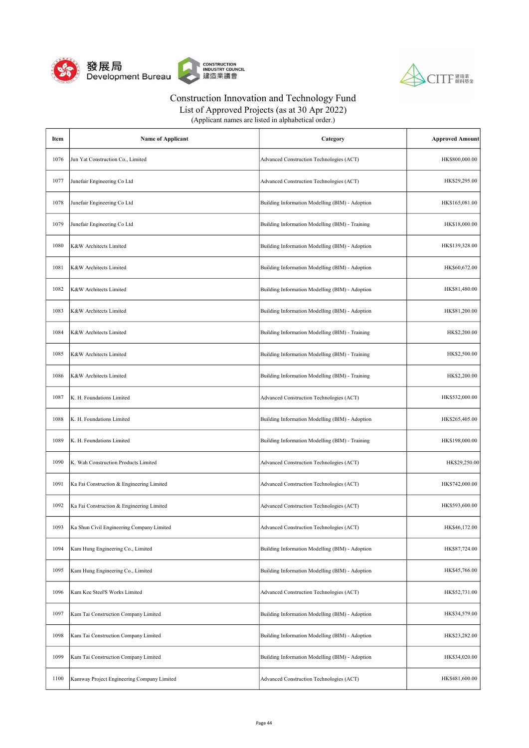# Construction Innovation and Technology Fund

## List of Approved Projects (as at 30 Apr 2022)

(Applicant names are listed in alphabetical order.)

| Item | Name of Applicant | Category | Approved Amount |
|---|---|---|---|
| 1076 | Jun Yat Construction Co., Limited | Advanced Construction Technologies (ACT) | HK$800,000.00 |
| 1077 | Junefair Engineering Co Ltd | Advanced Construction Technologies (ACT) | HK$29,295.00 |
| 1078 | Junefair Engineering Co Ltd | Building Information Modelling (BIM) - Adoption | HK$165,081.00 |
| 1079 | Junefair Engineering Co Ltd | Building Information Modelling (BIM) - Training | HK$18,000.00 |
| 1080 | K&W Architects Limited | Building Information Modelling (BIM) - Adoption | HK$139,328.00 |
| 1081 | K&W Architects Limited | Building Information Modelling (BIM) - Adoption | HK$60,672.00 |
| 1082 | K&W Architects Limited | Building Information Modelling (BIM) - Adoption | HK$81,480.00 |
| 1083 | K&W Architects Limited | Building Information Modelling (BIM) - Adoption | HK$81,200.00 |
| 1084 | K&W Architects Limited | Building Information Modelling (BIM) - Training | HK$2,200.00 |
| 1085 | K&W Architects Limited | Building Information Modelling (BIM) - Training | HK$2,500.00 |
| 1086 | K&W Architects Limited | Building Information Modelling (BIM) - Training | HK$2,200.00 |
| 1087 | K. H. Foundations Limited | Advanced Construction Technologies (ACT) | HK$532,000.00 |
| 1088 | K. H. Foundations Limited | Building Information Modelling (BIM) - Adoption | HK$265,405.00 |
| 1089 | K. H. Foundations Limited | Building Information Modelling (BIM) - Training | HK$198,000.00 |
| 1090 | K. Wah Construction Products Limited | Advanced Construction Technologies (ACT) | HK$29,250.00 |
| 1091 | Ka Fai Construction & Engineering Limited | Advanced Construction Technologies (ACT) | HK$742,000.00 |
| 1092 | Ka Fai Construction & Engineering Limited | Advanced Construction Technologies (ACT) | HK$593,600.00 |
| 1093 | Ka Shun Civil Engineering Company Limited | Advanced Construction Technologies (ACT) | HK$46,172.00 |
| 1094 | Kam Hung Engineering Co., Limited | Building Information Modelling (BIM) - Adoption | HK$87,724.00 |
| 1095 | Kam Hung Engineering Co., Limited | Building Information Modelling (BIM) - Adoption | HK$45,766.00 |
| 1096 | Kam Kee Steel'S Works Limited | Advanced Construction Technologies (ACT) | HK$52,731.00 |
| 1097 | Kam Tai Construction Company Limited | Building Information Modelling (BIM) - Adoption | HK$34,579.00 |
| 1098 | Kam Tai Construction Company Limited | Building Information Modelling (BIM) - Adoption | HK$23,282.00 |
| 1099 | Kam Tai Construction Company Limited | Building Information Modelling (BIM) - Adoption | HK$34,020.00 |
| 1100 | Kamway Project Engineering Company Limited | Advanced Construction Technologies (ACT) | HK$481,600.00 |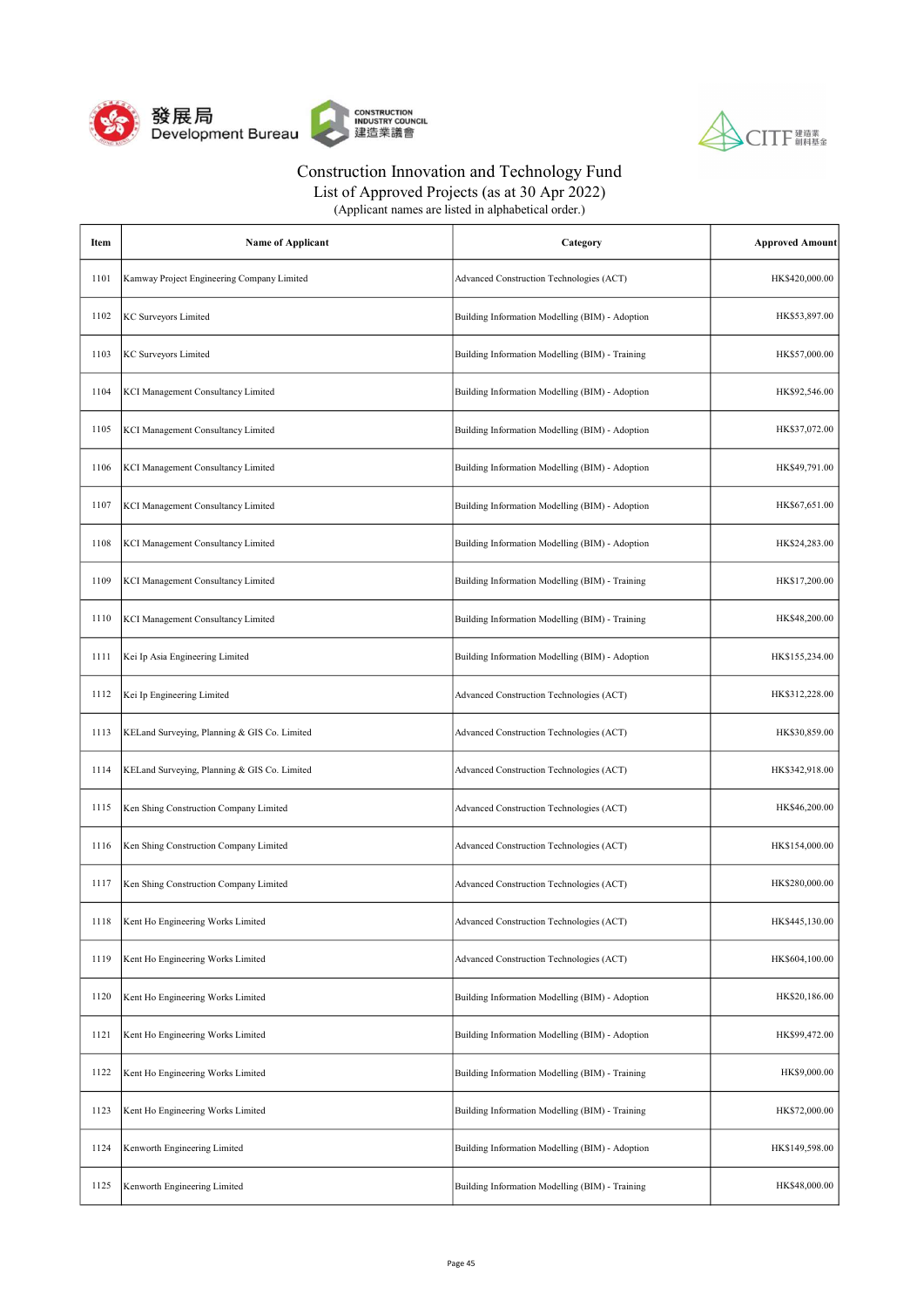Construction Innovation and Technology Fund

List of Approved Projects (as at 30 Apr 2022)

(Applicant names are listed in alphabetical order.)

| Item | Name of Applicant | Category | Approved Amount |
|---|---|---|---|
| 1101 | Kamway Project Engineering Company Limited | Advanced Construction Technologies (ACT) | HK$420,000.00 |
| 1102 | KC Surveyors Limited | Building Information Modelling (BIM) - Adoption | HK$53,897.00 |
| 1103 | KC Surveyors Limited | Building Information Modelling (BIM) - Training | HK$57,000.00 |
| 1104 | KCI Management Consultancy Limited | Building Information Modelling (BIM) - Adoption | HK$92,546.00 |
| 1105 | KCI Management Consultancy Limited | Building Information Modelling (BIM) - Adoption | HK$37,072.00 |
| 1106 | KCI Management Consultancy Limited | Building Information Modelling (BIM) - Adoption | HK$49,791.00 |
| 1107 | KCI Management Consultancy Limited | Building Information Modelling (BIM) - Adoption | HK$67,651.00 |
| 1108 | KCI Management Consultancy Limited | Building Information Modelling (BIM) - Adoption | HK$24,283.00 |
| 1109 | KCI Management Consultancy Limited | Building Information Modelling (BIM) - Training | HK$17,200.00 |
| 1110 | KCI Management Consultancy Limited | Building Information Modelling (BIM) - Training | HK$48,200.00 |
| 1111 | Kei Ip Asia Engineering Limited | Building Information Modelling (BIM) - Adoption | HK$155,234.00 |
| 1112 | Kei Ip Engineering Limited | Advanced Construction Technologies (ACT) | HK$312,228.00 |
| 1113 | KELand Surveying, Planning & GIS Co. Limited | Advanced Construction Technologies (ACT) | HK$30,859.00 |
| 1114 | KELand Surveying, Planning & GIS Co. Limited | Advanced Construction Technologies (ACT) | HK$342,918.00 |
| 1115 | Ken Shing Construction Company Limited | Advanced Construction Technologies (ACT) | HK$46,200.00 |
| 1116 | Ken Shing Construction Company Limited | Advanced Construction Technologies (ACT) | HK$154,000.00 |
| 1117 | Ken Shing Construction Company Limited | Advanced Construction Technologies (ACT) | HK$280,000.00 |
| 1118 | Kent Ho Engineering Works Limited | Advanced Construction Technologies (ACT) | HK$445,130.00 |
| 1119 | Kent Ho Engineering Works Limited | Advanced Construction Technologies (ACT) | HK$604,100.00 |
| 1120 | Kent Ho Engineering Works Limited | Building Information Modelling (BIM) - Adoption | HK$20,186.00 |
| 1121 | Kent Ho Engineering Works Limited | Building Information Modelling (BIM) - Adoption | HK$99,472.00 |
| 1122 | Kent Ho Engineering Works Limited | Building Information Modelling (BIM) - Training | HK$9,000.00 |
| 1123 | Kent Ho Engineering Works Limited | Building Information Modelling (BIM) - Training | HK$72,000.00 |
| 1124 | Kenworth Engineering Limited | Building Information Modelling (BIM) - Adoption | HK$149,598.00 |
| 1125 | Kenworth Engineering Limited | Building Information Modelling (BIM) - Training | HK$48,000.00 |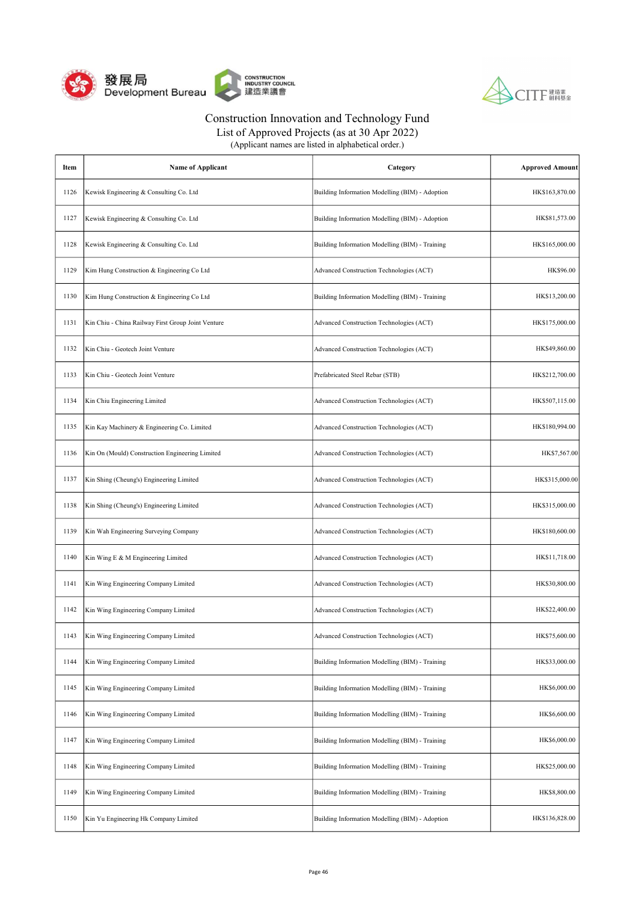# Construction Innovation and Technology Fund

## List of Approved Projects (as at 30 Apr 2022)

(Applicant names are listed in alphabetical order.)

| Item | Name of Applicant | Category | Approved Amount |
|---|---|---|---|
| 1126 | Kewisk Engineering & Consulting Co. Ltd | Building Information Modelling (BIM) - Adoption | HK$163,870.00 |
| 1127 | Kewisk Engineering & Consulting Co. Ltd | Building Information Modelling (BIM) - Adoption | HK$81,573.00 |
| 1128 | Kewisk Engineering & Consulting Co. Ltd | Building Information Modelling (BIM) - Training | HK$165,000.00 |
| 1129 | Kim Hung Construction & Engineering Co Ltd | Advanced Construction Technologies (ACT) | HK$96.00 |
| 1130 | Kim Hung Construction & Engineering Co Ltd | Building Information Modelling (BIM) - Training | HK$13,200.00 |
| 1131 | Kin Chiu - China Railway First Group Joint Venture | Advanced Construction Technologies (ACT) | HK$175,000.00 |
| 1132 | Kin Chiu - Geotech Joint Venture | Advanced Construction Technologies (ACT) | HK$49,860.00 |
| 1133 | Kin Chiu - Geotech Joint Venture | Prefabricated Steel Rebar (STB) | HK$212,700.00 |
| 1134 | Kin Chiu Engineering Limited | Advanced Construction Technologies (ACT) | HK$507,115.00 |
| 1135 | Kin Kay Machinery & Engineering Co. Limited | Advanced Construction Technologies (ACT) | HK$180,994.00 |
| 1136 | Kin On (Mould) Construction Engineering Limited | Advanced Construction Technologies (ACT) | HK$7,567.00 |
| 1137 | Kin Shing (Cheung's) Engineering Limited | Advanced Construction Technologies (ACT) | HK$315,000.00 |
| 1138 | Kin Shing (Cheung's) Engineering Limited | Advanced Construction Technologies (ACT) | HK$315,000.00 |
| 1139 | Kin Wah Engineering Surveying Company | Advanced Construction Technologies (ACT) | HK$180,600.00 |
| 1140 | Kin Wing E & M Engineering Limited | Advanced Construction Technologies (ACT) | HK$11,718.00 |
| 1141 | Kin Wing Engineering Company Limited | Advanced Construction Technologies (ACT) | HK$30,800.00 |
| 1142 | Kin Wing Engineering Company Limited | Advanced Construction Technologies (ACT) | HK$22,400.00 |
| 1143 | Kin Wing Engineering Company Limited | Advanced Construction Technologies (ACT) | HK$75,600.00 |
| 1144 | Kin Wing Engineering Company Limited | Building Information Modelling (BIM) - Training | HK$33,000.00 |
| 1145 | Kin Wing Engineering Company Limited | Building Information Modelling (BIM) - Training | HK$6,000.00 |
| 1146 | Kin Wing Engineering Company Limited | Building Information Modelling (BIM) - Training | HK$6,600.00 |
| 1147 | Kin Wing Engineering Company Limited | Building Information Modelling (BIM) - Training | HK$6,000.00 |
| 1148 | Kin Wing Engineering Company Limited | Building Information Modelling (BIM) - Training | HK$25,000.00 |
| 1149 | Kin Wing Engineering Company Limited | Building Information Modelling (BIM) - Training | HK$8,800.00 |
| 1150 | Kin Yu Engineering Hk Company Limited | Building Information Modelling (BIM) - Adoption | HK$136,828.00 |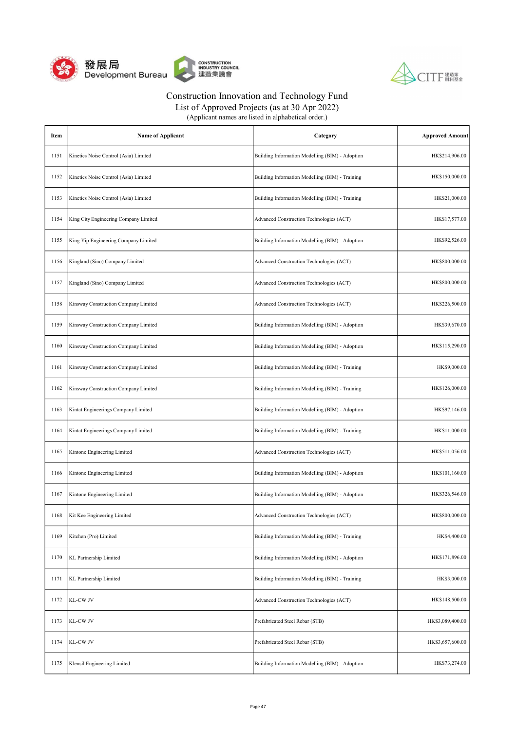# Construction Innovation and Technology Fund

List of Approved Projects (as at 30 Apr 2022)

(Applicant names are listed in alphabetical order.)

| Item | Name of Applicant | Category | Approved Amount |
|---|---|---|---|
| 1151 | Kinetics Noise Control (Asia) Limited | Building Information Modelling (BIM) - Adoption | HK$214,906.00 |
| 1152 | Kinetics Noise Control (Asia) Limited | Building Information Modelling (BIM) - Training | HK$150,000.00 |
| 1153 | Kinetics Noise Control (Asia) Limited | Building Information Modelling (BIM) - Training | HK$21,000.00 |
| 1154 | King City Engineering Company Limited | Advanced Construction Technologies (ACT) | HK$17,577.00 |
| 1155 | King Yip Engineering Company Limited | Building Information Modelling (BIM) - Adoption | HK$92,526.00 |
| 1156 | Kingland (Sino) Company Limited | Advanced Construction Technologies (ACT) | HK$800,000.00 |
| 1157 | Kingland (Sino) Company Limited | Advanced Construction Technologies (ACT) | HK$800,000.00 |
| 1158 | Kinsway Construction Company Limited | Advanced Construction Technologies (ACT) | HK$226,500.00 |
| 1159 | Kinsway Construction Company Limited | Building Information Modelling (BIM) - Adoption | HK$39,670.00 |
| 1160 | Kinsway Construction Company Limited | Building Information Modelling (BIM) - Adoption | HK$115,290.00 |
| 1161 | Kinsway Construction Company Limited | Building Information Modelling (BIM) - Training | HK$9,000.00 |
| 1162 | Kinsway Construction Company Limited | Building Information Modelling (BIM) - Training | HK$126,000.00 |
| 1163 | Kintat Engineerings Company Limited | Building Information Modelling (BIM) - Adoption | HK$97,146.00 |
| 1164 | Kintat Engineerings Company Limited | Building Information Modelling (BIM) - Training | HK$11,000.00 |
| 1165 | Kintone Engineering Limited | Advanced Construction Technologies (ACT) | HK$511,056.00 |
| 1166 | Kintone Engineering Limited | Building Information Modelling (BIM) - Adoption | HK$101,160.00 |
| 1167 | Kintone Engineering Limited | Building Information Modelling (BIM) - Adoption | HK$326,546.00 |
| 1168 | Kit Kee Engineering Limited | Advanced Construction Technologies (ACT) | HK$800,000.00 |
| 1169 | Kitchen (Pro) Limited | Building Information Modelling (BIM) - Training | HK$4,400.00 |
| 1170 | KL Partnership Limited | Building Information Modelling (BIM) - Adoption | HK$171,896.00 |
| 1171 | KL Partnership Limited | Building Information Modelling (BIM) - Training | HK$3,000.00 |
| 1172 | KL-CW JV | Advanced Construction Technologies (ACT) | HK$148,500.00 |
| 1173 | KL-CW JV | Prefabricated Steel Rebar (STB) | HK$3,089,400.00 |
| 1174 | KL-CW JV | Prefabricated Steel Rebar (STB) | HK$3,657,600.00 |
| 1175 | Klensil Engineering Limited | Building Information Modelling (BIM) - Adoption | HK$73,274.00 |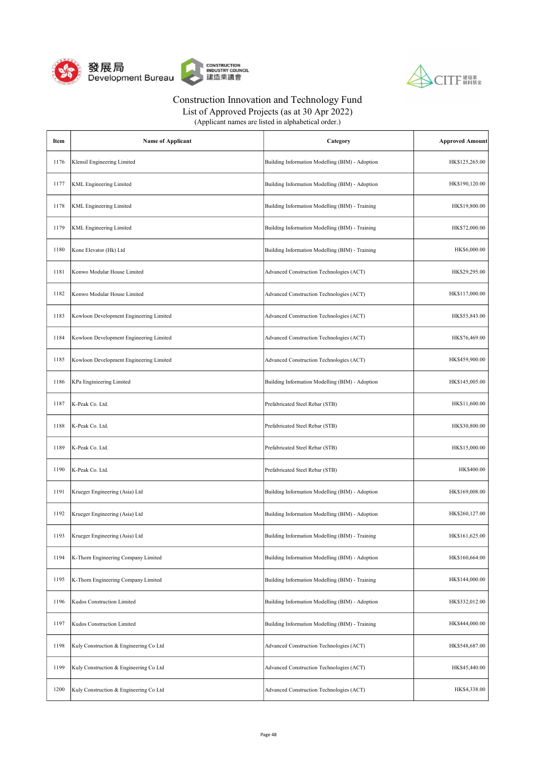# Construction Innovation and Technology Fund

## List of Approved Projects (as at 30 Apr 2022)

(Applicant names are listed in alphabetical order.)

| Item | Name of Applicant | Category | Approved Amount |
|---|---|---|---|
| 1176 | Klensil Engineering Limited | Building Information Modelling (BIM) - Adoption | HK$125,265.00 |
| 1177 | KML Engineering Limited | Building Information Modelling (BIM) - Adoption | HK$190,120.00 |
| 1178 | KML Engineering Limited | Building Information Modelling (BIM) - Training | HK$19,800.00 |
| 1179 | KML Engineering Limited | Building Information Modelling (BIM) - Training | HK$72,000.00 |
| 1180 | Kone Elevator (Hk) Ltd | Building Information Modelling (BIM) - Training | HK$6,000.00 |
| 1181 | Konwo Modular House Limited | Advanced Construction Technologies (ACT) | HK$29,295.00 |
| 1182 | Konwo Modular House Limited | Advanced Construction Technologies (ACT) | HK$117,000.00 |
| 1183 | Kowloon Development Engineering Limited | Advanced Construction Technologies (ACT) | HK$55,843.00 |
| 1184 | Kowloon Development Engineering Limited | Advanced Construction Technologies (ACT) | HK$76,469.00 |
| 1185 | Kowloon Development Engineering Limited | Advanced Construction Technologies (ACT) | HK$459,900.00 |
| 1186 | KPa Enginieering Limited | Building Information Modelling (BIM) - Adoption | HK$145,005.00 |
| 1187 | K-Peak Co. Ltd. | Prefabricated Steel Rebar (STB) | HK$11,600.00 |
| 1188 | K-Peak Co. Ltd. | Prefabricated Steel Rebar (STB) | HK$30,800.00 |
| 1189 | K-Peak Co. Ltd. | Prefabricated Steel Rebar (STB) | HK$15,000.00 |
| 1190 | K-Peak Co. Ltd. | Prefabricated Steel Rebar (STB) | HK$400.00 |
| 1191 | Krueger Engineering (Asia) Ltd | Building Information Modelling (BIM) - Adoption | HK$169,008.00 |
| 1192 | Krueger Engineering (Asia) Ltd | Building Information Modelling (BIM) - Adoption | HK$260,127.00 |
| 1193 | Krueger Engineering (Asia) Ltd | Building Information Modelling (BIM) - Training | HK$161,625.00 |
| 1194 | K-Thorn Engineering Company Limited | Building Information Modelling (BIM) - Adoption | HK$160,664.00 |
| 1195 | K-Thorn Engineering Company Limited | Building Information Modelling (BIM) - Training | HK$144,000.00 |
| 1196 | Kudos Construction Limited | Building Information Modelling (BIM) - Adoption | HK$332,012.00 |
| 1197 | Kudos Construction Limited | Building Information Modelling (BIM) - Training | HK$444,000.00 |
| 1198 | Kuly Construction & Engineering Co Ltd | Advanced Construction Technologies (ACT) | HK$548,687.00 |
| 1199 | Kuly Construction & Engineering Co Ltd | Advanced Construction Technologies (ACT) | HK$45,440.00 |
| 1200 | Kuly Construction & Engineering Co Ltd | Advanced Construction Technologies (ACT) | HK$4,338.00 |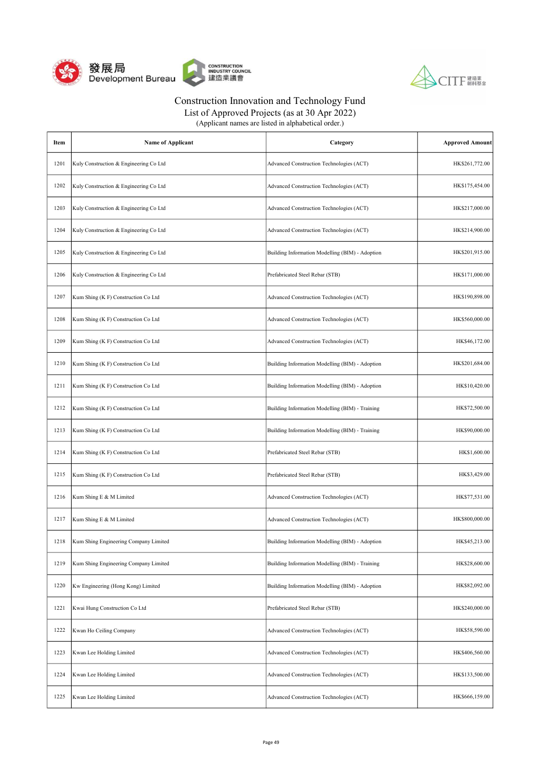# Construction Innovation and Technology Fund

## List of Approved Projects (as at 30 Apr 2022)

(Applicant names are listed in alphabetical order.)

| Item | Name of Applicant | Category | Approved Amount |
|---|---|---|---|
| 1201 | Kuly Construction & Engineering Co Ltd | Advanced Construction Technologies (ACT) | HK$261,772.00 |
| 1202 | Kuly Construction & Engineering Co Ltd | Advanced Construction Technologies (ACT) | HK$175,454.00 |
| 1203 | Kuly Construction & Engineering Co Ltd | Advanced Construction Technologies (ACT) | HK$217,000.00 |
| 1204 | Kuly Construction & Engineering Co Ltd | Advanced Construction Technologies (ACT) | HK$214,900.00 |
| 1205 | Kuly Construction & Engineering Co Ltd | Building Information Modelling (BIM) - Adoption | HK$201,915.00 |
| 1206 | Kuly Construction & Engineering Co Ltd | Prefabricated Steel Rebar (STB) | HK$171,000.00 |
| 1207 | Kum Shing (K F) Construction Co Ltd | Advanced Construction Technologies (ACT) | HK$190,898.00 |
| 1208 | Kum Shing (K F) Construction Co Ltd | Advanced Construction Technologies (ACT) | HK$560,000.00 |
| 1209 | Kum Shing (K F) Construction Co Ltd | Advanced Construction Technologies (ACT) | HK$46,172.00 |
| 1210 | Kum Shing (K F) Construction Co Ltd | Building Information Modelling (BIM) - Adoption | HK$201,684.00 |
| 1211 | Kum Shing (K F) Construction Co Ltd | Building Information Modelling (BIM) - Adoption | HK$10,420.00 |
| 1212 | Kum Shing (K F) Construction Co Ltd | Building Information Modelling (BIM) - Training | HK$72,500.00 |
| 1213 | Kum Shing (K F) Construction Co Ltd | Building Information Modelling (BIM) - Training | HK$90,000.00 |
| 1214 | Kum Shing (K F) Construction Co Ltd | Prefabricated Steel Rebar (STB) | HK$1,600.00 |
| 1215 | Kum Shing (K F) Construction Co Ltd | Prefabricated Steel Rebar (STB) | HK$3,429.00 |
| 1216 | Kum Shing E & M Limited | Advanced Construction Technologies (ACT) | HK$77,531.00 |
| 1217 | Kum Shing E & M Limited | Advanced Construction Technologies (ACT) | HK$800,000.00 |
| 1218 | Kum Shing Engineering Company Limited | Building Information Modelling (BIM) - Adoption | HK$45,213.00 |
| 1219 | Kum Shing Engineering Company Limited | Building Information Modelling (BIM) - Training | HK$28,600.00 |
| 1220 | Kw Engineering (Hong Kong) Limited | Building Information Modelling (BIM) - Adoption | HK$82,092.00 |
| 1221 | Kwai Hung Construction Co Ltd | Prefabricated Steel Rebar (STB) | HK$240,000.00 |
| 1222 | Kwan Ho Ceiling Company | Advanced Construction Technologies (ACT) | HK$58,590.00 |
| 1223 | Kwan Lee Holding Limited | Advanced Construction Technologies (ACT) | HK$406,560.00 |
| 1224 | Kwan Lee Holding Limited | Advanced Construction Technologies (ACT) | HK$133,500.00 |
| 1225 | Kwan Lee Holding Limited | Advanced Construction Technologies (ACT) | HK$666,159.00 |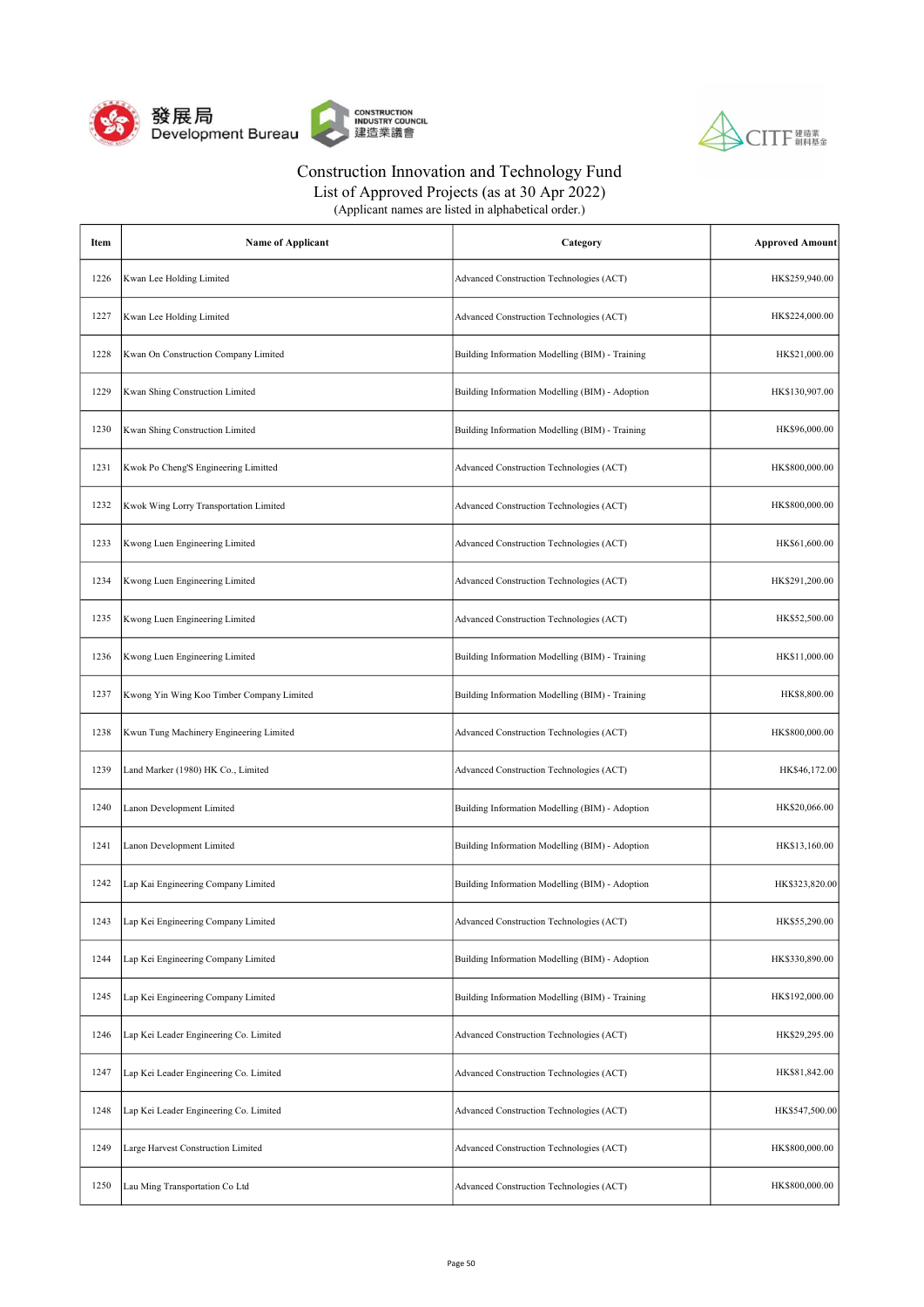# Construction Innovation and Technology Fund

## List of Approved Projects (as at 30 Apr 2022)

(Applicant names are listed in alphabetical order.)

| Item | Name of Applicant | Category | Approved Amount |
|---|---|---|---|
| 1226 | Kwan Lee Holding Limited | Advanced Construction Technologies (ACT) | HK$259,940.00 |
| 1227 | Kwan Lee Holding Limited | Advanced Construction Technologies (ACT) | HK$224,000.00 |
| 1228 | Kwan On Construction Company Limited | Building Information Modelling (BIM) - Training | HK$21,000.00 |
| 1229 | Kwan Shing Construction Limited | Building Information Modelling (BIM) - Adoption | HK$130,907.00 |
| 1230 | Kwan Shing Construction Limited | Building Information Modelling (BIM) - Training | HK$96,000.00 |
| 1231 | Kwok Po Cheng'S Engineering Limitted | Advanced Construction Technologies (ACT) | HK$800,000.00 |
| 1232 | Kwok Wing Lorry Transportation Limited | Advanced Construction Technologies (ACT) | HK$800,000.00 |
| 1233 | Kwong Luen Engineering Limited | Advanced Construction Technologies (ACT) | HK$61,600.00 |
| 1234 | Kwong Luen Engineering Limited | Advanced Construction Technologies (ACT) | HK$291,200.00 |
| 1235 | Kwong Luen Engineering Limited | Advanced Construction Technologies (ACT) | HK$52,500.00 |
| 1236 | Kwong Luen Engineering Limited | Building Information Modelling (BIM) - Training | HK$11,000.00 |
| 1237 | Kwong Yin Wing Koo Timber Company Limited | Building Information Modelling (BIM) - Training | HK$8,800.00 |
| 1238 | Kwun Tung Machinery Engineering Limited | Advanced Construction Technologies (ACT) | HK$800,000.00 |
| 1239 | Land Marker (1980) HK Co., Limited | Advanced Construction Technologies (ACT) | HK$46,172.00 |
| 1240 | Lanon Development Limited | Building Information Modelling (BIM) - Adoption | HK$20,066.00 |
| 1241 | Lanon Development Limited | Building Information Modelling (BIM) - Adoption | HK$13,160.00 |
| 1242 | Lap Kai Engineering Company Limited | Building Information Modelling (BIM) - Adoption | HK$323,820.00 |
| 1243 | Lap Kei Engineering Company Limited | Advanced Construction Technologies (ACT) | HK$55,290.00 |
| 1244 | Lap Kei Engineering Company Limited | Building Information Modelling (BIM) - Adoption | HK$330,890.00 |
| 1245 | Lap Kei Engineering Company Limited | Building Information Modelling (BIM) - Training | HK$192,000.00 |
| 1246 | Lap Kei Leader Engineering Co. Limited | Advanced Construction Technologies (ACT) | HK$29,295.00 |
| 1247 | Lap Kei Leader Engineering Co. Limited | Advanced Construction Technologies (ACT) | HK$81,842.00 |
| 1248 | Lap Kei Leader Engineering Co. Limited | Advanced Construction Technologies (ACT) | HK$547,500.00 |
| 1249 | Large Harvest Construction Limited | Advanced Construction Technologies (ACT) | HK$800,000.00 |
| 1250 | Lau Ming Transportation Co Ltd | Advanced Construction Technologies (ACT) | HK$800,000.00 |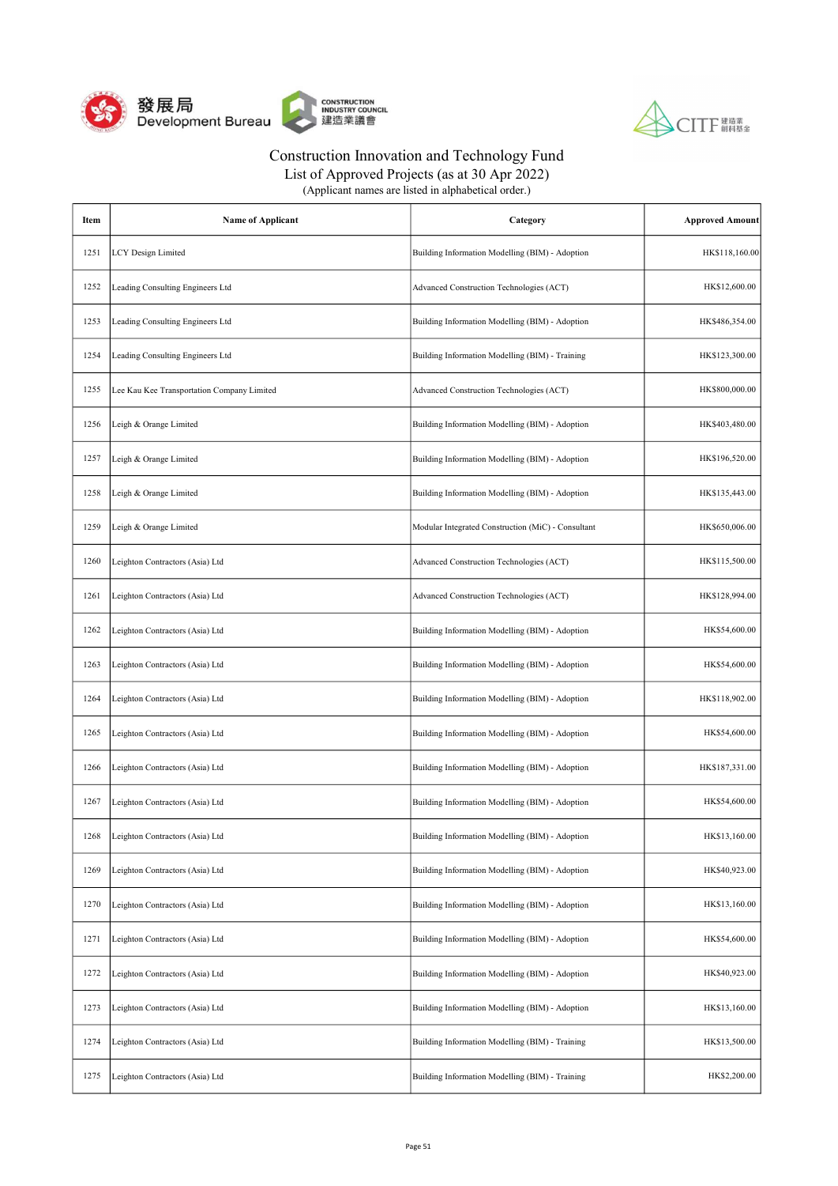Construction Innovation and Technology Fund
List of Approved Projects (as at 30 Apr 2022)
(Applicant names are listed in alphabetical order.)

| Item | Name of Applicant | Category | Approved Amount |
|---|---|---|---|
| 1251 | LCY Design Limited | Building Information Modelling (BIM) - Adoption | HK$118,160.00 |
| 1252 | Leading Consulting Engineers Ltd | Advanced Construction Technologies (ACT) | HK$12,600.00 |
| 1253 | Leading Consulting Engineers Ltd | Building Information Modelling (BIM) - Adoption | HK$486,354.00 |
| 1254 | Leading Consulting Engineers Ltd | Building Information Modelling (BIM) - Training | HK$123,300.00 |
| 1255 | Lee Kau Kee Transportation Company Limited | Advanced Construction Technologies (ACT) | HK$800,000.00 |
| 1256 | Leigh & Orange Limited | Building Information Modelling (BIM) - Adoption | HK$403,480.00 |
| 1257 | Leigh & Orange Limited | Building Information Modelling (BIM) - Adoption | HK$196,520.00 |
| 1258 | Leigh & Orange Limited | Building Information Modelling (BIM) - Adoption | HK$135,443.00 |
| 1259 | Leigh & Orange Limited | Modular Integrated Construction (MiC) - Consultant | HK$650,006.00 |
| 1260 | Leighton Contractors (Asia) Ltd | Advanced Construction Technologies (ACT) | HK$115,500.00 |
| 1261 | Leighton Contractors (Asia) Ltd | Advanced Construction Technologies (ACT) | HK$128,994.00 |
| 1262 | Leighton Contractors (Asia) Ltd | Building Information Modelling (BIM) - Adoption | HK$54,600.00 |
| 1263 | Leighton Contractors (Asia) Ltd | Building Information Modelling (BIM) - Adoption | HK$54,600.00 |
| 1264 | Leighton Contractors (Asia) Ltd | Building Information Modelling (BIM) - Adoption | HK$118,902.00 |
| 1265 | Leighton Contractors (Asia) Ltd | Building Information Modelling (BIM) - Adoption | HK$54,600.00 |
| 1266 | Leighton Contractors (Asia) Ltd | Building Information Modelling (BIM) - Adoption | HK$187,331.00 |
| 1267 | Leighton Contractors (Asia) Ltd | Building Information Modelling (BIM) - Adoption | HK$54,600.00 |
| 1268 | Leighton Contractors (Asia) Ltd | Building Information Modelling (BIM) - Adoption | HK$13,160.00 |
| 1269 | Leighton Contractors (Asia) Ltd | Building Information Modelling (BIM) - Adoption | HK$40,923.00 |
| 1270 | Leighton Contractors (Asia) Ltd | Building Information Modelling (BIM) - Adoption | HK$13,160.00 |
| 1271 | Leighton Contractors (Asia) Ltd | Building Information Modelling (BIM) - Adoption | HK$54,600.00 |
| 1272 | Leighton Contractors (Asia) Ltd | Building Information Modelling (BIM) - Adoption | HK$40,923.00 |
| 1273 | Leighton Contractors (Asia) Ltd | Building Information Modelling (BIM) - Adoption | HK$13,160.00 |
| 1274 | Leighton Contractors (Asia) Ltd | Building Information Modelling (BIM) - Training | HK$13,500.00 |
| 1275 | Leighton Contractors (Asia) Ltd | Building Information Modelling (BIM) - Training | HK$2,200.00 |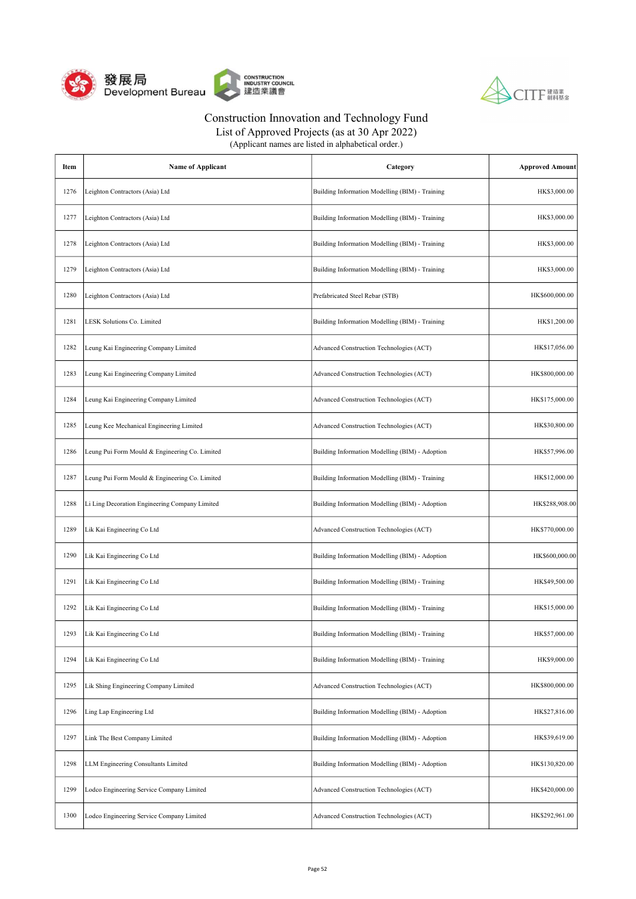# Construction Innovation and Technology Fund

List of Approved Projects (as at 30 Apr 2022)

(Applicant names are listed in alphabetical order.)

| Item | Name of Applicant | Category | Approved Amount |
|---|---|---|---|
| 1276 | Leighton Contractors (Asia) Ltd | Building Information Modelling (BIM) - Training | HK$3,000.00 |
| 1277 | Leighton Contractors (Asia) Ltd | Building Information Modelling (BIM) - Training | HK$3,000.00 |
| 1278 | Leighton Contractors (Asia) Ltd | Building Information Modelling (BIM) - Training | HK$3,000.00 |
| 1279 | Leighton Contractors (Asia) Ltd | Building Information Modelling (BIM) - Training | HK$3,000.00 |
| 1280 | Leighton Contractors (Asia) Ltd | Prefabricated Steel Rebar (STB) | HK$600,000.00 |
| 1281 | LESK Solutions Co. Limited | Building Information Modelling (BIM) - Training | HK$1,200.00 |
| 1282 | Leung Kai Engineering Company Limited | Advanced Construction Technologies (ACT) | HK$17,056.00 |
| 1283 | Leung Kai Engineering Company Limited | Advanced Construction Technologies (ACT) | HK$800,000.00 |
| 1284 | Leung Kai Engineering Company Limited | Advanced Construction Technologies (ACT) | HK$175,000.00 |
| 1285 | Leung Kee Mechanical Engineering Limited | Advanced Construction Technologies (ACT) | HK$30,800.00 |
| 1286 | Leung Pui Form Mould & Engineering Co. Limited | Building Information Modelling (BIM) - Adoption | HK$57,996.00 |
| 1287 | Leung Pui Form Mould & Engineering Co. Limited | Building Information Modelling (BIM) - Training | HK$12,000.00 |
| 1288 | Li Ling Decoration Engineering Company Limited | Building Information Modelling (BIM) - Adoption | HK$288,908.00 |
| 1289 | Lik Kai Engineering Co Ltd | Advanced Construction Technologies (ACT) | HK$770,000.00 |
| 1290 | Lik Kai Engineering Co Ltd | Building Information Modelling (BIM) - Adoption | HK$600,000.00 |
| 1291 | Lik Kai Engineering Co Ltd | Building Information Modelling (BIM) - Training | HK$49,500.00 |
| 1292 | Lik Kai Engineering Co Ltd | Building Information Modelling (BIM) - Training | HK$15,000.00 |
| 1293 | Lik Kai Engineering Co Ltd | Building Information Modelling (BIM) - Training | HK$57,000.00 |
| 1294 | Lik Kai Engineering Co Ltd | Building Information Modelling (BIM) - Training | HK$9,000.00 |
| 1295 | Lik Shing Engineering Company Limited | Advanced Construction Technologies (ACT) | HK$800,000.00 |
| 1296 | Ling Lap Engineering Ltd | Building Information Modelling (BIM) - Adoption | HK$27,816.00 |
| 1297 | Link The Best Company Limited | Building Information Modelling (BIM) - Adoption | HK$39,619.00 |
| 1298 | LLM Engineering Consultants Limited | Building Information Modelling (BIM) - Adoption | HK$130,820.00 |
| 1299 | Lodco Engineering Service Company Limited | Advanced Construction Technologies (ACT) | HK$420,000.00 |
| 1300 | Lodco Engineering Service Company Limited | Advanced Construction Technologies (ACT) | HK$292,961.00 |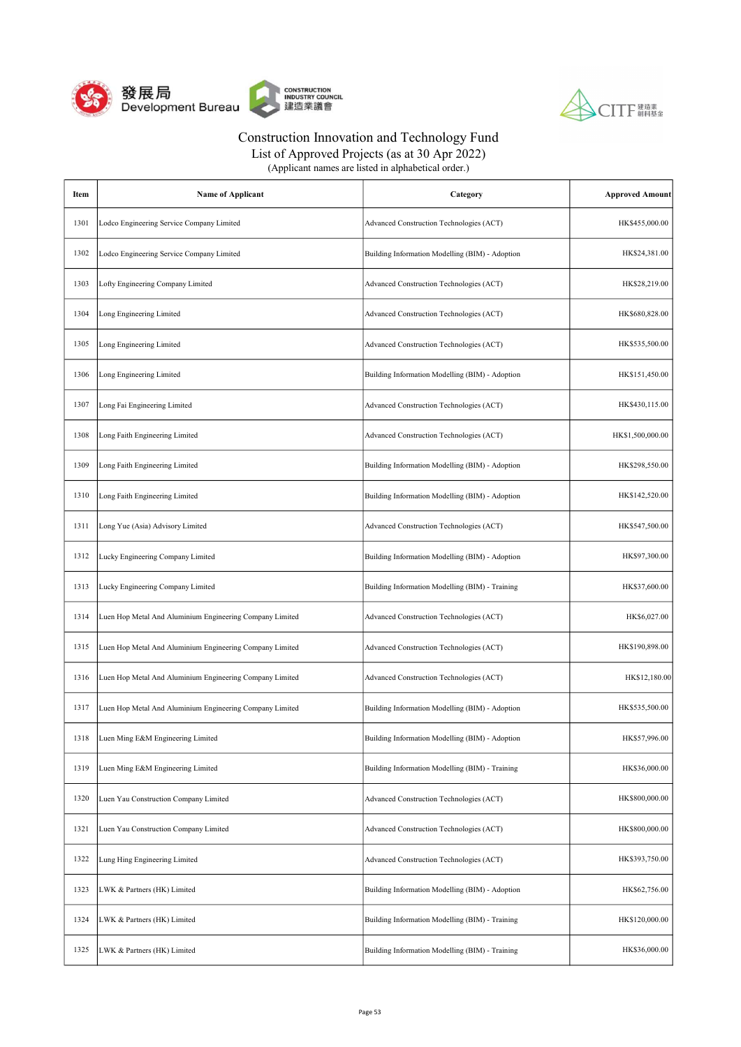Construction Innovation and Technology Fund
List of Approved Projects (as at 30 Apr 2022)
(Applicant names are listed in alphabetical order.)

| Item | Name of Applicant | Category | Approved Amount |
| --- | --- | --- | --- |
| 1301 | Lodco Engineering Service Company Limited | Advanced Construction Technologies (ACT) | HK$455,000.00 |
| 1302 | Lodco Engineering Service Company Limited | Building Information Modelling (BIM) - Adoption | HK$24,381.00 |
| 1303 | Lofty Engineering Company Limited | Advanced Construction Technologies (ACT) | HK$28,219.00 |
| 1304 | Long Engineering Limited | Advanced Construction Technologies (ACT) | HK$680,828.00 |
| 1305 | Long Engineering Limited | Advanced Construction Technologies (ACT) | HK$535,500.00 |
| 1306 | Long Engineering Limited | Building Information Modelling (BIM) - Adoption | HK$151,450.00 |
| 1307 | Long Fai Engineering Limited | Advanced Construction Technologies (ACT) | HK$430,115.00 |
| 1308 | Long Faith Engineering Limited | Advanced Construction Technologies (ACT) | HK$1,500,000.00 |
| 1309 | Long Faith Engineering Limited | Building Information Modelling (BIM) - Adoption | HK$298,550.00 |
| 1310 | Long Faith Engineering Limited | Building Information Modelling (BIM) - Adoption | HK$142,520.00 |
| 1311 | Long Yue (Asia) Advisory Limited | Advanced Construction Technologies (ACT) | HK$547,500.00 |
| 1312 | Lucky Engineering Company Limited | Building Information Modelling (BIM) - Adoption | HK$97,300.00 |
| 1313 | Lucky Engineering Company Limited | Building Information Modelling (BIM) - Training | HK$37,600.00 |
| 1314 | Luen Hop Metal And Aluminium Engineering Company Limited | Advanced Construction Technologies (ACT) | HK$6,027.00 |
| 1315 | Luen Hop Metal And Aluminium Engineering Company Limited | Advanced Construction Technologies (ACT) | HK$190,898.00 |
| 1316 | Luen Hop Metal And Aluminium Engineering Company Limited | Advanced Construction Technologies (ACT) | HK$12,180.00 |
| 1317 | Luen Hop Metal And Aluminium Engineering Company Limited | Building Information Modelling (BIM) - Adoption | HK$535,500.00 |
| 1318 | Luen Ming E&M Engineering Limited | Building Information Modelling (BIM) - Adoption | HK$57,996.00 |
| 1319 | Luen Ming E&M Engineering Limited | Building Information Modelling (BIM) - Training | HK$36,000.00 |
| 1320 | Luen Yau Construction Company Limited | Advanced Construction Technologies (ACT) | HK$800,000.00 |
| 1321 | Luen Yau Construction Company Limited | Advanced Construction Technologies (ACT) | HK$800,000.00 |
| 1322 | Lung Hing Engineering Limited | Advanced Construction Technologies (ACT) | HK$393,750.00 |
| 1323 | LWK & Partners (HK) Limited | Building Information Modelling (BIM) - Adoption | HK$62,756.00 |
| 1324 | LWK & Partners (HK) Limited | Building Information Modelling (BIM) - Training | HK$120,000.00 |
| 1325 | LWK & Partners (HK) Limited | Building Information Modelling (BIM) - Training | HK$36,000.00 |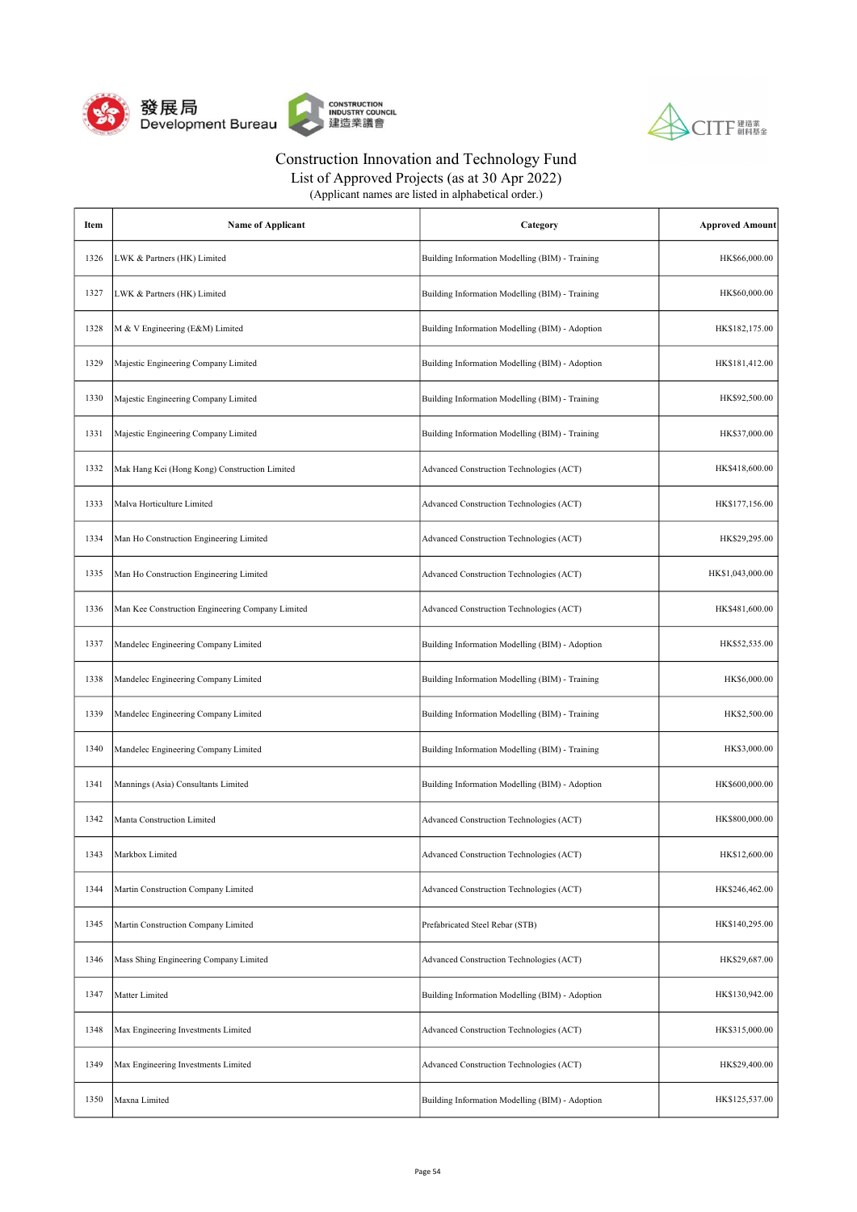Construction Innovation and Technology Fund
List of Approved Projects (as at 30 Apr 2022)
(Applicant names are listed in alphabetical order.)

| Item | Name of Applicant | Category | Approved Amount |
|---|---|---|---|
| 1326 | LWK & Partners (HK) Limited | Building Information Modelling (BIM) - Training | HK$66,000.00 |
| 1327 | LWK & Partners (HK) Limited | Building Information Modelling (BIM) - Training | HK$60,000.00 |
| 1328 | M & V Engineering (E&M) Limited | Building Information Modelling (BIM) - Adoption | HK$182,175.00 |
| 1329 | Majestic Engineering Company Limited | Building Information Modelling (BIM) - Adoption | HK$181,412.00 |
| 1330 | Majestic Engineering Company Limited | Building Information Modelling (BIM) - Training | HK$92,500.00 |
| 1331 | Majestic Engineering Company Limited | Building Information Modelling (BIM) - Training | HK$37,000.00 |
| 1332 | Mak Hang Kei (Hong Kong) Construction Limited | Advanced Construction Technologies (ACT) | HK$418,600.00 |
| 1333 | Malva Horticulture Limited | Advanced Construction Technologies (ACT) | HK$177,156.00 |
| 1334 | Man Ho Construction Engineering Limited | Advanced Construction Technologies (ACT) | HK$29,295.00 |
| 1335 | Man Ho Construction Engineering Limited | Advanced Construction Technologies (ACT) | HK$1,043,000.00 |
| 1336 | Man Kee Construction Engineering Company Limited | Advanced Construction Technologies (ACT) | HK$481,600.00 |
| 1337 | Mandelec Engineering Company Limited | Building Information Modelling (BIM) - Adoption | HK$52,535.00 |
| 1338 | Mandelec Engineering Company Limited | Building Information Modelling (BIM) - Training | HK$6,000.00 |
| 1339 | Mandelec Engineering Company Limited | Building Information Modelling (BIM) - Training | HK$2,500.00 |
| 1340 | Mandelec Engineering Company Limited | Building Information Modelling (BIM) - Training | HK$3,000.00 |
| 1341 | Mannings (Asia) Consultants Limited | Building Information Modelling (BIM) - Adoption | HK$600,000.00 |
| 1342 | Manta Construction Limited | Advanced Construction Technologies (ACT) | HK$800,000.00 |
| 1343 | Markbox Limited | Advanced Construction Technologies (ACT) | HK$12,600.00 |
| 1344 | Martin Construction Company Limited | Advanced Construction Technologies (ACT) | HK$246,462.00 |
| 1345 | Martin Construction Company Limited | Prefabricated Steel Rebar (STB) | HK$140,295.00 |
| 1346 | Mass Shing Engineering Company Limited | Advanced Construction Technologies (ACT) | HK$29,687.00 |
| 1347 | Matter Limited | Building Information Modelling (BIM) - Adoption | HK$130,942.00 |
| 1348 | Max Engineering Investments Limited | Advanced Construction Technologies (ACT) | HK$315,000.00 |
| 1349 | Max Engineering Investments Limited | Advanced Construction Technologies (ACT) | HK$29,400.00 |
| 1350 | Maxna Limited | Building Information Modelling (BIM) - Adoption | HK$125,537.00 |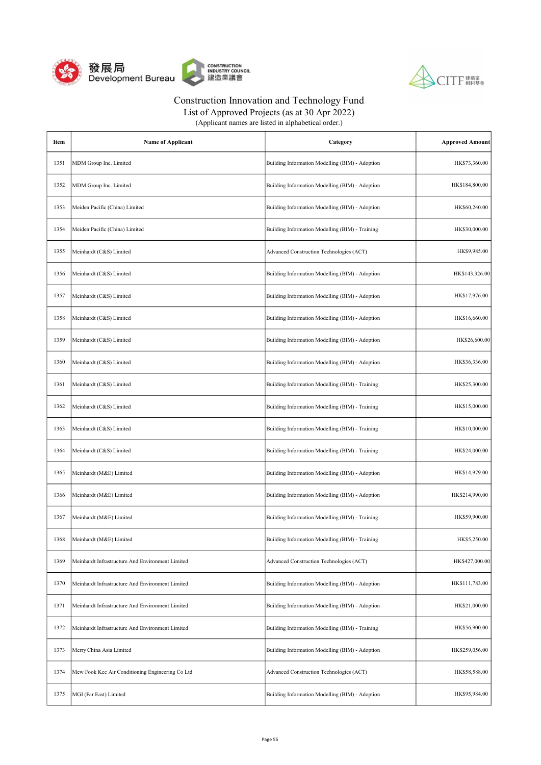# Construction Innovation and Technology Fund

List of Approved Projects (as at 30 Apr 2022)

(Applicant names are listed in alphabetical order.)

| Item | Name of Applicant | Category | Approved Amount |
|---|---|---|---|
| 1351 | MDM Group Inc. Limited | Building Information Modelling (BIM) - Adoption | HK$73,360.00 |
| 1352 | MDM Group Inc. Limited | Building Information Modelling (BIM) - Adoption | HK$184,800.00 |
| 1353 | Meiden Pacific (China) Limited | Building Information Modelling (BIM) - Adoption | HK$60,240.00 |
| 1354 | Meiden Pacific (China) Limited | Building Information Modelling (BIM) - Training | HK$30,000.00 |
| 1355 | Meinhardt (C&S) Limited | Advanced Construction Technologies (ACT) | HK$9,985.00 |
| 1356 | Meinhardt (C&S) Limited | Building Information Modelling (BIM) - Adoption | HK$143,326.00 |
| 1357 | Meinhardt (C&S) Limited | Building Information Modelling (BIM) - Adoption | HK$17,976.00 |
| 1358 | Meinhardt (C&S) Limited | Building Information Modelling (BIM) - Adoption | HK$16,660.00 |
| 1359 | Meinhardt (C&S) Limited | Building Information Modelling (BIM) - Adoption | HK$26,600.00 |
| 1360 | Meinhardt (C&S) Limited | Building Information Modelling (BIM) - Adoption | HK$36,336.00 |
| 1361 | Meinhardt (C&S) Limited | Building Information Modelling (BIM) - Training | HK$25,300.00 |
| 1362 | Meinhardt (C&S) Limited | Building Information Modelling (BIM) - Training | HK$15,000.00 |
| 1363 | Meinhardt (C&S) Limited | Building Information Modelling (BIM) - Training | HK$10,000.00 |
| 1364 | Meinhardt (C&S) Limited | Building Information Modelling (BIM) - Training | HK$24,000.00 |
| 1365 | Meinhardt (M&E) Limited | Building Information Modelling (BIM) - Adoption | HK$14,979.00 |
| 1366 | Meinhardt (M&E) Limited | Building Information Modelling (BIM) - Adoption | HK$214,990.00 |
| 1367 | Meinhardt (M&E) Limited | Building Information Modelling (BIM) - Training | HK$59,900.00 |
| 1368 | Meinhardt (M&E) Limited | Building Information Modelling (BIM) - Training | HK$5,250.00 |
| 1369 | Meinhardt Infrastructure And Environment Limited | Advanced Construction Technologies (ACT) | HK$427,000.00 |
| 1370 | Meinhardt Infrastructure And Environment Limited | Building Information Modelling (BIM) - Adoption | HK$111,783.00 |
| 1371 | Meinhardt Infrastructure And Environment Limited | Building Information Modelling (BIM) - Adoption | HK$21,000.00 |
| 1372 | Meinhardt Infrastructure And Environment Limited | Building Information Modelling (BIM) - Training | HK$56,900.00 |
| 1373 | Merry China Asia Limited | Building Information Modelling (BIM) - Adoption | HK$259,056.00 |
| 1374 | Mew Fook Kee Air Conditioning Engineering Co Ltd | Advanced Construction Technologies (ACT) | HK$58,588.00 |
| 1375 | MGI (Far East) Limited | Building Information Modelling (BIM) - Adoption | HK$95,984.00 |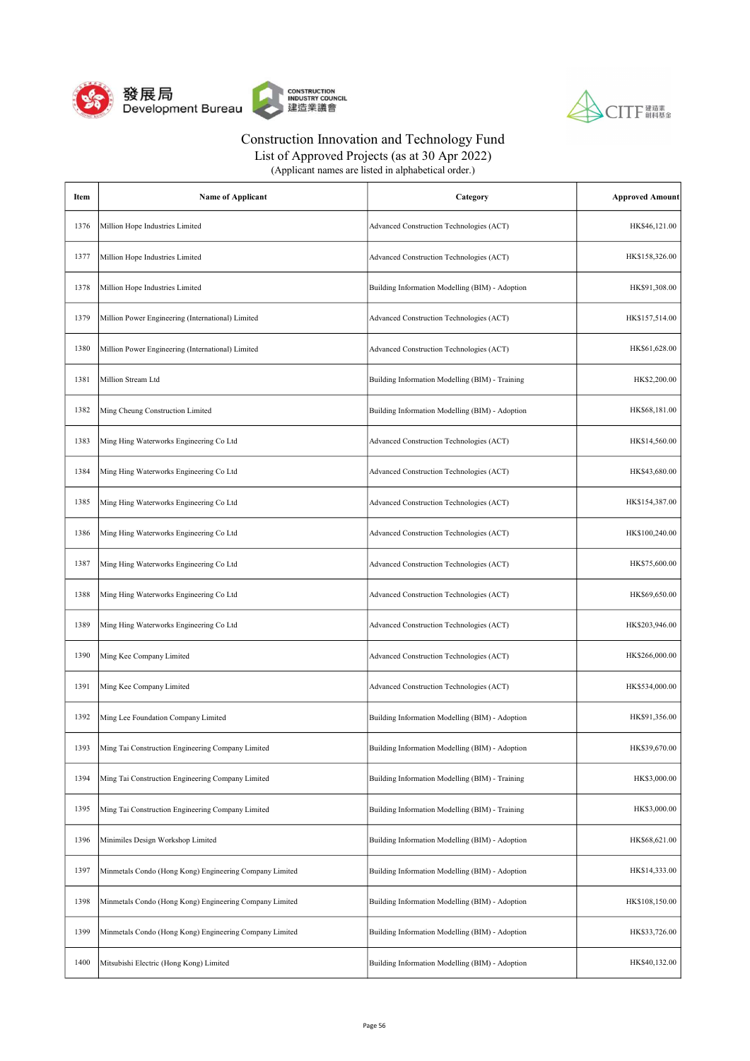Construction Innovation and Technology Fund
List of Approved Projects (as at 30 Apr 2022)
(Applicant names are listed in alphabetical order.)

| Item | Name of Applicant | Category | Approved Amount |
|---|---|---|---|
| 1376 | Million Hope Industries Limited | Advanced Construction Technologies (ACT) | HK$46,121.00 |
| 1377 | Million Hope Industries Limited | Advanced Construction Technologies (ACT) | HK$158,326.00 |
| 1378 | Million Hope Industries Limited | Building Information Modelling (BIM) - Adoption | HK$91,308.00 |
| 1379 | Million Power Engineering (International) Limited | Advanced Construction Technologies (ACT) | HK$157,514.00 |
| 1380 | Million Power Engineering (International) Limited | Advanced Construction Technologies (ACT) | HK$61,628.00 |
| 1381 | Million Stream Ltd | Building Information Modelling (BIM) - Training | HK$2,200.00 |
| 1382 | Ming Cheung Construction Limited | Building Information Modelling (BIM) - Adoption | HK$68,181.00 |
| 1383 | Ming Hing Waterworks Engineering Co Ltd | Advanced Construction Technologies (ACT) | HK$14,560.00 |
| 1384 | Ming Hing Waterworks Engineering Co Ltd | Advanced Construction Technologies (ACT) | HK$43,680.00 |
| 1385 | Ming Hing Waterworks Engineering Co Ltd | Advanced Construction Technologies (ACT) | HK$154,387.00 |
| 1386 | Ming Hing Waterworks Engineering Co Ltd | Advanced Construction Technologies (ACT) | HK$100,240.00 |
| 1387 | Ming Hing Waterworks Engineering Co Ltd | Advanced Construction Technologies (ACT) | HK$75,600.00 |
| 1388 | Ming Hing Waterworks Engineering Co Ltd | Advanced Construction Technologies (ACT) | HK$69,650.00 |
| 1389 | Ming Hing Waterworks Engineering Co Ltd | Advanced Construction Technologies (ACT) | HK$203,946.00 |
| 1390 | Ming Kee Company Limited | Advanced Construction Technologies (ACT) | HK$266,000.00 |
| 1391 | Ming Kee Company Limited | Advanced Construction Technologies (ACT) | HK$534,000.00 |
| 1392 | Ming Lee Foundation Company Limited | Building Information Modelling (BIM) - Adoption | HK$91,356.00 |
| 1393 | Ming Tai Construction Engineering Company Limited | Building Information Modelling (BIM) - Adoption | HK$39,670.00 |
| 1394 | Ming Tai Construction Engineering Company Limited | Building Information Modelling (BIM) - Training | HK$3,000.00 |
| 1395 | Ming Tai Construction Engineering Company Limited | Building Information Modelling (BIM) - Training | HK$3,000.00 |
| 1396 | Minimiles Design Workshop Limited | Building Information Modelling (BIM) - Adoption | HK$68,621.00 |
| 1397 | Minmetals Condo (Hong Kong) Engineering Company Limited | Building Information Modelling (BIM) - Adoption | HK$14,333.00 |
| 1398 | Minmetals Condo (Hong Kong) Engineering Company Limited | Building Information Modelling (BIM) - Adoption | HK$108,150.00 |
| 1399 | Minmetals Condo (Hong Kong) Engineering Company Limited | Building Information Modelling (BIM) - Adoption | HK$33,726.00 |
| 1400 | Mitsubishi Electric (Hong Kong) Limited | Building Information Modelling (BIM) - Adoption | HK$40,132.00 |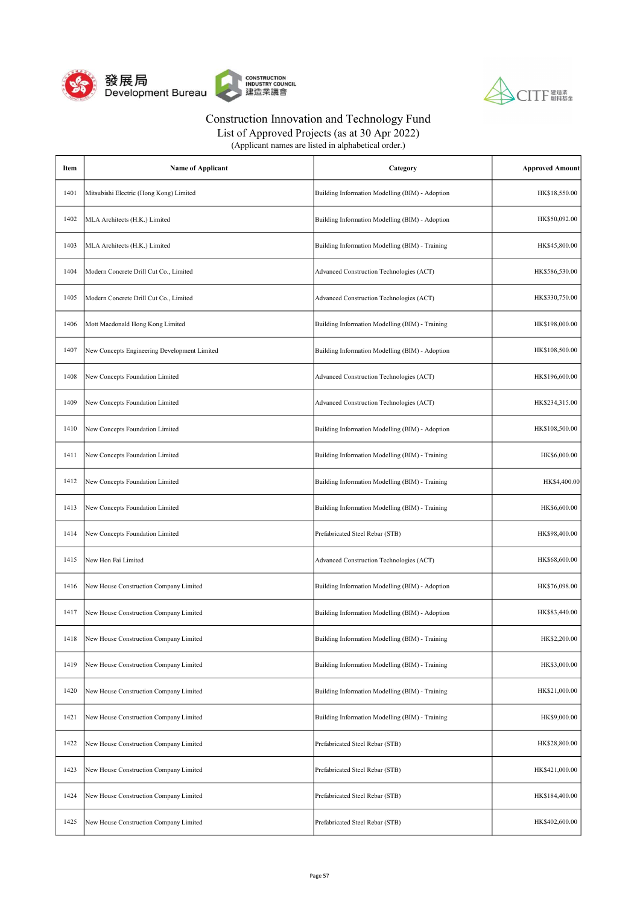# Construction Innovation and Technology Fund

## List of Approved Projects (as at 30 Apr 2022)

(Applicant names are listed in alphabetical order.)

| Item | Name of Applicant | Category | Approved Amount |
|---|---|---|---|
| 1401 | Mitsubishi Electric (Hong Kong) Limited | Building Information Modelling (BIM) - Adoption | HK$18,550.00 |
| 1402 | MLA Architects (H.K.) Limited | Building Information Modelling (BIM) - Adoption | HK$50,092.00 |
| 1403 | MLA Architects (H.K.) Limited | Building Information Modelling (BIM) - Training | HK$45,800.00 |
| 1404 | Modern Concrete Drill Cut Co., Limited | Advanced Construction Technologies (ACT) | HK$586,530.00 |
| 1405 | Modern Concrete Drill Cut Co., Limited | Advanced Construction Technologies (ACT) | HK$330,750.00 |
| 1406 | Mott Macdonald Hong Kong Limited | Building Information Modelling (BIM) - Training | HK$198,000.00 |
| 1407 | New Concepts Engineering Development Limited | Building Information Modelling (BIM) - Adoption | HK$108,500.00 |
| 1408 | New Concepts Foundation Limited | Advanced Construction Technologies (ACT) | HK$196,600.00 |
| 1409 | New Concepts Foundation Limited | Advanced Construction Technologies (ACT) | HK$234,315.00 |
| 1410 | New Concepts Foundation Limited | Building Information Modelling (BIM) - Adoption | HK$108,500.00 |
| 1411 | New Concepts Foundation Limited | Building Information Modelling (BIM) - Training | HK$6,000.00 |
| 1412 | New Concepts Foundation Limited | Building Information Modelling (BIM) - Training | HK$4,400.00 |
| 1413 | New Concepts Foundation Limited | Building Information Modelling (BIM) - Training | HK$6,600.00 |
| 1414 | New Concepts Foundation Limited | Prefabricated Steel Rebar (STB) | HK$98,400.00 |
| 1415 | New Hon Fai Limited | Advanced Construction Technologies (ACT) | HK$68,600.00 |
| 1416 | New House Construction Company Limited | Building Information Modelling (BIM) - Adoption | HK$76,098.00 |
| 1417 | New House Construction Company Limited | Building Information Modelling (BIM) - Adoption | HK$83,440.00 |
| 1418 | New House Construction Company Limited | Building Information Modelling (BIM) - Training | HK$2,200.00 |
| 1419 | New House Construction Company Limited | Building Information Modelling (BIM) - Training | HK$3,000.00 |
| 1420 | New House Construction Company Limited | Building Information Modelling (BIM) - Training | HK$21,000.00 |
| 1421 | New House Construction Company Limited | Building Information Modelling (BIM) - Training | HK$9,000.00 |
| 1422 | New House Construction Company Limited | Prefabricated Steel Rebar (STB) | HK$28,800.00 |
| 1423 | New House Construction Company Limited | Prefabricated Steel Rebar (STB) | HK$421,000.00 |
| 1424 | New House Construction Company Limited | Prefabricated Steel Rebar (STB) | HK$184,400.00 |
| 1425 | New House Construction Company Limited | Prefabricated Steel Rebar (STB) | HK$402,600.00 |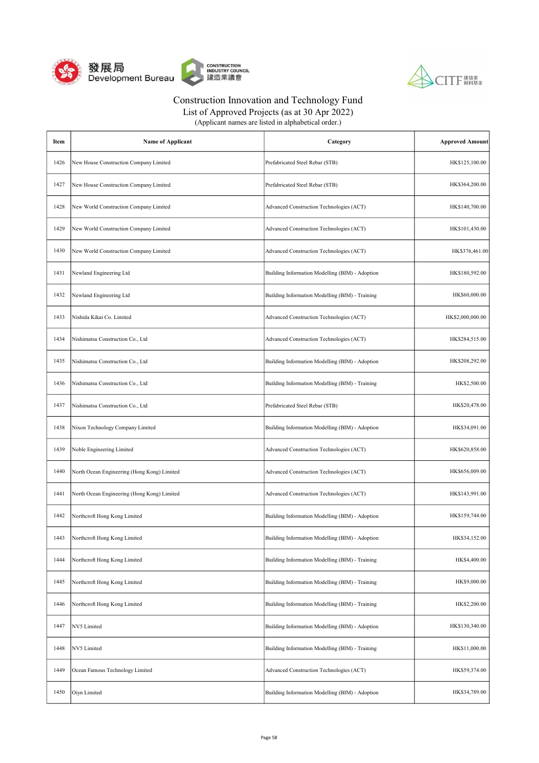# Construction Innovation and Technology Fund

List of Approved Projects (as at 30 Apr 2022)

(Applicant names are listed in alphabetical order.)

| Item | Name of Applicant | Category | Approved Amount |
|---|---|---|---|
| 1426 | New House Construction Company Limited | Prefabricated Steel Rebar (STB) | HK$125,100.00 |
| 1427 | New House Construction Company Limited | Prefabricated Steel Rebar (STB) | HK$364,200.00 |
| 1428 | New World Construction Company Limited | Advanced Construction Technologies (ACT) | HK$140,700.00 |
| 1429 | New World Construction Company Limited | Advanced Construction Technologies (ACT) | HK$101,430.00 |
| 1430 | New World Construction Company Limited | Advanced Construction Technologies (ACT) | HK$376,461.00 |
| 1431 | Newland Engineering Ltd | Building Information Modelling (BIM) - Adoption | HK$180,592.00 |
| 1432 | Newland Engineering Ltd | Building Information Modelling (BIM) - Training | HK$60,000.00 |
| 1433 | Nishida Kikai Co. Limited | Advanced Construction Technologies (ACT) | HK$2,000,000.00 |
| 1434 | Nishimatsu Construction Co., Ltd | Advanced Construction Technologies (ACT) | HK$284,515.00 |
| 1435 | Nishimatsu Construction Co., Ltd | Building Information Modelling (BIM) - Adoption | HK$208,292.00 |
| 1436 | Nishimatsu Construction Co., Ltd | Building Information Modelling (BIM) - Training | HK$2,500.00 |
| 1437 | Nishimatsu Construction Co., Ltd | Prefabricated Steel Rebar (STB) | HK$20,478.00 |
| 1438 | Nixon Technology Company Limited | Building Information Modelling (BIM) - Adoption | HK$34,091.00 |
| 1439 | Noble Engineering Limited | Advanced Construction Technologies (ACT) | HK$620,858.00 |
| 1440 | North Ocean Engineering (Hong Kong) Limited | Advanced Construction Technologies (ACT) | HK$656,009.00 |
| 1441 | North Ocean Engineering (Hong Kong) Limited | Advanced Construction Technologies (ACT) | HK$143,991.00 |
| 1442 | Northcroft Hong Kong Limited | Building Information Modelling (BIM) - Adoption | HK$159,744.00 |
| 1443 | Northcroft Hong Kong Limited | Building Information Modelling (BIM) - Adoption | HK$34,152.00 |
| 1444 | Northcroft Hong Kong Limited | Building Information Modelling (BIM) - Training | HK$4,400.00 |
| 1445 | Northcroft Hong Kong Limited | Building Information Modelling (BIM) - Training | HK$9,000.00 |
| 1446 | Northcroft Hong Kong Limited | Building Information Modelling (BIM) - Training | HK$2,200.00 |
| 1447 | NV5 Limited | Building Information Modelling (BIM) - Adoption | HK$130,340.00 |
| 1448 | NV5 Limited | Building Information Modelling (BIM) - Training | HK$11,000.00 |
| 1449 | Ocean Famous Technology Limited | Advanced Construction Technologies (ACT) | HK$59,374.00 |
| 1450 | Oiyn Limited | Building Information Modelling (BIM) - Adoption | HK$34,789.00 |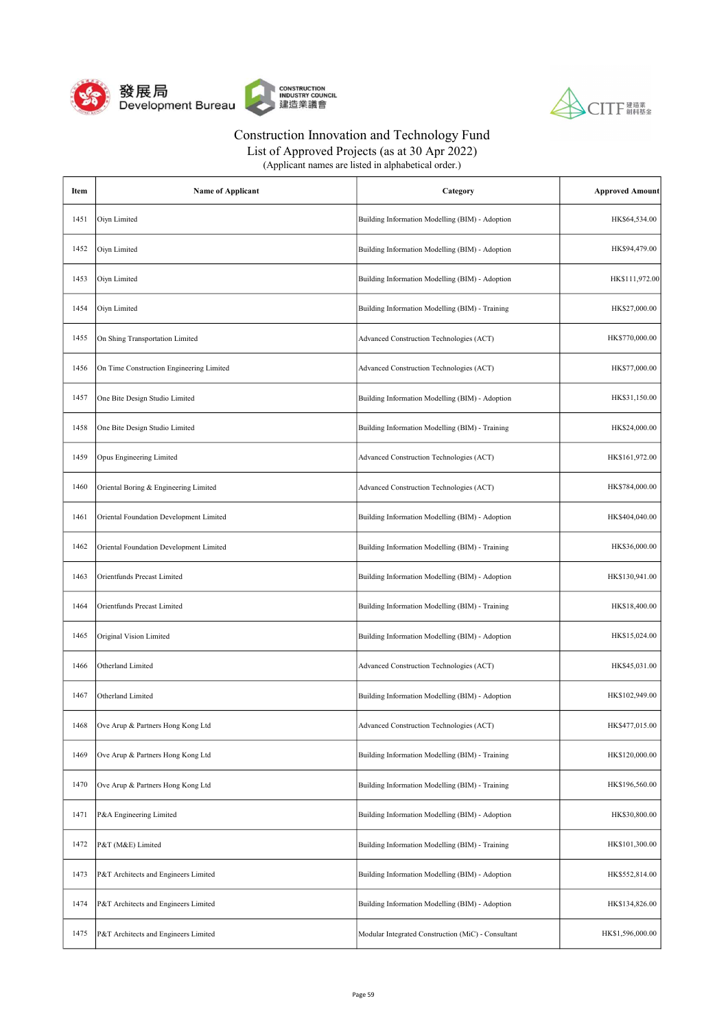# Construction Innovation and Technology Fund

## List of Approved Projects (as at 30 Apr 2022)

(Applicant names are listed in alphabetical order.)

| Item | Name of Applicant | Category | Approved Amount |
|---|---|---|---|
| 1451 | Oiyn Limited | Building Information Modelling (BIM) - Adoption | HK$64,534.00 |
| 1452 | Oiyn Limited | Building Information Modelling (BIM) - Adoption | HK$94,479.00 |
| 1453 | Oiyn Limited | Building Information Modelling (BIM) - Adoption | HK$111,972.00 |
| 1454 | Oiyn Limited | Building Information Modelling (BIM) - Training | HK$27,000.00 |
| 1455 | On Shing Transportation Limited | Advanced Construction Technologies (ACT) | HK$770,000.00 |
| 1456 | On Time Construction Engineering Limited | Advanced Construction Technologies (ACT) | HK$77,000.00 |
| 1457 | One Bite Design Studio Limited | Building Information Modelling (BIM) - Adoption | HK$31,150.00 |
| 1458 | One Bite Design Studio Limited | Building Information Modelling (BIM) - Training | HK$24,000.00 |
| 1459 | Opus Engineering Limited | Advanced Construction Technologies (ACT) | HK$161,972.00 |
| 1460 | Oriental Boring & Engineering Limited | Advanced Construction Technologies (ACT) | HK$784,000.00 |
| 1461 | Oriental Foundation Development Limited | Building Information Modelling (BIM) - Adoption | HK$404,040.00 |
| 1462 | Oriental Foundation Development Limited | Building Information Modelling (BIM) - Training | HK$36,000.00 |
| 1463 | Orientfunds Precast Limited | Building Information Modelling (BIM) - Adoption | HK$130,941.00 |
| 1464 | Orientfunds Precast Limited | Building Information Modelling (BIM) - Training | HK$18,400.00 |
| 1465 | Original Vision Limited | Building Information Modelling (BIM) - Adoption | HK$15,024.00 |
| 1466 | Otherland Limited | Advanced Construction Technologies (ACT) | HK$45,031.00 |
| 1467 | Otherland Limited | Building Information Modelling (BIM) - Adoption | HK$102,949.00 |
| 1468 | Ove Arup & Partners Hong Kong Ltd | Advanced Construction Technologies (ACT) | HK$477,015.00 |
| 1469 | Ove Arup & Partners Hong Kong Ltd | Building Information Modelling (BIM) - Training | HK$120,000.00 |
| 1470 | Ove Arup & Partners Hong Kong Ltd | Building Information Modelling (BIM) - Training | HK$196,560.00 |
| 1471 | P&A Engineering Limited | Building Information Modelling (BIM) - Adoption | HK$30,800.00 |
| 1472 | P&T (M&E) Limited | Building Information Modelling (BIM) - Training | HK$101,300.00 |
| 1473 | P&T Architects and Engineers Limited | Building Information Modelling (BIM) - Adoption | HK$552,814.00 |
| 1474 | P&T Architects and Engineers Limited | Building Information Modelling (BIM) - Adoption | HK$134,826.00 |
| 1475 | P&T Architects and Engineers Limited | Modular Integrated Construction (MiC) - Consultant | HK$1,596,000.00 |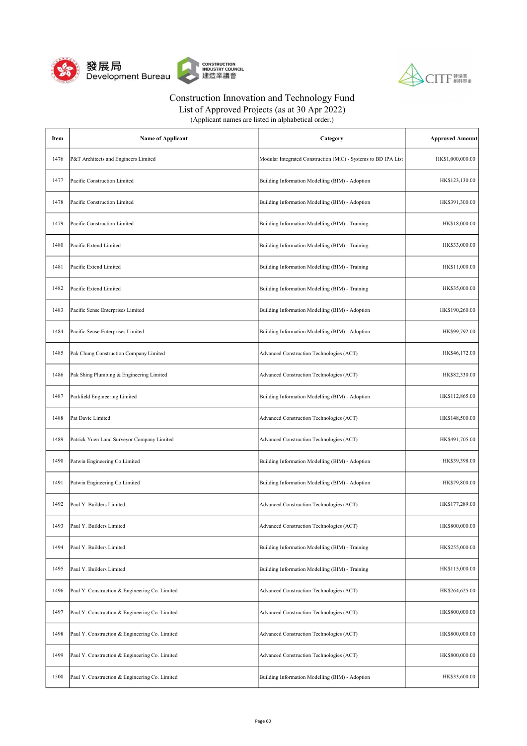# Construction Innovation and Technology Fund

List of Approved Projects (as at 30 Apr 2022)

(Applicant names are listed in alphabetical order.)

| Item | Name of Applicant | Category | Approved Amount |
|---|---|---|---|
| 1476 | P&T Architects and Engineers Limited | Modular Integrated Construction (MiC) - Systems to BD IPA List | HK$1,000,000.00 |
| 1477 | Pacific Construction Limited | Building Information Modelling (BIM) - Adoption | HK$123,130.00 |
| 1478 | Pacific Construction Limited | Building Information Modelling (BIM) - Adoption | HK$391,300.00 |
| 1479 | Pacific Construction Limited | Building Information Modelling (BIM) - Training | HK$18,000.00 |
| 1480 | Pacific Extend Limited | Building Information Modelling (BIM) - Training | HK$33,000.00 |
| 1481 | Pacific Extend Limited | Building Information Modelling (BIM) - Training | HK$11,000.00 |
| 1482 | Pacific Extend Limited | Building Information Modelling (BIM) - Training | HK$35,000.00 |
| 1483 | Pacific Sense Enterprises Limited | Building Information Modelling (BIM) - Adoption | HK$190,260.00 |
| 1484 | Pacific Sense Enterprises Limited | Building Information Modelling (BIM) - Adoption | HK$99,792.00 |
| 1485 | Pak Chung Construction Company Limited | Advanced Construction Technologies (ACT) | HK$46,172.00 |
| 1486 | Pak Shing Plumbing & Engineering Limited | Advanced Construction Technologies (ACT) | HK$82,330.00 |
| 1487 | Parkfield Engineering Limited | Building Information Modelling (BIM) - Adoption | HK$112,865.00 |
| 1488 | Pat Davie Limited | Advanced Construction Technologies (ACT) | HK$148,500.00 |
| 1489 | Patrick Yuen Land Surveyor Company Limited | Advanced Construction Technologies (ACT) | HK$491,705.00 |
| 1490 | Patwin Engineering Co Limited | Building Information Modelling (BIM) - Adoption | HK$39,398.00 |
| 1491 | Patwin Engineering Co Limited | Building Information Modelling (BIM) - Adoption | HK$79,800.00 |
| 1492 | Paul Y. Builders Limited | Advanced Construction Technologies (ACT) | HK$177,289.00 |
| 1493 | Paul Y. Builders Limited | Advanced Construction Technologies (ACT) | HK$800,000.00 |
| 1494 | Paul Y. Builders Limited | Building Information Modelling (BIM) - Training | HK$255,000.00 |
| 1495 | Paul Y. Builders Limited | Building Information Modelling (BIM) - Training | HK$115,000.00 |
| 1496 | Paul Y. Construction & Engineering Co. Limited | Advanced Construction Technologies (ACT) | HK$264,625.00 |
| 1497 | Paul Y. Construction & Engineering Co. Limited | Advanced Construction Technologies (ACT) | HK$800,000.00 |
| 1498 | Paul Y. Construction & Engineering Co. Limited | Advanced Construction Technologies (ACT) | HK$800,000.00 |
| 1499 | Paul Y. Construction & Engineering Co. Limited | Advanced Construction Technologies (ACT) | HK$800,000.00 |
| 1500 | Paul Y. Construction & Engineering Co. Limited | Building Information Modelling (BIM) - Adoption | HK$33,600.00 |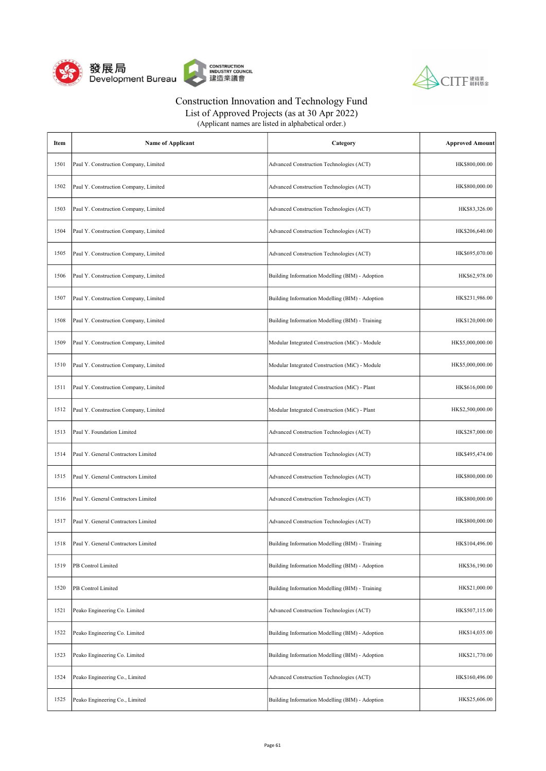# Construction Innovation and Technology Fund

## List of Approved Projects (as at 30 Apr 2022)

(Applicant names are listed in alphabetical order.)

| Item | Name of Applicant | Category | Approved Amount |
|---|---|---|---|
| 1501 | Paul Y. Construction Company, Limited | Advanced Construction Technologies (ACT) | HK$800,000.00 |
| 1502 | Paul Y. Construction Company, Limited | Advanced Construction Technologies (ACT) | HK$800,000.00 |
| 1503 | Paul Y. Construction Company, Limited | Advanced Construction Technologies (ACT) | HK$83,326.00 |
| 1504 | Paul Y. Construction Company, Limited | Advanced Construction Technologies (ACT) | HK$206,640.00 |
| 1505 | Paul Y. Construction Company, Limited | Advanced Construction Technologies (ACT) | HK$695,070.00 |
| 1506 | Paul Y. Construction Company, Limited | Building Information Modelling (BIM) - Adoption | HK$62,978.00 |
| 1507 | Paul Y. Construction Company, Limited | Building Information Modelling (BIM) - Adoption | HK$231,986.00 |
| 1508 | Paul Y. Construction Company, Limited | Building Information Modelling (BIM) - Training | HK$120,000.00 |
| 1509 | Paul Y. Construction Company, Limited | Modular Integrated Construction (MiC) - Module | HK$5,000,000.00 |
| 1510 | Paul Y. Construction Company, Limited | Modular Integrated Construction (MiC) - Module | HK$5,000,000.00 |
| 1511 | Paul Y. Construction Company, Limited | Modular Integrated Construction (MiC) - Plant | HK$616,000.00 |
| 1512 | Paul Y. Construction Company, Limited | Modular Integrated Construction (MiC) - Plant | HK$2,500,000.00 |
| 1513 | Paul Y. Foundation Limited | Advanced Construction Technologies (ACT) | HK$287,000.00 |
| 1514 | Paul Y. General Contractors Limited | Advanced Construction Technologies (ACT) | HK$495,474.00 |
| 1515 | Paul Y. General Contractors Limited | Advanced Construction Technologies (ACT) | HK$800,000.00 |
| 1516 | Paul Y. General Contractors Limited | Advanced Construction Technologies (ACT) | HK$800,000.00 |
| 1517 | Paul Y. General Contractors Limited | Advanced Construction Technologies (ACT) | HK$800,000.00 |
| 1518 | Paul Y. General Contractors Limited | Building Information Modelling (BIM) - Training | HK$104,496.00 |
| 1519 | PB Control Limited | Building Information Modelling (BIM) - Adoption | HK$36,190.00 |
| 1520 | PB Control Limited | Building Information Modelling (BIM) - Training | HK$21,000.00 |
| 1521 | Peako Engineering Co. Limited | Advanced Construction Technologies (ACT) | HK$507,115.00 |
| 1522 | Peako Engineering Co. Limited | Building Information Modelling (BIM) - Adoption | HK$14,035.00 |
| 1523 | Peako Engineering Co. Limited | Building Information Modelling (BIM) - Adoption | HK$21,770.00 |
| 1524 | Peako Engineering Co., Limited | Advanced Construction Technologies (ACT) | HK$160,496.00 |
| 1525 | Peako Engineering Co., Limited | Building Information Modelling (BIM) - Adoption | HK$25,606.00 |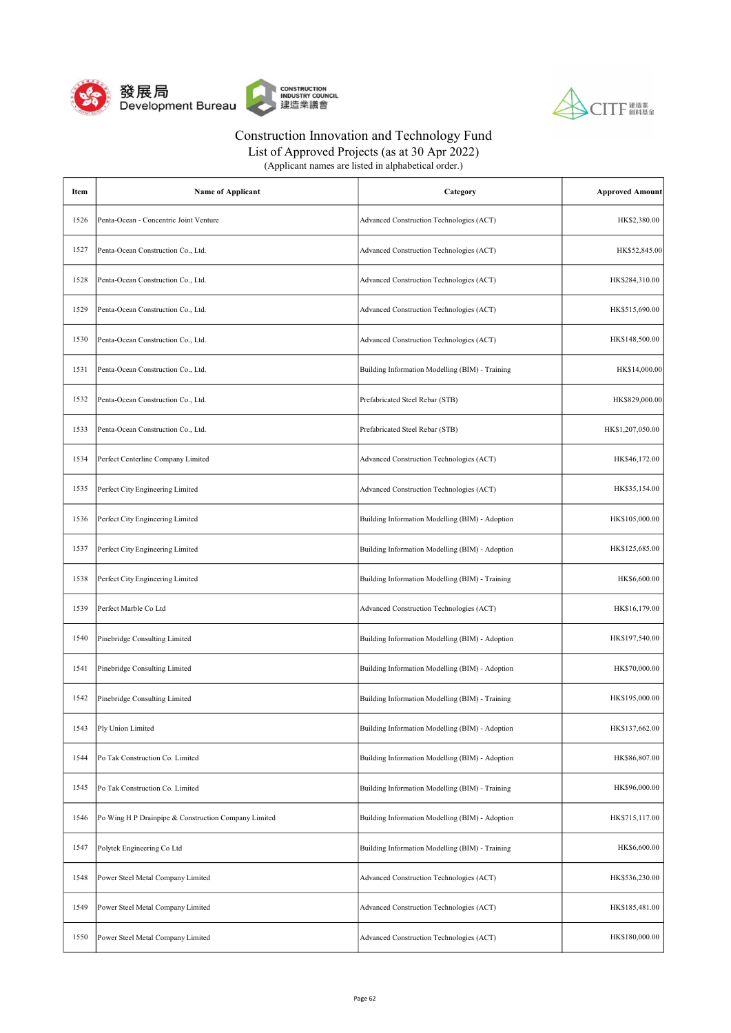# Construction Innovation and Technology Fund

List of Approved Projects (as at 30 Apr 2022)

(Applicant names are listed in alphabetical order.)

| Item | Name of Applicant | Category | Approved Amount |
|---|---|---|---|
| 1526 | Penta-Ocean - Concentric Joint Venture | Advanced Construction Technologies (ACT) | HK$2,380.00 |
| 1527 | Penta-Ocean Construction Co., Ltd. | Advanced Construction Technologies (ACT) | HK$52,845.00 |
| 1528 | Penta-Ocean Construction Co., Ltd. | Advanced Construction Technologies (ACT) | HK$284,310.00 |
| 1529 | Penta-Ocean Construction Co., Ltd. | Advanced Construction Technologies (ACT) | HK$515,690.00 |
| 1530 | Penta-Ocean Construction Co., Ltd. | Advanced Construction Technologies (ACT) | HK$148,500.00 |
| 1531 | Penta-Ocean Construction Co., Ltd. | Building Information Modelling (BIM) - Training | HK$14,000.00 |
| 1532 | Penta-Ocean Construction Co., Ltd. | Prefabricated Steel Rebar (STB) | HK$829,000.00 |
| 1533 | Penta-Ocean Construction Co., Ltd. | Prefabricated Steel Rebar (STB) | HK$1,207,050.00 |
| 1534 | Perfect Centerline Company Limited | Advanced Construction Technologies (ACT) | HK$46,172.00 |
| 1535 | Perfect City Engineering Limited | Advanced Construction Technologies (ACT) | HK$35,154.00 |
| 1536 | Perfect City Engineering Limited | Building Information Modelling (BIM) - Adoption | HK$105,000.00 |
| 1537 | Perfect City Engineering Limited | Building Information Modelling (BIM) - Adoption | HK$125,685.00 |
| 1538 | Perfect City Engineering Limited | Building Information Modelling (BIM) - Training | HK$6,600.00 |
| 1539 | Perfect Marble Co Ltd | Advanced Construction Technologies (ACT) | HK$16,179.00 |
| 1540 | Pinebridge Consulting Limited | Building Information Modelling (BIM) - Adoption | HK$197,540.00 |
| 1541 | Pinebridge Consulting Limited | Building Information Modelling (BIM) - Adoption | HK$70,000.00 |
| 1542 | Pinebridge Consulting Limited | Building Information Modelling (BIM) - Training | HK$195,000.00 |
| 1543 | Ply Union Limited | Building Information Modelling (BIM) - Adoption | HK$137,662.00 |
| 1544 | Po Tak Construction Co. Limited | Building Information Modelling (BIM) - Adoption | HK$86,807.00 |
| 1545 | Po Tak Construction Co. Limited | Building Information Modelling (BIM) - Training | HK$96,000.00 |
| 1546 | Po Wing H P Drainpipe & Construction Company Limited | Building Information Modelling (BIM) - Adoption | HK$715,117.00 |
| 1547 | Polytek Engineering Co Ltd | Building Information Modelling (BIM) - Training | HK$6,600.00 |
| 1548 | Power Steel Metal Company Limited | Advanced Construction Technologies (ACT) | HK$536,230.00 |
| 1549 | Power Steel Metal Company Limited | Advanced Construction Technologies (ACT) | HK$185,481.00 |
| 1550 | Power Steel Metal Company Limited | Advanced Construction Technologies (ACT) | HK$180,000.00 |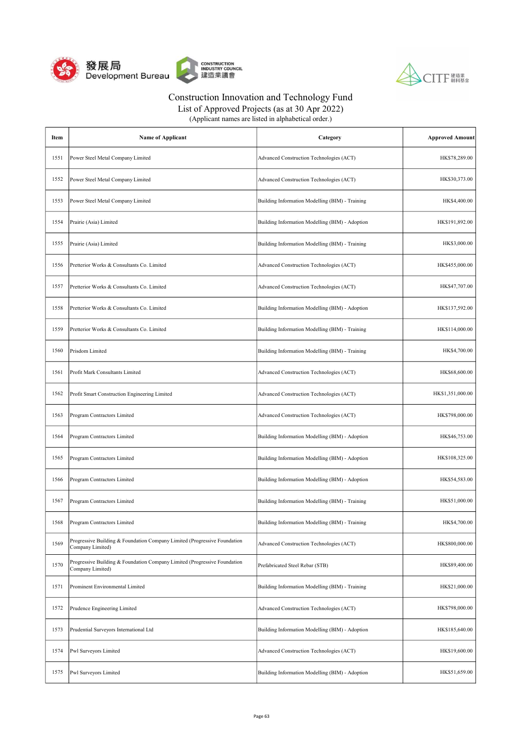# Construction Innovation and Technology Fund

## List of Approved Projects (as at 30 Apr 2022)

(Applicant names are listed in alphabetical order.)

| Item | Name of Applicant | Category | Approved Amount |
|---|---|---|---|
| 1551 | Power Steel Metal Company Limited | Advanced Construction Technologies (ACT) | HK$78,289.00 |
| 1552 | Power Steel Metal Company Limited | Advanced Construction Technologies (ACT) | HK$30,373.00 |
| 1553 | Power Steel Metal Company Limited | Building Information Modelling (BIM) - Training | HK$4,400.00 |
| 1554 | Prairie (Asia) Limited | Building Information Modelling (BIM) - Adoption | HK$191,892.00 |
| 1555 | Prairie (Asia) Limited | Building Information Modelling (BIM) - Training | HK$3,000.00 |
| 1556 | Pretterior Works & Consultants Co. Limited | Advanced Construction Technologies (ACT) | HK$455,000.00 |
| 1557 | Pretterior Works & Consultants Co. Limited | Advanced Construction Technologies (ACT) | HK$47,707.00 |
| 1558 | Pretterior Works & Consultants Co. Limited | Building Information Modelling (BIM) - Adoption | HK$137,592.00 |
| 1559 | Pretterior Works & Consultants Co. Limited | Building Information Modelling (BIM) - Training | HK$114,000.00 |
| 1560 | Prisdom Limited | Building Information Modelling (BIM) - Training | HK$4,700.00 |
| 1561 | Profit Mark Consultants Limited | Advanced Construction Technologies (ACT) | HK$68,600.00 |
| 1562 | Profit Smart Construction Engineering Limited | Advanced Construction Technologies (ACT) | HK$1,351,000.00 |
| 1563 | Program Contractors Limited | Advanced Construction Technologies (ACT) | HK$798,000.00 |
| 1564 | Program Contractors Limited | Building Information Modelling (BIM) - Adoption | HK$46,753.00 |
| 1565 | Program Contractors Limited | Building Information Modelling (BIM) - Adoption | HK$108,325.00 |
| 1566 | Program Contractors Limited | Building Information Modelling (BIM) - Adoption | HK$54,583.00 |
| 1567 | Program Contractors Limited | Building Information Modelling (BIM) - Training | HK$51,000.00 |
| 1568 | Program Contractors Limited | Building Information Modelling (BIM) - Training | HK$4,700.00 |
| 1569 | Progressive Building & Foundation Company Limited (Progressive Foundation Company Limited) | Advanced Construction Technologies (ACT) | HK$800,000.00 |
| 1570 | Progressive Building & Foundation Company Limited (Progressive Foundation Company Limited) | Prefabricated Steel Rebar (STB) | HK$89,400.00 |
| 1571 | Prominent Environmental Limited | Building Information Modelling (BIM) - Training | HK$21,000.00 |
| 1572 | Prudence Engineering Limited | Advanced Construction Technologies (ACT) | HK$798,000.00 |
| 1573 | Prudential Surveyors International Ltd | Building Information Modelling (BIM) - Adoption | HK$185,640.00 |
| 1574 | Pwl Surveyors Limited | Advanced Construction Technologies (ACT) | HK$19,600.00 |
| 1575 | Pwl Surveyors Limited | Building Information Modelling (BIM) - Adoption | HK$51,659.00 |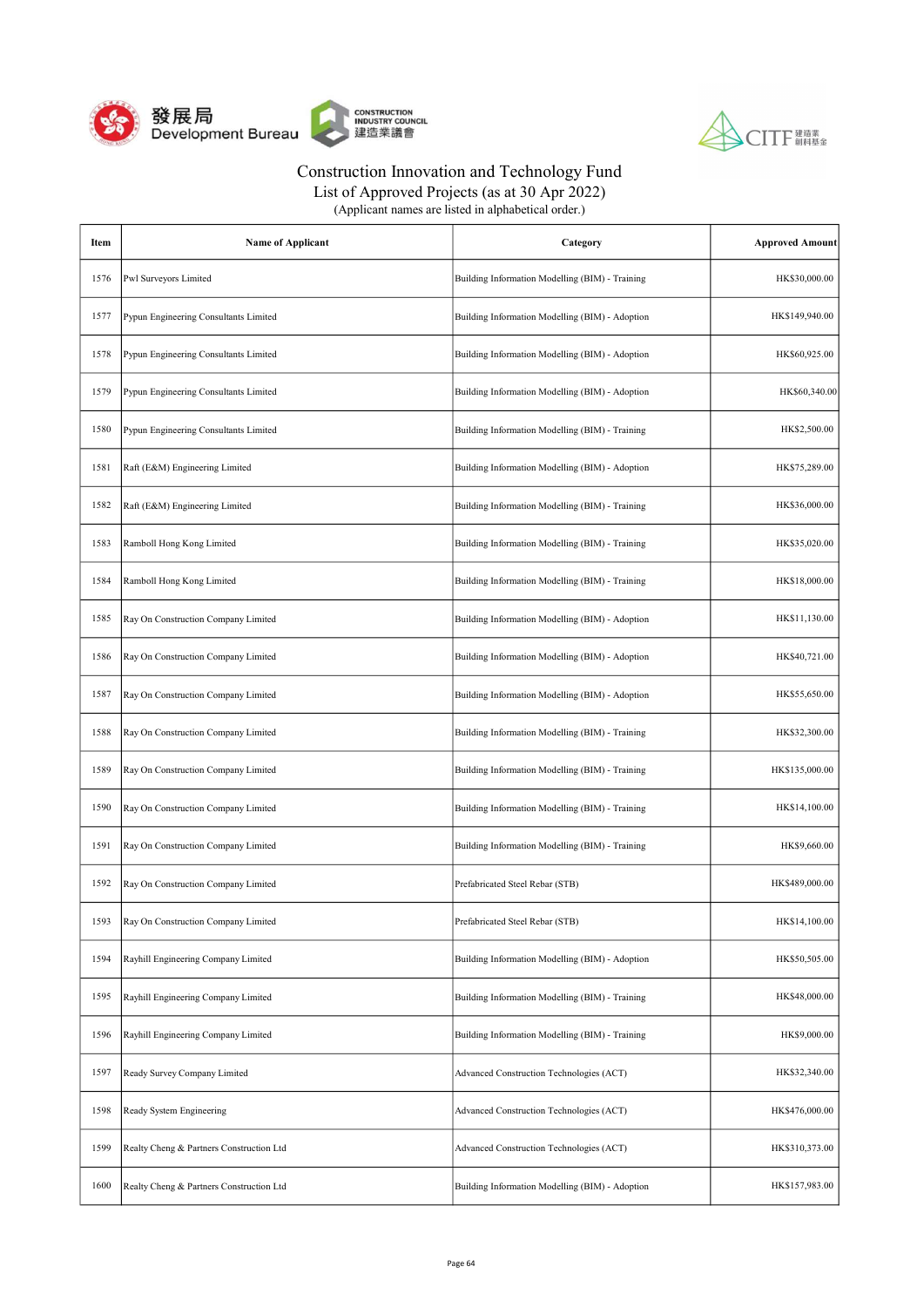# Construction Innovation and Technology Fund

## List of Approved Projects (as at 30 Apr 2022)

(Applicant names are listed in alphabetical order.)

| Item | Name of Applicant | Category | Approved Amount |
|---|---|---|---|
| 1576 | Pwl Surveyors Limited | Building Information Modelling (BIM) - Training | HK$30,000.00 |
| 1577 | Pypun Engineering Consultants Limited | Building Information Modelling (BIM) - Adoption | HK$149,940.00 |
| 1578 | Pypun Engineering Consultants Limited | Building Information Modelling (BIM) - Adoption | HK$60,925.00 |
| 1579 | Pypun Engineering Consultants Limited | Building Information Modelling (BIM) - Adoption | HK$60,340.00 |
| 1580 | Pypun Engineering Consultants Limited | Building Information Modelling (BIM) - Training | HK$2,500.00 |
| 1581 | Raft (E&M) Engineering Limited | Building Information Modelling (BIM) - Adoption | HK$75,289.00 |
| 1582 | Raft (E&M) Engineering Limited | Building Information Modelling (BIM) - Training | HK$36,000.00 |
| 1583 | Ramboll Hong Kong Limited | Building Information Modelling (BIM) - Training | HK$35,020.00 |
| 1584 | Ramboll Hong Kong Limited | Building Information Modelling (BIM) - Training | HK$18,000.00 |
| 1585 | Ray On Construction Company Limited | Building Information Modelling (BIM) - Adoption | HK$11,130.00 |
| 1586 | Ray On Construction Company Limited | Building Information Modelling (BIM) - Adoption | HK$40,721.00 |
| 1587 | Ray On Construction Company Limited | Building Information Modelling (BIM) - Adoption | HK$55,650.00 |
| 1588 | Ray On Construction Company Limited | Building Information Modelling (BIM) - Training | HK$32,300.00 |
| 1589 | Ray On Construction Company Limited | Building Information Modelling (BIM) - Training | HK$135,000.00 |
| 1590 | Ray On Construction Company Limited | Building Information Modelling (BIM) - Training | HK$14,100.00 |
| 1591 | Ray On Construction Company Limited | Building Information Modelling (BIM) - Training | HK$9,660.00 |
| 1592 | Ray On Construction Company Limited | Prefabricated Steel Rebar (STB) | HK$489,000.00 |
| 1593 | Ray On Construction Company Limited | Prefabricated Steel Rebar (STB) | HK$14,100.00 |
| 1594 | Rayhill Engineering Company Limited | Building Information Modelling (BIM) - Adoption | HK$50,505.00 |
| 1595 | Rayhill Engineering Company Limited | Building Information Modelling (BIM) - Training | HK$48,000.00 |
| 1596 | Rayhill Engineering Company Limited | Building Information Modelling (BIM) - Training | HK$9,000.00 |
| 1597 | Ready Survey Company Limited | Advanced Construction Technologies (ACT) | HK$32,340.00 |
| 1598 | Ready System Engineering | Advanced Construction Technologies (ACT) | HK$476,000.00 |
| 1599 | Realty Cheng & Partners Construction Ltd | Advanced Construction Technologies (ACT) | HK$310,373.00 |
| 1600 | Realty Cheng & Partners Construction Ltd | Building Information Modelling (BIM) - Adoption | HK$157,983.00 |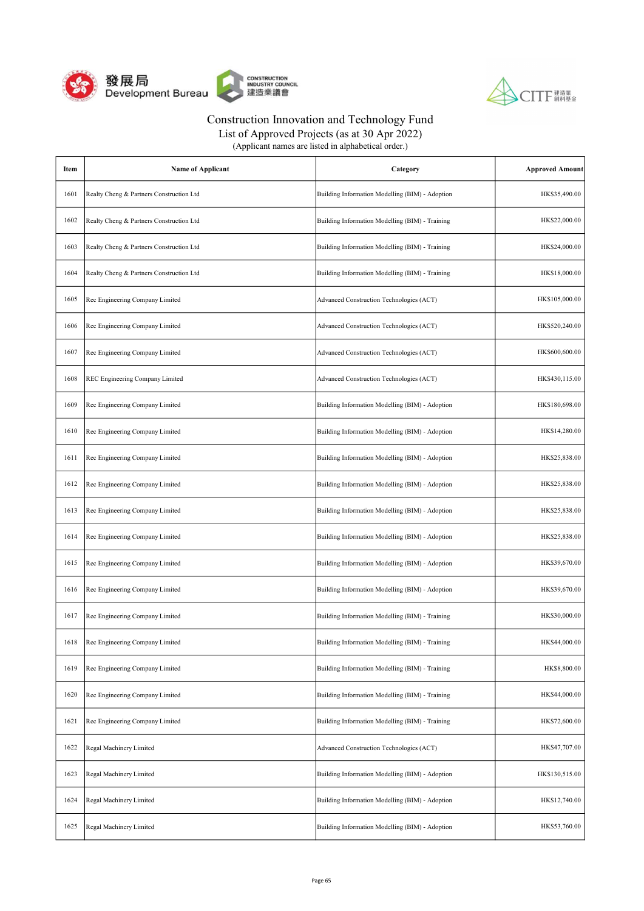# Construction Innovation and Technology Fund

## List of Approved Projects (as at 30 Apr 2022)

(Applicant names are listed in alphabetical order.)

| Item | Name of Applicant | Category | Approved Amount |
|---|---|---|---|
| 1601 | Realty Cheng & Partners Construction Ltd | Building Information Modelling (BIM) - Adoption | HK$35,490.00 |
| 1602 | Realty Cheng & Partners Construction Ltd | Building Information Modelling (BIM) - Training | HK$22,000.00 |
| 1603 | Realty Cheng & Partners Construction Ltd | Building Information Modelling (BIM) - Training | HK$24,000.00 |
| 1604 | Realty Cheng & Partners Construction Ltd | Building Information Modelling (BIM) - Training | HK$18,000.00 |
| 1605 | Rec Engineering Company Limited | Advanced Construction Technologies (ACT) | HK$105,000.00 |
| 1606 | Rec Engineering Company Limited | Advanced Construction Technologies (ACT) | HK$520,240.00 |
| 1607 | Rec Engineering Company Limited | Advanced Construction Technologies (ACT) | HK$600,600.00 |
| 1608 | REC Engineering Company Limited | Advanced Construction Technologies (ACT) | HK$430,115.00 |
| 1609 | Rec Engineering Company Limited | Building Information Modelling (BIM) - Adoption | HK$180,698.00 |
| 1610 | Rec Engineering Company Limited | Building Information Modelling (BIM) - Adoption | HK$14,280.00 |
| 1611 | Rec Engineering Company Limited | Building Information Modelling (BIM) - Adoption | HK$25,838.00 |
| 1612 | Rec Engineering Company Limited | Building Information Modelling (BIM) - Adoption | HK$25,838.00 |
| 1613 | Rec Engineering Company Limited | Building Information Modelling (BIM) - Adoption | HK$25,838.00 |
| 1614 | Rec Engineering Company Limited | Building Information Modelling (BIM) - Adoption | HK$25,838.00 |
| 1615 | Rec Engineering Company Limited | Building Information Modelling (BIM) - Adoption | HK$39,670.00 |
| 1616 | Rec Engineering Company Limited | Building Information Modelling (BIM) - Adoption | HK$39,670.00 |
| 1617 | Rec Engineering Company Limited | Building Information Modelling (BIM) - Training | HK$30,000.00 |
| 1618 | Rec Engineering Company Limited | Building Information Modelling (BIM) - Training | HK$44,000.00 |
| 1619 | Rec Engineering Company Limited | Building Information Modelling (BIM) - Training | HK$8,800.00 |
| 1620 | Rec Engineering Company Limited | Building Information Modelling (BIM) - Training | HK$44,000.00 |
| 1621 | Rec Engineering Company Limited | Building Information Modelling (BIM) - Training | HK$72,600.00 |
| 1622 | Regal Machinery Limited | Advanced Construction Technologies (ACT) | HK$47,707.00 |
| 1623 | Regal Machinery Limited | Building Information Modelling (BIM) - Adoption | HK$130,515.00 |
| 1624 | Regal Machinery Limited | Building Information Modelling (BIM) - Adoption | HK$12,740.00 |
| 1625 | Regal Machinery Limited | Building Information Modelling (BIM) - Adoption | HK$53,760.00 |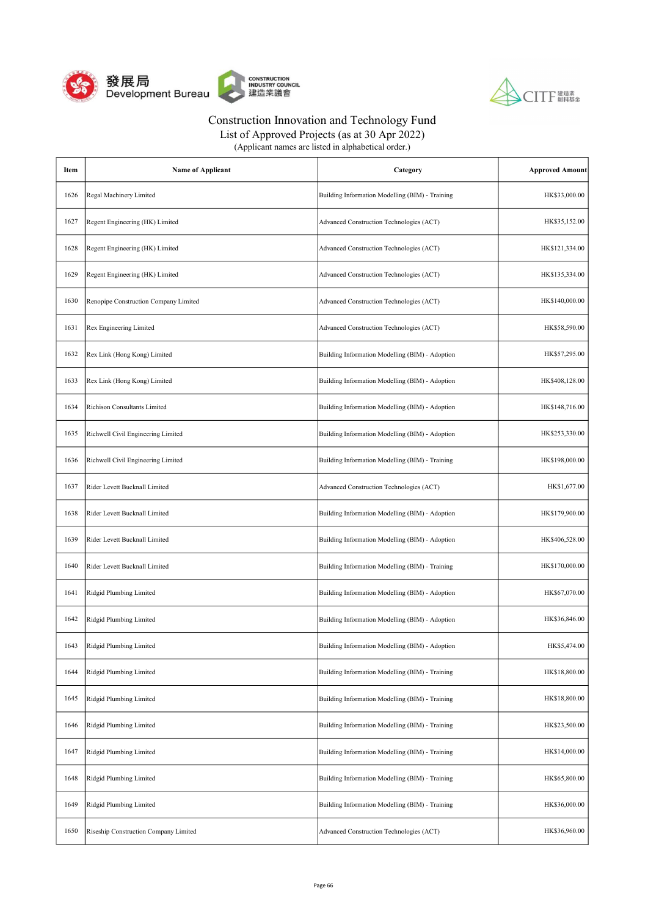Construction Innovation and Technology Fund
List of Approved Projects (as at 30 Apr 2022)
(Applicant names are listed in alphabetical order.)

| Item | Name of Applicant | Category | Approved Amount |
|---|---|---|---|
| 1626 | Regal Machinery Limited | Building Information Modelling (BIM) - Training | HK$33,000.00 |
| 1627 | Regent Engineering (HK) Limited | Advanced Construction Technologies (ACT) | HK$35,152.00 |
| 1628 | Regent Engineering (HK) Limited | Advanced Construction Technologies (ACT) | HK$121,334.00 |
| 1629 | Regent Engineering (HK) Limited | Advanced Construction Technologies (ACT) | HK$135,334.00 |
| 1630 | Renopipe Construction Company Limited | Advanced Construction Technologies (ACT) | HK$140,000.00 |
| 1631 | Rex Engineering Limited | Advanced Construction Technologies (ACT) | HK$58,590.00 |
| 1632 | Rex Link (Hong Kong) Limited | Building Information Modelling (BIM) - Adoption | HK$57,295.00 |
| 1633 | Rex Link (Hong Kong) Limited | Building Information Modelling (BIM) - Adoption | HK$408,128.00 |
| 1634 | Richison Consultants Limited | Building Information Modelling (BIM) - Adoption | HK$148,716.00 |
| 1635 | Richwell Civil Engineering Limited | Building Information Modelling (BIM) - Adoption | HK$253,330.00 |
| 1636 | Richwell Civil Engineering Limited | Building Information Modelling (BIM) - Training | HK$198,000.00 |
| 1637 | Rider Levett Bucknall Limited | Advanced Construction Technologies (ACT) | HK$1,677.00 |
| 1638 | Rider Levett Bucknall Limited | Building Information Modelling (BIM) - Adoption | HK$179,900.00 |
| 1639 | Rider Levett Bucknall Limited | Building Information Modelling (BIM) - Adoption | HK$406,528.00 |
| 1640 | Rider Levett Bucknall Limited | Building Information Modelling (BIM) - Training | HK$170,000.00 |
| 1641 | Ridgid Plumbing Limited | Building Information Modelling (BIM) - Adoption | HK$67,070.00 |
| 1642 | Ridgid Plumbing Limited | Building Information Modelling (BIM) - Adoption | HK$36,846.00 |
| 1643 | Ridgid Plumbing Limited | Building Information Modelling (BIM) - Adoption | HK$5,474.00 |
| 1644 | Ridgid Plumbing Limited | Building Information Modelling (BIM) - Training | HK$18,800.00 |
| 1645 | Ridgid Plumbing Limited | Building Information Modelling (BIM) - Training | HK$18,800.00 |
| 1646 | Ridgid Plumbing Limited | Building Information Modelling (BIM) - Training | HK$23,500.00 |
| 1647 | Ridgid Plumbing Limited | Building Information Modelling (BIM) - Training | HK$14,000.00 |
| 1648 | Ridgid Plumbing Limited | Building Information Modelling (BIM) - Training | HK$65,800.00 |
| 1649 | Ridgid Plumbing Limited | Building Information Modelling (BIM) - Training | HK$36,000.00 |
| 1650 | Riseship Construction Company Limited | Advanced Construction Technologies (ACT) | HK$36,960.00 |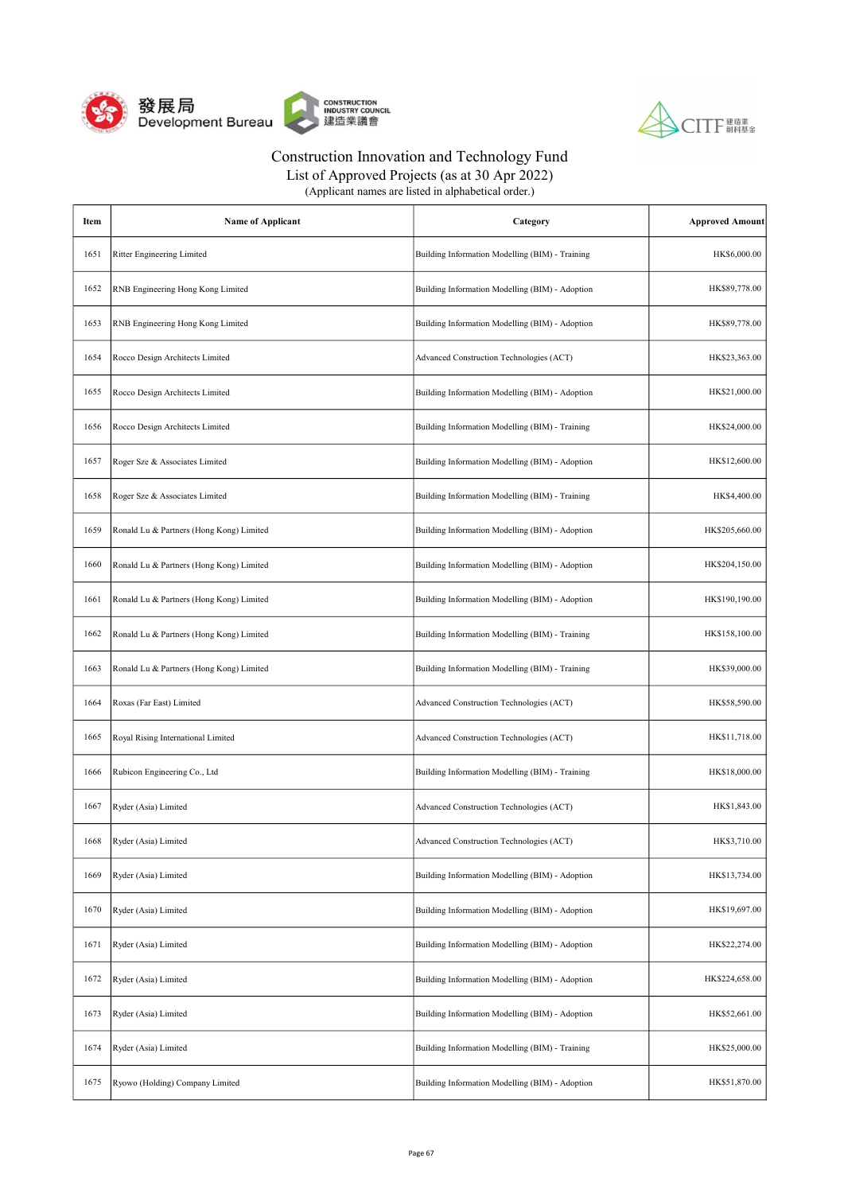# Construction Innovation and Technology Fund

## List of Approved Projects (as at 30 Apr 2022)

(Applicant names are listed in alphabetical order.)

| Item | Name of Applicant | Category | Approved Amount |
|---|---|---|---|
| 1651 | Ritter Engineering Limited | Building Information Modelling (BIM) - Training | HK$6,000.00 |
| 1652 | RNB Engineering Hong Kong Limited | Building Information Modelling (BIM) - Adoption | HK$89,778.00 |
| 1653 | RNB Engineering Hong Kong Limited | Building Information Modelling (BIM) - Adoption | HK$89,778.00 |
| 1654 | Rocco Design Architects Limited | Advanced Construction Technologies (ACT) | HK$23,363.00 |
| 1655 | Rocco Design Architects Limited | Building Information Modelling (BIM) - Adoption | HK$21,000.00 |
| 1656 | Rocco Design Architects Limited | Building Information Modelling (BIM) - Training | HK$24,000.00 |
| 1657 | Roger Sze & Associates Limited | Building Information Modelling (BIM) - Adoption | HK$12,600.00 |
| 1658 | Roger Sze & Associates Limited | Building Information Modelling (BIM) - Training | HK$4,400.00 |
| 1659 | Ronald Lu & Partners (Hong Kong) Limited | Building Information Modelling (BIM) - Adoption | HK$205,660.00 |
| 1660 | Ronald Lu & Partners (Hong Kong) Limited | Building Information Modelling (BIM) - Adoption | HK$204,150.00 |
| 1661 | Ronald Lu & Partners (Hong Kong) Limited | Building Information Modelling (BIM) - Adoption | HK$190,190.00 |
| 1662 | Ronald Lu & Partners (Hong Kong) Limited | Building Information Modelling (BIM) - Training | HK$158,100.00 |
| 1663 | Ronald Lu & Partners (Hong Kong) Limited | Building Information Modelling (BIM) - Training | HK$39,000.00 |
| 1664 | Roxas (Far East) Limited | Advanced Construction Technologies (ACT) | HK$58,590.00 |
| 1665 | Royal Rising International Limited | Advanced Construction Technologies (ACT) | HK$11,718.00 |
| 1666 | Rubicon Engineering Co., Ltd | Building Information Modelling (BIM) - Training | HK$18,000.00 |
| 1667 | Ryder (Asia) Limited | Advanced Construction Technologies (ACT) | HK$1,843.00 |
| 1668 | Ryder (Asia) Limited | Advanced Construction Technologies (ACT) | HK$3,710.00 |
| 1669 | Ryder (Asia) Limited | Building Information Modelling (BIM) - Adoption | HK$13,734.00 |
| 1670 | Ryder (Asia) Limited | Building Information Modelling (BIM) - Adoption | HK$19,697.00 |
| 1671 | Ryder (Asia) Limited | Building Information Modelling (BIM) - Adoption | HK$22,274.00 |
| 1672 | Ryder (Asia) Limited | Building Information Modelling (BIM) - Adoption | HK$224,658.00 |
| 1673 | Ryder (Asia) Limited | Building Information Modelling (BIM) - Adoption | HK$52,661.00 |
| 1674 | Ryder (Asia) Limited | Building Information Modelling (BIM) - Training | HK$25,000.00 |
| 1675 | Ryowo (Holding) Company Limited | Building Information Modelling (BIM) - Adoption | HK$51,870.00 |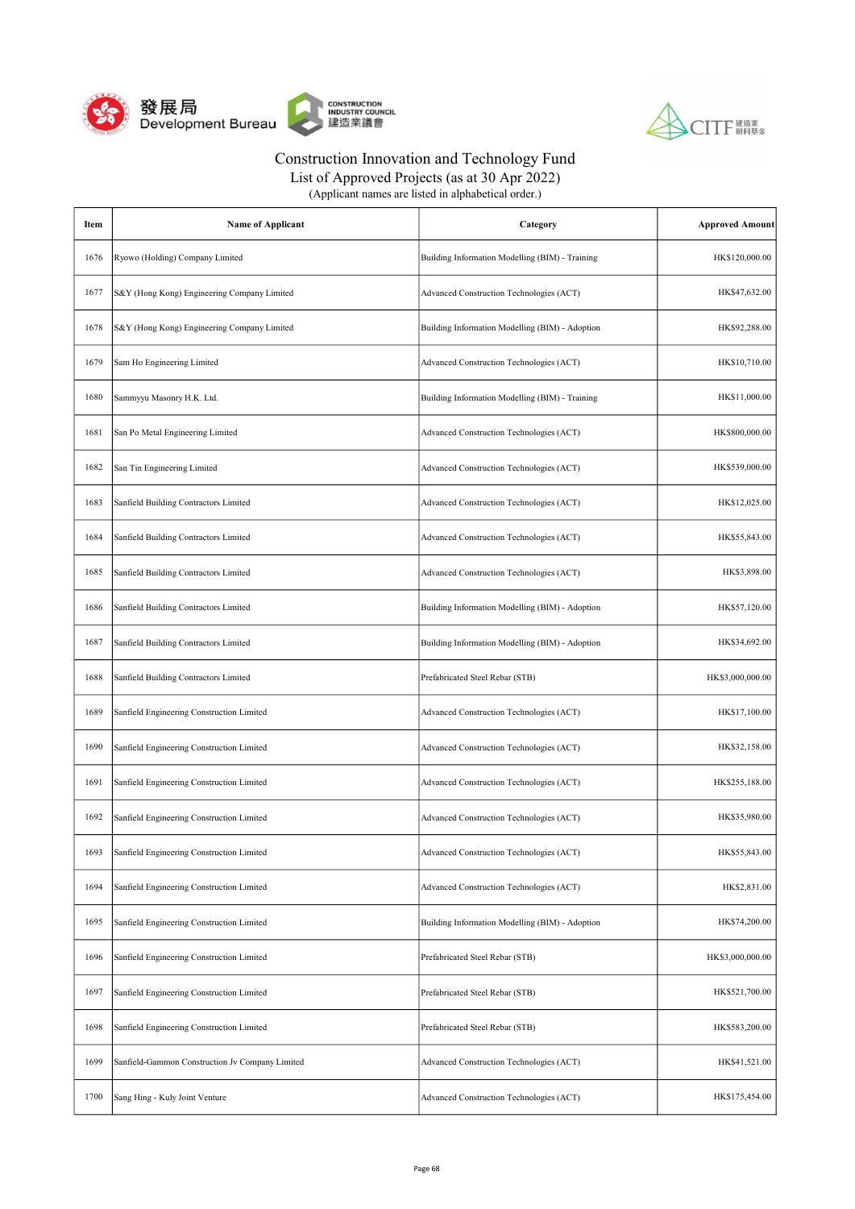# Construction Innovation and Technology Fund

## List of Approved Projects (as at 30 Apr 2022)

(Applicant names are listed in alphabetical order.)

| Item | Name of Applicant | Category | Approved Amount |
|---|---|---|---|
| 1676 | Ryowo (Holding) Company Limited | Building Information Modelling (BIM) - Training | HK$120,000.00 |
| 1677 | S&Y (Hong Kong) Engineering Company Limited | Advanced Construction Technologies (ACT) | HK$47,632.00 |
| 1678 | S&Y (Hong Kong) Engineering Company Limited | Building Information Modelling (BIM) - Adoption | HK$92,288.00 |
| 1679 | Sam Ho Engineering Limited | Advanced Construction Technologies (ACT) | HK$10,710.00 |
| 1680 | Sammyyu Masonry H.K. Ltd. | Building Information Modelling (BIM) - Training | HK$11,000.00 |
| 1681 | San Po Metal Engineering Limited | Advanced Construction Technologies (ACT) | HK$800,000.00 |
| 1682 | San Tin Engineering Limited | Advanced Construction Technologies (ACT) | HK$539,000.00 |
| 1683 | Sanfield Building Contractors Limited | Advanced Construction Technologies (ACT) | HK$12,025.00 |
| 1684 | Sanfield Building Contractors Limited | Advanced Construction Technologies (ACT) | HK$55,843.00 |
| 1685 | Sanfield Building Contractors Limited | Advanced Construction Technologies (ACT) | HK$3,898.00 |
| 1686 | Sanfield Building Contractors Limited | Building Information Modelling (BIM) - Adoption | HK$57,120.00 |
| 1687 | Sanfield Building Contractors Limited | Building Information Modelling (BIM) - Adoption | HK$34,692.00 |
| 1688 | Sanfield Building Contractors Limited | Prefabricated Steel Rebar (STB) | HK$3,000,000.00 |
| 1689 | Sanfield Engineering Construction Limited | Advanced Construction Technologies (ACT) | HK$17,100.00 |
| 1690 | Sanfield Engineering Construction Limited | Advanced Construction Technologies (ACT) | HK$32,158.00 |
| 1691 | Sanfield Engineering Construction Limited | Advanced Construction Technologies (ACT) | HK$255,188.00 |
| 1692 | Sanfield Engineering Construction Limited | Advanced Construction Technologies (ACT) | HK$35,980.00 |
| 1693 | Sanfield Engineering Construction Limited | Advanced Construction Technologies (ACT) | HK$55,843.00 |
| 1694 | Sanfield Engineering Construction Limited | Advanced Construction Technologies (ACT) | HK$2,831.00 |
| 1695 | Sanfield Engineering Construction Limited | Building Information Modelling (BIM) - Adoption | HK$74,200.00 |
| 1696 | Sanfield Engineering Construction Limited | Prefabricated Steel Rebar (STB) | HK$3,000,000.00 |
| 1697 | Sanfield Engineering Construction Limited | Prefabricated Steel Rebar (STB) | HK$521,700.00 |
| 1698 | Sanfield Engineering Construction Limited | Prefabricated Steel Rebar (STB) | HK$583,200.00 |
| 1699 | Sanfield-Gammon Construction Jv Company Limited | Advanced Construction Technologies (ACT) | HK$41,521.00 |
| 1700 | Sang Hing - Kuly Joint Venture | Advanced Construction Technologies (ACT) | HK$175,454.00 |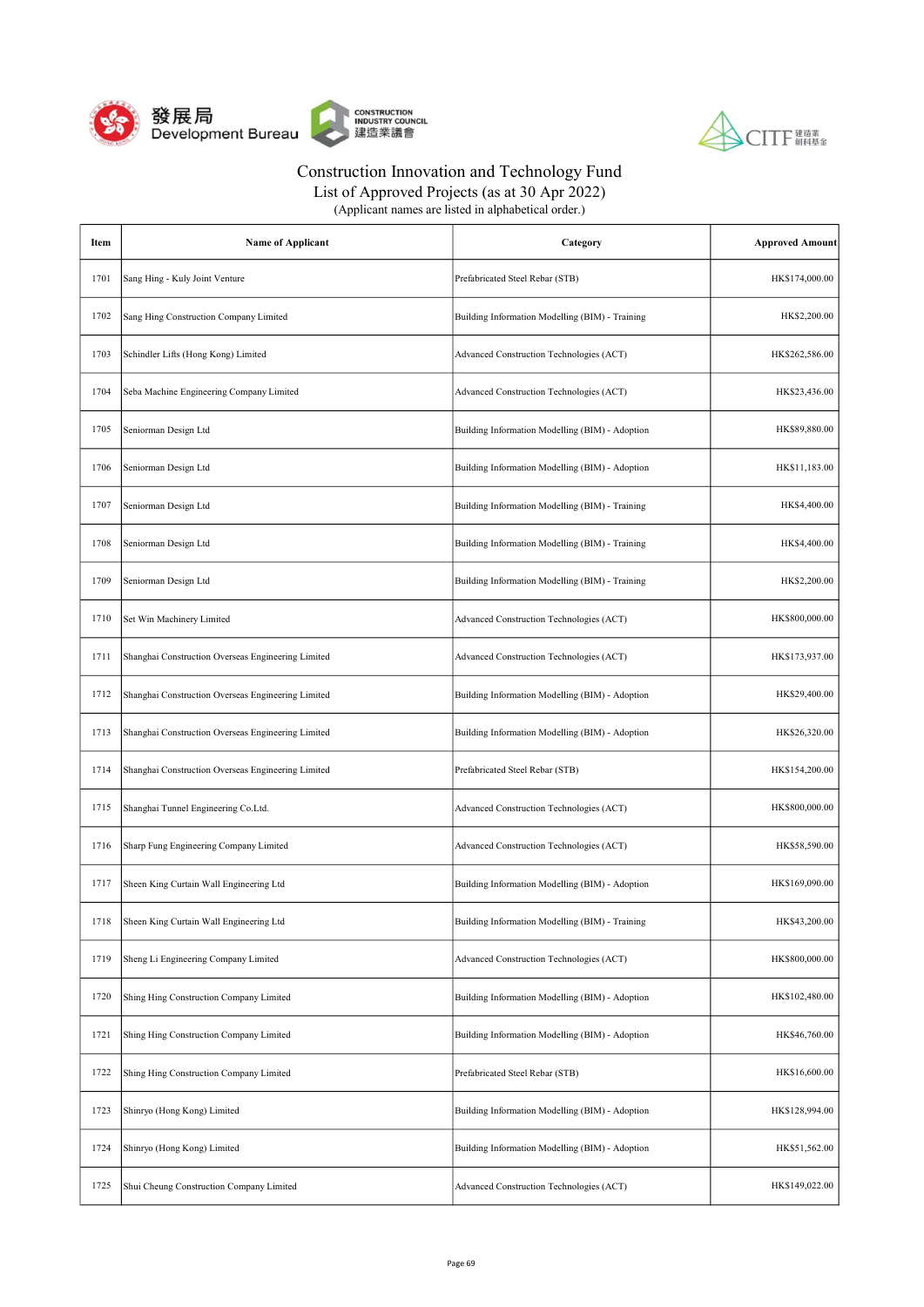# Construction Innovation and Technology Fund

List of Approved Projects (as at 30 Apr 2022)

(Applicant names are listed in alphabetical order.)

| Item | Name of Applicant | Category | Approved Amount |
|---|---|---|---|
| 1701 | Sang Hing - Kuly Joint Venture | Prefabricated Steel Rebar (STB) | HK$174,000.00 |
| 1702 | Sang Hing Construction Company Limited | Building Information Modelling (BIM) - Training | HK$2,200.00 |
| 1703 | Schindler Lifts (Hong Kong) Limited | Advanced Construction Technologies (ACT) | HK$262,586.00 |
| 1704 | Seba Machine Engineering Company Limited | Advanced Construction Technologies (ACT) | HK$23,436.00 |
| 1705 | Seniorman Design Ltd | Building Information Modelling (BIM) - Adoption | HK$89,880.00 |
| 1706 | Seniorman Design Ltd | Building Information Modelling (BIM) - Adoption | HK$11,183.00 |
| 1707 | Seniorman Design Ltd | Building Information Modelling (BIM) - Training | HK$4,400.00 |
| 1708 | Seniorman Design Ltd | Building Information Modelling (BIM) - Training | HK$4,400.00 |
| 1709 | Seniorman Design Ltd | Building Information Modelling (BIM) - Training | HK$2,200.00 |
| 1710 | Set Win Machinery Limited | Advanced Construction Technologies (ACT) | HK$800,000.00 |
| 1711 | Shanghai Construction Overseas Engineering Limited | Advanced Construction Technologies (ACT) | HK$173,937.00 |
| 1712 | Shanghai Construction Overseas Engineering Limited | Building Information Modelling (BIM) - Adoption | HK$29,400.00 |
| 1713 | Shanghai Construction Overseas Engineering Limited | Building Information Modelling (BIM) - Adoption | HK$26,320.00 |
| 1714 | Shanghai Construction Overseas Engineering Limited | Prefabricated Steel Rebar (STB) | HK$154,200.00 |
| 1715 | Shanghai Tunnel Engineering Co.Ltd. | Advanced Construction Technologies (ACT) | HK$800,000.00 |
| 1716 | Sharp Fung Engineering Company Limited | Advanced Construction Technologies (ACT) | HK$58,590.00 |
| 1717 | Sheen King Curtain Wall Engineering Ltd | Building Information Modelling (BIM) - Adoption | HK$169,090.00 |
| 1718 | Sheen King Curtain Wall Engineering Ltd | Building Information Modelling (BIM) - Training | HK$43,200.00 |
| 1719 | Sheng Li Engineering Company Limited | Advanced Construction Technologies (ACT) | HK$800,000.00 |
| 1720 | Shing Hing Construction Company Limited | Building Information Modelling (BIM) - Adoption | HK$102,480.00 |
| 1721 | Shing Hing Construction Company Limited | Building Information Modelling (BIM) - Adoption | HK$46,760.00 |
| 1722 | Shing Hing Construction Company Limited | Prefabricated Steel Rebar (STB) | HK$16,600.00 |
| 1723 | Shinryo (Hong Kong) Limited | Building Information Modelling (BIM) - Adoption | HK$128,994.00 |
| 1724 | Shinryo (Hong Kong) Limited | Building Information Modelling (BIM) - Adoption | HK$51,562.00 |
| 1725 | Shui Cheung Construction Company Limited | Advanced Construction Technologies (ACT) | HK$149,022.00 |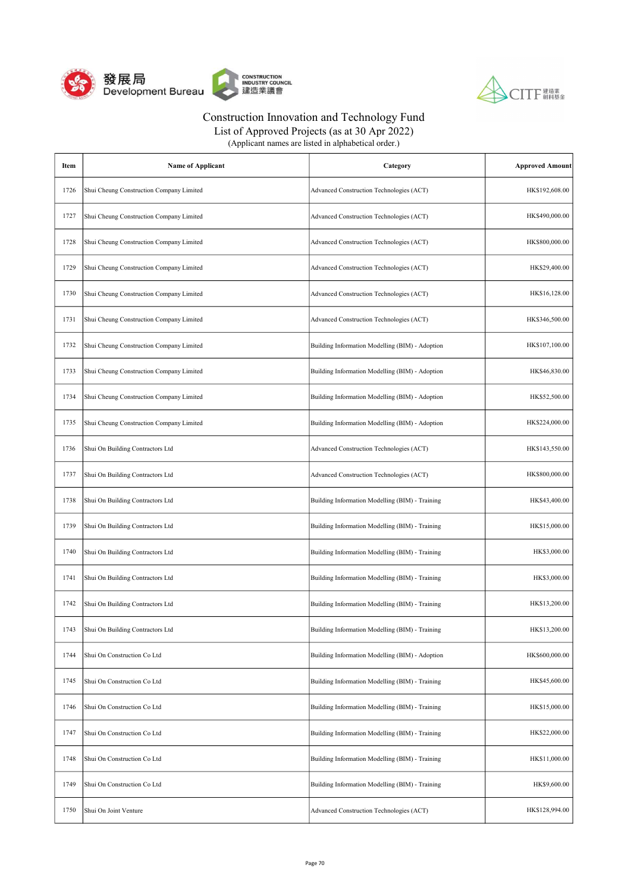Construction Innovation and Technology Fund
List of Approved Projects (as at 30 Apr 2022)
(Applicant names are listed in alphabetical order.)

| Item | Name of Applicant | Category | Approved Amount |
|---|---|---|---|
| 1726 | Shui Cheung Construction Company Limited | Advanced Construction Technologies (ACT) | HK$192,608.00 |
| 1727 | Shui Cheung Construction Company Limited | Advanced Construction Technologies (ACT) | HK$490,000.00 |
| 1728 | Shui Cheung Construction Company Limited | Advanced Construction Technologies (ACT) | HK$800,000.00 |
| 1729 | Shui Cheung Construction Company Limited | Advanced Construction Technologies (ACT) | HK$29,400.00 |
| 1730 | Shui Cheung Construction Company Limited | Advanced Construction Technologies (ACT) | HK$16,128.00 |
| 1731 | Shui Cheung Construction Company Limited | Advanced Construction Technologies (ACT) | HK$346,500.00 |
| 1732 | Shui Cheung Construction Company Limited | Building Information Modelling (BIM) - Adoption | HK$107,100.00 |
| 1733 | Shui Cheung Construction Company Limited | Building Information Modelling (BIM) - Adoption | HK$46,830.00 |
| 1734 | Shui Cheung Construction Company Limited | Building Information Modelling (BIM) - Adoption | HK$52,500.00 |
| 1735 | Shui Cheung Construction Company Limited | Building Information Modelling (BIM) - Adoption | HK$224,000.00 |
| 1736 | Shui On Building Contractors Ltd | Advanced Construction Technologies (ACT) | HK$143,550.00 |
| 1737 | Shui On Building Contractors Ltd | Advanced Construction Technologies (ACT) | HK$800,000.00 |
| 1738 | Shui On Building Contractors Ltd | Building Information Modelling (BIM) - Training | HK$43,400.00 |
| 1739 | Shui On Building Contractors Ltd | Building Information Modelling (BIM) - Training | HK$15,000.00 |
| 1740 | Shui On Building Contractors Ltd | Building Information Modelling (BIM) - Training | HK$3,000.00 |
| 1741 | Shui On Building Contractors Ltd | Building Information Modelling (BIM) - Training | HK$3,000.00 |
| 1742 | Shui On Building Contractors Ltd | Building Information Modelling (BIM) - Training | HK$13,200.00 |
| 1743 | Shui On Building Contractors Ltd | Building Information Modelling (BIM) - Training | HK$13,200.00 |
| 1744 | Shui On Construction Co Ltd | Building Information Modelling (BIM) - Adoption | HK$600,000.00 |
| 1745 | Shui On Construction Co Ltd | Building Information Modelling (BIM) - Training | HK$45,600.00 |
| 1746 | Shui On Construction Co Ltd | Building Information Modelling (BIM) - Training | HK$15,000.00 |
| 1747 | Shui On Construction Co Ltd | Building Information Modelling (BIM) - Training | HK$22,000.00 |
| 1748 | Shui On Construction Co Ltd | Building Information Modelling (BIM) - Training | HK$11,000.00 |
| 1749 | Shui On Construction Co Ltd | Building Information Modelling (BIM) - Training | HK$9,600.00 |
| 1750 | Shui On Joint Venture | Advanced Construction Technologies (ACT) | HK$128,994.00 |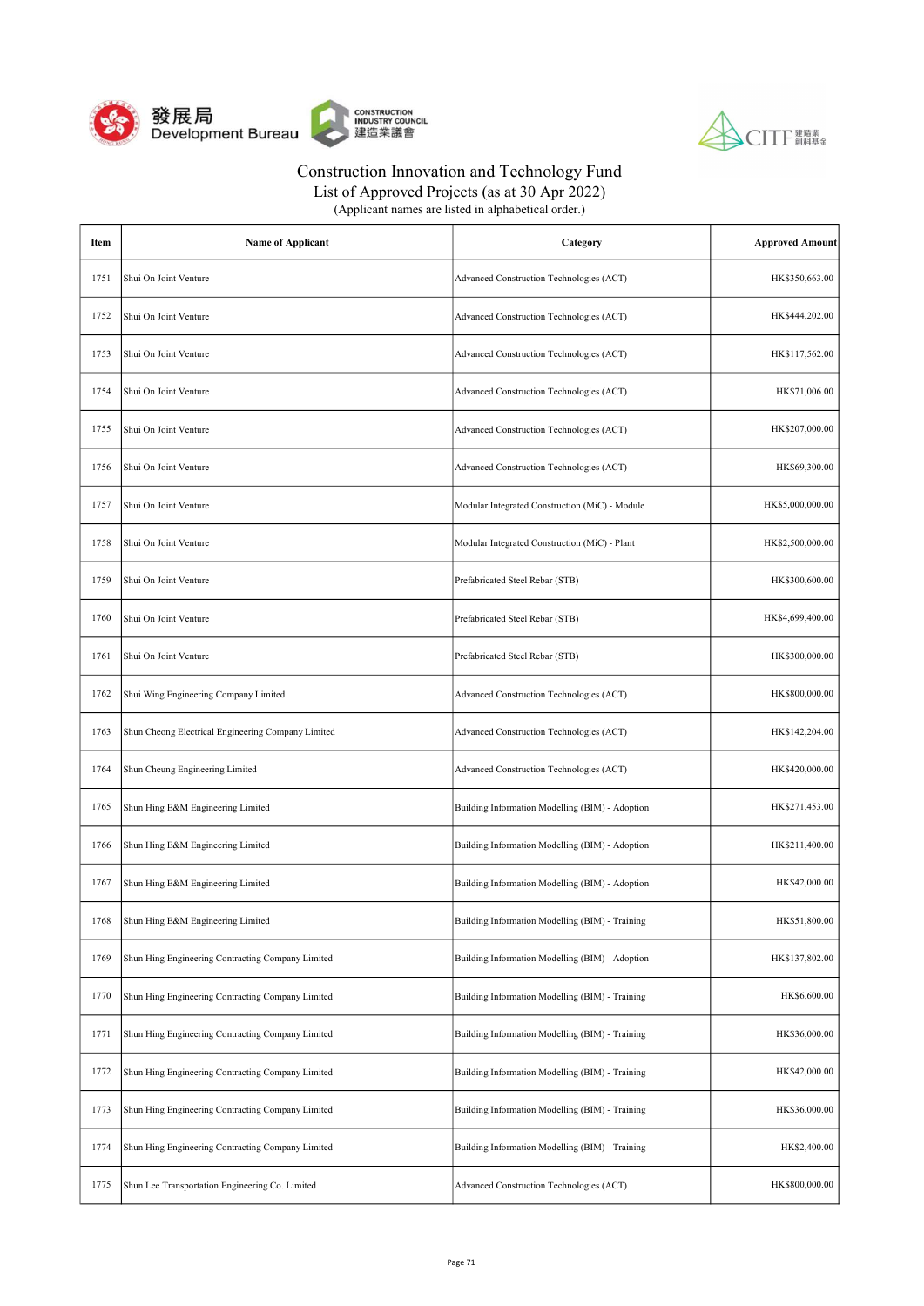# Construction Innovation and Technology Fund

List of Approved Projects (as at 30 Apr 2022)

(Applicant names are listed in alphabetical order.)

| Item | Name of Applicant | Category | Approved Amount |
|---|---|---|---|
| 1751 | Shui On Joint Venture | Advanced Construction Technologies (ACT) | HK$350,663.00 |
| 1752 | Shui On Joint Venture | Advanced Construction Technologies (ACT) | HK$444,202.00 |
| 1753 | Shui On Joint Venture | Advanced Construction Technologies (ACT) | HK$117,562.00 |
| 1754 | Shui On Joint Venture | Advanced Construction Technologies (ACT) | HK$71,006.00 |
| 1755 | Shui On Joint Venture | Advanced Construction Technologies (ACT) | HK$207,000.00 |
| 1756 | Shui On Joint Venture | Advanced Construction Technologies (ACT) | HK$69,300.00 |
| 1757 | Shui On Joint Venture | Modular Integrated Construction (MiC) - Module | HK$5,000,000.00 |
| 1758 | Shui On Joint Venture | Modular Integrated Construction (MiC) - Plant | HK$2,500,000.00 |
| 1759 | Shui On Joint Venture | Prefabricated Steel Rebar (STB) | HK$300,600.00 |
| 1760 | Shui On Joint Venture | Prefabricated Steel Rebar (STB) | HK$4,699,400.00 |
| 1761 | Shui On Joint Venture | Prefabricated Steel Rebar (STB) | HK$300,000.00 |
| 1762 | Shui Wing Engineering Company Limited | Advanced Construction Technologies (ACT) | HK$800,000.00 |
| 1763 | Shun Cheong Electrical Engineering Company Limited | Advanced Construction Technologies (ACT) | HK$142,204.00 |
| 1764 | Shun Cheung Engineering Limited | Advanced Construction Technologies (ACT) | HK$420,000.00 |
| 1765 | Shun Hing E&M Engineering Limited | Building Information Modelling (BIM) - Adoption | HK$271,453.00 |
| 1766 | Shun Hing E&M Engineering Limited | Building Information Modelling (BIM) - Adoption | HK$211,400.00 |
| 1767 | Shun Hing E&M Engineering Limited | Building Information Modelling (BIM) - Adoption | HK$42,000.00 |
| 1768 | Shun Hing E&M Engineering Limited | Building Information Modelling (BIM) - Training | HK$51,800.00 |
| 1769 | Shun Hing Engineering Contracting Company Limited | Building Information Modelling (BIM) - Adoption | HK$137,802.00 |
| 1770 | Shun Hing Engineering Contracting Company Limited | Building Information Modelling (BIM) - Training | HK$6,600.00 |
| 1771 | Shun Hing Engineering Contracting Company Limited | Building Information Modelling (BIM) - Training | HK$36,000.00 |
| 1772 | Shun Hing Engineering Contracting Company Limited | Building Information Modelling (BIM) - Training | HK$42,000.00 |
| 1773 | Shun Hing Engineering Contracting Company Limited | Building Information Modelling (BIM) - Training | HK$36,000.00 |
| 1774 | Shun Hing Engineering Contracting Company Limited | Building Information Modelling (BIM) - Training | HK$2,400.00 |
| 1775 | Shun Lee Transportation Engineering Co. Limited | Advanced Construction Technologies (ACT) | HK$800,000.00 |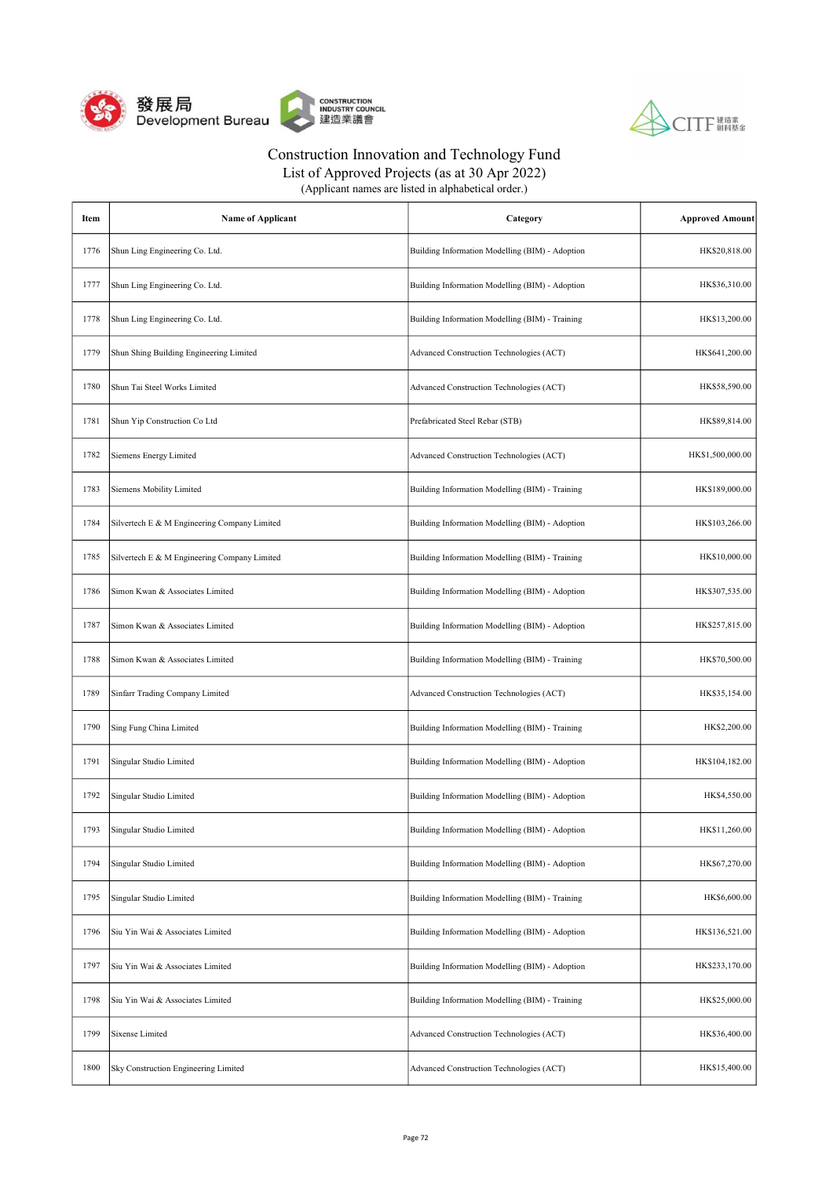# Construction Innovation and Technology Fund

## List of Approved Projects (as at 30 Apr 2022)

(Applicant names are listed in alphabetical order.)

| Item | Name of Applicant | Category | Approved Amount |
|---|---|---|---|
| 1776 | Shun Ling Engineering Co. Ltd. | Building Information Modelling (BIM) - Adoption | HK$20,818.00 |
| 1777 | Shun Ling Engineering Co. Ltd. | Building Information Modelling (BIM) - Adoption | HK$36,310.00 |
| 1778 | Shun Ling Engineering Co. Ltd. | Building Information Modelling (BIM) - Training | HK$13,200.00 |
| 1779 | Shun Shing Building Engineering Limited | Advanced Construction Technologies (ACT) | HK$641,200.00 |
| 1780 | Shun Tai Steel Works Limited | Advanced Construction Technologies (ACT) | HK$58,590.00 |
| 1781 | Shun Yip Construction Co Ltd | Prefabricated Steel Rebar (STB) | HK$89,814.00 |
| 1782 | Siemens Energy Limited | Advanced Construction Technologies (ACT) | HK$1,500,000.00 |
| 1783 | Siemens Mobility Limited | Building Information Modelling (BIM) - Training | HK$189,000.00 |
| 1784 | Silvertech E & M Engineering Company Limited | Building Information Modelling (BIM) - Adoption | HK$103,266.00 |
| 1785 | Silvertech E & M Engineering Company Limited | Building Information Modelling (BIM) - Training | HK$10,000.00 |
| 1786 | Simon Kwan & Associates Limited | Building Information Modelling (BIM) - Adoption | HK$307,535.00 |
| 1787 | Simon Kwan & Associates Limited | Building Information Modelling (BIM) - Adoption | HK$257,815.00 |
| 1788 | Simon Kwan & Associates Limited | Building Information Modelling (BIM) - Training | HK$70,500.00 |
| 1789 | Sinfarr Trading Company Limited | Advanced Construction Technologies (ACT) | HK$35,154.00 |
| 1790 | Sing Fung China Limited | Building Information Modelling (BIM) - Training | HK$2,200.00 |
| 1791 | Singular Studio Limited | Building Information Modelling (BIM) - Adoption | HK$104,182.00 |
| 1792 | Singular Studio Limited | Building Information Modelling (BIM) - Adoption | HK$4,550.00 |
| 1793 | Singular Studio Limited | Building Information Modelling (BIM) - Adoption | HK$11,260.00 |
| 1794 | Singular Studio Limited | Building Information Modelling (BIM) - Adoption | HK$67,270.00 |
| 1795 | Singular Studio Limited | Building Information Modelling (BIM) - Training | HK$6,600.00 |
| 1796 | Siu Yin Wai & Associates Limited | Building Information Modelling (BIM) - Adoption | HK$136,521.00 |
| 1797 | Siu Yin Wai & Associates Limited | Building Information Modelling (BIM) - Adoption | HK$233,170.00 |
| 1798 | Siu Yin Wai & Associates Limited | Building Information Modelling (BIM) - Training | HK$25,000.00 |
| 1799 | Sixense Limited | Advanced Construction Technologies (ACT) | HK$36,400.00 |
| 1800 | Sky Construction Engineering Limited | Advanced Construction Technologies (ACT) | HK$15,400.00 |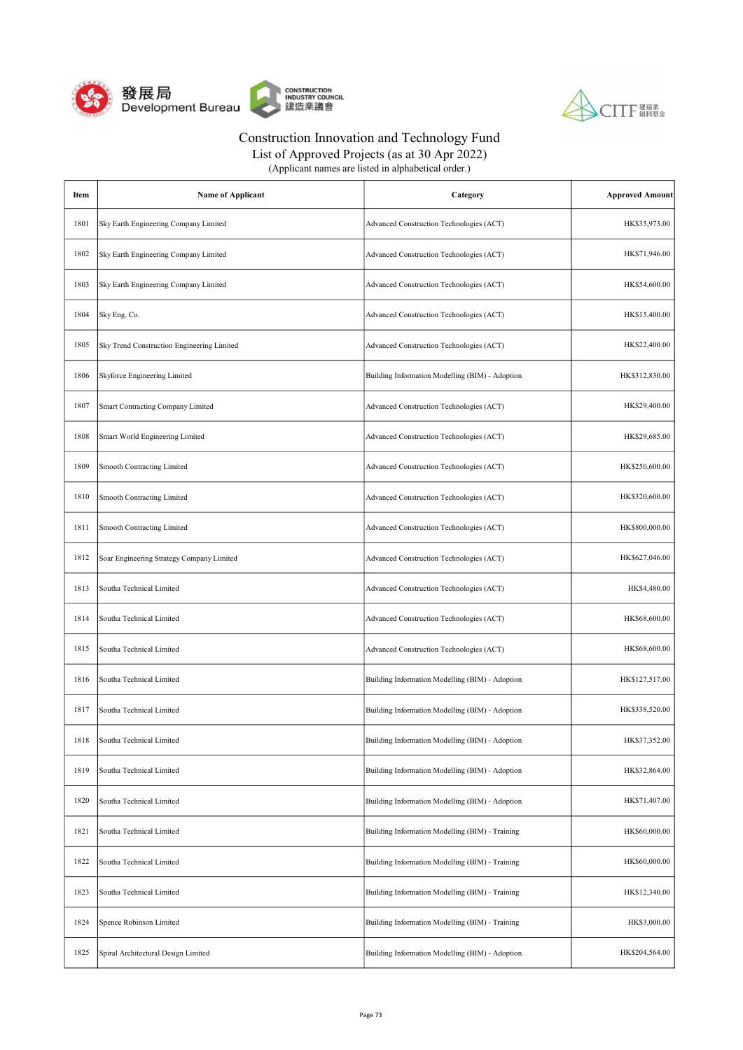Construction Innovation and Technology Fund
List of Approved Projects (as at 30 Apr 2022)
(Applicant names are listed in alphabetical order.)

| Item | Name of Applicant | Category | Approved Amount |
|---|---|---|---|
| 1801 | Sky Earth Engineering Company Limited | Advanced Construction Technologies (ACT) | HK$35,973.00 |
| 1802 | Sky Earth Engineering Company Limited | Advanced Construction Technologies (ACT) | HK$71,946.00 |
| 1803 | Sky Earth Engineering Company Limited | Advanced Construction Technologies (ACT) | HK$54,600.00 |
| 1804 | Sky Eng. Co. | Advanced Construction Technologies (ACT) | HK$15,400.00 |
| 1805 | Sky Trend Construction Engineering Limited | Advanced Construction Technologies (ACT) | HK$22,400.00 |
| 1806 | Skyforce Engineering Limited | Building Information Modelling (BIM) - Adoption | HK$312,830.00 |
| 1807 | Smart Contracting Company Limited | Advanced Construction Technologies (ACT) | HK$29,400.00 |
| 1808 | Smart World Engineering Limited | Advanced Construction Technologies (ACT) | HK$29,685.00 |
| 1809 | Smooth Contracting Limited | Advanced Construction Technologies (ACT) | HK$250,600.00 |
| 1810 | Smooth Contracting Limited | Advanced Construction Technologies (ACT) | HK$320,600.00 |
| 1811 | Smooth Contracting Limited | Advanced Construction Technologies (ACT) | HK$800,000.00 |
| 1812 | Soar Engineering Strategy Company Limited | Advanced Construction Technologies (ACT) | HK$627,046.00 |
| 1813 | Southa Technical Limited | Advanced Construction Technologies (ACT) | HK$4,480.00 |
| 1814 | Southa Technical Limited | Advanced Construction Technologies (ACT) | HK$68,600.00 |
| 1815 | Southa Technical Limited | Advanced Construction Technologies (ACT) | HK$68,600.00 |
| 1816 | Southa Technical Limited | Building Information Modelling (BIM) - Adoption | HK$127,517.00 |
| 1817 | Southa Technical Limited | Building Information Modelling (BIM) - Adoption | HK$338,520.00 |
| 1818 | Southa Technical Limited | Building Information Modelling (BIM) - Adoption | HK$37,352.00 |
| 1819 | Southa Technical Limited | Building Information Modelling (BIM) - Adoption | HK$32,864.00 |
| 1820 | Southa Technical Limited | Building Information Modelling (BIM) - Adoption | HK$71,407.00 |
| 1821 | Southa Technical Limited | Building Information Modelling (BIM) - Training | HK$60,000.00 |
| 1822 | Southa Technical Limited | Building Information Modelling (BIM) - Training | HK$60,000.00 |
| 1823 | Southa Technical Limited | Building Information Modelling (BIM) - Training | HK$12,340.00 |
| 1824 | Spence Robinson Limited | Building Information Modelling (BIM) - Training | HK$3,000.00 |
| 1825 | Spiral Architectural Design Limited | Building Information Modelling (BIM) - Adoption | HK$204,564.00 |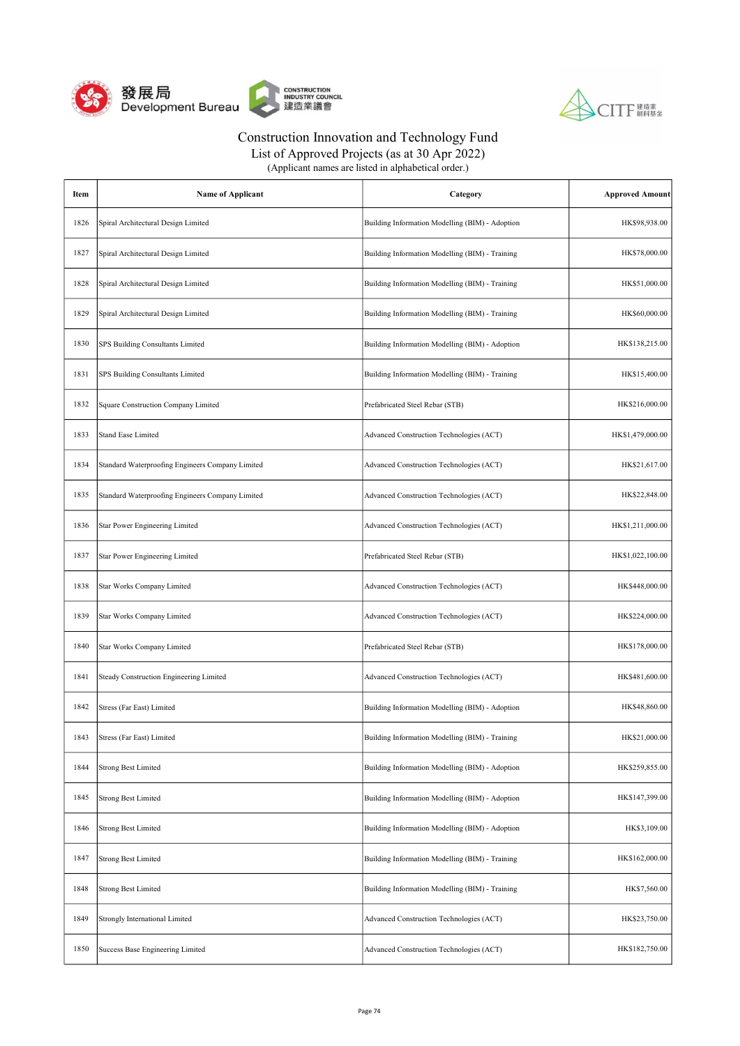# Construction Innovation and Technology Fund

## List of Approved Projects (as at 30 Apr 2022)

(Applicant names are listed in alphabetical order.)

| Item | Name of Applicant | Category | Approved Amount |
|---|---|---|---|
| 1826 | Spiral Architectural Design Limited | Building Information Modelling (BIM) - Adoption | HK$98,938.00 |
| 1827 | Spiral Architectural Design Limited | Building Information Modelling (BIM) - Training | HK$78,000.00 |
| 1828 | Spiral Architectural Design Limited | Building Information Modelling (BIM) - Training | HK$51,000.00 |
| 1829 | Spiral Architectural Design Limited | Building Information Modelling (BIM) - Training | HK$60,000.00 |
| 1830 | SPS Building Consultants Limited | Building Information Modelling (BIM) - Adoption | HK$138,215.00 |
| 1831 | SPS Building Consultants Limited | Building Information Modelling (BIM) - Training | HK$15,400.00 |
| 1832 | Square Construction Company Limited | Prefabricated Steel Rebar (STB) | HK$216,000.00 |
| 1833 | Stand Ease Limited | Advanced Construction Technologies (ACT) | HK$1,479,000.00 |
| 1834 | Standard Waterproofing Engineers Company Limited | Advanced Construction Technologies (ACT) | HK$21,617.00 |
| 1835 | Standard Waterproofing Engineers Company Limited | Advanced Construction Technologies (ACT) | HK$22,848.00 |
| 1836 | Star Power Engineering Limited | Advanced Construction Technologies (ACT) | HK$1,211,000.00 |
| 1837 | Star Power Engineering Limited | Prefabricated Steel Rebar (STB) | HK$1,022,100.00 |
| 1838 | Star Works Company Limited | Advanced Construction Technologies (ACT) | HK$448,000.00 |
| 1839 | Star Works Company Limited | Advanced Construction Technologies (ACT) | HK$224,000.00 |
| 1840 | Star Works Company Limited | Prefabricated Steel Rebar (STB) | HK$178,000.00 |
| 1841 | Steady Construction Engineering Limited | Advanced Construction Technologies (ACT) | HK$481,600.00 |
| 1842 | Stress (Far East) Limited | Building Information Modelling (BIM) - Adoption | HK$48,860.00 |
| 1843 | Stress (Far East) Limited | Building Information Modelling (BIM) - Training | HK$21,000.00 |
| 1844 | Strong Best Limited | Building Information Modelling (BIM) - Adoption | HK$259,855.00 |
| 1845 | Strong Best Limited | Building Information Modelling (BIM) - Adoption | HK$147,399.00 |
| 1846 | Strong Best Limited | Building Information Modelling (BIM) - Adoption | HK$3,109.00 |
| 1847 | Strong Best Limited | Building Information Modelling (BIM) - Training | HK$162,000.00 |
| 1848 | Strong Best Limited | Building Information Modelling (BIM) - Training | HK$7,560.00 |
| 1849 | Strongly International Limited | Advanced Construction Technologies (ACT) | HK$23,750.00 |
| 1850 | Success Base Engineering Limited | Advanced Construction Technologies (ACT) | HK$182,750.00 |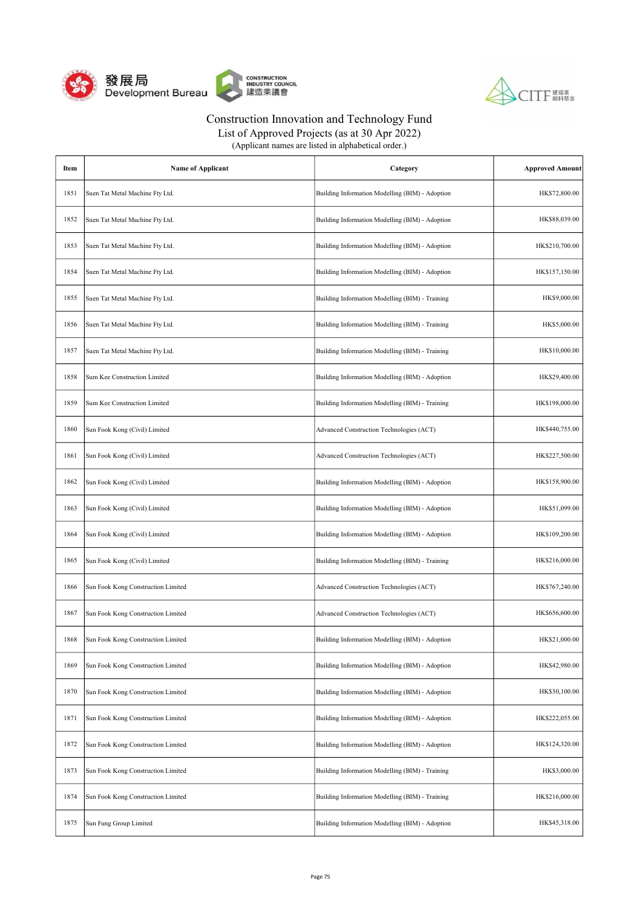Construction Innovation and Technology Fund
List of Approved Projects (as at 30 Apr 2022)
(Applicant names are listed in alphabetical order.)

| Item | Name of Applicant | Category | Approved Amount |
|---|---|---|---|
| 1851 | Suen Tat Metal Machine Fty Ltd. | Building Information Modelling (BIM) - Adoption | HK$72,800.00 |
| 1852 | Suen Tat Metal Machine Fty Ltd. | Building Information Modelling (BIM) - Adoption | HK$88,039.00 |
| 1853 | Suen Tat Metal Machine Fty Ltd. | Building Information Modelling (BIM) - Adoption | HK$210,700.00 |
| 1854 | Suen Tat Metal Machine Fty Ltd. | Building Information Modelling (BIM) - Adoption | HK$157,150.00 |
| 1855 | Suen Tat Metal Machine Fty Ltd. | Building Information Modelling (BIM) - Training | HK$9,000.00 |
| 1856 | Suen Tat Metal Machine Fty Ltd. | Building Information Modelling (BIM) - Training | HK$5,000.00 |
| 1857 | Suen Tat Metal Machine Fty Ltd. | Building Information Modelling (BIM) - Training | HK$10,000.00 |
| 1858 | Sum Kee Construction Limited | Building Information Modelling (BIM) - Adoption | HK$29,400.00 |
| 1859 | Sum Kee Construction Limited | Building Information Modelling (BIM) - Training | HK$198,000.00 |
| 1860 | Sun Fook Kong (Civil) Limited | Advanced Construction Technologies (ACT) | HK$440,755.00 |
| 1861 | Sun Fook Kong (Civil) Limited | Advanced Construction Technologies (ACT) | HK$227,500.00 |
| 1862 | Sun Fook Kong (Civil) Limited | Building Information Modelling (BIM) - Adoption | HK$158,900.00 |
| 1863 | Sun Fook Kong (Civil) Limited | Building Information Modelling (BIM) - Adoption | HK$51,099.00 |
| 1864 | Sun Fook Kong (Civil) Limited | Building Information Modelling (BIM) - Adoption | HK$109,200.00 |
| 1865 | Sun Fook Kong (Civil) Limited | Building Information Modelling (BIM) - Training | HK$216,000.00 |
| 1866 | Sun Fook Kong Construction Limited | Advanced Construction Technologies (ACT) | HK$767,240.00 |
| 1867 | Sun Fook Kong Construction Limited | Advanced Construction Technologies (ACT) | HK$656,600.00 |
| 1868 | Sun Fook Kong Construction Limited | Building Information Modelling (BIM) - Adoption | HK$21,000.00 |
| 1869 | Sun Fook Kong Construction Limited | Building Information Modelling (BIM) - Adoption | HK$42,980.00 |
| 1870 | Sun Fook Kong Construction Limited | Building Information Modelling (BIM) - Adoption | HK$30,100.00 |
| 1871 | Sun Fook Kong Construction Limited | Building Information Modelling (BIM) - Adoption | HK$222,055.00 |
| 1872 | Sun Fook Kong Construction Limited | Building Information Modelling (BIM) - Adoption | HK$124,320.00 |
| 1873 | Sun Fook Kong Construction Limited | Building Information Modelling (BIM) - Training | HK$3,000.00 |
| 1874 | Sun Fook Kong Construction Limited | Building Information Modelling (BIM) - Training | HK$216,000.00 |
| 1875 | Sun Fung Group Limited | Building Information Modelling (BIM) - Adoption | HK$45,318.00 |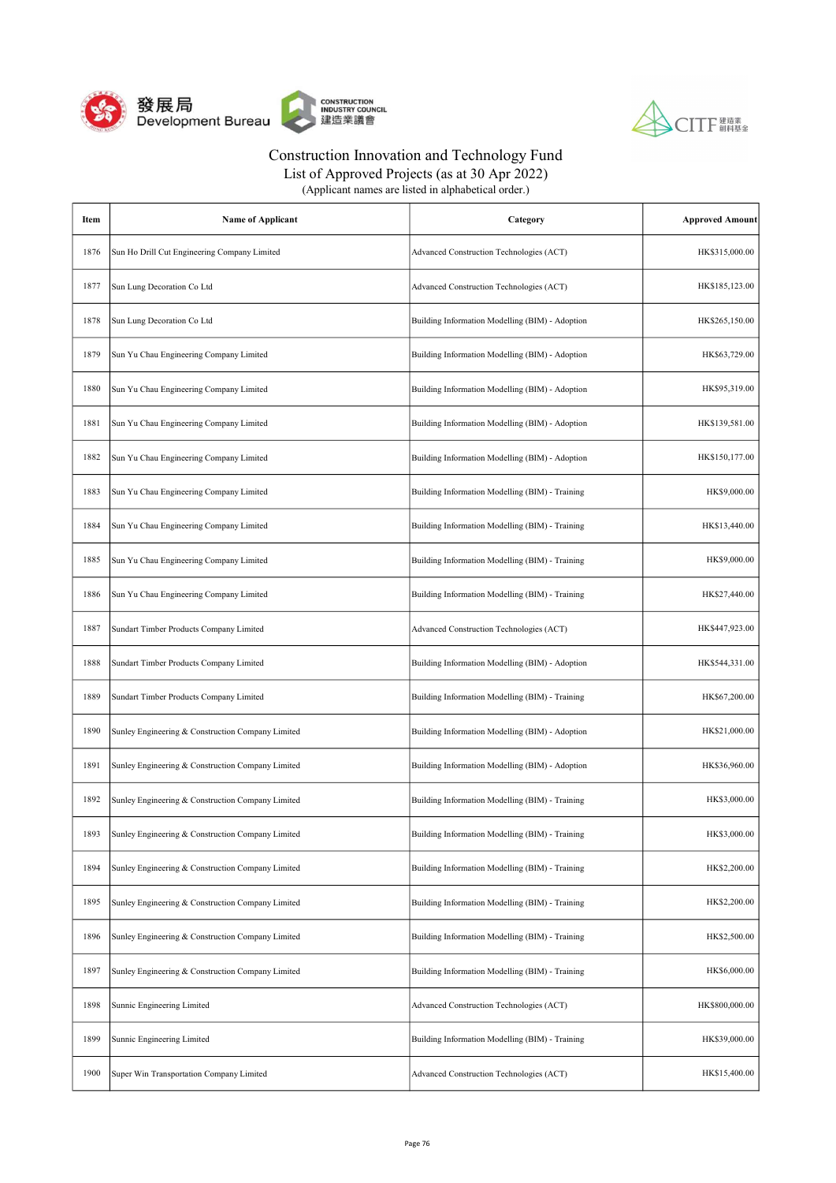Construction Innovation and Technology Fund
List of Approved Projects (as at 30 Apr 2022)
(Applicant names are listed in alphabetical order.)

| Item | Name of Applicant | Category | Approved Amount |
|---|---|---|---|
| 1876 | Sun Ho Drill Cut Engineering Company Limited | Advanced Construction Technologies (ACT) | HK$315,000.00 |
| 1877 | Sun Lung Decoration Co Ltd | Advanced Construction Technologies (ACT) | HK$185,123.00 |
| 1878 | Sun Lung Decoration Co Ltd | Building Information Modelling (BIM) - Adoption | HK$265,150.00 |
| 1879 | Sun Yu Chau Engineering Company Limited | Building Information Modelling (BIM) - Adoption | HK$63,729.00 |
| 1880 | Sun Yu Chau Engineering Company Limited | Building Information Modelling (BIM) - Adoption | HK$95,319.00 |
| 1881 | Sun Yu Chau Engineering Company Limited | Building Information Modelling (BIM) - Adoption | HK$139,581.00 |
| 1882 | Sun Yu Chau Engineering Company Limited | Building Information Modelling (BIM) - Adoption | HK$150,177.00 |
| 1883 | Sun Yu Chau Engineering Company Limited | Building Information Modelling (BIM) - Training | HK$9,000.00 |
| 1884 | Sun Yu Chau Engineering Company Limited | Building Information Modelling (BIM) - Training | HK$13,440.00 |
| 1885 | Sun Yu Chau Engineering Company Limited | Building Information Modelling (BIM) - Training | HK$9,000.00 |
| 1886 | Sun Yu Chau Engineering Company Limited | Building Information Modelling (BIM) - Training | HK$27,440.00 |
| 1887 | Sundart Timber Products Company Limited | Advanced Construction Technologies (ACT) | HK$447,923.00 |
| 1888 | Sundart Timber Products Company Limited | Building Information Modelling (BIM) - Adoption | HK$544,331.00 |
| 1889 | Sundart Timber Products Company Limited | Building Information Modelling (BIM) - Training | HK$67,200.00 |
| 1890 | Sunley Engineering & Construction Company Limited | Building Information Modelling (BIM) - Adoption | HK$21,000.00 |
| 1891 | Sunley Engineering & Construction Company Limited | Building Information Modelling (BIM) - Adoption | HK$36,960.00 |
| 1892 | Sunley Engineering & Construction Company Limited | Building Information Modelling (BIM) - Training | HK$3,000.00 |
| 1893 | Sunley Engineering & Construction Company Limited | Building Information Modelling (BIM) - Training | HK$3,000.00 |
| 1894 | Sunley Engineering & Construction Company Limited | Building Information Modelling (BIM) - Training | HK$2,200.00 |
| 1895 | Sunley Engineering & Construction Company Limited | Building Information Modelling (BIM) - Training | HK$2,200.00 |
| 1896 | Sunley Engineering & Construction Company Limited | Building Information Modelling (BIM) - Training | HK$2,500.00 |
| 1897 | Sunley Engineering & Construction Company Limited | Building Information Modelling (BIM) - Training | HK$6,000.00 |
| 1898 | Sunnic Engineering Limited | Advanced Construction Technologies (ACT) | HK$800,000.00 |
| 1899 | Sunnic Engineering Limited | Building Information Modelling (BIM) - Training | HK$39,000.00 |
| 1900 | Super Win Transportation Company Limited | Advanced Construction Technologies (ACT) | HK$15,400.00 |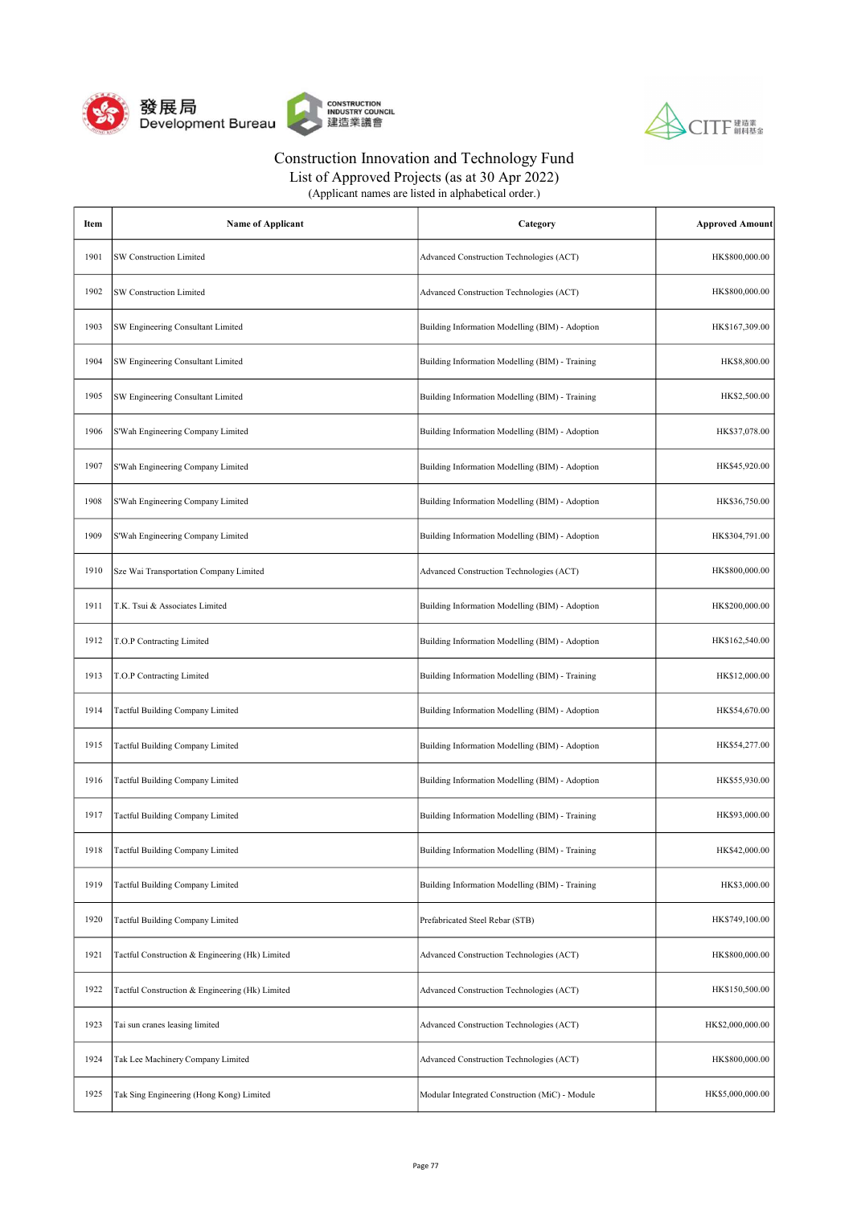# Construction Innovation and Technology Fund

## List of Approved Projects (as at 30 Apr 2022)

(Applicant names are listed in alphabetical order.)

| Item | Name of Applicant | Category | Approved Amount |
|---|---|---|---|
| 1901 | SW Construction Limited | Advanced Construction Technologies (ACT) | HK$800,000.00 |
| 1902 | SW Construction Limited | Advanced Construction Technologies (ACT) | HK$800,000.00 |
| 1903 | SW Engineering Consultant Limited | Building Information Modelling (BIM) - Adoption | HK$167,309.00 |
| 1904 | SW Engineering Consultant Limited | Building Information Modelling (BIM) - Training | HK$8,800.00 |
| 1905 | SW Engineering Consultant Limited | Building Information Modelling (BIM) - Training | HK$2,500.00 |
| 1906 | S'Wah Engineering Company Limited | Building Information Modelling (BIM) - Adoption | HK$37,078.00 |
| 1907 | S'Wah Engineering Company Limited | Building Information Modelling (BIM) - Adoption | HK$45,920.00 |
| 1908 | S'Wah Engineering Company Limited | Building Information Modelling (BIM) - Adoption | HK$36,750.00 |
| 1909 | S'Wah Engineering Company Limited | Building Information Modelling (BIM) - Adoption | HK$304,791.00 |
| 1910 | Sze Wai Transportation Company Limited | Advanced Construction Technologies (ACT) | HK$800,000.00 |
| 1911 | T.K. Tsui & Associates Limited | Building Information Modelling (BIM) - Adoption | HK$200,000.00 |
| 1912 | T.O.P Contracting Limited | Building Information Modelling (BIM) - Adoption | HK$162,540.00 |
| 1913 | T.O.P Contracting Limited | Building Information Modelling (BIM) - Training | HK$12,000.00 |
| 1914 | Tactful Building Company Limited | Building Information Modelling (BIM) - Adoption | HK$54,670.00 |
| 1915 | Tactful Building Company Limited | Building Information Modelling (BIM) - Adoption | HK$54,277.00 |
| 1916 | Tactful Building Company Limited | Building Information Modelling (BIM) - Adoption | HK$55,930.00 |
| 1917 | Tactful Building Company Limited | Building Information Modelling (BIM) - Training | HK$93,000.00 |
| 1918 | Tactful Building Company Limited | Building Information Modelling (BIM) - Training | HK$42,000.00 |
| 1919 | Tactful Building Company Limited | Building Information Modelling (BIM) - Training | HK$3,000.00 |
| 1920 | Tactful Building Company Limited | Prefabricated Steel Rebar (STB) | HK$749,100.00 |
| 1921 | Tactful Construction & Engineering (Hk) Limited | Advanced Construction Technologies (ACT) | HK$800,000.00 |
| 1922 | Tactful Construction & Engineering (Hk) Limited | Advanced Construction Technologies (ACT) | HK$150,500.00 |
| 1923 | Tai sun cranes leasing limited | Advanced Construction Technologies (ACT) | HK$2,000,000.00 |
| 1924 | Tak Lee Machinery Company Limited | Advanced Construction Technologies (ACT) | HK$800,000.00 |
| 1925 | Tak Sing Engineering (Hong Kong) Limited | Modular Integrated Construction (MiC) - Module | HK$5,000,000.00 |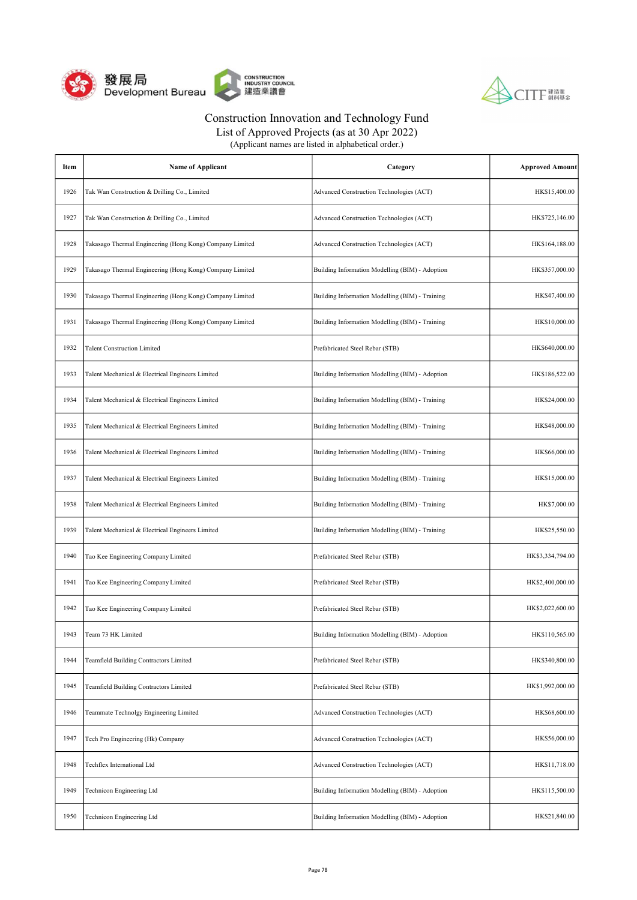Construction Innovation and Technology Fund
List of Approved Projects (as at 30 Apr 2022)
(Applicant names are listed in alphabetical order.)

| Item | Name of Applicant | Category | Approved Amount |
|---|---|---|---|
| 1926 | Tak Wan Construction & Drilling Co., Limited | Advanced Construction Technologies (ACT) | HK$15,400.00 |
| 1927 | Tak Wan Construction & Drilling Co., Limited | Advanced Construction Technologies (ACT) | HK$725,146.00 |
| 1928 | Takasago Thermal Engineering (Hong Kong) Company Limited | Advanced Construction Technologies (ACT) | HK$164,188.00 |
| 1929 | Takasago Thermal Engineering (Hong Kong) Company Limited | Building Information Modelling (BIM) - Adoption | HK$357,000.00 |
| 1930 | Takasago Thermal Engineering (Hong Kong) Company Limited | Building Information Modelling (BIM) - Training | HK$47,400.00 |
| 1931 | Takasago Thermal Engineering (Hong Kong) Company Limited | Building Information Modelling (BIM) - Training | HK$10,000.00 |
| 1932 | Talent Construction Limited | Prefabricated Steel Rebar (STB) | HK$640,000.00 |
| 1933 | Talent Mechanical & Electrical Engineers Limited | Building Information Modelling (BIM) - Adoption | HK$186,522.00 |
| 1934 | Talent Mechanical & Electrical Engineers Limited | Building Information Modelling (BIM) - Training | HK$24,000.00 |
| 1935 | Talent Mechanical & Electrical Engineers Limited | Building Information Modelling (BIM) - Training | HK$48,000.00 |
| 1936 | Talent Mechanical & Electrical Engineers Limited | Building Information Modelling (BIM) - Training | HK$66,000.00 |
| 1937 | Talent Mechanical & Electrical Engineers Limited | Building Information Modelling (BIM) - Training | HK$15,000.00 |
| 1938 | Talent Mechanical & Electrical Engineers Limited | Building Information Modelling (BIM) - Training | HK$7,000.00 |
| 1939 | Talent Mechanical & Electrical Engineers Limited | Building Information Modelling (BIM) - Training | HK$25,550.00 |
| 1940 | Tao Kee Engineering Company Limited | Prefabricated Steel Rebar (STB) | HK$3,334,794.00 |
| 1941 | Tao Kee Engineering Company Limited | Prefabricated Steel Rebar (STB) | HK$2,400,000.00 |
| 1942 | Tao Kee Engineering Company Limited | Prefabricated Steel Rebar (STB) | HK$2,022,600.00 |
| 1943 | Team 73 HK Limited | Building Information Modelling (BIM) - Adoption | HK$110,565.00 |
| 1944 | Teamfield Building Contractors Limited | Prefabricated Steel Rebar (STB) | HK$340,800.00 |
| 1945 | Teamfield Building Contractors Limited | Prefabricated Steel Rebar (STB) | HK$1,992,000.00 |
| 1946 | Teammate Technolgy Engineering Limited | Advanced Construction Technologies (ACT) | HK$68,600.00 |
| 1947 | Tech Pro Engineering (Hk) Company | Advanced Construction Technologies (ACT) | HK$56,000.00 |
| 1948 | Techflex International Ltd | Advanced Construction Technologies (ACT) | HK$11,718.00 |
| 1949 | Technicon Engineering Ltd | Building Information Modelling (BIM) - Adoption | HK$115,500.00 |
| 1950 | Technicon Engineering Ltd | Building Information Modelling (BIM) - Adoption | HK$21,840.00 |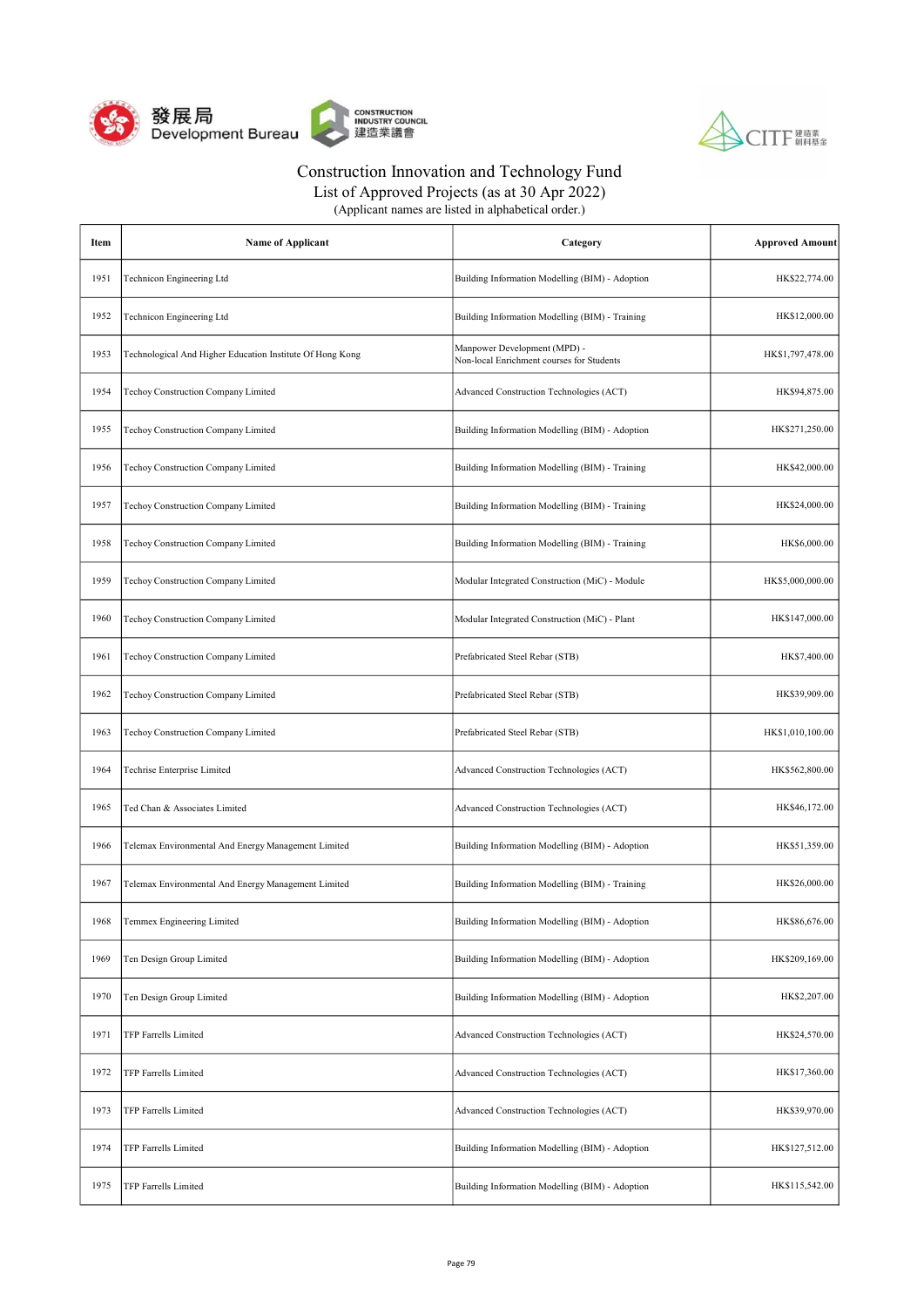# Construction Innovation and Technology Fund

List of Approved Projects (as at 30 Apr 2022)

(Applicant names are listed in alphabetical order.)

| Item | Name of Applicant | Category | Approved Amount |
| --- | --- | --- | --- |
| 1951 | Technicon Engineering Ltd | Building Information Modelling (BIM) - Adoption | HK$22,774.00 |
| 1952 | Technicon Engineering Ltd | Building Information Modelling (BIM) - Training | HK$12,000.00 |
| 1953 | Technological And Higher Education Institute Of Hong Kong | Manpower Development (MPD) - Non-local Enrichment courses for Students | HK$1,797,478.00 |
| 1954 | Techoy Construction Company Limited | Advanced Construction Technologies (ACT) | HK$94,875.00 |
| 1955 | Techoy Construction Company Limited | Building Information Modelling (BIM) - Adoption | HK$271,250.00 |
| 1956 | Techoy Construction Company Limited | Building Information Modelling (BIM) - Training | HK$42,000.00 |
| 1957 | Techoy Construction Company Limited | Building Information Modelling (BIM) - Training | HK$24,000.00 |
| 1958 | Techoy Construction Company Limited | Building Information Modelling (BIM) - Training | HK$6,000.00 |
| 1959 | Techoy Construction Company Limited | Modular Integrated Construction (MiC) - Module | HK$5,000,000.00 |
| 1960 | Techoy Construction Company Limited | Modular Integrated Construction (MiC) - Plant | HK$147,000.00 |
| 1961 | Techoy Construction Company Limited | Prefabricated Steel Rebar (STB) | HK$7,400.00 |
| 1962 | Techoy Construction Company Limited | Prefabricated Steel Rebar (STB) | HK$39,909.00 |
| 1963 | Techoy Construction Company Limited | Prefabricated Steel Rebar (STB) | HK$1,010,100.00 |
| 1964 | Techrise Enterprise Limited | Advanced Construction Technologies (ACT) | HK$562,800.00 |
| 1965 | Ted Chan & Associates Limited | Advanced Construction Technologies (ACT) | HK$46,172.00 |
| 1966 | Telemax Environmental And Energy Management Limited | Building Information Modelling (BIM) - Adoption | HK$51,359.00 |
| 1967 | Telemax Environmental And Energy Management Limited | Building Information Modelling (BIM) - Training | HK$26,000.00 |
| 1968 | Temmex Engineering Limited | Building Information Modelling (BIM) - Adoption | HK$86,676.00 |
| 1969 | Ten Design Group Limited | Building Information Modelling (BIM) - Adoption | HK$209,169.00 |
| 1970 | Ten Design Group Limited | Building Information Modelling (BIM) - Adoption | HK$2,207.00 |
| 1971 | TFP Farrells Limited | Advanced Construction Technologies (ACT) | HK$24,570.00 |
| 1972 | TFP Farrells Limited | Advanced Construction Technologies (ACT) | HK$17,360.00 |
| 1973 | TFP Farrells Limited | Advanced Construction Technologies (ACT) | HK$39,970.00 |
| 1974 | TFP Farrells Limited | Building Information Modelling (BIM) - Adoption | HK$127,512.00 |
| 1975 | TFP Farrells Limited | Building Information Modelling (BIM) - Adoption | HK$115,542.00 |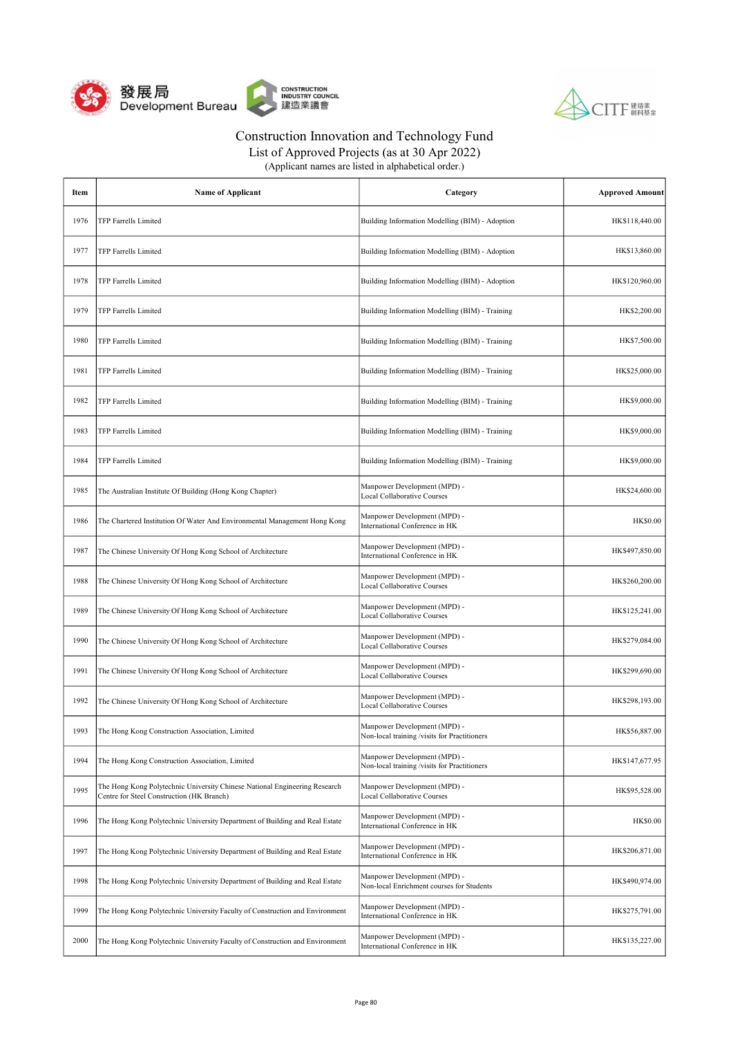# Construction Innovation and Technology Fund

List of Approved Projects (as at 30 Apr 2022)

(Applicant names are listed in alphabetical order.)

| Item | Name of Applicant | Category | Approved Amount |
|---|---|---|---|
| 1976 | TFP Farrells Limited | Building Information Modelling (BIM) - Adoption | HK$118,440.00 |
| 1977 | TFP Farrells Limited | Building Information Modelling (BIM) - Adoption | HK$13,860.00 |
| 1978 | TFP Farrells Limited | Building Information Modelling (BIM) - Adoption | HK$120,960.00 |
| 1979 | TFP Farrells Limited | Building Information Modelling (BIM) - Training | HK$2,200.00 |
| 1980 | TFP Farrells Limited | Building Information Modelling (BIM) - Training | HK$7,500.00 |
| 1981 | TFP Farrells Limited | Building Information Modelling (BIM) - Training | HK$25,000.00 |
| 1982 | TFP Farrells Limited | Building Information Modelling (BIM) - Training | HK$9,000.00 |
| 1983 | TFP Farrells Limited | Building Information Modelling (BIM) - Training | HK$9,000.00 |
| 1984 | TFP Farrells Limited | Building Information Modelling (BIM) - Training | HK$9,000.00 |
| 1985 | The Australian Institute Of Building (Hong Kong Chapter) | Manpower Development (MPD) - Local Collaborative Courses | HK$24,600.00 |
| 1986 | The Chartered Institution Of Water And Environmental Management Hong Kong | Manpower Development (MPD) - International Conference in HK | HK$0.00 |
| 1987 | The Chinese University Of Hong Kong School of Architecture | Manpower Development (MPD) - International Conference in HK | HK$497,850.00 |
| 1988 | The Chinese University Of Hong Kong School of Architecture | Manpower Development (MPD) - Local Collaborative Courses | HK$260,200.00 |
| 1989 | The Chinese University Of Hong Kong School of Architecture | Manpower Development (MPD) - Local Collaborative Courses | HK$125,241.00 |
| 1990 | The Chinese University Of Hong Kong School of Architecture | Manpower Development (MPD) - Local Collaborative Courses | HK$279,084.00 |
| 1991 | The Chinese University Of Hong Kong School of Architecture | Manpower Development (MPD) - Local Collaborative Courses | HK$299,690.00 |
| 1992 | The Chinese University Of Hong Kong School of Architecture | Manpower Development (MPD) - Local Collaborative Courses | HK$298,193.00 |
| 1993 | The Hong Kong Construction Association, Limited | Manpower Development (MPD) - Non-local training /visits for Practitioners | HK$56,887.00 |
| 1994 | The Hong Kong Construction Association, Limited | Manpower Development (MPD) - Non-local training /visits for Practitioners | HK$147,677.95 |
| 1995 | The Hong Kong Polytechnic University Chinese National Engineering Research Centre for Steel Construction (HK Branch) | Manpower Development (MPD) - Local Collaborative Courses | HK$95,528.00 |
| 1996 | The Hong Kong Polytechnic University Department of Building and Real Estate | Manpower Development (MPD) - International Conference in HK | HK$0.00 |
| 1997 | The Hong Kong Polytechnic University Department of Building and Real Estate | Manpower Development (MPD) - International Conference in HK | HK$206,871.00 |
| 1998 | The Hong Kong Polytechnic University Department of Building and Real Estate | Manpower Development (MPD) - Non-local Enrichment courses for Students | HK$490,974.00 |
| 1999 | The Hong Kong Polytechnic University Faculty of Construction and Environment | Manpower Development (MPD) - International Conference in HK | HK$275,791.00 |
| 2000 | The Hong Kong Polytechnic University Faculty of Construction and Environment | Manpower Development (MPD) - International Conference in HK | HK$135,227.00 |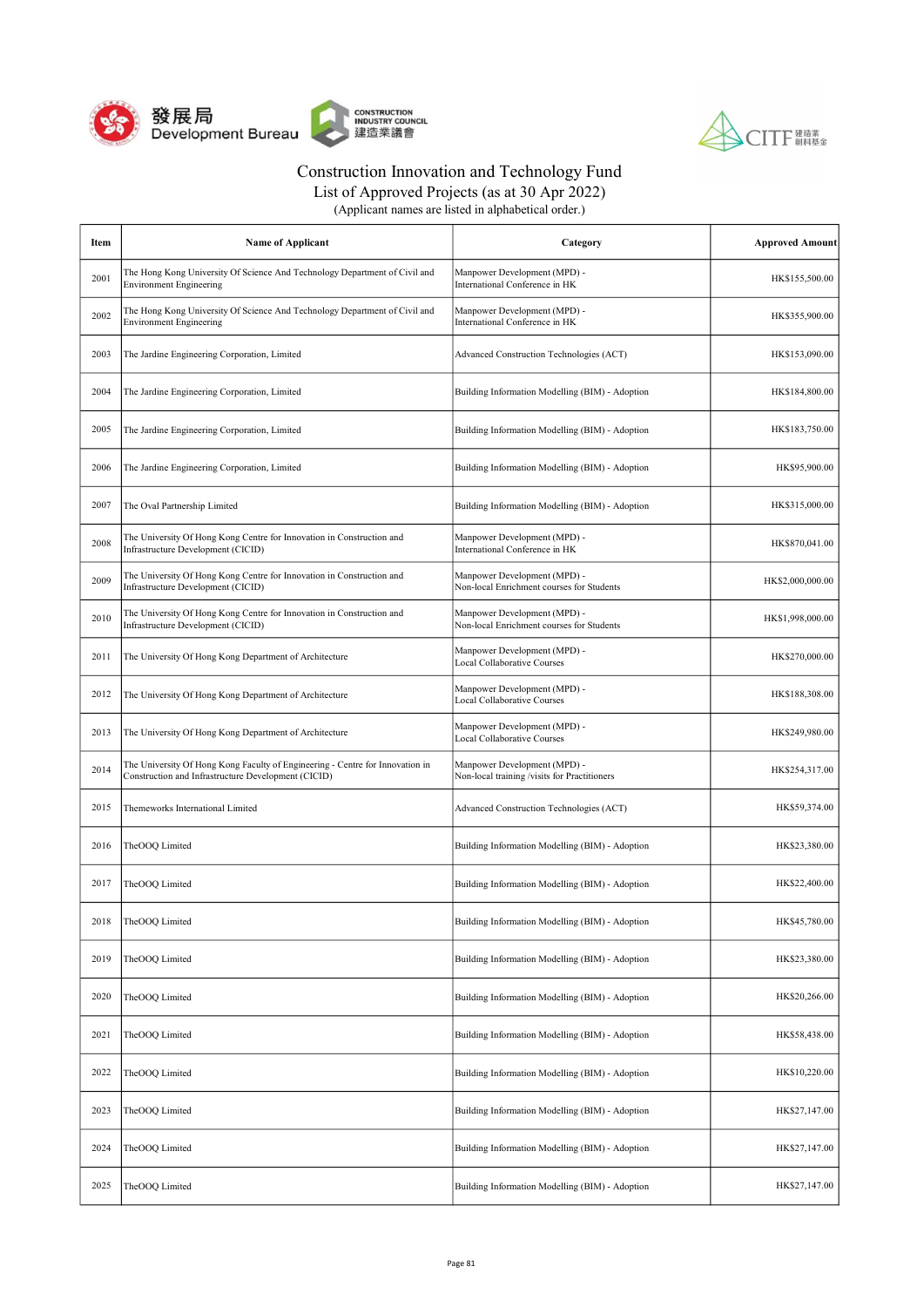# Construction Innovation and Technology Fund

## List of Approved Projects (as at 30 Apr 2022)

(Applicant names are listed in alphabetical order.)

| Item | Name of Applicant | Category | Approved Amount |
|---|---|---|---|
| 2001 | The Hong Kong University Of Science And Technology Department of Civil and Environment Engineering | Manpower Development (MPD) - International Conference in HK | HK$155,500.00 |
| 2002 | The Hong Kong University Of Science And Technology Department of Civil and Environment Engineering | Manpower Development (MPD) - International Conference in HK | HK$355,900.00 |
| 2003 | The Jardine Engineering Corporation, Limited | Advanced Construction Technologies (ACT) | HK$153,090.00 |
| 2004 | The Jardine Engineering Corporation, Limited | Building Information Modelling (BIM) - Adoption | HK$184,800.00 |
| 2005 | The Jardine Engineering Corporation, Limited | Building Information Modelling (BIM) - Adoption | HK$183,750.00 |
| 2006 | The Jardine Engineering Corporation, Limited | Building Information Modelling (BIM) - Adoption | HK$95,900.00 |
| 2007 | The Oval Partnership Limited | Building Information Modelling (BIM) - Adoption | HK$315,000.00 |
| 2008 | The University Of Hong Kong Centre for Innovation in Construction and Infrastructure Development (CICID) | Manpower Development (MPD) - International Conference in HK | HK$870,041.00 |
| 2009 | The University Of Hong Kong Centre for Innovation in Construction and Infrastructure Development (CICID) | Manpower Development (MPD) - Non-local Enrichment courses for Students | HK$2,000,000.00 |
| 2010 | The University Of Hong Kong Centre for Innovation in Construction and Infrastructure Development (CICID) | Manpower Development (MPD) - Non-local Enrichment courses for Students | HK$1,998,000.00 |
| 2011 | The University Of Hong Kong Department of Architecture | Manpower Development (MPD) - Local Collaborative Courses | HK$270,000.00 |
| 2012 | The University Of Hong Kong Department of Architecture | Manpower Development (MPD) - Local Collaborative Courses | HK$188,308.00 |
| 2013 | The University Of Hong Kong Department of Architecture | Manpower Development (MPD) - Local Collaborative Courses | HK$249,980.00 |
| 2014 | The University Of Hong Kong Faculty of Engineering - Centre for Innovation in Construction and Infrastructure Development (CICID) | Manpower Development (MPD) - Non-local training /visits for Practitioners | HK$254,317.00 |
| 2015 | Themeworks International Limited | Advanced Construction Technologies (ACT) | HK$59,374.00 |
| 2016 | TheOOQ Limited | Building Information Modelling (BIM) - Adoption | HK$23,380.00 |
| 2017 | TheOOQ Limited | Building Information Modelling (BIM) - Adoption | HK$22,400.00 |
| 2018 | TheOOQ Limited | Building Information Modelling (BIM) - Adoption | HK$45,780.00 |
| 2019 | TheOOQ Limited | Building Information Modelling (BIM) - Adoption | HK$23,380.00 |
| 2020 | TheOOQ Limited | Building Information Modelling (BIM) - Adoption | HK$20,266.00 |
| 2021 | TheOOQ Limited | Building Information Modelling (BIM) - Adoption | HK$58,438.00 |
| 2022 | TheOOQ Limited | Building Information Modelling (BIM) - Adoption | HK$10,220.00 |
| 2023 | TheOOQ Limited | Building Information Modelling (BIM) - Adoption | HK$27,147.00 |
| 2024 | TheOOQ Limited | Building Information Modelling (BIM) - Adoption | HK$27,147.00 |
| 2025 | TheOOQ Limited | Building Information Modelling (BIM) - Adoption | HK$27,147.00 |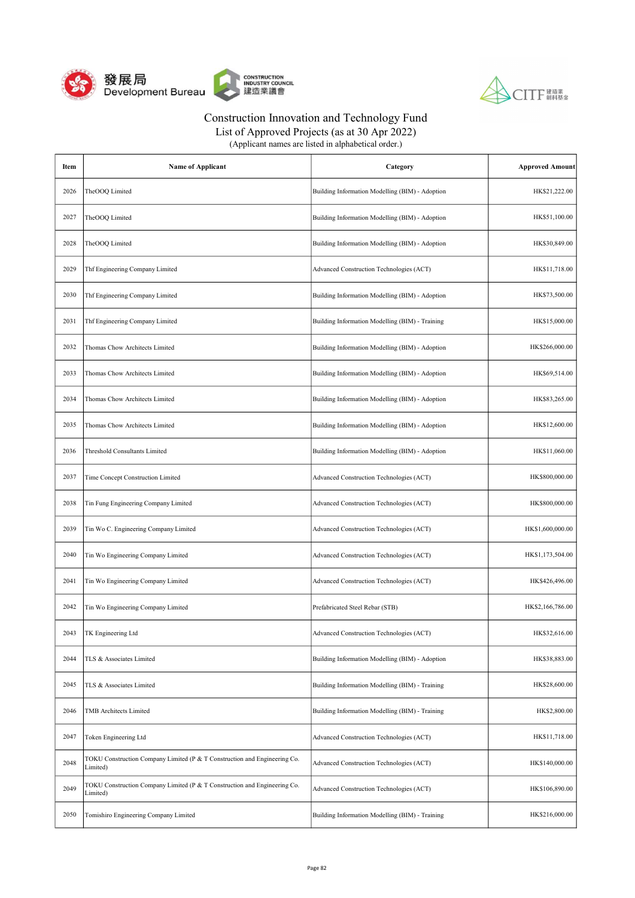Construction Innovation and Technology Fund
List of Approved Projects (as at 30 Apr 2022)
(Applicant names are listed in alphabetical order.)

| Item | Name of Applicant | Category | Approved Amount |
|---|---|---|---|
| 2026 | TheOOQ Limited | Building Information Modelling (BIM) - Adoption | HK$21,222.00 |
| 2027 | TheOOQ Limited | Building Information Modelling (BIM) - Adoption | HK$51,100.00 |
| 2028 | TheOOQ Limited | Building Information Modelling (BIM) - Adoption | HK$30,849.00 |
| 2029 | Thf Engineering Company Limited | Advanced Construction Technologies (ACT) | HK$11,718.00 |
| 2030 | Thf Engineering Company Limited | Building Information Modelling (BIM) - Adoption | HK$73,500.00 |
| 2031 | Thf Engineering Company Limited | Building Information Modelling (BIM) - Training | HK$15,000.00 |
| 2032 | Thomas Chow Architects Limited | Building Information Modelling (BIM) - Adoption | HK$266,000.00 |
| 2033 | Thomas Chow Architects Limited | Building Information Modelling (BIM) - Adoption | HK$69,514.00 |
| 2034 | Thomas Chow Architects Limited | Building Information Modelling (BIM) - Adoption | HK$83,265.00 |
| 2035 | Thomas Chow Architects Limited | Building Information Modelling (BIM) - Adoption | HK$12,600.00 |
| 2036 | Threshold Consultants Limited | Building Information Modelling (BIM) - Adoption | HK$11,060.00 |
| 2037 | Time Concept Construction Limited | Advanced Construction Technologies (ACT) | HK$800,000.00 |
| 2038 | Tin Fung Engineering Company Limited | Advanced Construction Technologies (ACT) | HK$800,000.00 |
| 2039 | Tin Wo C. Engineering Company Limited | Advanced Construction Technologies (ACT) | HK$1,600,000.00 |
| 2040 | Tin Wo Engineering Company Limited | Advanced Construction Technologies (ACT) | HK$1,173,504.00 |
| 2041 | Tin Wo Engineering Company Limited | Advanced Construction Technologies (ACT) | HK$426,496.00 |
| 2042 | Tin Wo Engineering Company Limited | Prefabricated Steel Rebar (STB) | HK$2,166,786.00 |
| 2043 | TK Engineering Ltd | Advanced Construction Technologies (ACT) | HK$32,616.00 |
| 2044 | TLS & Associates Limited | Building Information Modelling (BIM) - Adoption | HK$38,883.00 |
| 2045 | TLS & Associates Limited | Building Information Modelling (BIM) - Training | HK$28,600.00 |
| 2046 | TMB Architects Limited | Building Information Modelling (BIM) - Training | HK$2,800.00 |
| 2047 | Token Engineering Ltd | Advanced Construction Technologies (ACT) | HK$11,718.00 |
| 2048 | TOKU Construction Company Limited (P & T Construction and Engineering Co. Limited) | Advanced Construction Technologies (ACT) | HK$140,000.00 |
| 2049 | TOKU Construction Company Limited (P & T Construction and Engineering Co. Limited) | Advanced Construction Technologies (ACT) | HK$106,890.00 |
| 2050 | Tomishiro Engineering Company Limited | Building Information Modelling (BIM) - Training | HK$216,000.00 |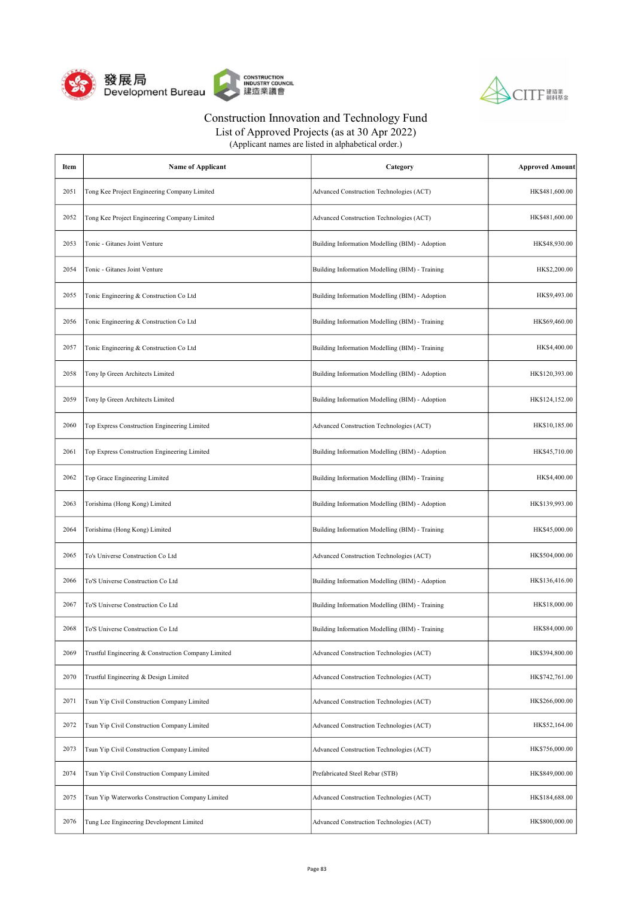# Construction Innovation and Technology Fund

## List of Approved Projects (as at 30 Apr 2022)

(Applicant names are listed in alphabetical order.)

| Item | Name of Applicant | Category | Approved Amount |
|---|---|---|---|
| 2051 | Tong Kee Project Engineering Company Limited | Advanced Construction Technologies (ACT) | HK$481,600.00 |
| 2052 | Tong Kee Project Engineering Company Limited | Advanced Construction Technologies (ACT) | HK$481,600.00 |
| 2053 | Tonic - Gitanes Joint Venture | Building Information Modelling (BIM) - Adoption | HK$48,930.00 |
| 2054 | Tonic - Gitanes Joint Venture | Building Information Modelling (BIM) - Training | HK$2,200.00 |
| 2055 | Tonic Engineering & Construction Co Ltd | Building Information Modelling (BIM) - Adoption | HK$9,493.00 |
| 2056 | Tonic Engineering & Construction Co Ltd | Building Information Modelling (BIM) - Training | HK$69,460.00 |
| 2057 | Tonic Engineering & Construction Co Ltd | Building Information Modelling (BIM) - Training | HK$4,400.00 |
| 2058 | Tony Ip Green Architects Limited | Building Information Modelling (BIM) - Adoption | HK$120,393.00 |
| 2059 | Tony Ip Green Architects Limited | Building Information Modelling (BIM) - Adoption | HK$124,152.00 |
| 2060 | Top Express Construction Engineering Limited | Advanced Construction Technologies (ACT) | HK$10,185.00 |
| 2061 | Top Express Construction Engineering Limited | Building Information Modelling (BIM) - Adoption | HK$45,710.00 |
| 2062 | Top Grace Engineering Limited | Building Information Modelling (BIM) - Training | HK$4,400.00 |
| 2063 | Torishima (Hong Kong) Limited | Building Information Modelling (BIM) - Adoption | HK$139,993.00 |
| 2064 | Torishima (Hong Kong) Limited | Building Information Modelling (BIM) - Training | HK$45,000.00 |
| 2065 | To's Universe Construction Co Ltd | Advanced Construction Technologies (ACT) | HK$504,000.00 |
| 2066 | To'S Universe Construction Co Ltd | Building Information Modelling (BIM) - Adoption | HK$136,416.00 |
| 2067 | To'S Universe Construction Co Ltd | Building Information Modelling (BIM) - Training | HK$18,000.00 |
| 2068 | To'S Universe Construction Co Ltd | Building Information Modelling (BIM) - Training | HK$84,000.00 |
| 2069 | Trustful Engineering & Construction Company Limited | Advanced Construction Technologies (ACT) | HK$394,800.00 |
| 2070 | Trustful Engineering & Design Limited | Advanced Construction Technologies (ACT) | HK$742,761.00 |
| 2071 | Tsun Yip Civil Construction Company Limited | Advanced Construction Technologies (ACT) | HK$266,000.00 |
| 2072 | Tsun Yip Civil Construction Company Limited | Advanced Construction Technologies (ACT) | HK$52,164.00 |
| 2073 | Tsun Yip Civil Construction Company Limited | Advanced Construction Technologies (ACT) | HK$756,000.00 |
| 2074 | Tsun Yip Civil Construction Company Limited | Prefabricated Steel Rebar (STB) | HK$849,000.00 |
| 2075 | Tsun Yip Waterworks Construction Company Limited | Advanced Construction Technologies (ACT) | HK$184,688.00 |
| 2076 | Tung Lee Engineering Development Limited | Advanced Construction Technologies (ACT) | HK$800,000.00 |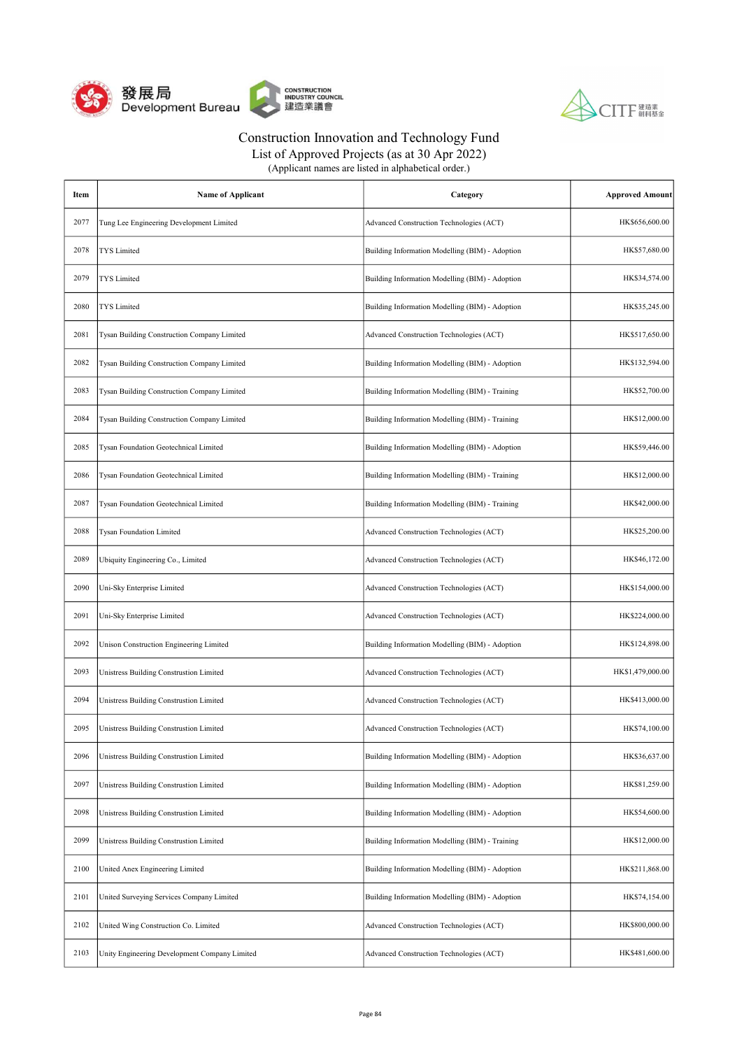# Construction Innovation and Technology Fund

## List of Approved Projects (as at 30 Apr 2022)

(Applicant names are listed in alphabetical order.)

| Item | Name of Applicant | Category | Approved Amount |
|---|---|---|---|
| 2077 | Tung Lee Engineering Development Limited | Advanced Construction Technologies (ACT) | HK$656,600.00 |
| 2078 | TYS Limited | Building Information Modelling (BIM) - Adoption | HK$57,680.00 |
| 2079 | TYS Limited | Building Information Modelling (BIM) - Adoption | HK$34,574.00 |
| 2080 | TYS Limited | Building Information Modelling (BIM) - Adoption | HK$35,245.00 |
| 2081 | Tysan Building Construction Company Limited | Advanced Construction Technologies (ACT) | HK$517,650.00 |
| 2082 | Tysan Building Construction Company Limited | Building Information Modelling (BIM) - Adoption | HK$132,594.00 |
| 2083 | Tysan Building Construction Company Limited | Building Information Modelling (BIM) - Training | HK$52,700.00 |
| 2084 | Tysan Building Construction Company Limited | Building Information Modelling (BIM) - Training | HK$12,000.00 |
| 2085 | Tysan Foundation Geotechnical Limited | Building Information Modelling (BIM) - Adoption | HK$59,446.00 |
| 2086 | Tysan Foundation Geotechnical Limited | Building Information Modelling (BIM) - Training | HK$12,000.00 |
| 2087 | Tysan Foundation Geotechnical Limited | Building Information Modelling (BIM) - Training | HK$42,000.00 |
| 2088 | Tysan Foundation Limited | Advanced Construction Technologies (ACT) | HK$25,200.00 |
| 2089 | Ubiquity Engineering Co., Limited | Advanced Construction Technologies (ACT) | HK$46,172.00 |
| 2090 | Uni-Sky Enterprise Limited | Advanced Construction Technologies (ACT) | HK$154,000.00 |
| 2091 | Uni-Sky Enterprise Limited | Advanced Construction Technologies (ACT) | HK$224,000.00 |
| 2092 | Unison Construction Engineering Limited | Building Information Modelling (BIM) - Adoption | HK$124,898.00 |
| 2093 | Unistress Building Construction Limited | Advanced Construction Technologies (ACT) | HK$1,479,000.00 |
| 2094 | Unistress Building Construction Limited | Advanced Construction Technologies (ACT) | HK$413,000.00 |
| 2095 | Unistress Building Construction Limited | Advanced Construction Technologies (ACT) | HK$74,100.00 |
| 2096 | Unistress Building Construction Limited | Building Information Modelling (BIM) - Adoption | HK$36,637.00 |
| 2097 | Unistress Building Construction Limited | Building Information Modelling (BIM) - Adoption | HK$81,259.00 |
| 2098 | Unistress Building Construction Limited | Building Information Modelling (BIM) - Adoption | HK$54,600.00 |
| 2099 | Unistress Building Construction Limited | Building Information Modelling (BIM) - Training | HK$12,000.00 |
| 2100 | United Anex Engineering Limited | Building Information Modelling (BIM) - Adoption | HK$211,868.00 |
| 2101 | United Surveying Services Company Limited | Building Information Modelling (BIM) - Adoption | HK$74,154.00 |
| 2102 | United Wing Construction Co. Limited | Advanced Construction Technologies (ACT) | HK$800,000.00 |
| 2103 | Unity Engineering Development Company Limited | Advanced Construction Technologies (ACT) | HK$481,600.00 |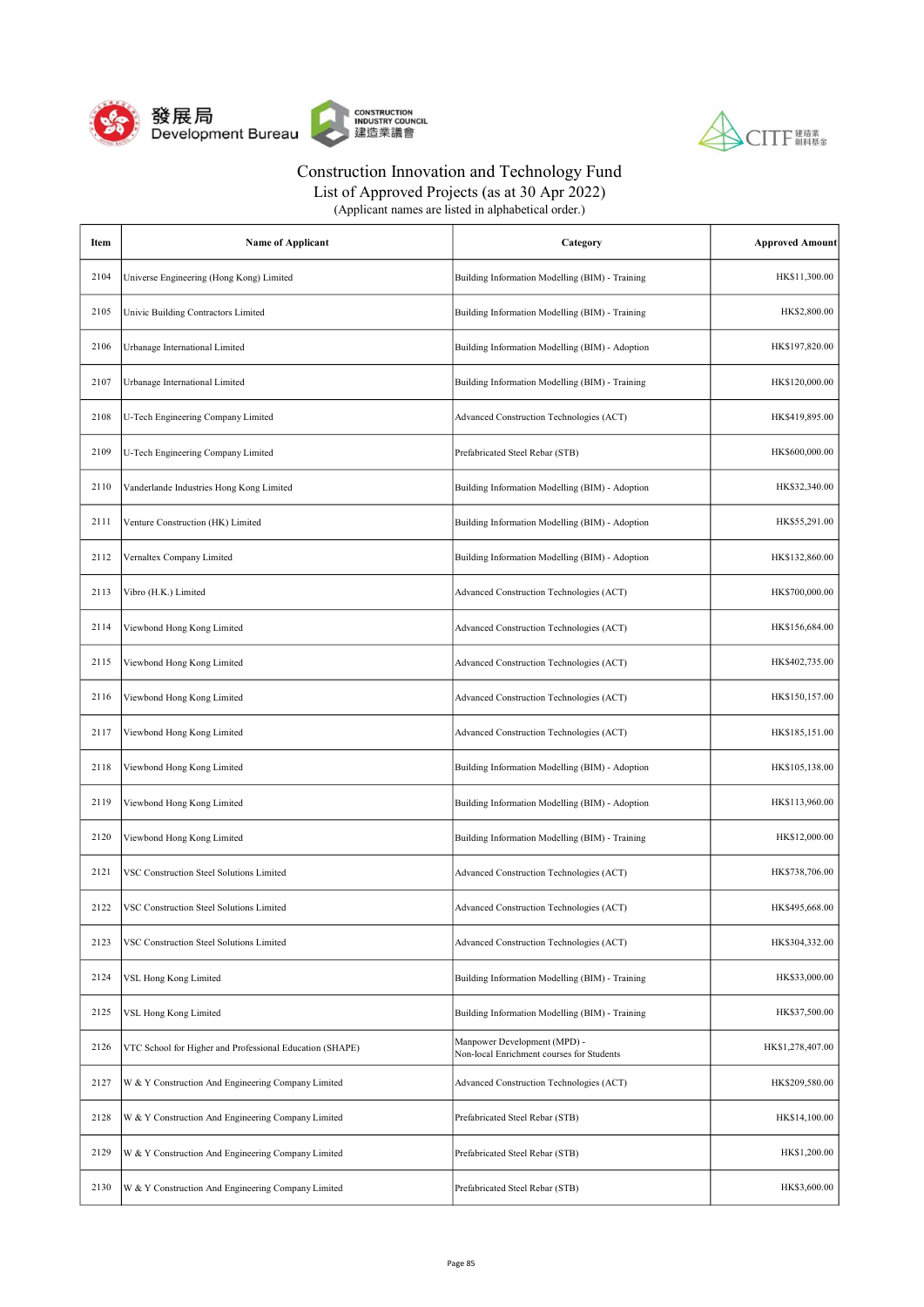Construction Innovation and Technology Fund
List of Approved Projects (as at 30 Apr 2022)
(Applicant names are listed in alphabetical order.)

| Item | Name of Applicant | Category | Approved Amount |
|---|---|---|---|
| 2104 | Universe Engineering (Hong Kong) Limited | Building Information Modelling (BIM) - Training | HK$11,300.00 |
| 2105 | Univic Building Contractors Limited | Building Information Modelling (BIM) - Training | HK$2,800.00 |
| 2106 | Urbanage International Limited | Building Information Modelling (BIM) - Adoption | HK$197,820.00 |
| 2107 | Urbanage International Limited | Building Information Modelling (BIM) - Training | HK$120,000.00 |
| 2108 | U-Tech Engineering Company Limited | Advanced Construction Technologies (ACT) | HK$419,895.00 |
| 2109 | U-Tech Engineering Company Limited | Prefabricated Steel Rebar (STB) | HK$600,000.00 |
| 2110 | Vanderlande Industries Hong Kong Limited | Building Information Modelling (BIM) - Adoption | HK$32,340.00 |
| 2111 | Venture Construction (HK) Limited | Building Information Modelling (BIM) - Adoption | HK$55,291.00 |
| 2112 | Vernaltex Company Limited | Building Information Modelling (BIM) - Adoption | HK$132,860.00 |
| 2113 | Vibro (H.K.) Limited | Advanced Construction Technologies (ACT) | HK$700,000.00 |
| 2114 | Viewbond Hong Kong Limited | Advanced Construction Technologies (ACT) | HK$156,684.00 |
| 2115 | Viewbond Hong Kong Limited | Advanced Construction Technologies (ACT) | HK$402,735.00 |
| 2116 | Viewbond Hong Kong Limited | Advanced Construction Technologies (ACT) | HK$150,157.00 |
| 2117 | Viewbond Hong Kong Limited | Advanced Construction Technologies (ACT) | HK$185,151.00 |
| 2118 | Viewbond Hong Kong Limited | Building Information Modelling (BIM) - Adoption | HK$105,138.00 |
| 2119 | Viewbond Hong Kong Limited | Building Information Modelling (BIM) - Adoption | HK$113,960.00 |
| 2120 | Viewbond Hong Kong Limited | Building Information Modelling (BIM) - Training | HK$12,000.00 |
| 2121 | VSC Construction Steel Solutions Limited | Advanced Construction Technologies (ACT) | HK$738,706.00 |
| 2122 | VSC Construction Steel Solutions Limited | Advanced Construction Technologies (ACT) | HK$495,668.00 |
| 2123 | VSC Construction Steel Solutions Limited | Advanced Construction Technologies (ACT) | HK$304,332.00 |
| 2124 | VSL Hong Kong Limited | Building Information Modelling (BIM) - Training | HK$33,000.00 |
| 2125 | VSL Hong Kong Limited | Building Information Modelling (BIM) - Training | HK$37,500.00 |
| 2126 | VTC School for Higher and Professional Education (SHAPE) | Manpower Development (MPD) - Non-local Enrichment courses for Students | HK$1,278,407.00 |
| 2127 | W & Y Construction And Engineering Company Limited | Advanced Construction Technologies (ACT) | HK$209,580.00 |
| 2128 | W & Y Construction And Engineering Company Limited | Prefabricated Steel Rebar (STB) | HK$14,100.00 |
| 2129 | W & Y Construction And Engineering Company Limited | Prefabricated Steel Rebar (STB) | HK$1,200.00 |
| 2130 | W & Y Construction And Engineering Company Limited | Prefabricated Steel Rebar (STB) | HK$3,600.00 |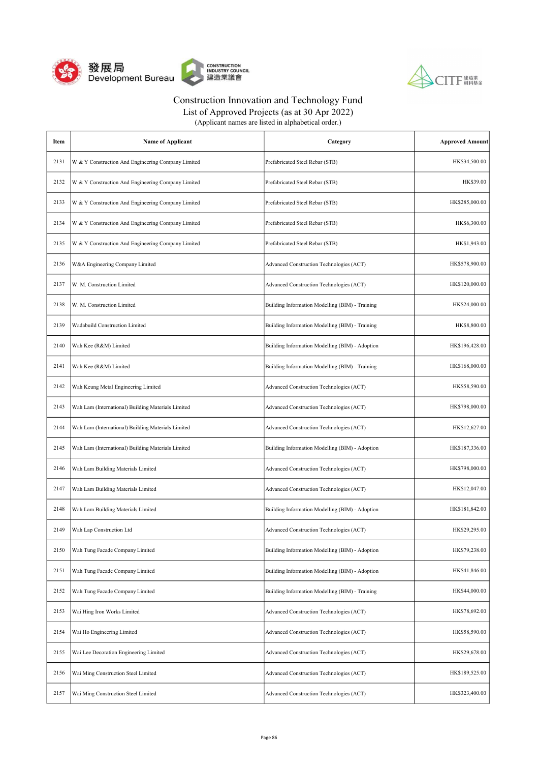Construction Innovation and Technology Fund
List of Approved Projects (as at 30 Apr 2022)
(Applicant names are listed in alphabetical order.)

| Item | Name of Applicant | Category | Approved Amount |
|---|---|---|---|
| 2131 | W & Y Construction And Engineering Company Limited | Prefabricated Steel Rebar (STB) | HK$34,500.00 |
| 2132 | W & Y Construction And Engineering Company Limited | Prefabricated Steel Rebar (STB) | HK$39.00 |
| 2133 | W & Y Construction And Engineering Company Limited | Prefabricated Steel Rebar (STB) | HK$285,000.00 |
| 2134 | W & Y Construction And Engineering Company Limited | Prefabricated Steel Rebar (STB) | HK$6,300.00 |
| 2135 | W & Y Construction And Engineering Company Limited | Prefabricated Steel Rebar (STB) | HK$1,943.00 |
| 2136 | W&A Engineering Company Limited | Advanced Construction Technologies (ACT) | HK$578,900.00 |
| 2137 | W. M. Construction Limited | Advanced Construction Technologies (ACT) | HK$120,000.00 |
| 2138 | W. M. Construction Limited | Building Information Modelling (BIM) - Training | HK$24,000.00 |
| 2139 | Wadabuild Construction Limited | Building Information Modelling (BIM) - Training | HK$8,800.00 |
| 2140 | Wah Kee (R&M) Limited | Building Information Modelling (BIM) - Adoption | HK$196,428.00 |
| 2141 | Wah Kee (R&M) Limited | Building Information Modelling (BIM) - Training | HK$168,000.00 |
| 2142 | Wah Keung Metal Engineering Limited | Advanced Construction Technologies (ACT) | HK$58,590.00 |
| 2143 | Wah Lam (International) Building Materials Limited | Advanced Construction Technologies (ACT) | HK$798,000.00 |
| 2144 | Wah Lam (International) Building Materials Limited | Advanced Construction Technologies (ACT) | HK$12,627.00 |
| 2145 | Wah Lam (International) Building Materials Limited | Building Information Modelling (BIM) - Adoption | HK$187,336.00 |
| 2146 | Wah Lam Building Materials Limited | Advanced Construction Technologies (ACT) | HK$798,000.00 |
| 2147 | Wah Lam Building Materials Limited | Advanced Construction Technologies (ACT) | HK$12,047.00 |
| 2148 | Wah Lam Building Materials Limited | Building Information Modelling (BIM) - Adoption | HK$181,842.00 |
| 2149 | Wah Lap Construction Ltd | Advanced Construction Technologies (ACT) | HK$29,295.00 |
| 2150 | Wah Tung Facade Company Limited | Building Information Modelling (BIM) - Adoption | HK$79,238.00 |
| 2151 | Wah Tung Facade Company Limited | Building Information Modelling (BIM) - Adoption | HK$41,846.00 |
| 2152 | Wah Tung Facade Company Limited | Building Information Modelling (BIM) - Training | HK$44,000.00 |
| 2153 | Wai Hing Iron Works Limited | Advanced Construction Technologies (ACT) | HK$78,692.00 |
| 2154 | Wai Ho Engineering Limited | Advanced Construction Technologies (ACT) | HK$58,590.00 |
| 2155 | Wai Lee Decoration Engineering Limited | Advanced Construction Technologies (ACT) | HK$29,678.00 |
| 2156 | Wai Ming Construction Steel Limited | Advanced Construction Technologies (ACT) | HK$189,525.00 |
| 2157 | Wai Ming Construction Steel Limited | Advanced Construction Technologies (ACT) | HK$323,400.00 |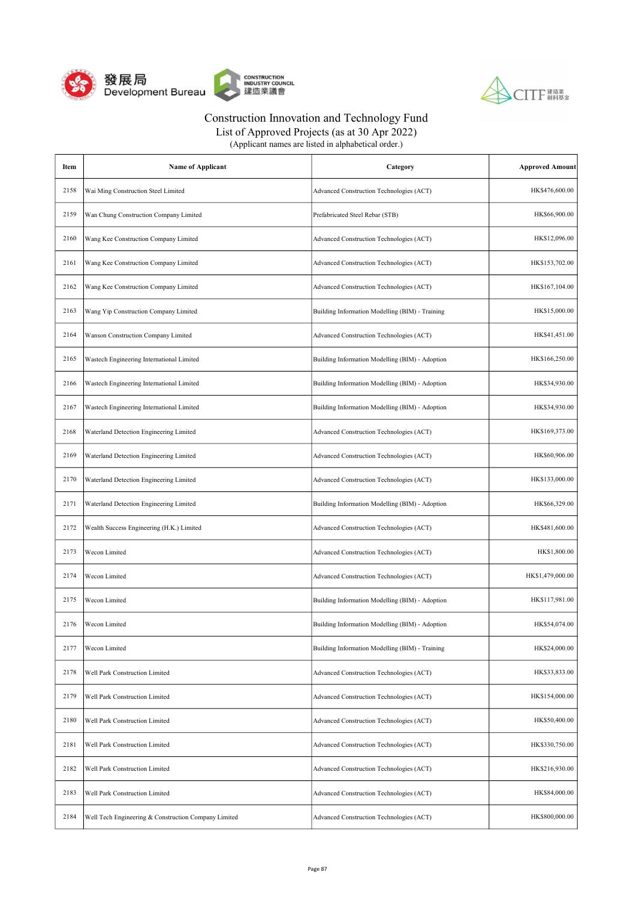Construction Innovation and Technology Fund
List of Approved Projects (as at 30 Apr 2022)
(Applicant names are listed in alphabetical order.)

| Item | Name of Applicant | Category | Approved Amount |
|---|---|---|---|
| 2158 | Wai Ming Construction Steel Limited | Advanced Construction Technologies (ACT) | HK$476,600.00 |
| 2159 | Wan Chung Construction Company Limited | Prefabricated Steel Rebar (STB) | HK$66,900.00 |
| 2160 | Wang Kee Construction Company Limited | Advanced Construction Technologies (ACT) | HK$12,096.00 |
| 2161 | Wang Kee Construction Company Limited | Advanced Construction Technologies (ACT) | HK$153,702.00 |
| 2162 | Wang Kee Construction Company Limited | Advanced Construction Technologies (ACT) | HK$167,104.00 |
| 2163 | Wang Yip Construction Company Limited | Building Information Modelling (BIM) - Training | HK$15,000.00 |
| 2164 | Wanson Construction Company Limited | Advanced Construction Technologies (ACT) | HK$41,451.00 |
| 2165 | Wastech Engineering International Limited | Building Information Modelling (BIM) - Adoption | HK$166,250.00 |
| 2166 | Wastech Engineering International Limited | Building Information Modelling (BIM) - Adoption | HK$34,930.00 |
| 2167 | Wastech Engineering International Limited | Building Information Modelling (BIM) - Adoption | HK$34,930.00 |
| 2168 | Waterland Detection Engineering Limited | Advanced Construction Technologies (ACT) | HK$169,373.00 |
| 2169 | Waterland Detection Engineering Limited | Advanced Construction Technologies (ACT) | HK$60,906.00 |
| 2170 | Waterland Detection Engineering Limited | Advanced Construction Technologies (ACT) | HK$133,000.00 |
| 2171 | Waterland Detection Engineering Limited | Building Information Modelling (BIM) - Adoption | HK$66,329.00 |
| 2172 | Wealth Success Engineering (H.K.) Limited | Advanced Construction Technologies (ACT) | HK$481,600.00 |
| 2173 | Wecon Limited | Advanced Construction Technologies (ACT) | HK$1,800.00 |
| 2174 | Wecon Limited | Advanced Construction Technologies (ACT) | HK$1,479,000.00 |
| 2175 | Wecon Limited | Building Information Modelling (BIM) - Adoption | HK$117,981.00 |
| 2176 | Wecon Limited | Building Information Modelling (BIM) - Adoption | HK$54,074.00 |
| 2177 | Wecon Limited | Building Information Modelling (BIM) - Training | HK$24,000.00 |
| 2178 | Well Park Construction Limited | Advanced Construction Technologies (ACT) | HK$33,833.00 |
| 2179 | Well Park Construction Limited | Advanced Construction Technologies (ACT) | HK$154,000.00 |
| 2180 | Well Park Construction Limited | Advanced Construction Technologies (ACT) | HK$50,400.00 |
| 2181 | Well Park Construction Limited | Advanced Construction Technologies (ACT) | HK$330,750.00 |
| 2182 | Well Park Construction Limited | Advanced Construction Technologies (ACT) | HK$216,930.00 |
| 2183 | Well Park Construction Limited | Advanced Construction Technologies (ACT) | HK$84,000.00 |
| 2184 | Well Tech Engineering & Construction Company Limited | Advanced Construction Technologies (ACT) | HK$800,000.00 |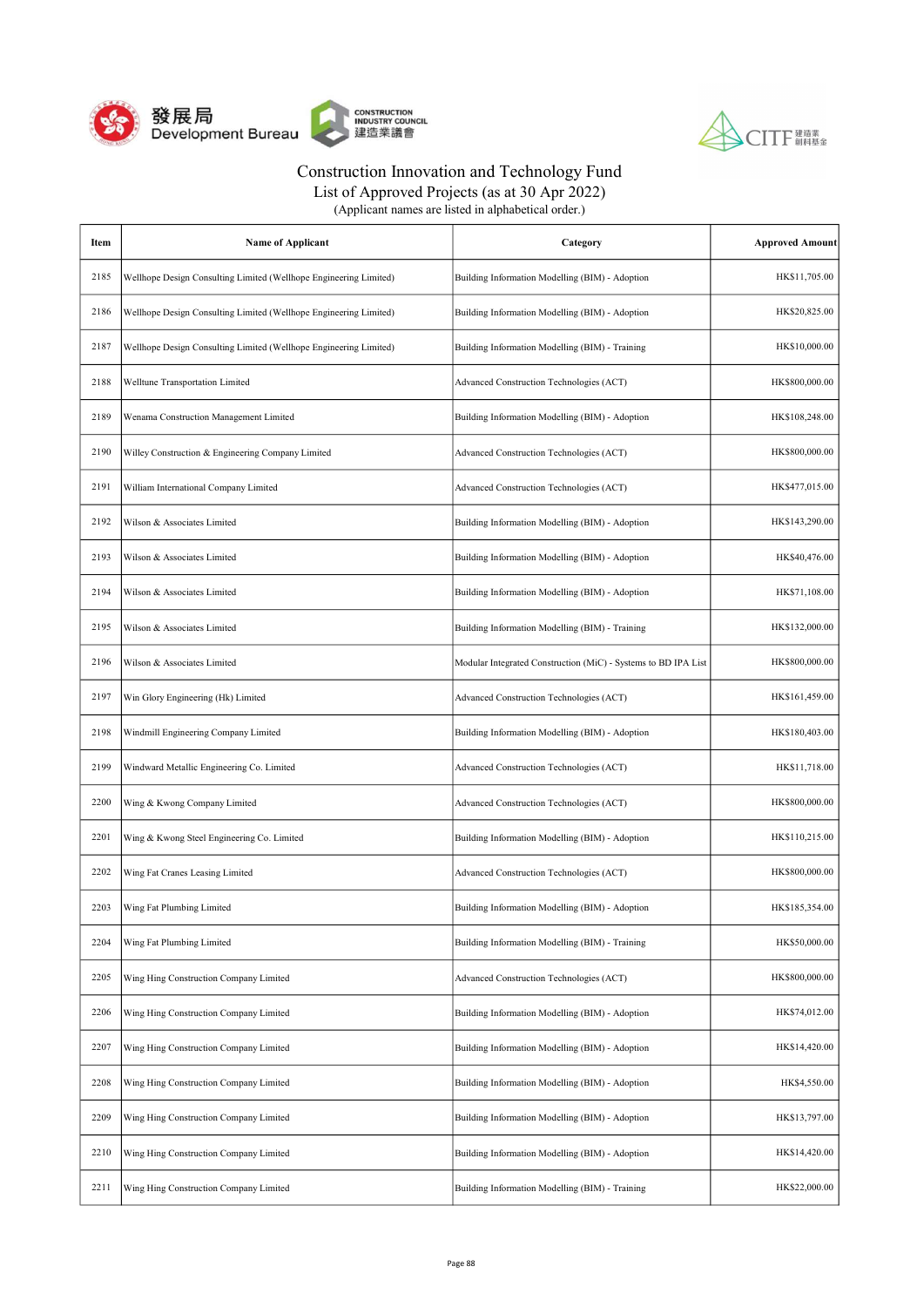# Construction Innovation and Technology Fund

## List of Approved Projects (as at 30 Apr 2022)

(Applicant names are listed in alphabetical order.)

| Item | Name of Applicant | Category | Approved Amount |
|---|---|---|---|
| 2185 | Wellhope Design Consulting Limited (Wellhope Engineering Limited) | Building Information Modelling (BIM) - Adoption | HK$11,705.00 |
| 2186 | Wellhope Design Consulting Limited (Wellhope Engineering Limited) | Building Information Modelling (BIM) - Adoption | HK$20,825.00 |
| 2187 | Wellhope Design Consulting Limited (Wellhope Engineering Limited) | Building Information Modelling (BIM) - Training | HK$10,000.00 |
| 2188 | Welltune Transportation Limited | Advanced Construction Technologies (ACT) | HK$800,000.00 |
| 2189 | Wenama Construction Management Limited | Building Information Modelling (BIM) - Adoption | HK$108,248.00 |
| 2190 | Willey Construction & Engineering Company Limited | Advanced Construction Technologies (ACT) | HK$800,000.00 |
| 2191 | William International Company Limited | Advanced Construction Technologies (ACT) | HK$477,015.00 |
| 2192 | Wilson & Associates Limited | Building Information Modelling (BIM) - Adoption | HK$143,290.00 |
| 2193 | Wilson & Associates Limited | Building Information Modelling (BIM) - Adoption | HK$40,476.00 |
| 2194 | Wilson & Associates Limited | Building Information Modelling (BIM) - Adoption | HK$71,108.00 |
| 2195 | Wilson & Associates Limited | Building Information Modelling (BIM) - Training | HK$132,000.00 |
| 2196 | Wilson & Associates Limited | Modular Integrated Construction (MiC) - Systems to BD IPA List | HK$800,000.00 |
| 2197 | Win Glory Engineering (Hk) Limited | Advanced Construction Technologies (ACT) | HK$161,459.00 |
| 2198 | Windmill Engineering Company Limited | Building Information Modelling (BIM) - Adoption | HK$180,403.00 |
| 2199 | Windward Metallic Engineering Co. Limited | Advanced Construction Technologies (ACT) | HK$11,718.00 |
| 2200 | Wing & Kwong Company Limited | Advanced Construction Technologies (ACT) | HK$800,000.00 |
| 2201 | Wing & Kwong Steel Engineering Co. Limited | Building Information Modelling (BIM) - Adoption | HK$110,215.00 |
| 2202 | Wing Fat Cranes Leasing Limited | Advanced Construction Technologies (ACT) | HK$800,000.00 |
| 2203 | Wing Fat Plumbing Limited | Building Information Modelling (BIM) - Adoption | HK$185,354.00 |
| 2204 | Wing Fat Plumbing Limited | Building Information Modelling (BIM) - Training | HK$50,000.00 |
| 2205 | Wing Hing Construction Company Limited | Advanced Construction Technologies (ACT) | HK$800,000.00 |
| 2206 | Wing Hing Construction Company Limited | Building Information Modelling (BIM) - Adoption | HK$74,012.00 |
| 2207 | Wing Hing Construction Company Limited | Building Information Modelling (BIM) - Adoption | HK$14,420.00 |
| 2208 | Wing Hing Construction Company Limited | Building Information Modelling (BIM) - Adoption | HK$4,550.00 |
| 2209 | Wing Hing Construction Company Limited | Building Information Modelling (BIM) - Adoption | HK$13,797.00 |
| 2210 | Wing Hing Construction Company Limited | Building Information Modelling (BIM) - Adoption | HK$14,420.00 |
| 2211 | Wing Hing Construction Company Limited | Building Information Modelling (BIM) - Training | HK$22,000.00 |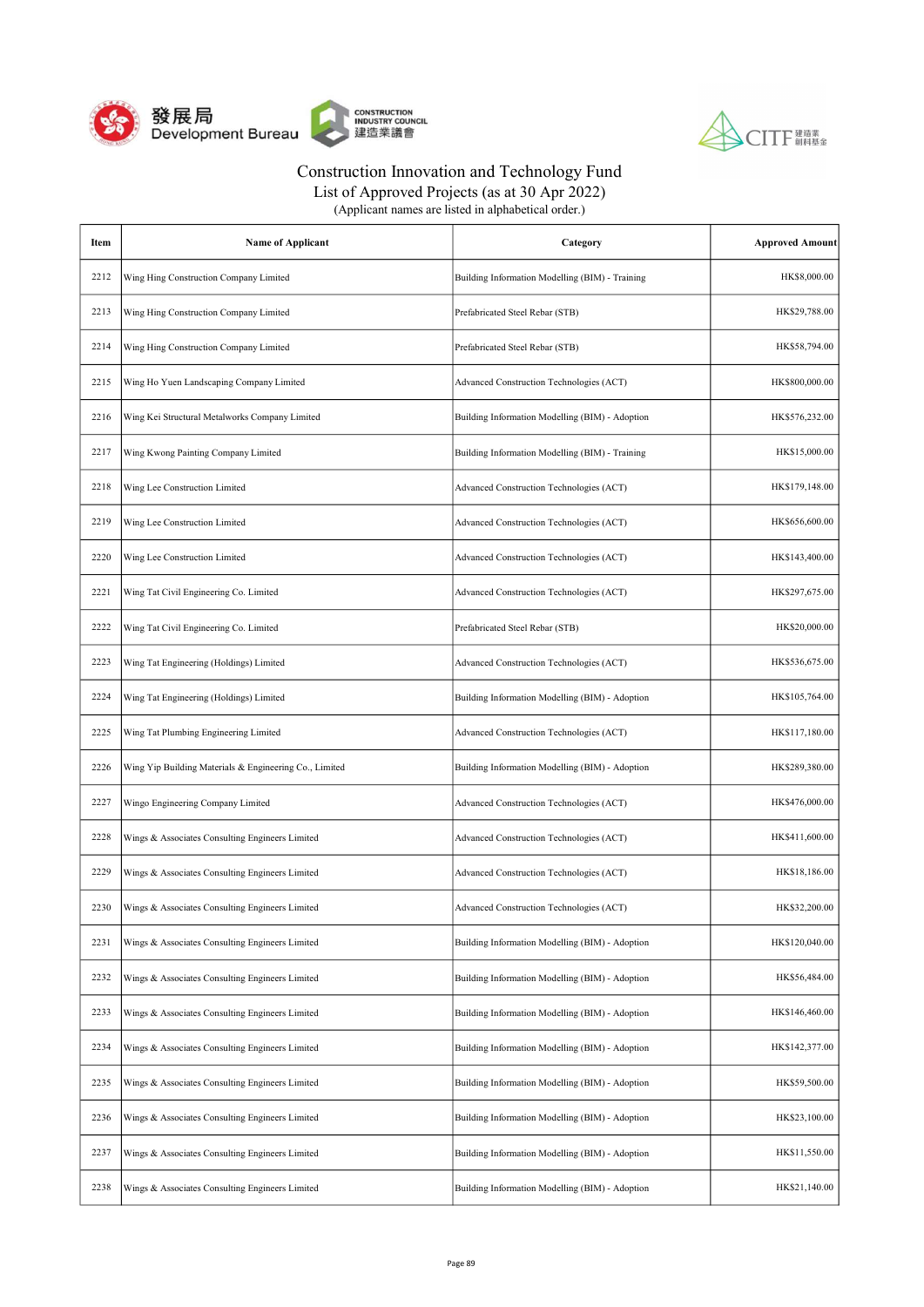Construction Innovation and Technology Fund
List of Approved Projects (as at 30 Apr 2022)
(Applicant names are listed in alphabetical order.)

| Item | Name of Applicant | Category | Approved Amount |
|---|---|---|---|
| 2212 | Wing Hing Construction Company Limited | Building Information Modelling (BIM) - Training | HK$8,000.00 |
| 2213 | Wing Hing Construction Company Limited | Prefabricated Steel Rebar (STB) | HK$29,788.00 |
| 2214 | Wing Hing Construction Company Limited | Prefabricated Steel Rebar (STB) | HK$58,794.00 |
| 2215 | Wing Ho Yuen Landscaping Company Limited | Advanced Construction Technologies (ACT) | HK$800,000.00 |
| 2216 | Wing Kei Structural Metalworks Company Limited | Building Information Modelling (BIM) - Adoption | HK$576,232.00 |
| 2217 | Wing Kwong Painting Company Limited | Building Information Modelling (BIM) - Training | HK$15,000.00 |
| 2218 | Wing Lee Construction Limited | Advanced Construction Technologies (ACT) | HK$179,148.00 |
| 2219 | Wing Lee Construction Limited | Advanced Construction Technologies (ACT) | HK$656,600.00 |
| 2220 | Wing Lee Construction Limited | Advanced Construction Technologies (ACT) | HK$143,400.00 |
| 2221 | Wing Tat Civil Engineering Co. Limited | Advanced Construction Technologies (ACT) | HK$297,675.00 |
| 2222 | Wing Tat Civil Engineering Co. Limited | Prefabricated Steel Rebar (STB) | HK$20,000.00 |
| 2223 | Wing Tat Engineering (Holdings) Limited | Advanced Construction Technologies (ACT) | HK$536,675.00 |
| 2224 | Wing Tat Engineering (Holdings) Limited | Building Information Modelling (BIM) - Adoption | HK$105,764.00 |
| 2225 | Wing Tat Plumbing Engineering Limited | Advanced Construction Technologies (ACT) | HK$117,180.00 |
| 2226 | Wing Yip Building Materials & Engineering Co., Limited | Building Information Modelling (BIM) - Adoption | HK$289,380.00 |
| 2227 | Wingo Engineering Company Limited | Advanced Construction Technologies (ACT) | HK$476,000.00 |
| 2228 | Wings & Associates Consulting Engineers Limited | Advanced Construction Technologies (ACT) | HK$411,600.00 |
| 2229 | Wings & Associates Consulting Engineers Limited | Advanced Construction Technologies (ACT) | HK$18,186.00 |
| 2230 | Wings & Associates Consulting Engineers Limited | Advanced Construction Technologies (ACT) | HK$32,200.00 |
| 2231 | Wings & Associates Consulting Engineers Limited | Building Information Modelling (BIM) - Adoption | HK$120,040.00 |
| 2232 | Wings & Associates Consulting Engineers Limited | Building Information Modelling (BIM) - Adoption | HK$56,484.00 |
| 2233 | Wings & Associates Consulting Engineers Limited | Building Information Modelling (BIM) - Adoption | HK$146,460.00 |
| 2234 | Wings & Associates Consulting Engineers Limited | Building Information Modelling (BIM) - Adoption | HK$142,377.00 |
| 2235 | Wings & Associates Consulting Engineers Limited | Building Information Modelling (BIM) - Adoption | HK$59,500.00 |
| 2236 | Wings & Associates Consulting Engineers Limited | Building Information Modelling (BIM) - Adoption | HK$23,100.00 |
| 2237 | Wings & Associates Consulting Engineers Limited | Building Information Modelling (BIM) - Adoption | HK$11,550.00 |
| 2238 | Wings & Associates Consulting Engineers Limited | Building Information Modelling (BIM) - Adoption | HK$21,140.00 |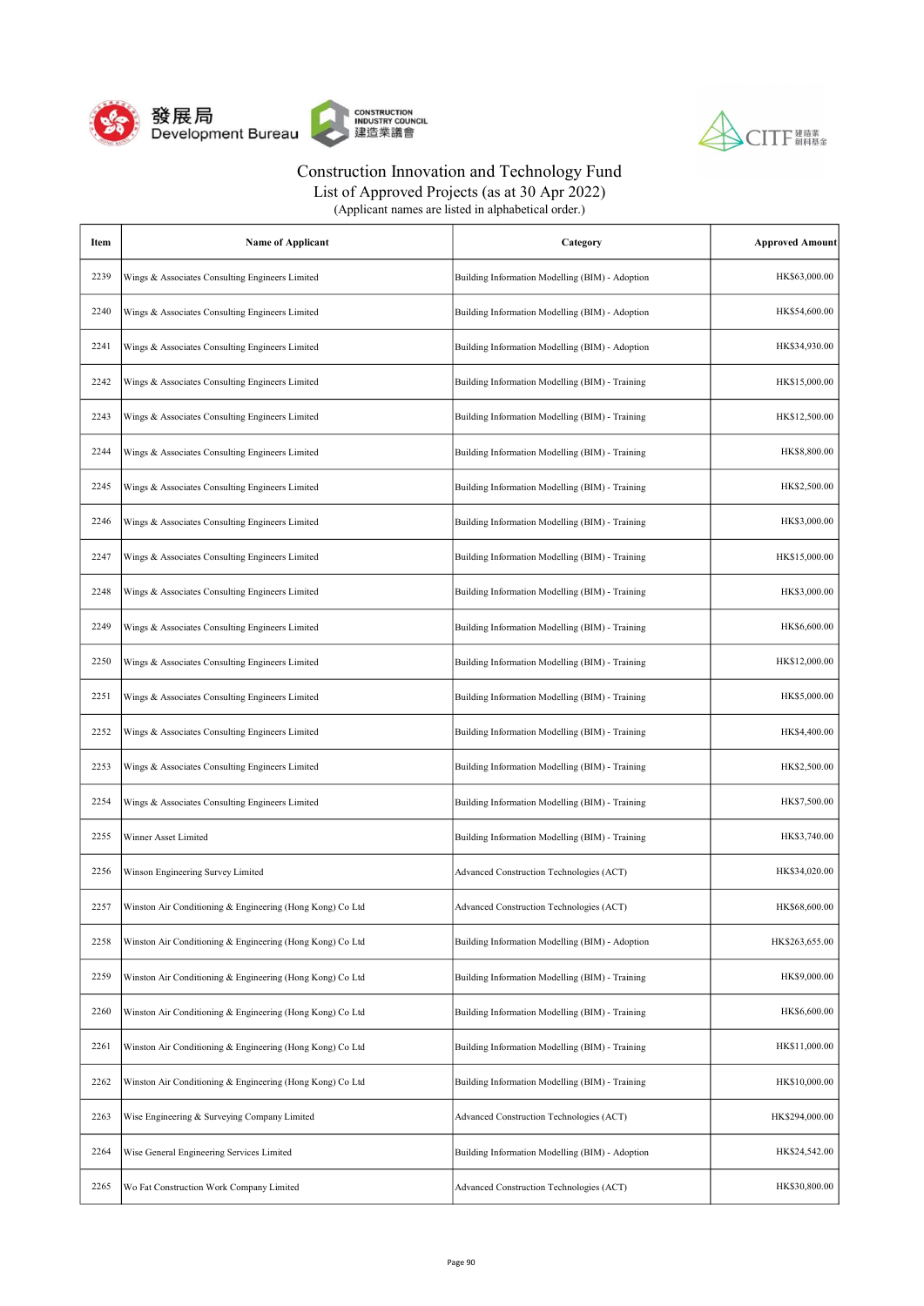Construction Innovation and Technology Fund
List of Approved Projects (as at 30 Apr 2022)
(Applicant names are listed in alphabetical order.)

| Item | Name of Applicant | Category | Approved Amount |
|---|---|---|---|
| 2239 | Wings & Associates Consulting Engineers Limited | Building Information Modelling (BIM) - Adoption | HK$63,000.00 |
| 2240 | Wings & Associates Consulting Engineers Limited | Building Information Modelling (BIM) - Adoption | HK$54,600.00 |
| 2241 | Wings & Associates Consulting Engineers Limited | Building Information Modelling (BIM) - Adoption | HK$34,930.00 |
| 2242 | Wings & Associates Consulting Engineers Limited | Building Information Modelling (BIM) - Training | HK$15,000.00 |
| 2243 | Wings & Associates Consulting Engineers Limited | Building Information Modelling (BIM) - Training | HK$12,500.00 |
| 2244 | Wings & Associates Consulting Engineers Limited | Building Information Modelling (BIM) - Training | HK$8,800.00 |
| 2245 | Wings & Associates Consulting Engineers Limited | Building Information Modelling (BIM) - Training | HK$2,500.00 |
| 2246 | Wings & Associates Consulting Engineers Limited | Building Information Modelling (BIM) - Training | HK$3,000.00 |
| 2247 | Wings & Associates Consulting Engineers Limited | Building Information Modelling (BIM) - Training | HK$15,000.00 |
| 2248 | Wings & Associates Consulting Engineers Limited | Building Information Modelling (BIM) - Training | HK$3,000.00 |
| 2249 | Wings & Associates Consulting Engineers Limited | Building Information Modelling (BIM) - Training | HK$6,600.00 |
| 2250 | Wings & Associates Consulting Engineers Limited | Building Information Modelling (BIM) - Training | HK$12,000.00 |
| 2251 | Wings & Associates Consulting Engineers Limited | Building Information Modelling (BIM) - Training | HK$5,000.00 |
| 2252 | Wings & Associates Consulting Engineers Limited | Building Information Modelling (BIM) - Training | HK$4,400.00 |
| 2253 | Wings & Associates Consulting Engineers Limited | Building Information Modelling (BIM) - Training | HK$2,500.00 |
| 2254 | Wings & Associates Consulting Engineers Limited | Building Information Modelling (BIM) - Training | HK$7,500.00 |
| 2255 | Winner Asset Limited | Building Information Modelling (BIM) - Training | HK$3,740.00 |
| 2256 | Winson Engineering Survey Limited | Advanced Construction Technologies (ACT) | HK$34,020.00 |
| 2257 | Winston Air Conditioning & Engineering (Hong Kong) Co Ltd | Advanced Construction Technologies (ACT) | HK$68,600.00 |
| 2258 | Winston Air Conditioning & Engineering (Hong Kong) Co Ltd | Building Information Modelling (BIM) - Adoption | HK$263,655.00 |
| 2259 | Winston Air Conditioning & Engineering (Hong Kong) Co Ltd | Building Information Modelling (BIM) - Training | HK$9,000.00 |
| 2260 | Winston Air Conditioning & Engineering (Hong Kong) Co Ltd | Building Information Modelling (BIM) - Training | HK$6,600.00 |
| 2261 | Winston Air Conditioning & Engineering (Hong Kong) Co Ltd | Building Information Modelling (BIM) - Training | HK$11,000.00 |
| 2262 | Winston Air Conditioning & Engineering (Hong Kong) Co Ltd | Building Information Modelling (BIM) - Training | HK$10,000.00 |
| 2263 | Wise Engineering & Surveying Company Limited | Advanced Construction Technologies (ACT) | HK$294,000.00 |
| 2264 | Wise General Engineering Services Limited | Building Information Modelling (BIM) - Adoption | HK$24,542.00 |
| 2265 | Wo Fat Construction Work Company Limited | Advanced Construction Technologies (ACT) | HK$30,800.00 |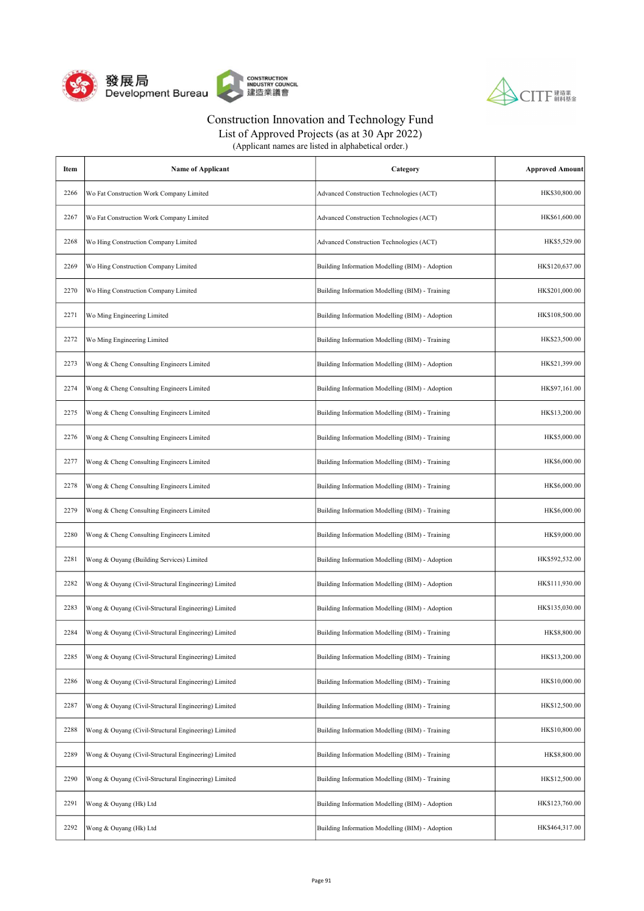# Construction Innovation and Technology Fund

## List of Approved Projects (as at 30 Apr 2022)

(Applicant names are listed in alphabetical order.)

| Item | Name of Applicant | Category | Approved Amount |
|---|---|---|---|
| 2266 | Wo Fat Construction Work Company Limited | Advanced Construction Technologies (ACT) | HK$30,800.00 |
| 2267 | Wo Fat Construction Work Company Limited | Advanced Construction Technologies (ACT) | HK$61,600.00 |
| 2268 | Wo Hing Construction Company Limited | Advanced Construction Technologies (ACT) | HK$5,529.00 |
| 2269 | Wo Hing Construction Company Limited | Building Information Modelling (BIM) - Adoption | HK$120,637.00 |
| 2270 | Wo Hing Construction Company Limited | Building Information Modelling (BIM) - Training | HK$201,000.00 |
| 2271 | Wo Ming Engineering Limited | Building Information Modelling (BIM) - Adoption | HK$108,500.00 |
| 2272 | Wo Ming Engineering Limited | Building Information Modelling (BIM) - Training | HK$23,500.00 |
| 2273 | Wong & Cheng Consulting Engineers Limited | Building Information Modelling (BIM) - Adoption | HK$21,399.00 |
| 2274 | Wong & Cheng Consulting Engineers Limited | Building Information Modelling (BIM) - Adoption | HK$97,161.00 |
| 2275 | Wong & Cheng Consulting Engineers Limited | Building Information Modelling (BIM) - Training | HK$13,200.00 |
| 2276 | Wong & Cheng Consulting Engineers Limited | Building Information Modelling (BIM) - Training | HK$5,000.00 |
| 2277 | Wong & Cheng Consulting Engineers Limited | Building Information Modelling (BIM) - Training | HK$6,000.00 |
| 2278 | Wong & Cheng Consulting Engineers Limited | Building Information Modelling (BIM) - Training | HK$6,000.00 |
| 2279 | Wong & Cheng Consulting Engineers Limited | Building Information Modelling (BIM) - Training | HK$6,000.00 |
| 2280 | Wong & Cheng Consulting Engineers Limited | Building Information Modelling (BIM) - Training | HK$9,000.00 |
| 2281 | Wong & Ouyang (Building Services) Limited | Building Information Modelling (BIM) - Adoption | HK$592,532.00 |
| 2282 | Wong & Ouyang (Civil-Structural Engineering) Limited | Building Information Modelling (BIM) - Adoption | HK$111,930.00 |
| 2283 | Wong & Ouyang (Civil-Structural Engineering) Limited | Building Information Modelling (BIM) - Adoption | HK$135,030.00 |
| 2284 | Wong & Ouyang (Civil-Structural Engineering) Limited | Building Information Modelling (BIM) - Training | HK$8,800.00 |
| 2285 | Wong & Ouyang (Civil-Structural Engineering) Limited | Building Information Modelling (BIM) - Training | HK$13,200.00 |
| 2286 | Wong & Ouyang (Civil-Structural Engineering) Limited | Building Information Modelling (BIM) - Training | HK$10,000.00 |
| 2287 | Wong & Ouyang (Civil-Structural Engineering) Limited | Building Information Modelling (BIM) - Training | HK$12,500.00 |
| 2288 | Wong & Ouyang (Civil-Structural Engineering) Limited | Building Information Modelling (BIM) - Training | HK$10,800.00 |
| 2289 | Wong & Ouyang (Civil-Structural Engineering) Limited | Building Information Modelling (BIM) - Training | HK$8,800.00 |
| 2290 | Wong & Ouyang (Civil-Structural Engineering) Limited | Building Information Modelling (BIM) - Training | HK$12,500.00 |
| 2291 | Wong & Ouyang (Hk) Ltd | Building Information Modelling (BIM) - Adoption | HK$123,760.00 |
| 2292 | Wong & Ouyang (Hk) Ltd | Building Information Modelling (BIM) - Adoption | HK$464,317.00 |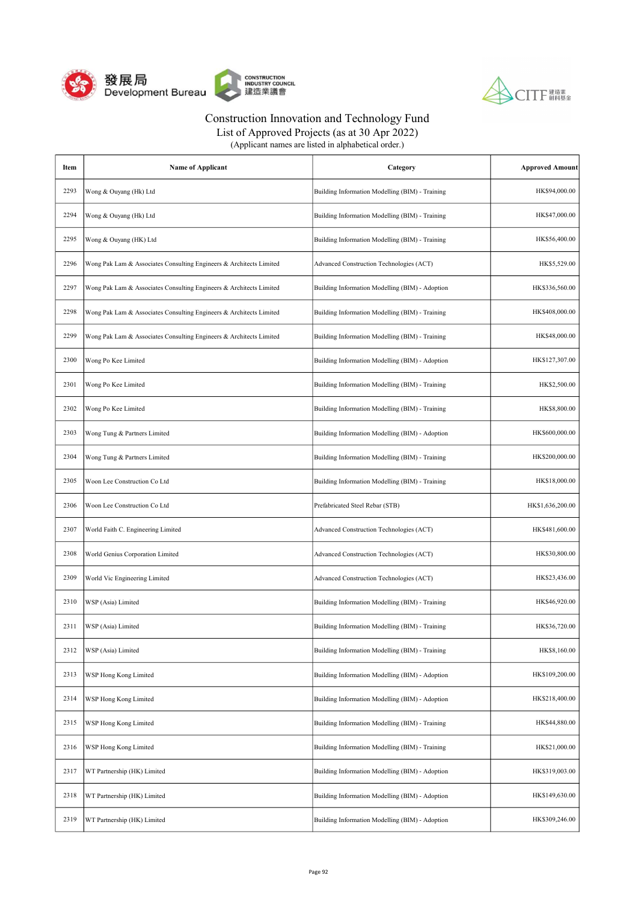# Construction Innovation and Technology Fund

## List of Approved Projects (as at 30 Apr 2022)

(Applicant names are listed in alphabetical order.)

| Item | Name of Applicant | Category | Approved Amount |
|---|---|---|---|
| 2293 | Wong & Ouyang (Hk) Ltd | Building Information Modelling (BIM) - Training | HK$94,000.00 |
| 2294 | Wong & Ouyang (Hk) Ltd | Building Information Modelling (BIM) - Training | HK$47,000.00 |
| 2295 | Wong & Ouyang (HK) Ltd | Building Information Modelling (BIM) - Training | HK$56,400.00 |
| 2296 | Wong Pak Lam & Associates Consulting Engineers & Architects Limited | Advanced Construction Technologies (ACT) | HK$5,529.00 |
| 2297 | Wong Pak Lam & Associates Consulting Engineers & Architects Limited | Building Information Modelling (BIM) - Adoption | HK$336,560.00 |
| 2298 | Wong Pak Lam & Associates Consulting Engineers & Architects Limited | Building Information Modelling (BIM) - Training | HK$408,000.00 |
| 2299 | Wong Pak Lam & Associates Consulting Engineers & Architects Limited | Building Information Modelling (BIM) - Training | HK$48,000.00 |
| 2300 | Wong Po Kee Limited | Building Information Modelling (BIM) - Adoption | HK$127,307.00 |
| 2301 | Wong Po Kee Limited | Building Information Modelling (BIM) - Training | HK$2,500.00 |
| 2302 | Wong Po Kee Limited | Building Information Modelling (BIM) - Training | HK$8,800.00 |
| 2303 | Wong Tung & Partners Limited | Building Information Modelling (BIM) - Adoption | HK$600,000.00 |
| 2304 | Wong Tung & Partners Limited | Building Information Modelling (BIM) - Training | HK$200,000.00 |
| 2305 | Woon Lee Construction Co Ltd | Building Information Modelling (BIM) - Training | HK$18,000.00 |
| 2306 | Woon Lee Construction Co Ltd | Prefabricated Steel Rebar (STB) | HK$1,636,200.00 |
| 2307 | World Faith C. Engineering Limited | Advanced Construction Technologies (ACT) | HK$481,600.00 |
| 2308 | World Genius Corporation Limited | Advanced Construction Technologies (ACT) | HK$30,800.00 |
| 2309 | World Vic Engineering Limited | Advanced Construction Technologies (ACT) | HK$23,436.00 |
| 2310 | WSP (Asia) Limited | Building Information Modelling (BIM) - Training | HK$46,920.00 |
| 2311 | WSP (Asia) Limited | Building Information Modelling (BIM) - Training | HK$36,720.00 |
| 2312 | WSP (Asia) Limited | Building Information Modelling (BIM) - Training | HK$8,160.00 |
| 2313 | WSP Hong Kong Limited | Building Information Modelling (BIM) - Adoption | HK$109,200.00 |
| 2314 | WSP Hong Kong Limited | Building Information Modelling (BIM) - Adoption | HK$218,400.00 |
| 2315 | WSP Hong Kong Limited | Building Information Modelling (BIM) - Training | HK$44,880.00 |
| 2316 | WSP Hong Kong Limited | Building Information Modelling (BIM) - Training | HK$21,000.00 |
| 2317 | WT Partnership (HK) Limited | Building Information Modelling (BIM) - Adoption | HK$319,003.00 |
| 2318 | WT Partnership (HK) Limited | Building Information Modelling (BIM) - Adoption | HK$149,630.00 |
| 2319 | WT Partnership (HK) Limited | Building Information Modelling (BIM) - Adoption | HK$309,246.00 |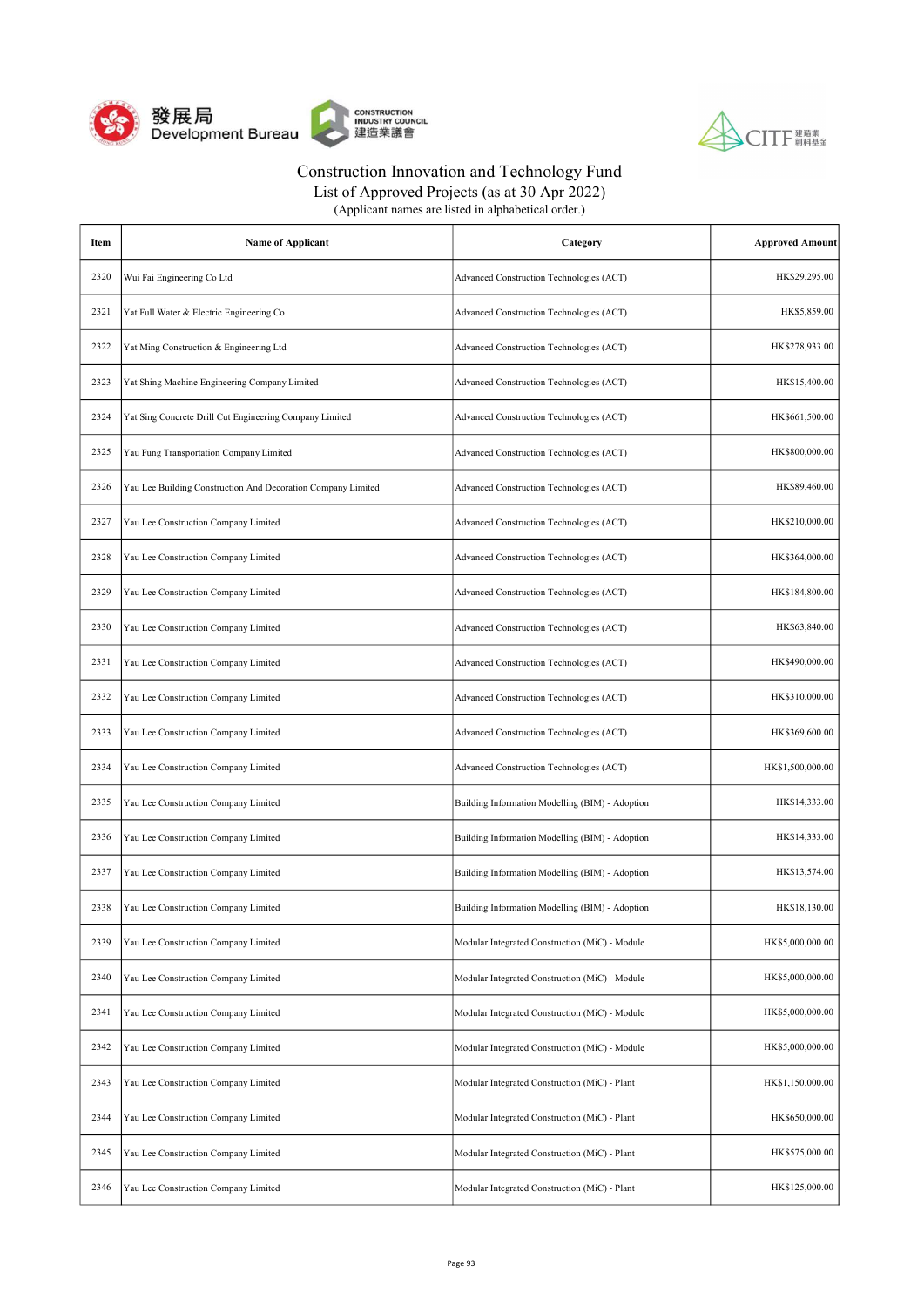# Construction Innovation and Technology Fund

## List of Approved Projects (as at 30 Apr 2022)

(Applicant names are listed in alphabetical order.)

| Item | Name of Applicant | Category | Approved Amount |
|---|---|---|---|
| 2320 | Wui Fai Engineering Co Ltd | Advanced Construction Technologies (ACT) | HK$29,295.00 |
| 2321 | Yat Full Water & Electric Engineering Co | Advanced Construction Technologies (ACT) | HK$5,859.00 |
| 2322 | Yat Ming Construction & Engineering Ltd | Advanced Construction Technologies (ACT) | HK$278,933.00 |
| 2323 | Yat Shing Machine Engineering Company Limited | Advanced Construction Technologies (ACT) | HK$15,400.00 |
| 2324 | Yat Sing Concrete Drill Cut Engineering Company Limited | Advanced Construction Technologies (ACT) | HK$661,500.00 |
| 2325 | Yau Fung Transportation Company Limited | Advanced Construction Technologies (ACT) | HK$800,000.00 |
| 2326 | Yau Lee Building Construction And Decoration Company Limited | Advanced Construction Technologies (ACT) | HK$89,460.00 |
| 2327 | Yau Lee Construction Company Limited | Advanced Construction Technologies (ACT) | HK$210,000.00 |
| 2328 | Yau Lee Construction Company Limited | Advanced Construction Technologies (ACT) | HK$364,000.00 |
| 2329 | Yau Lee Construction Company Limited | Advanced Construction Technologies (ACT) | HK$184,800.00 |
| 2330 | Yau Lee Construction Company Limited | Advanced Construction Technologies (ACT) | HK$63,840.00 |
| 2331 | Yau Lee Construction Company Limited | Advanced Construction Technologies (ACT) | HK$490,000.00 |
| 2332 | Yau Lee Construction Company Limited | Advanced Construction Technologies (ACT) | HK$310,000.00 |
| 2333 | Yau Lee Construction Company Limited | Advanced Construction Technologies (ACT) | HK$369,600.00 |
| 2334 | Yau Lee Construction Company Limited | Advanced Construction Technologies (ACT) | HK$1,500,000.00 |
| 2335 | Yau Lee Construction Company Limited | Building Information Modelling (BIM) - Adoption | HK$14,333.00 |
| 2336 | Yau Lee Construction Company Limited | Building Information Modelling (BIM) - Adoption | HK$14,333.00 |
| 2337 | Yau Lee Construction Company Limited | Building Information Modelling (BIM) - Adoption | HK$13,574.00 |
| 2338 | Yau Lee Construction Company Limited | Building Information Modelling (BIM) - Adoption | HK$18,130.00 |
| 2339 | Yau Lee Construction Company Limited | Modular Integrated Construction (MiC) - Module | HK$5,000,000.00 |
| 2340 | Yau Lee Construction Company Limited | Modular Integrated Construction (MiC) - Module | HK$5,000,000.00 |
| 2341 | Yau Lee Construction Company Limited | Modular Integrated Construction (MiC) - Module | HK$5,000,000.00 |
| 2342 | Yau Lee Construction Company Limited | Modular Integrated Construction (MiC) - Module | HK$5,000,000.00 |
| 2343 | Yau Lee Construction Company Limited | Modular Integrated Construction (MiC) - Plant | HK$1,150,000.00 |
| 2344 | Yau Lee Construction Company Limited | Modular Integrated Construction (MiC) - Plant | HK$650,000.00 |
| 2345 | Yau Lee Construction Company Limited | Modular Integrated Construction (MiC) - Plant | HK$575,000.00 |
| 2346 | Yau Lee Construction Company Limited | Modular Integrated Construction (MiC) - Plant | HK$125,000.00 |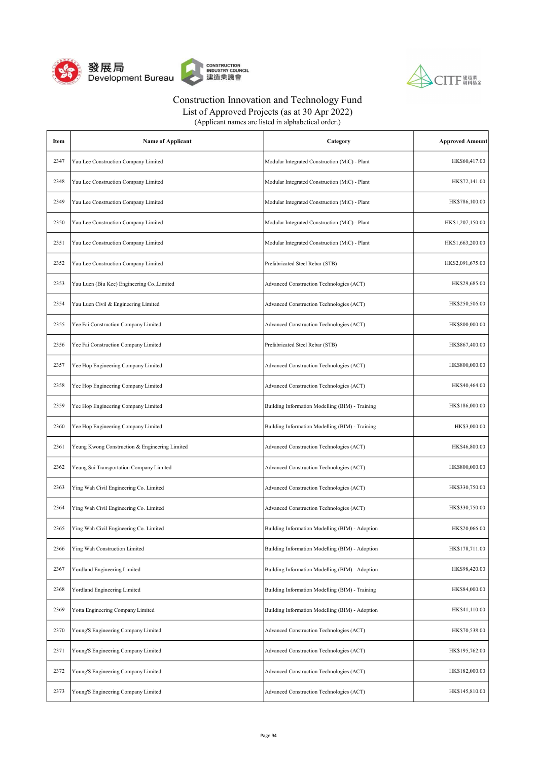# Construction Innovation and Technology Fund

List of Approved Projects (as at 30 Apr 2022)

(Applicant names are listed in alphabetical order.)

| Item | Name of Applicant | Category | Approved Amount |
|---|---|---|---|
| 2347 | Yau Lee Construction Company Limited | Modular Integrated Construction (MiC) - Plant | HK$60,417.00 |
| 2348 | Yau Lee Construction Company Limited | Modular Integrated Construction (MiC) - Plant | HK$72,141.00 |
| 2349 | Yau Lee Construction Company Limited | Modular Integrated Construction (MiC) - Plant | HK$786,100.00 |
| 2350 | Yau Lee Construction Company Limited | Modular Integrated Construction (MiC) - Plant | HK$1,207,150.00 |
| 2351 | Yau Lee Construction Company Limited | Modular Integrated Construction (MiC) - Plant | HK$1,663,200.00 |
| 2352 | Yau Lee Construction Company Limited | Prefabricated Steel Rebar (STB) | HK$2,091,675.00 |
| 2353 | Yau Luen (Biu Kee) Engineering Co.,Limited | Advanced Construction Technologies (ACT) | HK$29,685.00 |
| 2354 | Yau Luen Civil & Engineering Limited | Advanced Construction Technologies (ACT) | HK$250,506.00 |
| 2355 | Yee Fai Construction Company Limited | Advanced Construction Technologies (ACT) | HK$800,000.00 |
| 2356 | Yee Fai Construction Company Limited | Prefabricated Steel Rebar (STB) | HK$867,400.00 |
| 2357 | Yee Hop Engineering Company Limited | Advanced Construction Technologies (ACT) | HK$800,000.00 |
| 2358 | Yee Hop Engineering Company Limited | Advanced Construction Technologies (ACT) | HK$40,464.00 |
| 2359 | Yee Hop Engineering Company Limited | Building Information Modelling (BIM) - Training | HK$186,000.00 |
| 2360 | Yee Hop Engineering Company Limited | Building Information Modelling (BIM) - Training | HK$3,000.00 |
| 2361 | Yeung Kwong Construction & Engineering Limited | Advanced Construction Technologies (ACT) | HK$46,800.00 |
| 2362 | Yeung Sui Transportation Company Limited | Advanced Construction Technologies (ACT) | HK$800,000.00 |
| 2363 | Ying Wah Civil Engineering Co. Limited | Advanced Construction Technologies (ACT) | HK$330,750.00 |
| 2364 | Ying Wah Civil Engineering Co. Limited | Advanced Construction Technologies (ACT) | HK$330,750.00 |
| 2365 | Ying Wah Civil Engineering Co. Limited | Building Information Modelling (BIM) - Adoption | HK$20,066.00 |
| 2366 | Ying Wah Construction Limited | Building Information Modelling (BIM) - Adoption | HK$178,711.00 |
| 2367 | Yordland Engineering Limited | Building Information Modelling (BIM) - Adoption | HK$98,420.00 |
| 2368 | Yordland Engineering Limited | Building Information Modelling (BIM) - Training | HK$84,000.00 |
| 2369 | Yotta Engineering Company Limited | Building Information Modelling (BIM) - Adoption | HK$41,110.00 |
| 2370 | Young'S Engineering Company Limited | Advanced Construction Technologies (ACT) | HK$70,538.00 |
| 2371 | Young'S Engineering Company Limited | Advanced Construction Technologies (ACT) | HK$195,762.00 |
| 2372 | Young'S Engineering Company Limited | Advanced Construction Technologies (ACT) | HK$182,000.00 |
| 2373 | Young'S Engineering Company Limited | Advanced Construction Technologies (ACT) | HK$145,810.00 |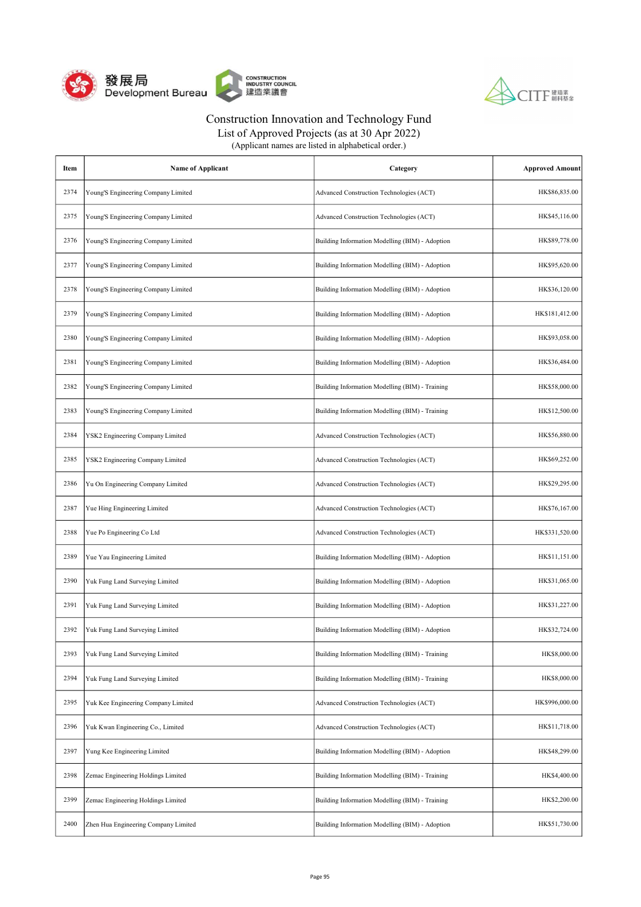# Construction Innovation and Technology Fund

List of Approved Projects (as at 30 Apr 2022)

(Applicant names are listed in alphabetical order.)

| Item | Name of Applicant | Category | Approved Amount |
|---|---|---|---|
| 2374 | Young'S Engineering Company Limited | Advanced Construction Technologies (ACT) | HK$86,835.00 |
| 2375 | Young'S Engineering Company Limited | Advanced Construction Technologies (ACT) | HK$45,116.00 |
| 2376 | Young'S Engineering Company Limited | Building Information Modelling (BIM) - Adoption | HK$89,778.00 |
| 2377 | Young'S Engineering Company Limited | Building Information Modelling (BIM) - Adoption | HK$95,620.00 |
| 2378 | Young'S Engineering Company Limited | Building Information Modelling (BIM) - Adoption | HK$36,120.00 |
| 2379 | Young'S Engineering Company Limited | Building Information Modelling (BIM) - Adoption | HK$181,412.00 |
| 2380 | Young'S Engineering Company Limited | Building Information Modelling (BIM) - Adoption | HK$93,058.00 |
| 2381 | Young'S Engineering Company Limited | Building Information Modelling (BIM) - Adoption | HK$36,484.00 |
| 2382 | Young'S Engineering Company Limited | Building Information Modelling (BIM) - Training | HK$58,000.00 |
| 2383 | Young'S Engineering Company Limited | Building Information Modelling (BIM) - Training | HK$12,500.00 |
| 2384 | YSK2 Engineering Company Limited | Advanced Construction Technologies (ACT) | HK$56,880.00 |
| 2385 | YSK2 Engineering Company Limited | Advanced Construction Technologies (ACT) | HK$69,252.00 |
| 2386 | Yu On Engineering Company Limited | Advanced Construction Technologies (ACT) | HK$29,295.00 |
| 2387 | Yue Hing Engineering Limited | Advanced Construction Technologies (ACT) | HK$76,167.00 |
| 2388 | Yue Po Engineering Co Ltd | Advanced Construction Technologies (ACT) | HK$331,520.00 |
| 2389 | Yue Yau Engineering Limited | Building Information Modelling (BIM) - Adoption | HK$11,151.00 |
| 2390 | Yuk Fung Land Surveying Limited | Building Information Modelling (BIM) - Adoption | HK$31,065.00 |
| 2391 | Yuk Fung Land Surveying Limited | Building Information Modelling (BIM) - Adoption | HK$31,227.00 |
| 2392 | Yuk Fung Land Surveying Limited | Building Information Modelling (BIM) - Adoption | HK$32,724.00 |
| 2393 | Yuk Fung Land Surveying Limited | Building Information Modelling (BIM) - Training | HK$8,000.00 |
| 2394 | Yuk Fung Land Surveying Limited | Building Information Modelling (BIM) - Training | HK$8,000.00 |
| 2395 | Yuk Kee Engineering Company Limited | Advanced Construction Technologies (ACT) | HK$996,000.00 |
| 2396 | Yuk Kwan Engineering Co., Limited | Advanced Construction Technologies (ACT) | HK$11,718.00 |
| 2397 | Yung Kee Engineering Limited | Building Information Modelling (BIM) - Adoption | HK$48,299.00 |
| 2398 | Zemac Engineering Holdings Limited | Building Information Modelling (BIM) - Training | HK$4,400.00 |
| 2399 | Zemac Engineering Holdings Limited | Building Information Modelling (BIM) - Training | HK$2,200.00 |
| 2400 | Zhen Hua Engineering Company Limited | Building Information Modelling (BIM) - Adoption | HK$51,730.00 |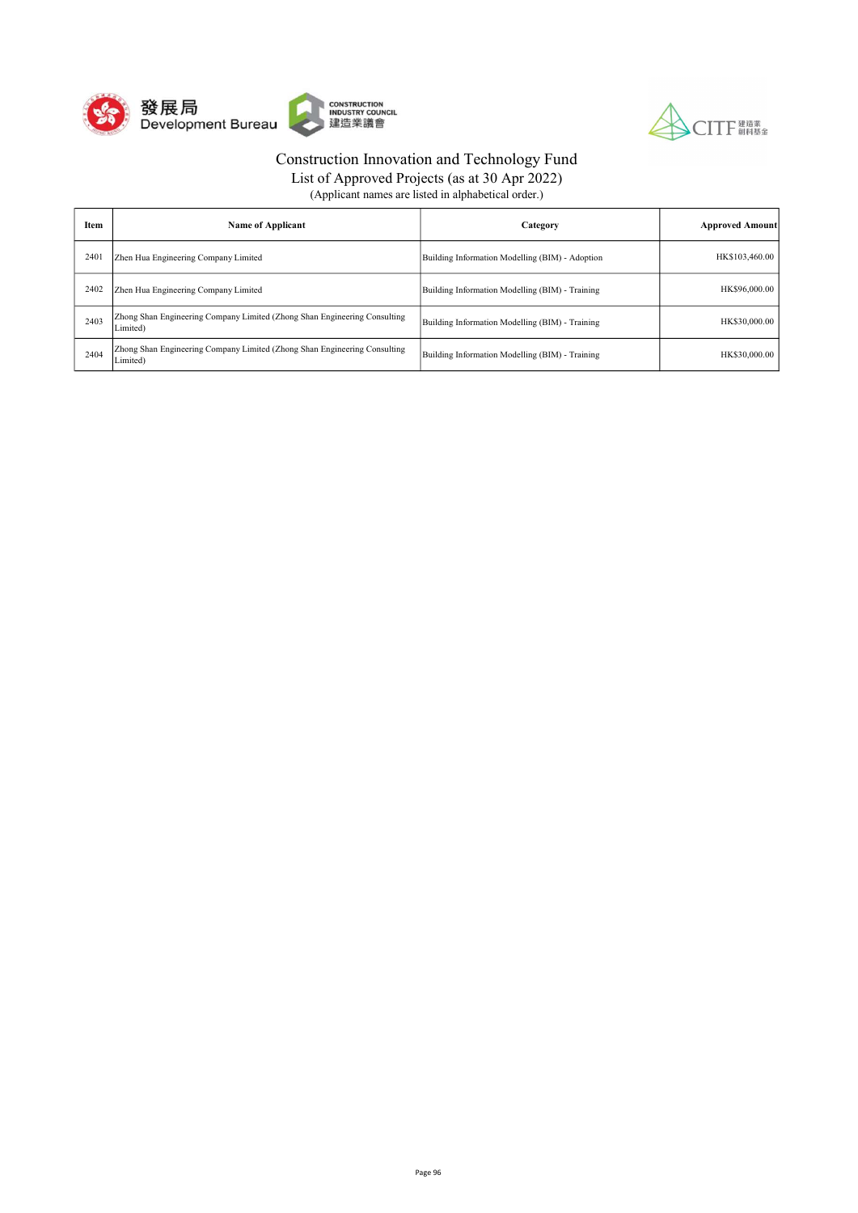發展局
Development Bureau

CONSTRUCTION INDUSTRY COUNCIL
建造業議會

CITF 建造業創科基金

# Construction Innovation and Technology Fund

## List of Approved Projects (as at 30 Apr 2022)

(Applicant names are listed in alphabetical order.)

| Item | Name of Applicant | Category | Approved Amount |
|---|---|---|---|
| 2401 | Zhen Hua Engineering Company Limited | Building Information Modelling (BIM) - Adoption | HK$103,460.00 |
| 2402 | Zhen Hua Engineering Company Limited | Building Information Modelling (BIM) - Training | HK$96,000.00 |
| 2403 | Zhong Shan Engineering Company Limited (Zhong Shan Engineering Consulting Limited) | Building Information Modelling (BIM) - Training | HK$30,000.00 |
| 2404 | Zhong Shan Engineering Company Limited (Zhong Shan Engineering Consulting Limited) | Building Information Modelling (BIM) - Training | HK$30,000.00 |